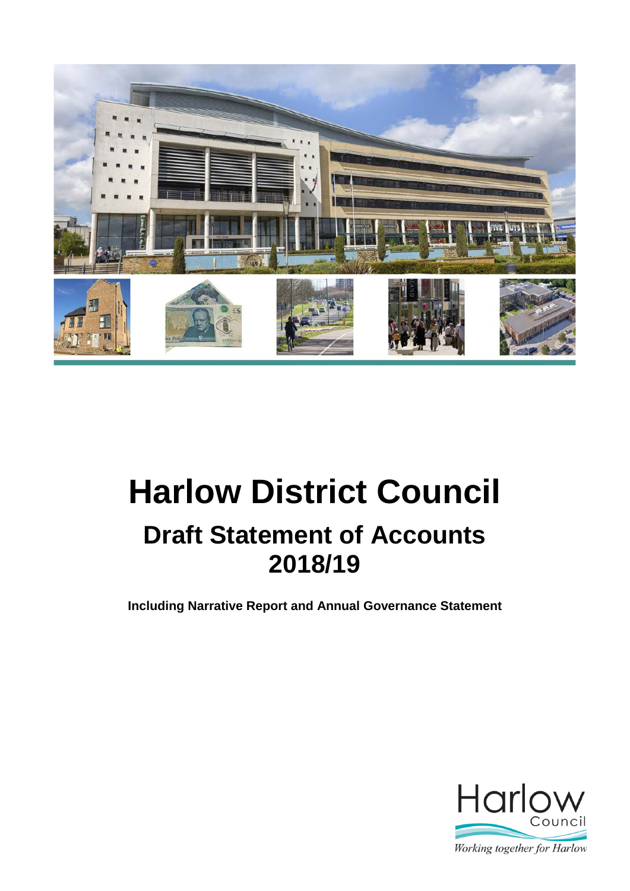# Harlow District Council

## Draft Statement of Accounts 2018/19

**Including Narrative Report and Annual Governance Statement**

Harlow Council

*Working together for Harlow*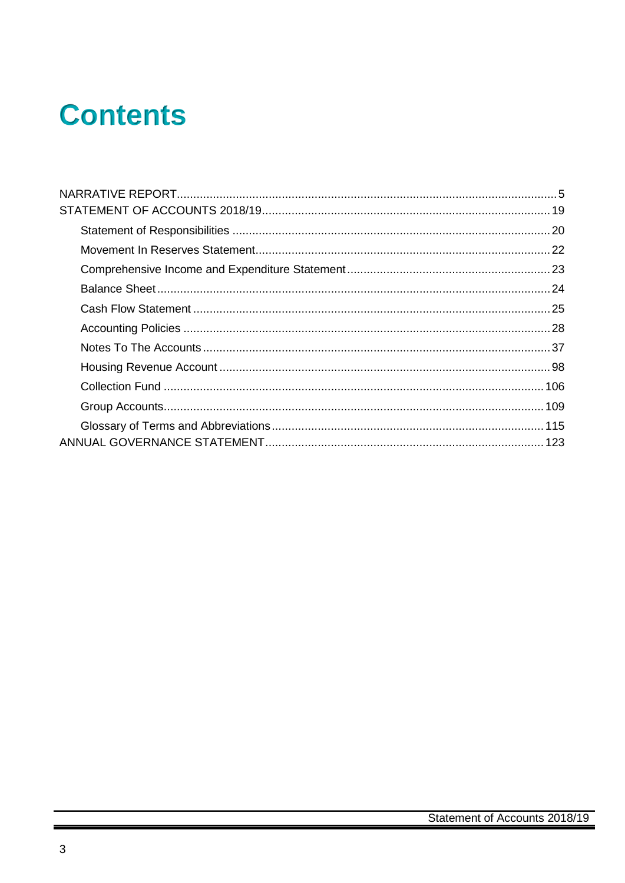# Contents

NARRATIVE REPORT ........................................................................................................................5
STATEMENT OF ACCOUNTS 2018/19 ..........................................................................................19
- Statement of Responsibilities ......................................................................................................20
- Movement In Reserves Statement ...............................................................................................22
- Comprehensive Income and Expenditure Statement ...................................................................23
- Balance Sheet ............................................................................................................................24
- Cash Flow Statement .................................................................................................................25
- Accounting Policies ....................................................................................................................28
- Notes To The Accounts ..............................................................................................................37
- Housing Revenue Account .........................................................................................................98
- Collection Fund .........................................................................................................................106
- Group Accounts ........................................................................................................................109
- Glossary of Terms and Abbreviations ........................................................................................115

ANNUAL GOVERNANCE STATEMENT ........................................................................................123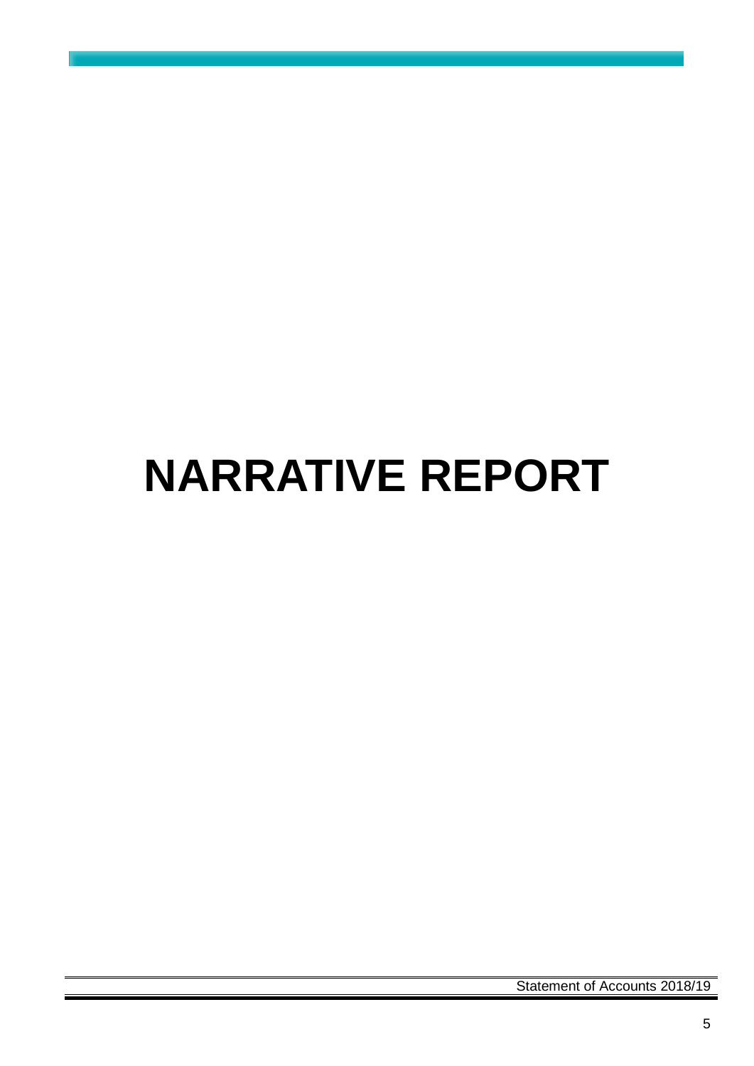# NARRATIVE REPORT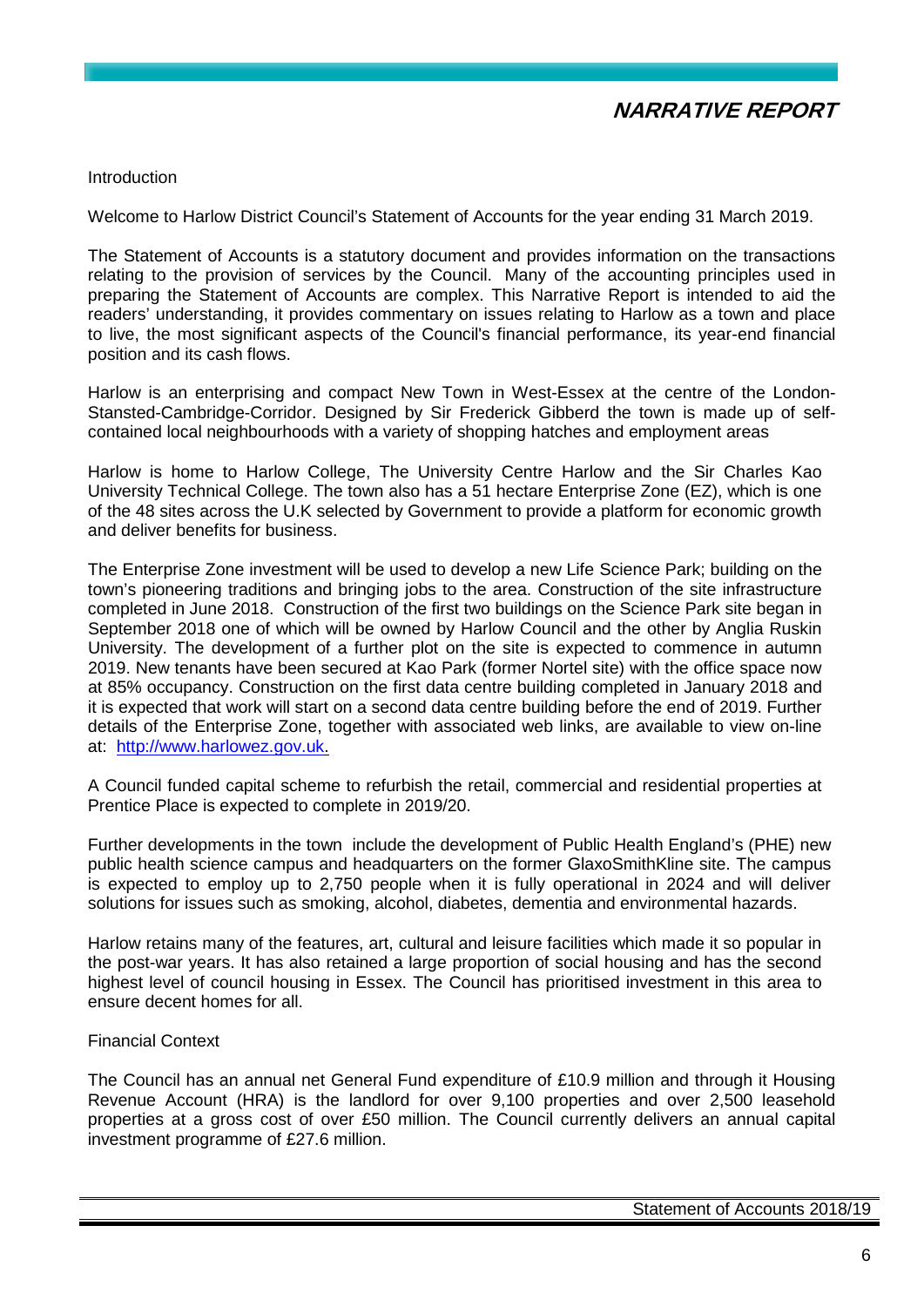# NARRATIVE REPORT

## Introduction

Welcome to Harlow District Council's Statement of Accounts for the year ending 31 March 2019.

The Statement of Accounts is a statutory document and provides information on the transactions relating to the provision of services by the Council. Many of the accounting principles used in preparing the Statement of Accounts are complex. This Narrative Report is intended to aid the readers' understanding, it provides commentary on issues relating to Harlow as a town and place to live, the most significant aspects of the Council's financial performance, its year-end financial position and its cash flows.

Harlow is an enterprising and compact New Town in West-Essex at the centre of the London-Stansted-Cambridge-Corridor. Designed by Sir Frederick Gibberd the town is made up of self-contained local neighbourhoods with a variety of shopping hatches and employment areas

Harlow is home to Harlow College, The University Centre Harlow and the Sir Charles Kao University Technical College. The town also has a 51 hectare Enterprise Zone (EZ), which is one of the 48 sites across the U.K selected by Government to provide a platform for economic growth and deliver benefits for business.

The Enterprise Zone investment will be used to develop a new Life Science Park; building on the town's pioneering traditions and bringing jobs to the area. Construction of the site infrastructure completed in June 2018. Construction of the first two buildings on the Science Park site began in September 2018 one of which will be owned by Harlow Council and the other by Anglia Ruskin University. The development of a further plot on the site is expected to commence in autumn 2019. New tenants have been secured at Kao Park (former Nortel site) with the office space now at 85% occupancy. Construction on the first data centre building completed in January 2018 and it is expected that work will start on a second data centre building before the end of 2019. Further details of the Enterprise Zone, together with associated web links, are available to view on-line at: http://www.harlowez.gov.uk.

A Council funded capital scheme to refurbish the retail, commercial and residential properties at Prentice Place is expected to complete in 2019/20.

Further developments in the town include the development of Public Health England's (PHE) new public health science campus and headquarters on the former GlaxoSmithKline site. The campus is expected to employ up to 2,750 people when it is fully operational in 2024 and will deliver solutions for issues such as smoking, alcohol, diabetes, dementia and environmental hazards.

Harlow retains many of the features, art, cultural and leisure facilities which made it so popular in the post-war years. It has also retained a large proportion of social housing and has the second highest level of council housing in Essex. The Council has prioritised investment in this area to ensure decent homes for all.

## Financial Context

The Council has an annual net General Fund expenditure of £10.9 million and through it Housing Revenue Account (HRA) is the landlord for over 9,100 properties and over 2,500 leasehold properties at a gross cost of over £50 million. The Council currently delivers an annual capital investment programme of £27.6 million.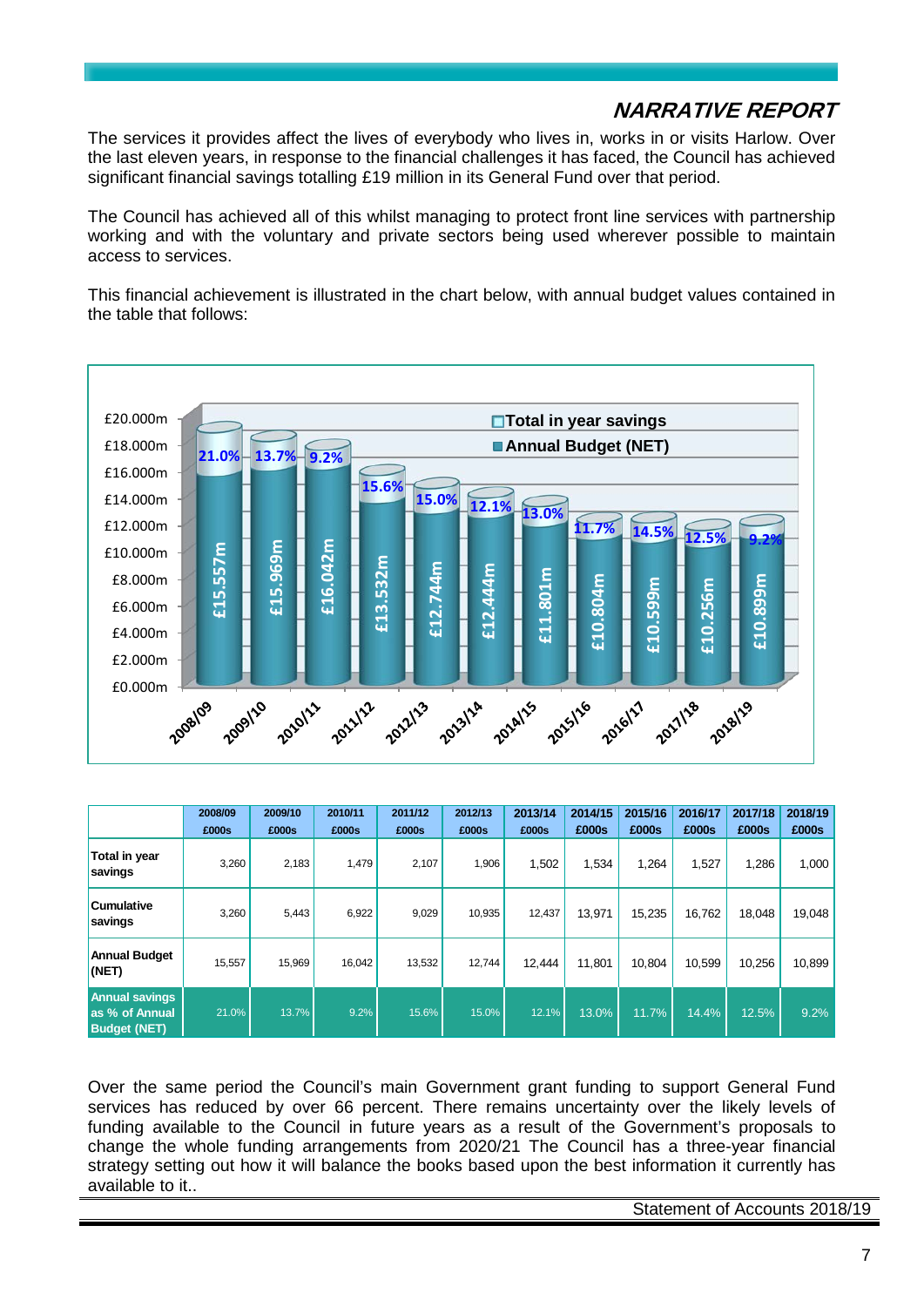## NARRATIVE REPORT

The services it provides affect the lives of everybody who lives in, works in or visits Harlow. Over the last eleven years, in response to the financial challenges it has faced, the Council has achieved significant financial savings totalling £19 million in its General Fund over that period.

The Council has achieved all of this whilst managing to protect front line services with partnership working and with the voluntary and private sectors being used wherever possible to maintain access to services.

This financial achievement is illustrated in the chart below, with annual budget values contained in the table that follows:

| | 2008/09 £000s | 2009/10 £000s | 2010/11 £000s | 2011/12 £000s | 2012/13 £000s | 2013/14 £000s | 2014/15 £000s | 2015/16 £000s | 2016/17 £000s | 2017/18 £000s | 2018/19 £000s |
|---|---|---|---|---|---|---|---|---|---|---|---|
| Total in year savings | 3,260 | 2,183 | 1,479 | 2,107 | 1,906 | 1,502 | 1,534 | 1,264 | 1,527 | 1,286 | 1,000 |
| Cumulative savings | 3,260 | 5,443 | 6,922 | 9,029 | 10,935 | 12,437 | 13,971 | 15,235 | 16,762 | 18,048 | 19,048 |
| Annual Budget (NET) | 15,557 | 15,969 | 16,042 | 13,532 | 12,744 | 12,444 | 11,801 | 10,804 | 10,599 | 10,256 | 10,899 |
| Annual savings as % of Annual Budget (NET) | 21.0% | 13.7% | 9.2% | 15.6% | 15.0% | 12.1% | 13.0% | 11.7% | 14.4% | 12.5% | 9.2% |

Over the same period the Council's main Government grant funding to support General Fund services has reduced by over 66 percent. There remains uncertainty over the likely levels of funding available to the Council in future years as a result of the Government's proposals to change the whole funding arrangements from 2020/21 The Council has a three-year financial strategy setting out how it will balance the books based upon the best information it currently has available to it..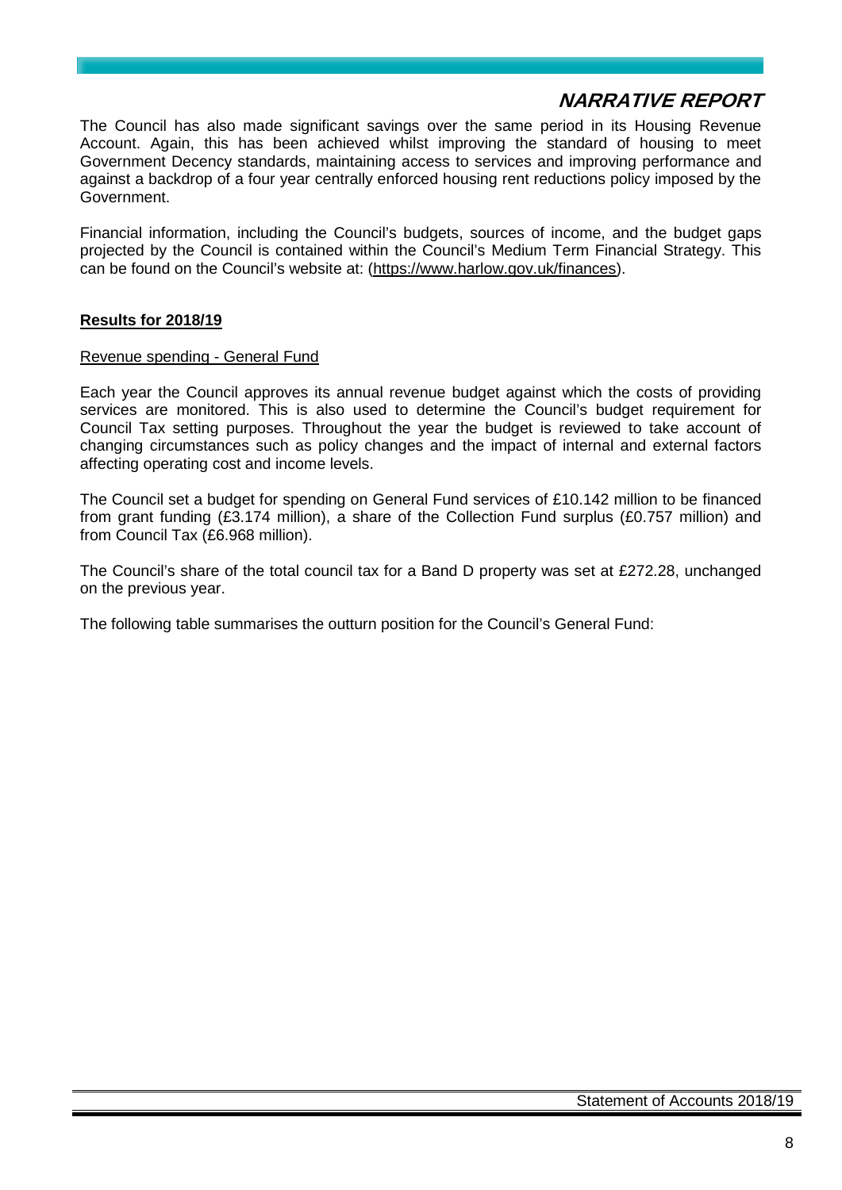The Council has also made significant savings over the same period in its Housing Revenue Account. Again, this has been achieved whilst improving the standard of housing to meet Government Decency standards, maintaining access to services and improving performance and against a backdrop of a four year centrally enforced housing rent reductions policy imposed by the Government.

Financial information, including the Council's budgets, sources of income, and the budget gaps projected by the Council is contained within the Council's Medium Term Financial Strategy. This can be found on the Council's website at: (https://www.harlow.gov.uk/finances).

## **Results for 2018/19**

### Revenue spending - General Fund

Each year the Council approves its annual revenue budget against which the costs of providing services are monitored. This is also used to determine the Council's budget requirement for Council Tax setting purposes. Throughout the year the budget is reviewed to take account of changing circumstances such as policy changes and the impact of internal and external factors affecting operating cost and income levels.

The Council set a budget for spending on General Fund services of £10.142 million to be financed from grant funding (£3.174 million), a share of the Collection Fund surplus (£0.757 million) and from Council Tax (£6.968 million).

The Council's share of the total council tax for a Band D property was set at £272.28, unchanged on the previous year.

The following table summarises the outturn position for the Council's General Fund: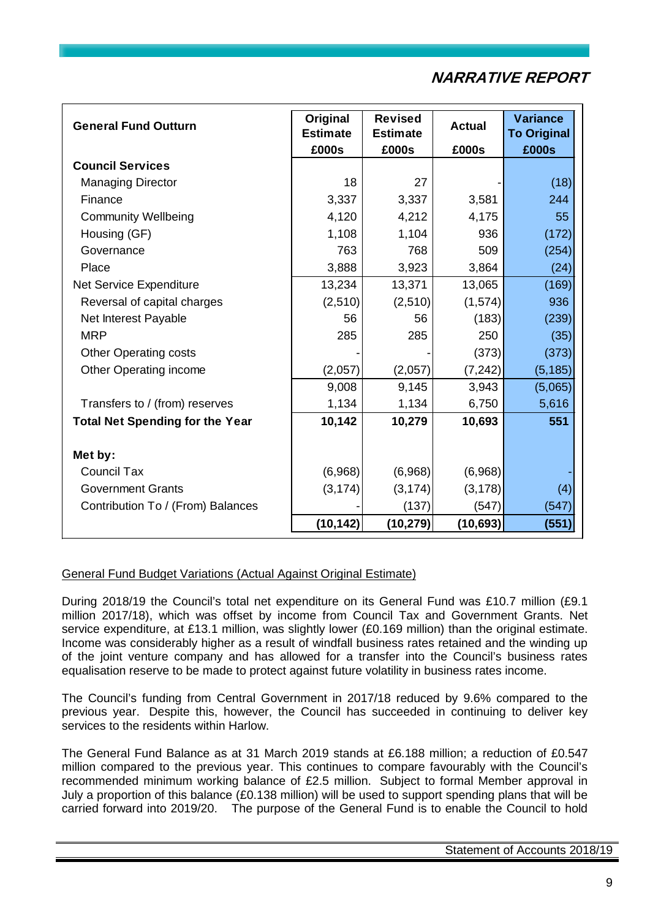## NARRATIVE REPORT

| General Fund Outturn | Original Estimate £000s | Revised Estimate £000s | Actual £000s | Variance To Original £000s |
|---|---|---|---|---|
| **Council Services** | | | | |
| Managing Director | 18 | 27 | - | (18) |
| Finance | 3,337 | 3,337 | 3,581 | 244 |
| Community Wellbeing | 4,120 | 4,212 | 4,175 | 55 |
| Housing (GF) | 1,108 | 1,104 | 936 | (172) |
| Governance | 763 | 768 | 509 | (254) |
| Place | 3,888 | 3,923 | 3,864 | (24) |
| Net Service Expenditure | 13,234 | 13,371 | 13,065 | (169) |
| Reversal of capital charges | (2,510) | (2,510) | (1,574) | 936 |
| Net Interest Payable | 56 | 56 | (183) | (239) |
| MRP | 285 | 285 | 250 | (35) |
| Other Operating costs | - | - | (373) | (373) |
| Other Operating income | (2,057) | (2,057) | (7,242) | (5,185) |
| | 9,008 | 9,145 | 3,943 | (5,065) |
| Transfers to / (from) reserves | 1,134 | 1,134 | 6,750 | 5,616 |
| **Total Net Spending for the Year** | **10,142** | **10,279** | **10,693** | **551** |
| | | | | |
| **Met by:** | | | | |
| Council Tax | (6,968) | (6,968) | (6,968) | - |
| Government Grants | (3,174) | (3,174) | (3,178) | (4) |
| Contribution To / (From) Balances | - | (137) | (547) | (547) |
| | **(10,142)** | **(10,279)** | **(10,693)** | **(551)** |

General Fund Budget Variations (Actual Against Original Estimate)

During 2018/19 the Council's total net expenditure on its General Fund was £10.7 million (£9.1 million 2017/18), which was offset by income from Council Tax and Government Grants. Net service expenditure, at £13.1 million, was slightly lower (£0.169 million) than the original estimate. Income was considerably higher as a result of windfall business rates retained and the winding up of the joint venture company and has allowed for a transfer into the Council's business rates equalisation reserve to be made to protect against future volatility in business rates income.

The Council's funding from Central Government in 2017/18 reduced by 9.6% compared to the previous year. Despite this, however, the Council has succeeded in continuing to deliver key services to the residents within Harlow.

The General Fund Balance as at 31 March 2019 stands at £6.188 million; a reduction of £0.547 million compared to the previous year. This continues to compare favourably with the Council's recommended minimum working balance of £2.5 million. Subject to formal Member approval in July a proportion of this balance (£0.138 million) will be used to support spending plans that will be carried forward into 2019/20. The purpose of the General Fund is to enable the Council to hold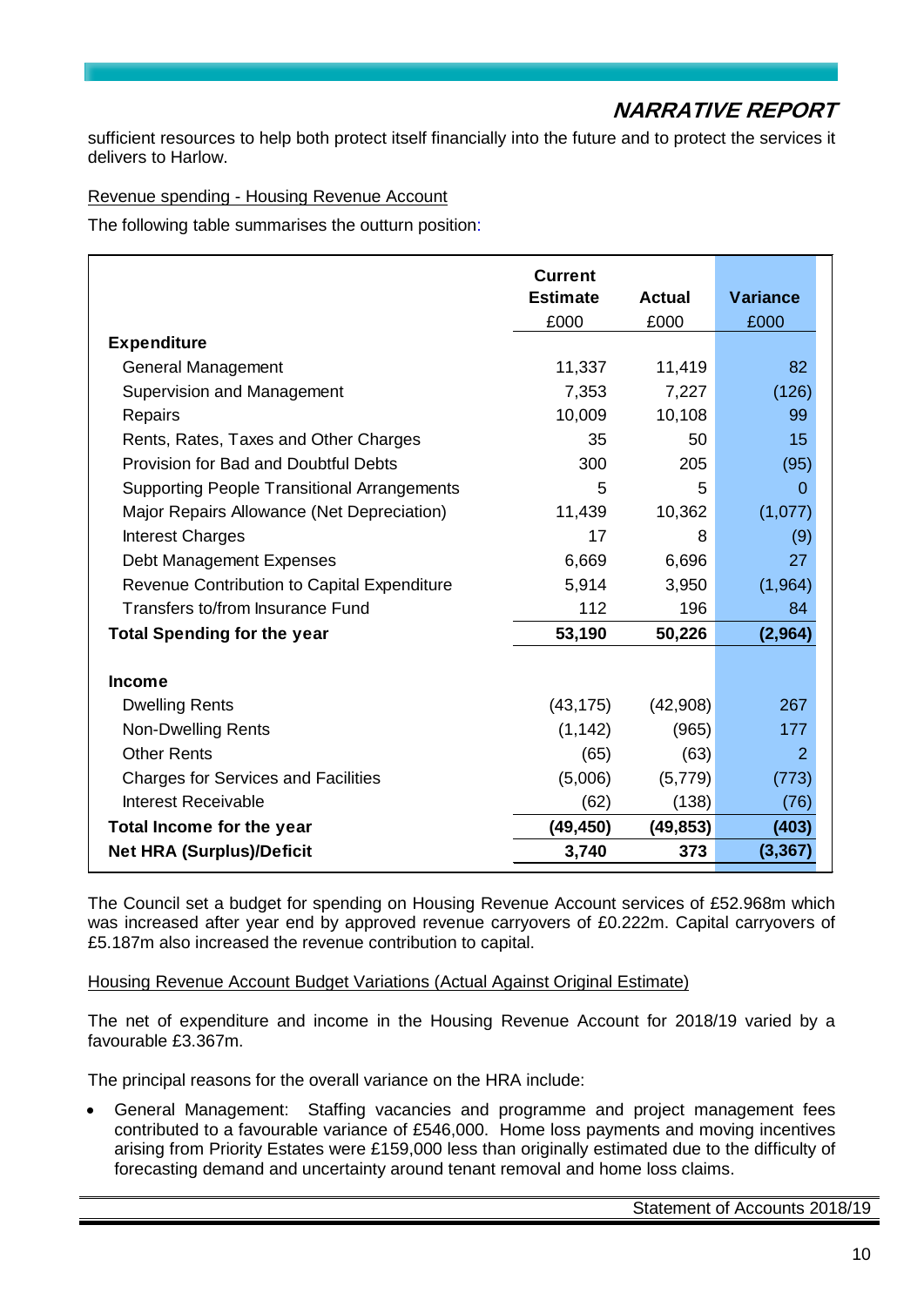sufficient resources to help both protect itself financially into the future and to protect the services it delivers to Harlow.

Revenue spending - Housing Revenue Account

The following table summarises the outturn position:

| | Current Estimate £000 | Actual £000 | Variance £000 |
|---|---|---|---|
| **Expenditure** | | | |
| General Management | 11,337 | 11,419 | 82 |
| Supervision and Management | 7,353 | 7,227 | (126) |
| Repairs | 10,009 | 10,108 | 99 |
| Rents, Rates, Taxes and Other Charges | 35 | 50 | 15 |
| Provision for Bad and Doubtful Debts | 300 | 205 | (95) |
| Supporting People Transitional Arrangements | 5 | 5 | 0 |
| Major Repairs Allowance (Net Depreciation) | 11,439 | 10,362 | (1,077) |
| Interest Charges | 17 | 8 | (9) |
| Debt Management Expenses | 6,669 | 6,696 | 27 |
| Revenue Contribution to Capital Expenditure | 5,914 | 3,950 | (1,964) |
| Transfers to/from Insurance Fund | 112 | 196 | 84 |
| **Total Spending for the year** | **53,190** | **50,226** | **(2,964)** |
| | | | |
| **Income** | | | |
| Dwelling Rents | (43,175) | (42,908) | 267 |
| Non-Dwelling Rents | (1,142) | (965) | 177 |
| Other Rents | (65) | (63) | 2 |
| Charges for Services and Facilities | (5,006) | (5,779) | (773) |
| Interest Receivable | (62) | (138) | (76) |
| **Total Income for the year** | **(49,450)** | **(49,853)** | **(403)** |
| **Net HRA (Surplus)/Deficit** | **3,740** | **373** | **(3,367)** |

The Council set a budget for spending on Housing Revenue Account services of £52.968m which was increased after year end by approved revenue carryovers of £0.222m. Capital carryovers of £5.187m also increased the revenue contribution to capital.

Housing Revenue Account Budget Variations (Actual Against Original Estimate)

The net of expenditure and income in the Housing Revenue Account for 2018/19 varied by a favourable £3.367m.

The principal reasons for the overall variance on the HRA include:

- General Management: Staffing vacancies and programme and project management fees contributed to a favourable variance of £546,000. Home loss payments and moving incentives arising from Priority Estates were £159,000 less than originally estimated due to the difficulty of forecasting demand and uncertainty around tenant removal and home loss claims.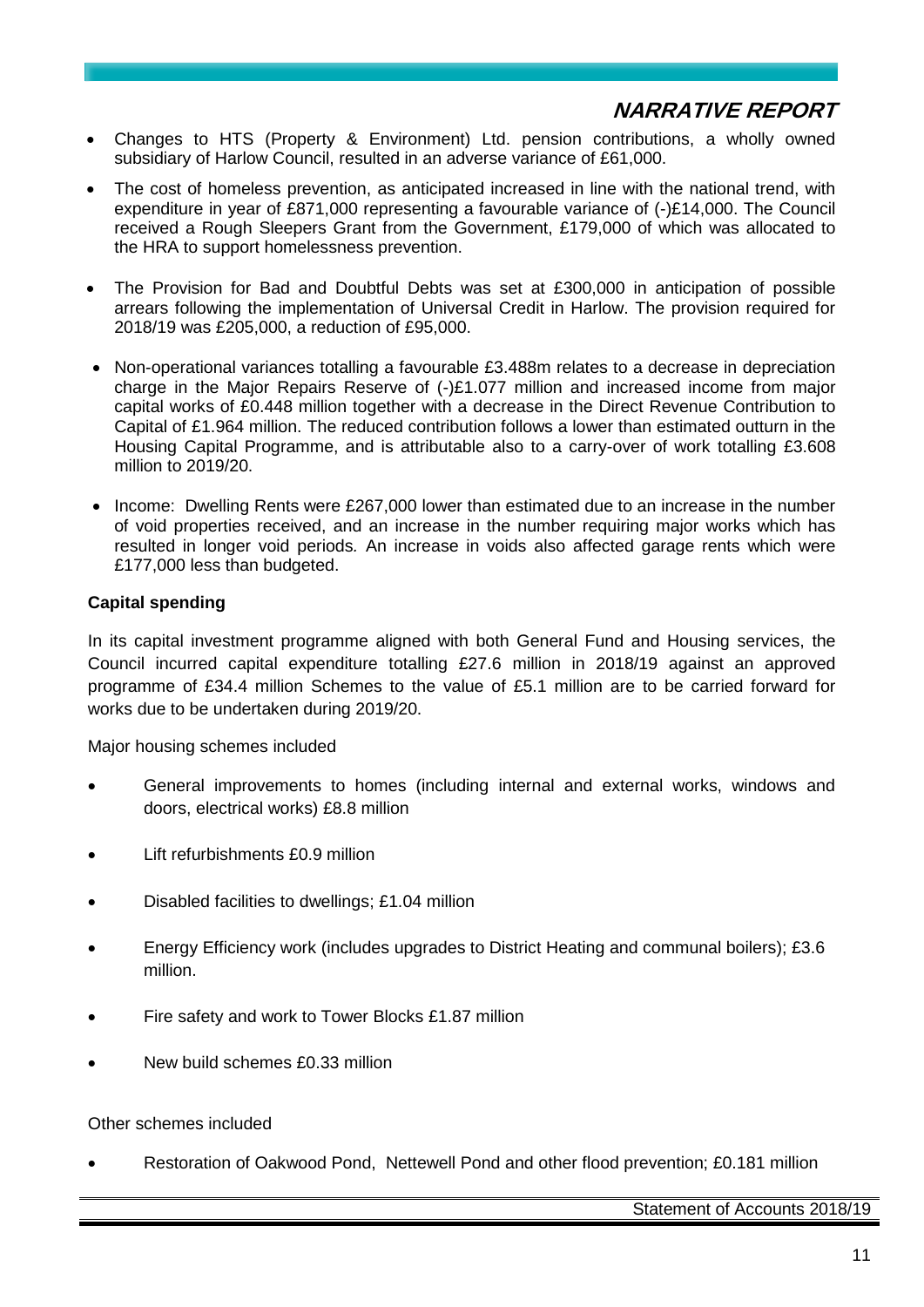# NARRATIVE REPORT

- Changes to HTS (Property & Environment) Ltd. pension contributions, a wholly owned subsidiary of Harlow Council, resulted in an adverse variance of £61,000.
- The cost of homeless prevention, as anticipated increased in line with the national trend, with expenditure in year of £871,000 representing a favourable variance of (-)£14,000. The Council received a Rough Sleepers Grant from the Government, £179,000 of which was allocated to the HRA to support homelessness prevention.
- The Provision for Bad and Doubtful Debts was set at £300,000 in anticipation of possible arrears following the implementation of Universal Credit in Harlow. The provision required for 2018/19 was £205,000, a reduction of £95,000.
- Non-operational variances totalling a favourable £3.488m relates to a decrease in depreciation charge in the Major Repairs Reserve of (-)£1.077 million and increased income from major capital works of £0.448 million together with a decrease in the Direct Revenue Contribution to Capital of £1.964 million. The reduced contribution follows a lower than estimated outturn in the Housing Capital Programme, and is attributable also to a carry-over of work totalling £3.608 million to 2019/20.
- Income: Dwelling Rents were £267,000 lower than estimated due to an increase in the number of void properties received, and an increase in the number requiring major works which has resulted in longer void periods. An increase in voids also affected garage rents which were £177,000 less than budgeted.

**Capital spending**

In its capital investment programme aligned with both General Fund and Housing services, the Council incurred capital expenditure totalling £27.6 million in 2018/19 against an approved programme of £34.4 million Schemes to the value of £5.1 million are to be carried forward for works due to be undertaken during 2019/20.

Major housing schemes included

- General improvements to homes (including internal and external works, windows and doors, electrical works) £8.8 million
- Lift refurbishments £0.9 million
- Disabled facilities to dwellings; £1.04 million
- Energy Efficiency work (includes upgrades to District Heating and communal boilers); £3.6 million.
- Fire safety and work to Tower Blocks £1.87 million
- New build schemes £0.33 million

Other schemes included

- Restoration of Oakwood Pond, Nettewell Pond and other flood prevention; £0.181 million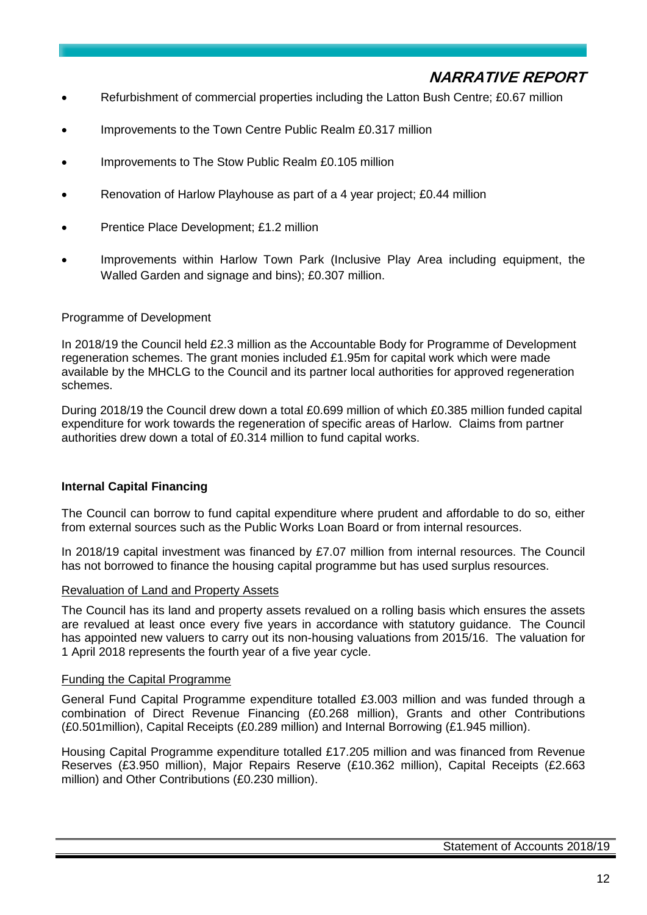- Refurbishment of commercial properties including the Latton Bush Centre; £0.67 million
- Improvements to the Town Centre Public Realm £0.317 million
- Improvements to The Stow Public Realm £0.105 million
- Renovation of Harlow Playhouse as part of a 4 year project; £0.44 million
- Prentice Place Development; £1.2 million
- Improvements within Harlow Town Park (Inclusive Play Area including equipment, the Walled Garden and signage and bins); £0.307 million.

Programme of Development

In 2018/19 the Council held £2.3 million as the Accountable Body for Programme of Development regeneration schemes. The grant monies included £1.95m for capital work which were made available by the MHCLG to the Council and its partner local authorities for approved regeneration schemes.

During 2018/19 the Council drew down a total £0.699 million of which £0.385 million funded capital expenditure for work towards the regeneration of specific areas of Harlow. Claims from partner authorities drew down a total of £0.314 million to fund capital works.

**Internal Capital Financing**

The Council can borrow to fund capital expenditure where prudent and affordable to do so, either from external sources such as the Public Works Loan Board or from internal resources.

In 2018/19 capital investment was financed by £7.07 million from internal resources. The Council has not borrowed to finance the housing capital programme but has used surplus resources.

Revaluation of Land and Property Assets

The Council has its land and property assets revalued on a rolling basis which ensures the assets are revalued at least once every five years in accordance with statutory guidance. The Council has appointed new valuers to carry out its non-housing valuations from 2015/16. The valuation for 1 April 2018 represents the fourth year of a five year cycle.

Funding the Capital Programme

General Fund Capital Programme expenditure totalled £3.003 million and was funded through a combination of Direct Revenue Financing (£0.268 million), Grants and other Contributions (£0.501million), Capital Receipts (£0.289 million) and Internal Borrowing (£1.945 million).

Housing Capital Programme expenditure totalled £17.205 million and was financed from Revenue Reserves (£3.950 million), Major Repairs Reserve (£10.362 million), Capital Receipts (£2.663 million) and Other Contributions (£0.230 million).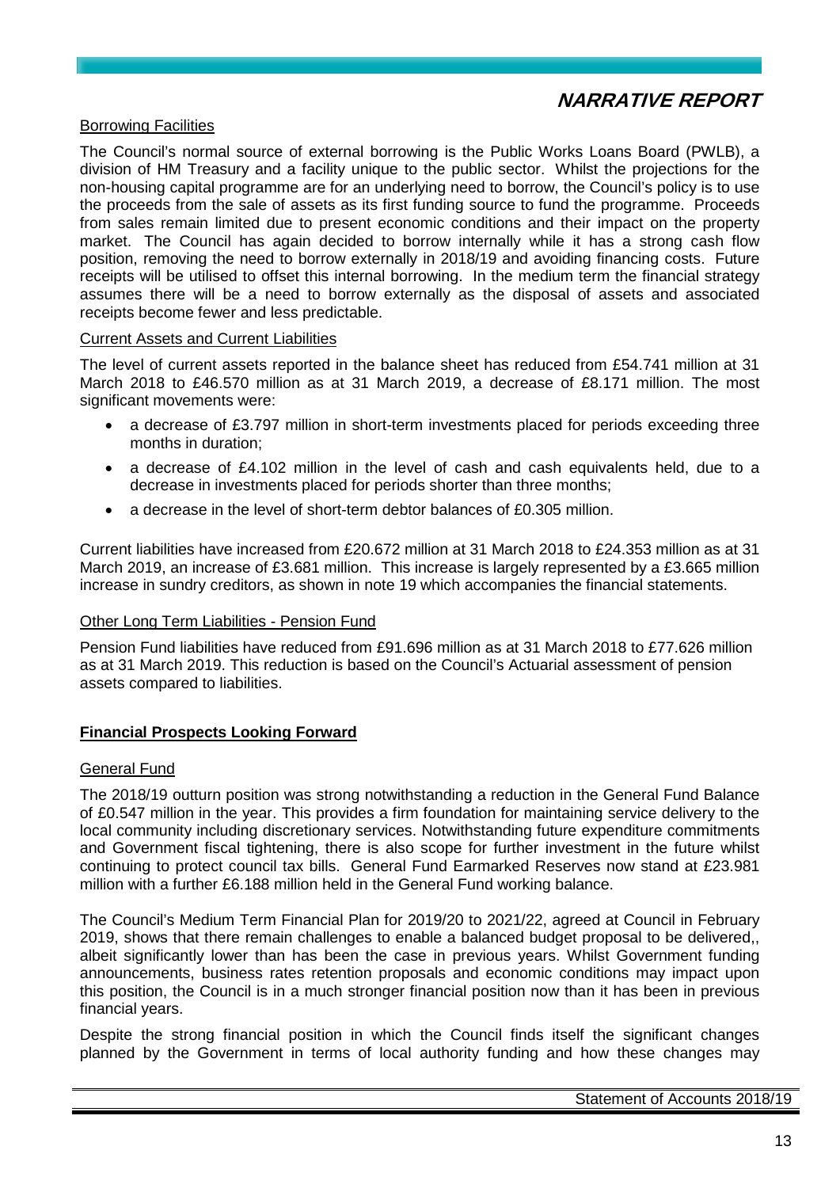### Borrowing Facilities

The Council's normal source of external borrowing is the Public Works Loans Board (PWLB), a division of HM Treasury and a facility unique to the public sector. Whilst the projections for the non-housing capital programme are for an underlying need to borrow, the Council's policy is to use the proceeds from the sale of assets as its first funding source to fund the programme. Proceeds from sales remain limited due to present economic conditions and their impact on the property market. The Council has again decided to borrow internally while it has a strong cash flow position, removing the need to borrow externally in 2018/19 and avoiding financing costs. Future receipts will be utilised to offset this internal borrowing. In the medium term the financial strategy assumes there will be a need to borrow externally as the disposal of assets and associated receipts become fewer and less predictable.

### Current Assets and Current Liabilities

The level of current assets reported in the balance sheet has reduced from £54.741 million at 31 March 2018 to £46.570 million as at 31 March 2019, a decrease of £8.171 million. The most significant movements were:

- a decrease of £3.797 million in short-term investments placed for periods exceeding three months in duration;
- a decrease of £4.102 million in the level of cash and cash equivalents held, due to a decrease in investments placed for periods shorter than three months;
- a decrease in the level of short-term debtor balances of £0.305 million.

Current liabilities have increased from £20.672 million at 31 March 2018 to £24.353 million as at 31 March 2019, an increase of £3.681 million. This increase is largely represented by a £3.665 million increase in sundry creditors, as shown in note 19 which accompanies the financial statements.

### Other Long Term Liabilities - Pension Fund

Pension Fund liabilities have reduced from £91.696 million as at 31 March 2018 to £77.626 million as at 31 March 2019. This reduction is based on the Council's Actuarial assessment of pension assets compared to liabilities.

## Financial Prospects Looking Forward

### General Fund

The 2018/19 outturn position was strong notwithstanding a reduction in the General Fund Balance of £0.547 million in the year. This provides a firm foundation for maintaining service delivery to the local community including discretionary services. Notwithstanding future expenditure commitments and Government fiscal tightening, there is also scope for further investment in the future whilst continuing to protect council tax bills. General Fund Earmarked Reserves now stand at £23.981 million with a further £6.188 million held in the General Fund working balance.

The Council's Medium Term Financial Plan for 2019/20 to 2021/22, agreed at Council in February 2019, shows that there remain challenges to enable a balanced budget proposal to be delivered,, albeit significantly lower than has been the case in previous years. Whilst Government funding announcements, business rates retention proposals and economic conditions may impact upon this position, the Council is in a much stronger financial position now than it has been in previous financial years.

Despite the strong financial position in which the Council finds itself the significant changes planned by the Government in terms of local authority funding and how these changes may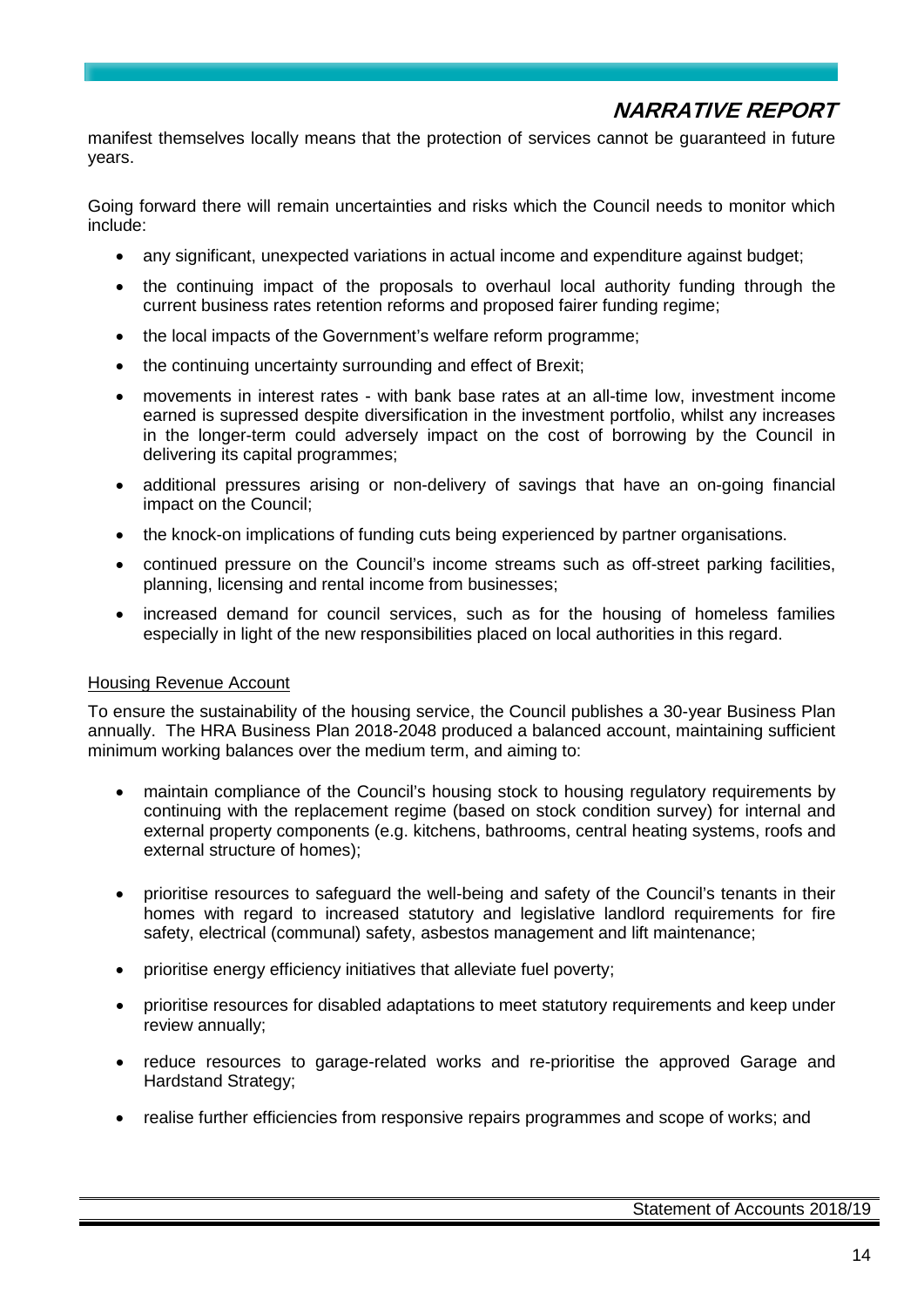manifest themselves locally means that the protection of services cannot be guaranteed in future years.

Going forward there will remain uncertainties and risks which the Council needs to monitor which include:

- any significant, unexpected variations in actual income and expenditure against budget;
- the continuing impact of the proposals to overhaul local authority funding through the current business rates retention reforms and proposed fairer funding regime;
- the local impacts of the Government's welfare reform programme;
- the continuing uncertainty surrounding and effect of Brexit;
- movements in interest rates - with bank base rates at an all-time low, investment income earned is supressed despite diversification in the investment portfolio, whilst any increases in the longer-term could adversely impact on the cost of borrowing by the Council in delivering its capital programmes;
- additional pressures arising or non-delivery of savings that have an on-going financial impact on the Council;
- the knock-on implications of funding cuts being experienced by partner organisations.
- continued pressure on the Council's income streams such as off-street parking facilities, planning, licensing and rental income from businesses;
- increased demand for council services, such as for the housing of homeless families especially in light of the new responsibilities placed on local authorities in this regard.

Housing Revenue Account

To ensure the sustainability of the housing service, the Council publishes a 30-year Business Plan annually. The HRA Business Plan 2018-2048 produced a balanced account, maintaining sufficient minimum working balances over the medium term, and aiming to:

- maintain compliance of the Council's housing stock to housing regulatory requirements by continuing with the replacement regime (based on stock condition survey) for internal and external property components (e.g. kitchens, bathrooms, central heating systems, roofs and external structure of homes);
- prioritise resources to safeguard the well-being and safety of the Council's tenants in their homes with regard to increased statutory and legislative landlord requirements for fire safety, electrical (communal) safety, asbestos management and lift maintenance;
- prioritise energy efficiency initiatives that alleviate fuel poverty;
- prioritise resources for disabled adaptations to meet statutory requirements and keep under review annually;
- reduce resources to garage-related works and re-prioritise the approved Garage and Hardstand Strategy;
- realise further efficiencies from responsive repairs programmes and scope of works; and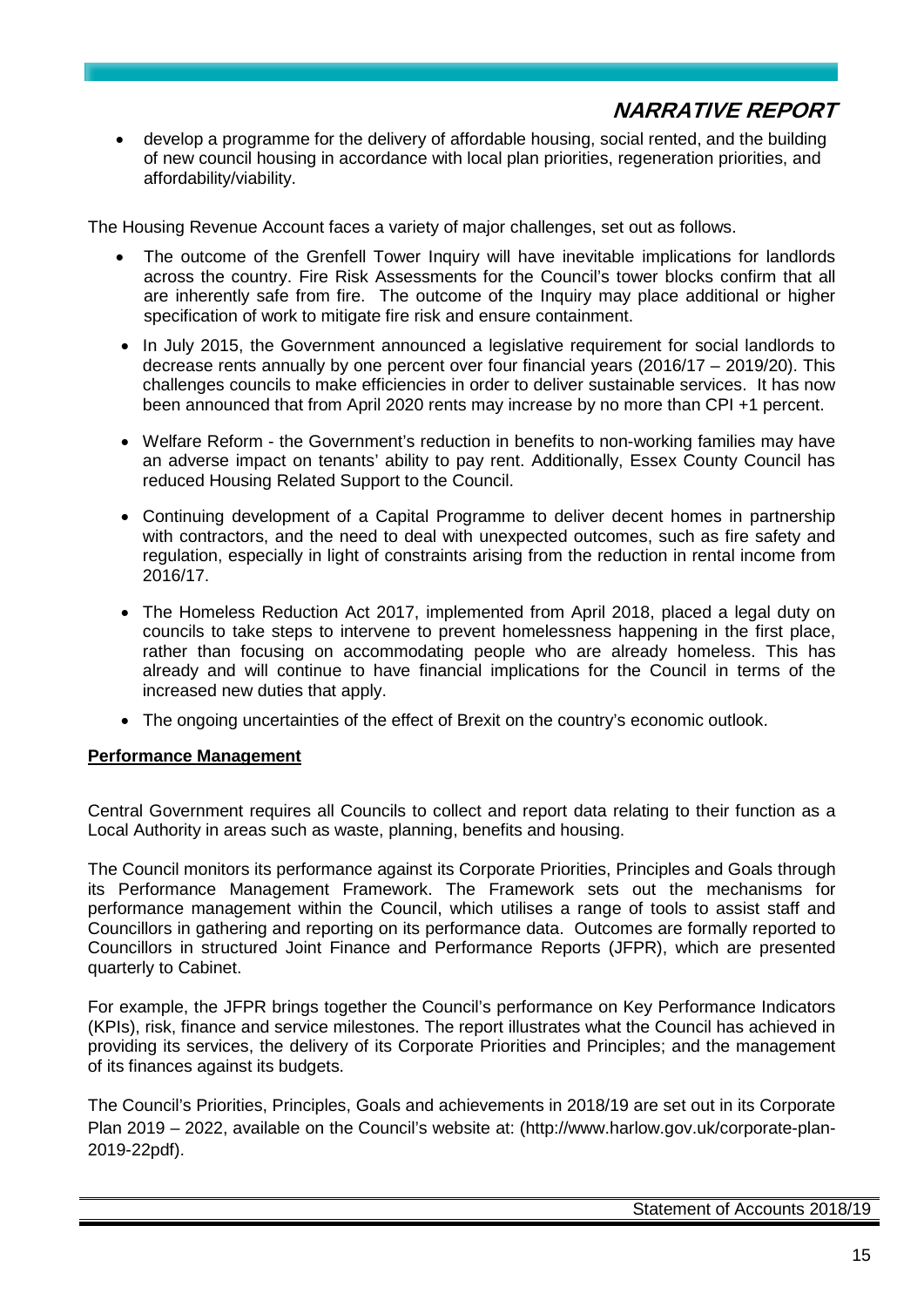- develop a programme for the delivery of affordable housing, social rented, and the building of new council housing in accordance with local plan priorities, regeneration priorities, and affordability/viability.

The Housing Revenue Account faces a variety of major challenges, set out as follows.

- The outcome of the Grenfell Tower Inquiry will have inevitable implications for landlords across the country. Fire Risk Assessments for the Council's tower blocks confirm that all are inherently safe from fire. The outcome of the Inquiry may place additional or higher specification of work to mitigate fire risk and ensure containment.
- In July 2015, the Government announced a legislative requirement for social landlords to decrease rents annually by one percent over four financial years (2016/17 – 2019/20). This challenges councils to make efficiencies in order to deliver sustainable services. It has now been announced that from April 2020 rents may increase by no more than CPI +1 percent.
- Welfare Reform - the Government's reduction in benefits to non-working families may have an adverse impact on tenants' ability to pay rent. Additionally, Essex County Council has reduced Housing Related Support to the Council.
- Continuing development of a Capital Programme to deliver decent homes in partnership with contractors, and the need to deal with unexpected outcomes, such as fire safety and regulation, especially in light of constraints arising from the reduction in rental income from 2016/17.
- The Homeless Reduction Act 2017, implemented from April 2018, placed a legal duty on councils to take steps to intervene to prevent homelessness happening in the first place, rather than focusing on accommodating people who are already homeless. This has already and will continue to have financial implications for the Council in terms of the increased new duties that apply.
- The ongoing uncertainties of the effect of Brexit on the country's economic outlook.

**Performance Management**

Central Government requires all Councils to collect and report data relating to their function as a Local Authority in areas such as waste, planning, benefits and housing.

The Council monitors its performance against its Corporate Priorities, Principles and Goals through its Performance Management Framework. The Framework sets out the mechanisms for performance management within the Council, which utilises a range of tools to assist staff and Councillors in gathering and reporting on its performance data. Outcomes are formally reported to Councillors in structured Joint Finance and Performance Reports (JFPR), which are presented quarterly to Cabinet.

For example, the JFPR brings together the Council's performance on Key Performance Indicators (KPIs), risk, finance and service milestones. The report illustrates what the Council has achieved in providing its services, the delivery of its Corporate Priorities and Principles; and the management of its finances against its budgets.

The Council's Priorities, Principles, Goals and achievements in 2018/19 are set out in its Corporate Plan 2019 – 2022, available on the Council's website at: (http://www.harlow.gov.uk/corporate-plan-2019-22pdf).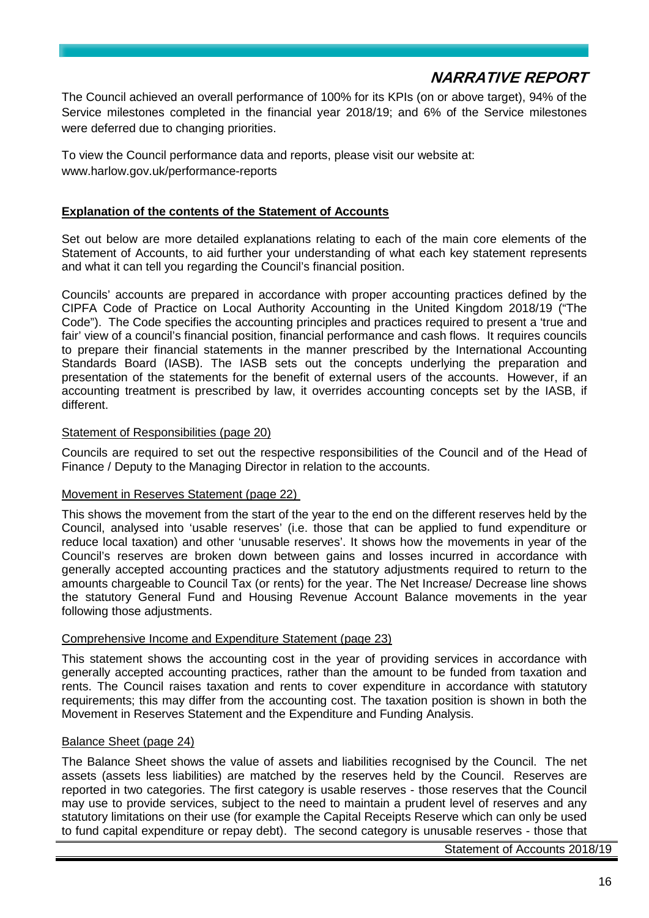The Council achieved an overall performance of 100% for its KPIs (on or above target), 94% of the Service milestones completed in the financial year 2018/19; and 6% of the Service milestones were deferred due to changing priorities.

To view the Council performance data and reports, please visit our website at: www.harlow.gov.uk/performance-reports

## Explanation of the contents of the Statement of Accounts

Set out below are more detailed explanations relating to each of the main core elements of the Statement of Accounts, to aid further your understanding of what each key statement represents and what it can tell you regarding the Council's financial position.

Councils' accounts are prepared in accordance with proper accounting practices defined by the CIPFA Code of Practice on Local Authority Accounting in the United Kingdom 2018/19 ("The Code"). The Code specifies the accounting principles and practices required to present a 'true and fair' view of a council's financial position, financial performance and cash flows. It requires councils to prepare their financial statements in the manner prescribed by the International Accounting Standards Board (IASB). The IASB sets out the concepts underlying the preparation and presentation of the statements for the benefit of external users of the accounts. However, if an accounting treatment is prescribed by law, it overrides accounting concepts set by the IASB, if different.

### Statement of Responsibilities (page 20)

Councils are required to set out the respective responsibilities of the Council and of the Head of Finance / Deputy to the Managing Director in relation to the accounts.

### Movement in Reserves Statement (page 22)

This shows the movement from the start of the year to the end on the different reserves held by the Council, analysed into 'usable reserves' (i.e. those that can be applied to fund expenditure or reduce local taxation) and other 'unusable reserves'. It shows how the movements in year of the Council's reserves are broken down between gains and losses incurred in accordance with generally accepted accounting practices and the statutory adjustments required to return to the amounts chargeable to Council Tax (or rents) for the year. The Net Increase/ Decrease line shows the statutory General Fund and Housing Revenue Account Balance movements in the year following those adjustments.

### Comprehensive Income and Expenditure Statement (page 23)

This statement shows the accounting cost in the year of providing services in accordance with generally accepted accounting practices, rather than the amount to be funded from taxation and rents. The Council raises taxation and rents to cover expenditure in accordance with statutory requirements; this may differ from the accounting cost. The taxation position is shown in both the Movement in Reserves Statement and the Expenditure and Funding Analysis.

### Balance Sheet (page 24)

The Balance Sheet shows the value of assets and liabilities recognised by the Council. The net assets (assets less liabilities) are matched by the reserves held by the Council. Reserves are reported in two categories. The first category is usable reserves - those reserves that the Council may use to provide services, subject to the need to maintain a prudent level of reserves and any statutory limitations on their use (for example the Capital Receipts Reserve which can only be used to fund capital expenditure or repay debt). The second category is unusable reserves - those that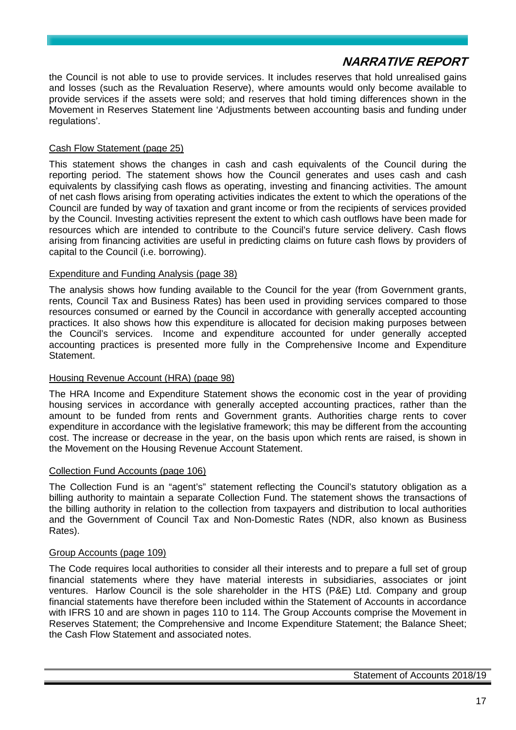the Council is not able to use to provide services. It includes reserves that hold unrealised gains and losses (such as the Revaluation Reserve), where amounts would only become available to provide services if the assets were sold; and reserves that hold timing differences shown in the Movement in Reserves Statement line 'Adjustments between accounting basis and funding under regulations'.

Cash Flow Statement (page 25)

This statement shows the changes in cash and cash equivalents of the Council during the reporting period. The statement shows how the Council generates and uses cash and cash equivalents by classifying cash flows as operating, investing and financing activities. The amount of net cash flows arising from operating activities indicates the extent to which the operations of the Council are funded by way of taxation and grant income or from the recipients of services provided by the Council. Investing activities represent the extent to which cash outflows have been made for resources which are intended to contribute to the Council's future service delivery. Cash flows arising from financing activities are useful in predicting claims on future cash flows by providers of capital to the Council (i.e. borrowing).

Expenditure and Funding Analysis (page 38)

The analysis shows how funding available to the Council for the year (from Government grants, rents, Council Tax and Business Rates) has been used in providing services compared to those resources consumed or earned by the Council in accordance with generally accepted accounting practices. It also shows how this expenditure is allocated for decision making purposes between the Council's services. Income and expenditure accounted for under generally accepted accounting practices is presented more fully in the Comprehensive Income and Expenditure Statement.

Housing Revenue Account (HRA) (page 98)

The HRA Income and Expenditure Statement shows the economic cost in the year of providing housing services in accordance with generally accepted accounting practices, rather than the amount to be funded from rents and Government grants. Authorities charge rents to cover expenditure in accordance with the legislative framework; this may be different from the accounting cost. The increase or decrease in the year, on the basis upon which rents are raised, is shown in the Movement on the Housing Revenue Account Statement.

Collection Fund Accounts (page 106)

The Collection Fund is an "agent's" statement reflecting the Council's statutory obligation as a billing authority to maintain a separate Collection Fund. The statement shows the transactions of the billing authority in relation to the collection from taxpayers and distribution to local authorities and the Government of Council Tax and Non-Domestic Rates (NDR, also known as Business Rates).

Group Accounts (page 109)

The Code requires local authorities to consider all their interests and to prepare a full set of group financial statements where they have material interests in subsidiaries, associates or joint ventures. Harlow Council is the sole shareholder in the HTS (P&E) Ltd. Company and group financial statements have therefore been included within the Statement of Accounts in accordance with IFRS 10 and are shown in pages 110 to 114. The Group Accounts comprise the Movement in Reserves Statement; the Comprehensive and Income Expenditure Statement; the Balance Sheet; the Cash Flow Statement and associated notes.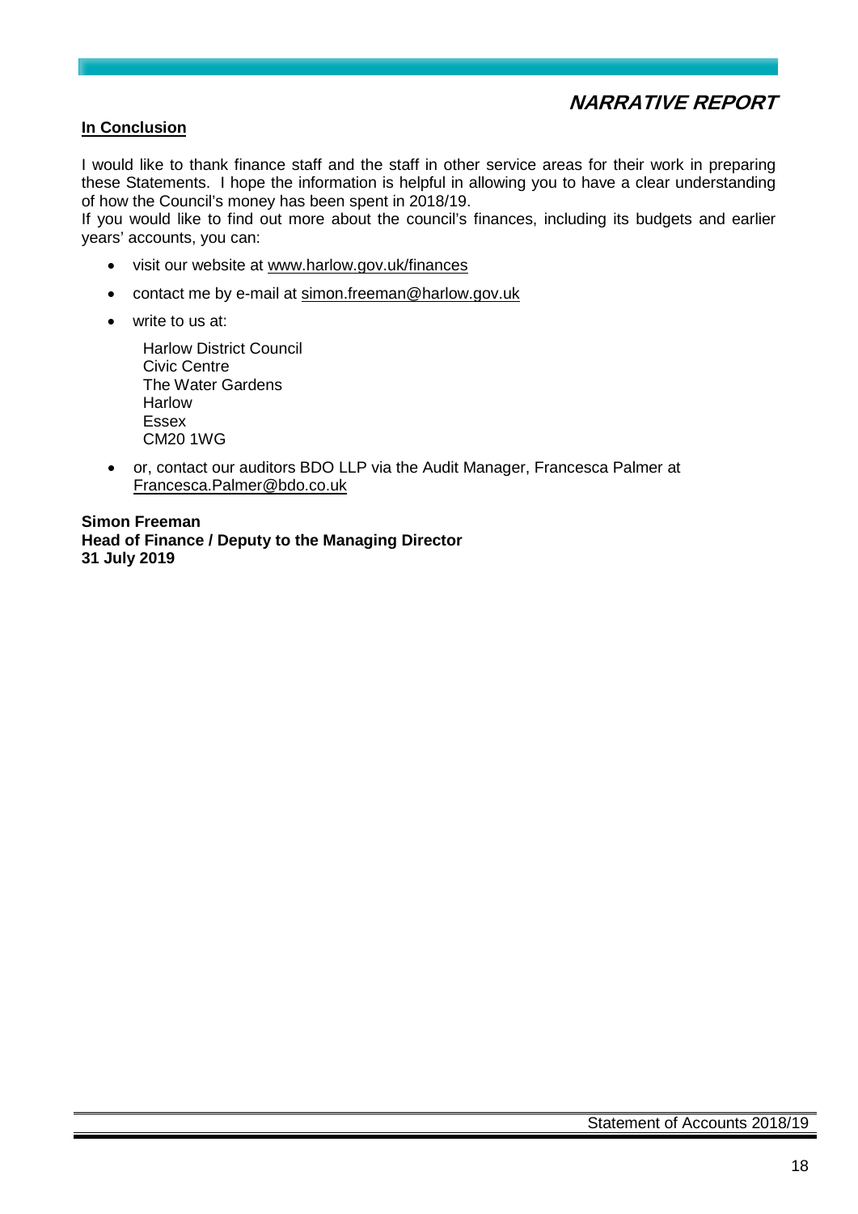## In Conclusion

I would like to thank finance staff and the staff in other service areas for their work in preparing these Statements. I hope the information is helpful in allowing you to have a clear understanding of how the Council's money has been spent in 2018/19.

If you would like to find out more about the council's finances, including its budgets and earlier years' accounts, you can:

- visit our website at www.harlow.gov.uk/finances
- contact me by e-mail at simon.freeman@harlow.gov.uk
- write to us at:

  Harlow District Council
  Civic Centre
  The Water Gardens
  Harlow
  Essex
  CM20 1WG

- or, contact our auditors BDO LLP via the Audit Manager, Francesca Palmer at Francesca.Palmer@bdo.co.uk

**Simon Freeman**
**Head of Finance / Deputy to the Managing Director**
**31 July 2019**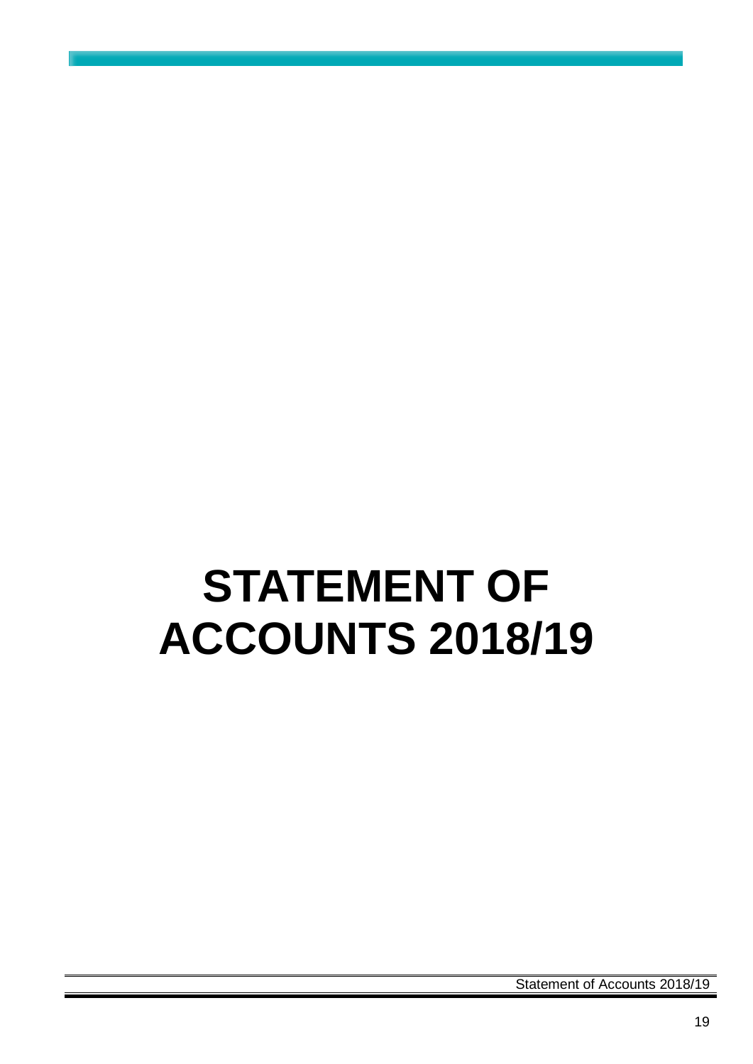# STATEMENT OF ACCOUNTS 2018/19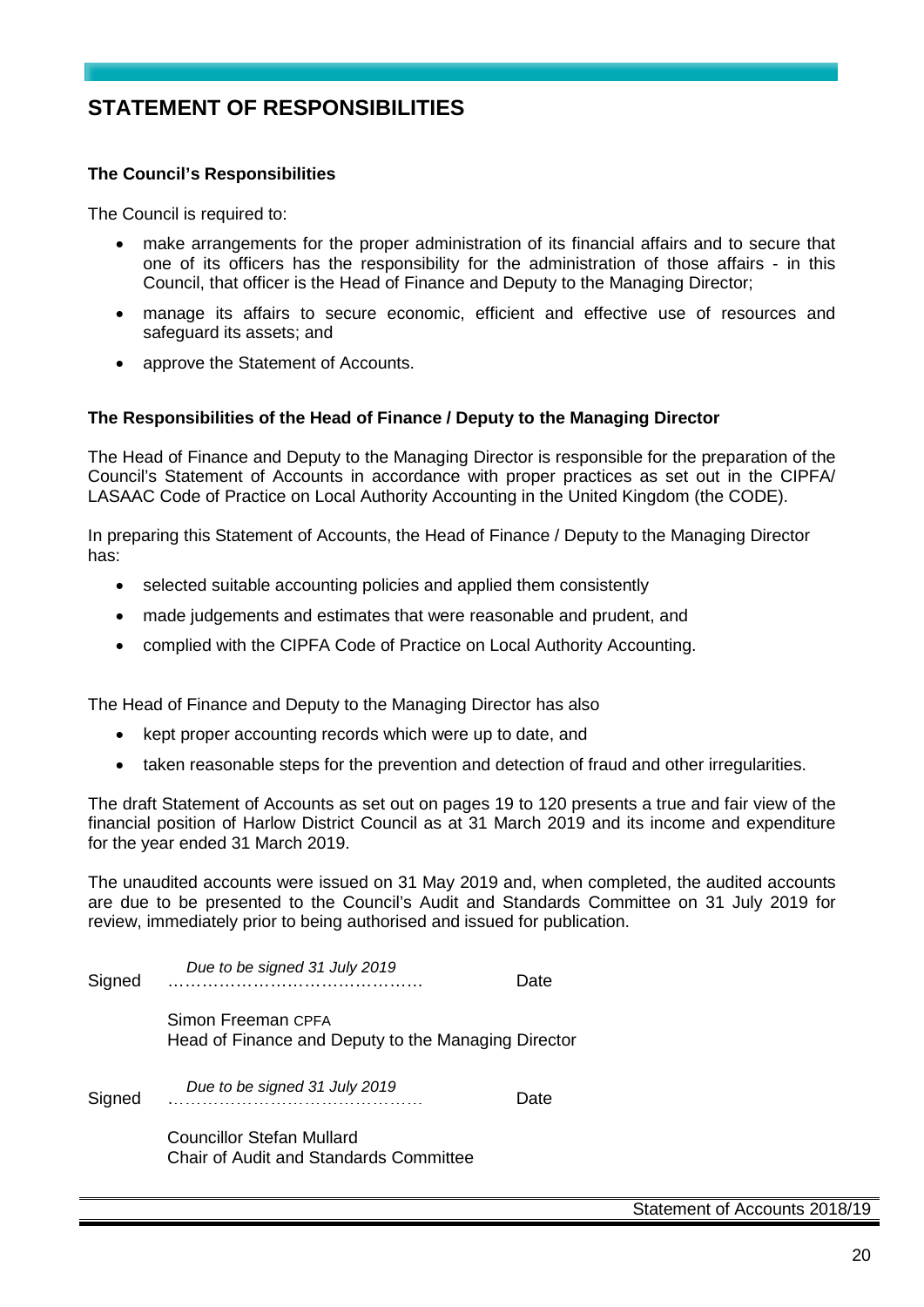# STATEMENT OF RESPONSIBILITIES

**The Council's Responsibilities**

The Council is required to:

- make arrangements for the proper administration of its financial affairs and to secure that one of its officers has the responsibility for the administration of those affairs - in this Council, that officer is the Head of Finance and Deputy to the Managing Director;
- manage its affairs to secure economic, efficient and effective use of resources and safeguard its assets; and
- approve the Statement of Accounts.

**The Responsibilities of the Head of Finance / Deputy to the Managing Director**

The Head of Finance and Deputy to the Managing Director is responsible for the preparation of the Council's Statement of Accounts in accordance with proper practices as set out in the CIPFA/ LASAAC Code of Practice on Local Authority Accounting in the United Kingdom (the CODE).

In preparing this Statement of Accounts, the Head of Finance / Deputy to the Managing Director has:

- selected suitable accounting policies and applied them consistently
- made judgements and estimates that were reasonable and prudent, and
- complied with the CIPFA Code of Practice on Local Authority Accounting.

The Head of Finance and Deputy to the Managing Director has also

- kept proper accounting records which were up to date, and
- taken reasonable steps for the prevention and detection of fraud and other irregularities.

The draft Statement of Accounts as set out on pages 19 to 120 presents a true and fair view of the financial position of Harlow District Council as at 31 March 2019 and its income and expenditure for the year ended 31 March 2019.

The unaudited accounts were issued on 31 May 2019 and, when completed, the audited accounts are due to be presented to the Council's Audit and Standards Committee on 31 July 2019 for review, immediately prior to being authorised and issued for publication.

Signed *Due to be signed 31 July 2019* ……………………………………… Date

Simon Freeman CPFA
Head of Finance and Deputy to the Managing Director

Signed *Due to be signed 31 July 2019* ……………………………………… Date

Councillor Stefan Mullard
Chair of Audit and Standards Committee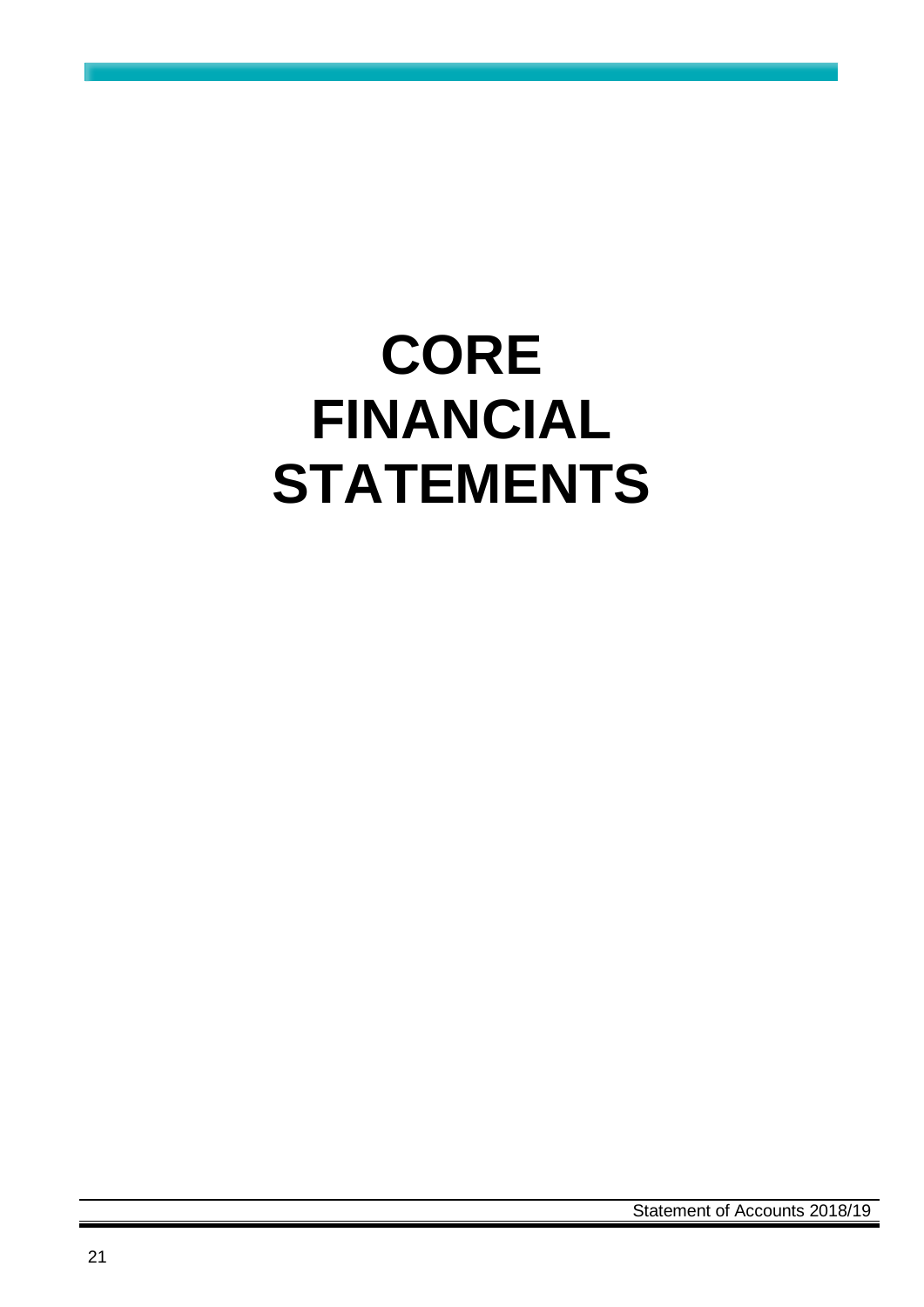# CORE FINANCIAL STATEMENTS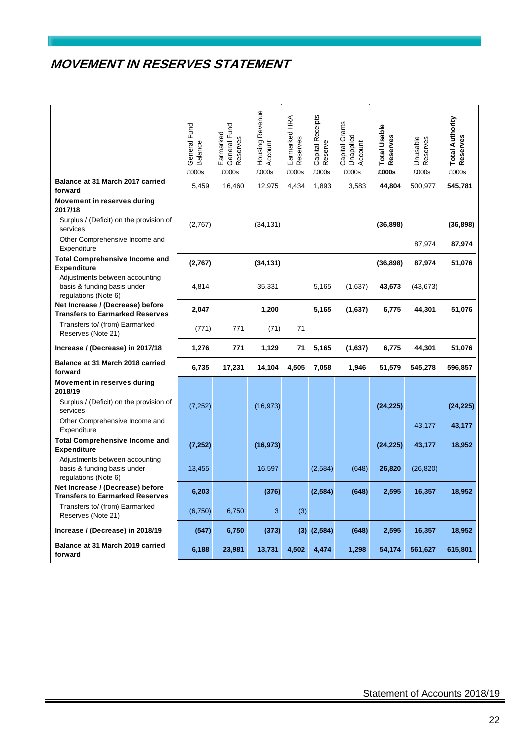# MOVEMENT IN RESERVES STATEMENT

| | General Fund Balance | Earmarked General Fund Reserves | Housing Revenue Account | Earmarked HRA Reserves | Capital Receipts Reserve | Capital Grants Unapplied Account | **Total Usable Reserves** | Unusable Reserves | **Total Authority Reserves** |
|---|---|---|---|---|---|---|---|---|---|
| | £000s | £000s | £000s | £000s | £000s | £000s | **£000s** | £000s | £000s |
| **Balance at 31 March 2017 carried forward** | 5,459 | 16,460 | 12,975 | 4,434 | 1,893 | 3,583 | **44,804** | 500,977 | **545,781** |
| **Movement in reserves during 2017/18** | | | | | | | | | |
| Surplus / (Deficit) on the provision of services | (2,767) | | (34,131) | | | | **(36,898)** | | **(36,898)** |
| Other Comprehensive Income and Expenditure | | | | | | | | 87,974 | **87,974** |
| **Total Comprehensive Income and Expenditure** | **(2,767)** | | **(34,131)** | | | | **(36,898)** | **87,974** | **51,076** |
| Adjustments between accounting basis & funding basis under regulations (Note 6) | 4,814 | | 35,331 | | 5,165 | (1,637) | **43,673** | (43,673) | |
| **Net Increase / (Decrease) before Transfers to Earmarked Reserves** | **2,047** | | **1,200** | | **5,165** | **(1,637)** | **6,775** | **44,301** | **51,076** |
| Transfers to/ (from) Earmarked Reserves (Note 21) | (771) | 771 | (71) | 71 | | | | | |
| **Increase / (Decrease) in 2017/18** | **1,276** | **771** | **1,129** | **71** | **5,165** | **(1,637)** | **6,775** | **44,301** | **51,076** |
| **Balance at 31 March 2018 carried forward** | **6,735** | **17,231** | **14,104** | **4,505** | **7,058** | **1,946** | **51,579** | **545,278** | **596,857** |
| **Movement in reserves during 2018/19** | | | | | | | | | |
| Surplus / (Deficit) on the provision of services | (7,252) | | (16,973) | | | | **(24,225)** | | **(24,225)** |
| Other Comprehensive Income and Expenditure | | | | | | | | 43,177 | **43,177** |
| **Total Comprehensive Income and Expenditure** | **(7,252)** | | **(16,973)** | | | | **(24,225)** | **43,177** | **18,952** |
| Adjustments between accounting basis & funding basis under regulations (Note 6) | 13,455 | | 16,597 | | (2,584) | (648) | **26,820** | (26,820) | |
| **Net Increase / (Decrease) before Transfers to Earmarked Reserves** | **6,203** | | **(376)** | | **(2,584)** | **(648)** | **2,595** | **16,357** | **18,952** |
| Transfers to/ (from) Earmarked Reserves (Note 21) | (6,750) | 6,750 | 3 | (3) | | | | | |
| **Increase / (Decrease) in 2018/19** | **(547)** | **6,750** | **(373)** | **(3)** | **(2,584)** | **(648)** | **2,595** | **16,357** | **18,952** |
| **Balance at 31 March 2019 carried forward** | **6,188** | **23,981** | **13,731** | **4,502** | **4,474** | **1,298** | **54,174** | **561,627** | **615,801** |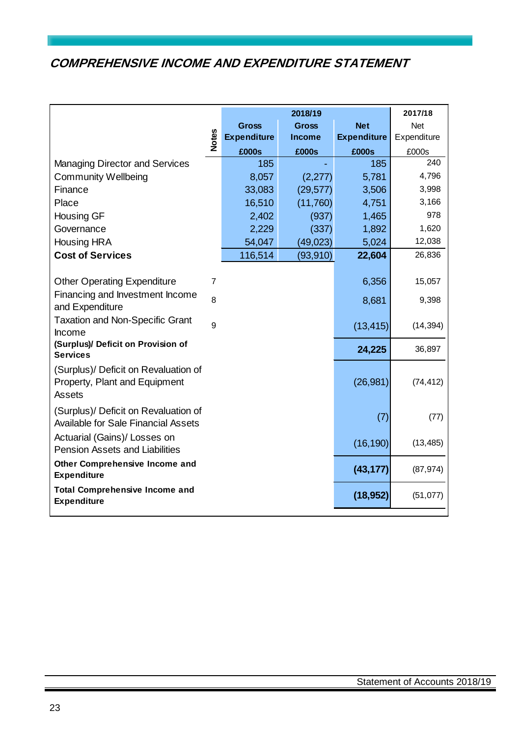## COMPREHENSIVE INCOME AND EXPENDITURE STATEMENT

| | Notes | 2018/19 Gross Expenditure £000s | 2018/19 Gross Income £000s | 2018/19 Net Expenditure £000s | 2017/18 Net Expenditure £000s |
|---|---|---|---|---|---|
| Managing Director and Services | | 185 | - | 185 | 240 |
| Community Wellbeing | | 8,057 | (2,277) | 5,781 | 4,796 |
| Finance | | 33,083 | (29,577) | 3,506 | 3,998 |
| Place | | 16,510 | (11,760) | 4,751 | 3,166 |
| Housing GF | | 2,402 | (937) | 1,465 | 978 |
| Governance | | 2,229 | (337) | 1,892 | 1,620 |
| Housing HRA | | 54,047 | (49,023) | 5,024 | 12,038 |
| **Cost of Services** | | 116,514 | (93,910) | **22,604** | 26,836 |
| | | | | | |
| Other Operating Expenditure | 7 | | | 6,356 | 15,057 |
| Financing and Investment Income and Expenditure | 8 | | | 8,681 | 9,398 |
| Taxation and Non-Specific Grant Income | 9 | | | (13,415) | (14,394) |
| **(Surplus)/ Deficit on Provision of Services** | | | | **24,225** | 36,897 |
| (Surplus)/ Deficit on Revaluation of Property, Plant and Equipment Assets | | | | (26,981) | (74,412) |
| (Surplus)/ Deficit on Revaluation of Available for Sale Financial Assets | | | | (7) | (77) |
| Actuarial (Gains)/ Losses on Pension Assets and Liabilities | | | | (16,190) | (13,485) |
| **Other Comprehensive Income and Expenditure** | | | | **(43,177)** | (87,974) |
| **Total Comprehensive Income and Expenditure** | | | | **(18,952)** | (51,077) |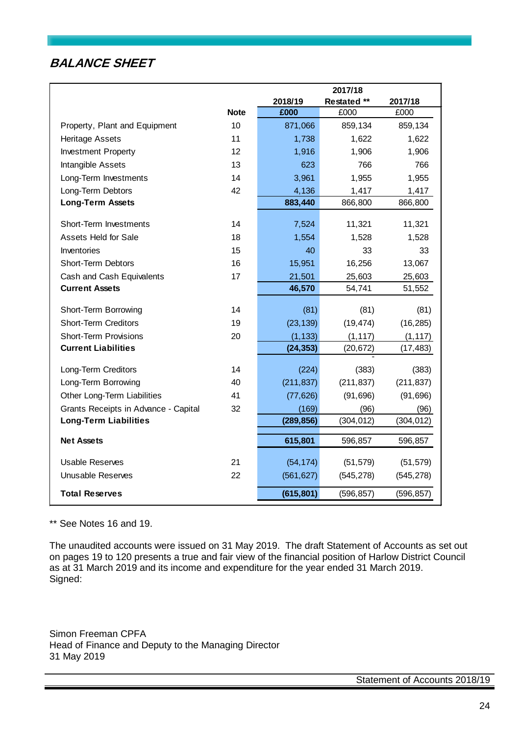## BALANCE SHEET

| | Note | 2018/19 | 2017/18 Restated ** | 2017/18 |
|---|---|---|---|---|
| | | £000 | £000 | £000 |
| Property, Plant and Equipment | 10 | 871,066 | 859,134 | 859,134 |
| Heritage Assets | 11 | 1,738 | 1,622 | 1,622 |
| Investment Property | 12 | 1,916 | 1,906 | 1,906 |
| Intangible Assets | 13 | 623 | 766 | 766 |
| Long-Term Investments | 14 | 3,961 | 1,955 | 1,955 |
| Long-Term Debtors | 42 | 4,136 | 1,417 | 1,417 |
| **Long-Term Assets** | | **883,440** | 866,800 | 866,800 |
| Short-Term Investments | 14 | 7,524 | 11,321 | 11,321 |
| Assets Held for Sale | 18 | 1,554 | 1,528 | 1,528 |
| Inventories | 15 | 40 | 33 | 33 |
| Short-Term Debtors | 16 | 15,951 | 16,256 | 13,067 |
| Cash and Cash Equivalents | 17 | 21,501 | 25,603 | 25,603 |
| **Current Assets** | | **46,570** | 54,741 | 51,552 |
| Short-Term Borrowing | 14 | (81) | (81) | (81) |
| Short-Term Creditors | 19 | (23,139) | (19,474) | (16,285) |
| Short-Term Provisions | 20 | (1,133) | (1,117) | (1,117) |
| **Current Liabilities** | | **(24,353)** | (20,672) | (17,483) |
| Long-Term Creditors | 14 | (224) | (383) | (383) |
| Long-Term Borrowing | 40 | (211,837) | (211,837) | (211,837) |
| Other Long-Term Liabilities | 41 | (77,626) | (91,696) | (91,696) |
| Grants Receipts in Advance - Capital | 32 | (169) | (96) | (96) |
| **Long-Term Liabilities** | | **(289,856)** | (304,012) | (304,012) |
| **Net Assets** | | **615,801** | 596,857 | 596,857 |
| Usable Reserves | 21 | (54,174) | (51,579) | (51,579) |
| Unusable Reserves | 22 | (561,627) | (545,278) | (545,278) |
| **Total Reserves** | | **(615,801)** | (596,857) | (596,857) |

** See Notes 16 and 19.

The unaudited accounts were issued on 31 May 2019. The draft Statement of Accounts as set out on pages 19 to 120 presents a true and fair view of the financial position of Harlow District Council as at 31 March 2019 and its income and expenditure for the year ended 31 March 2019.
Signed:

Simon Freeman CPFA
Head of Finance and Deputy to the Managing Director
31 May 2019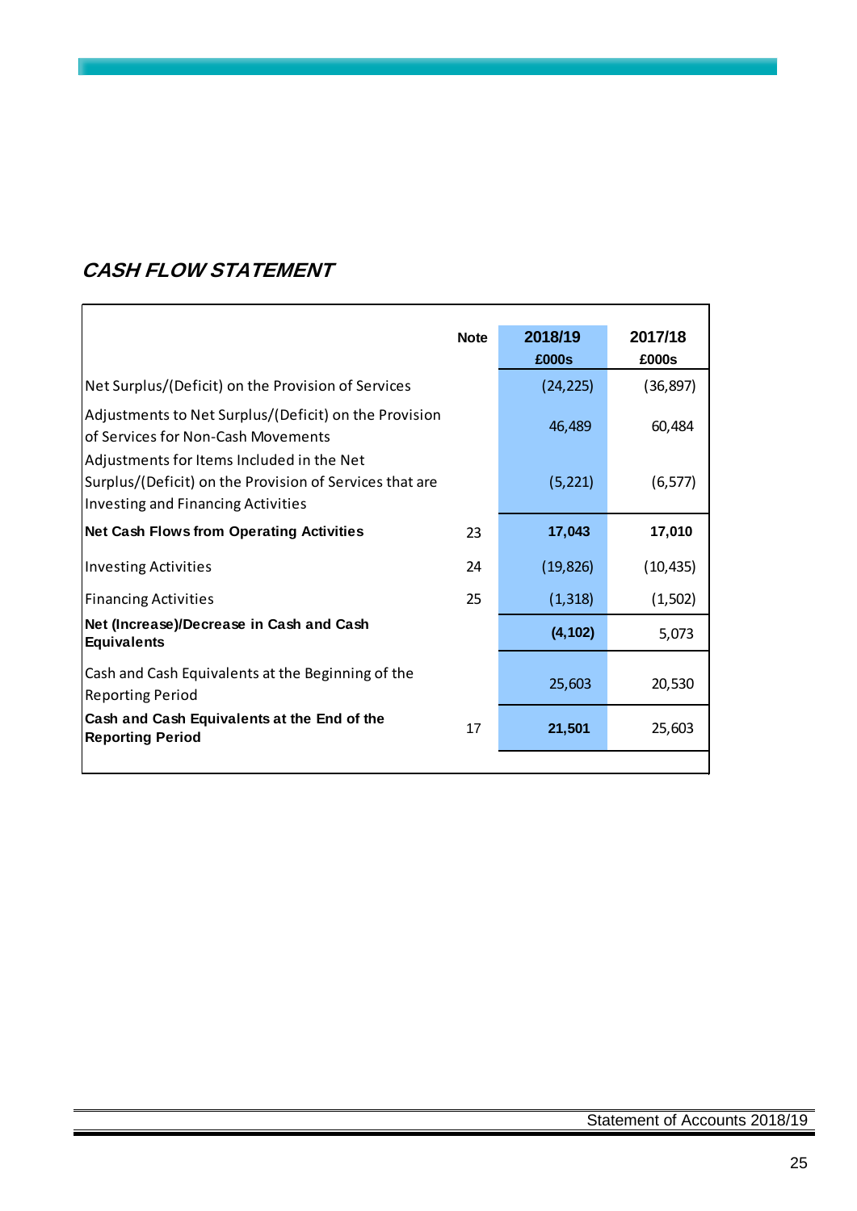## *CASH FLOW STATEMENT*

| | Note | 2018/19 £000s | 2017/18 £000s |
|---|---|---|---|
| Net Surplus/(Deficit) on the Provision of Services | | (24,225) | (36,897) |
| Adjustments to Net Surplus/(Deficit) on the Provision of Services for Non-Cash Movements | | 46,489 | 60,484 |
| Adjustments for Items Included in the Net Surplus/(Deficit) on the Provision of Services that are Investing and Financing Activities | | (5,221) | (6,577) |
| **Net Cash Flows from Operating Activities** | 23 | **17,043** | **17,010** |
| Investing Activities | 24 | (19,826) | (10,435) |
| Financing Activities | 25 | (1,318) | (1,502) |
| **Net (Increase)/Decrease in Cash and Cash Equivalents** | | **(4,102)** | 5,073 |
| Cash and Cash Equivalents at the Beginning of the Reporting Period | | 25,603 | 20,530 |
| **Cash and Cash Equivalents at the End of the Reporting Period** | 17 | **21,501** | 25,603 |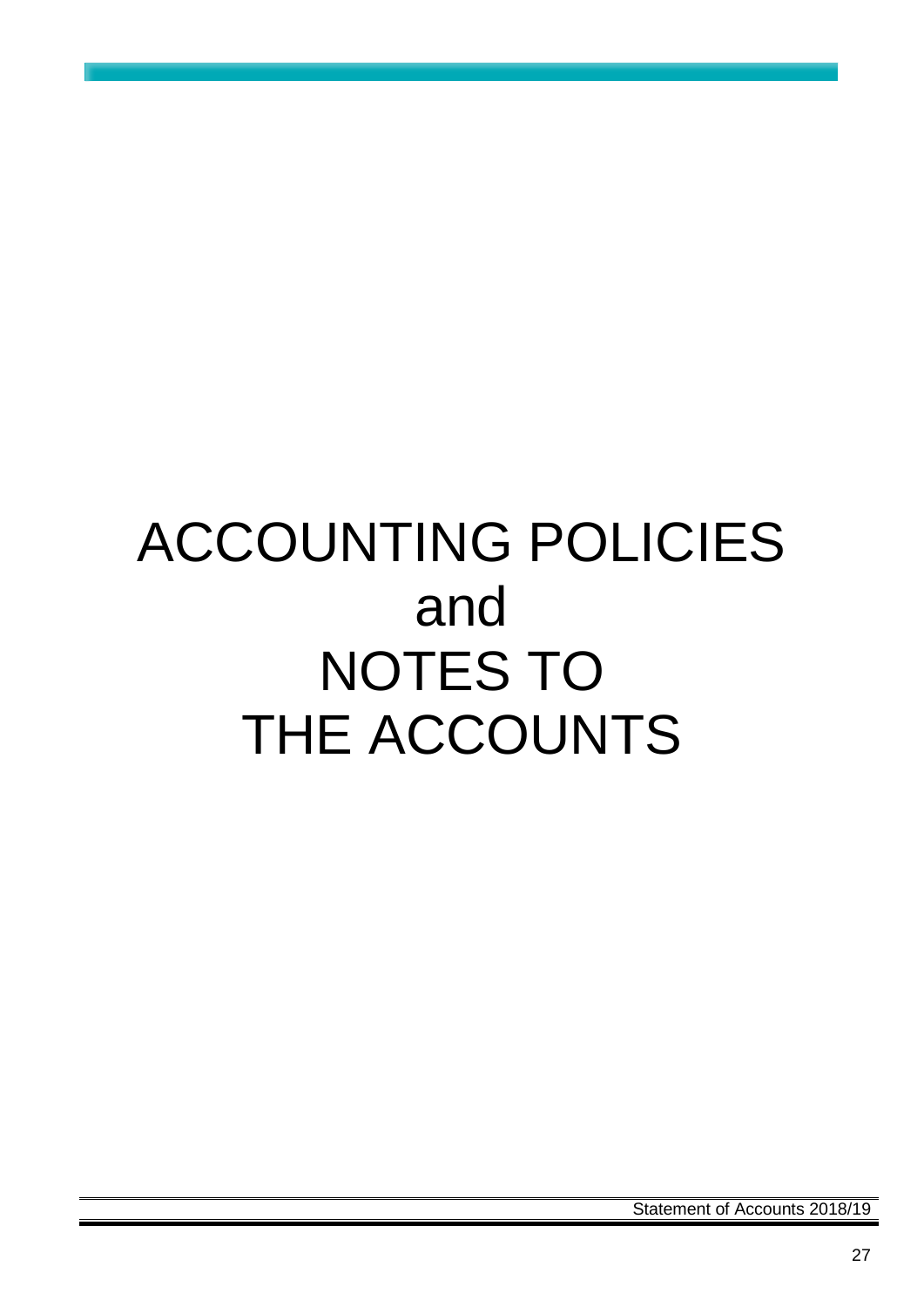# ACCOUNTING POLICIES and NOTES TO THE ACCOUNTS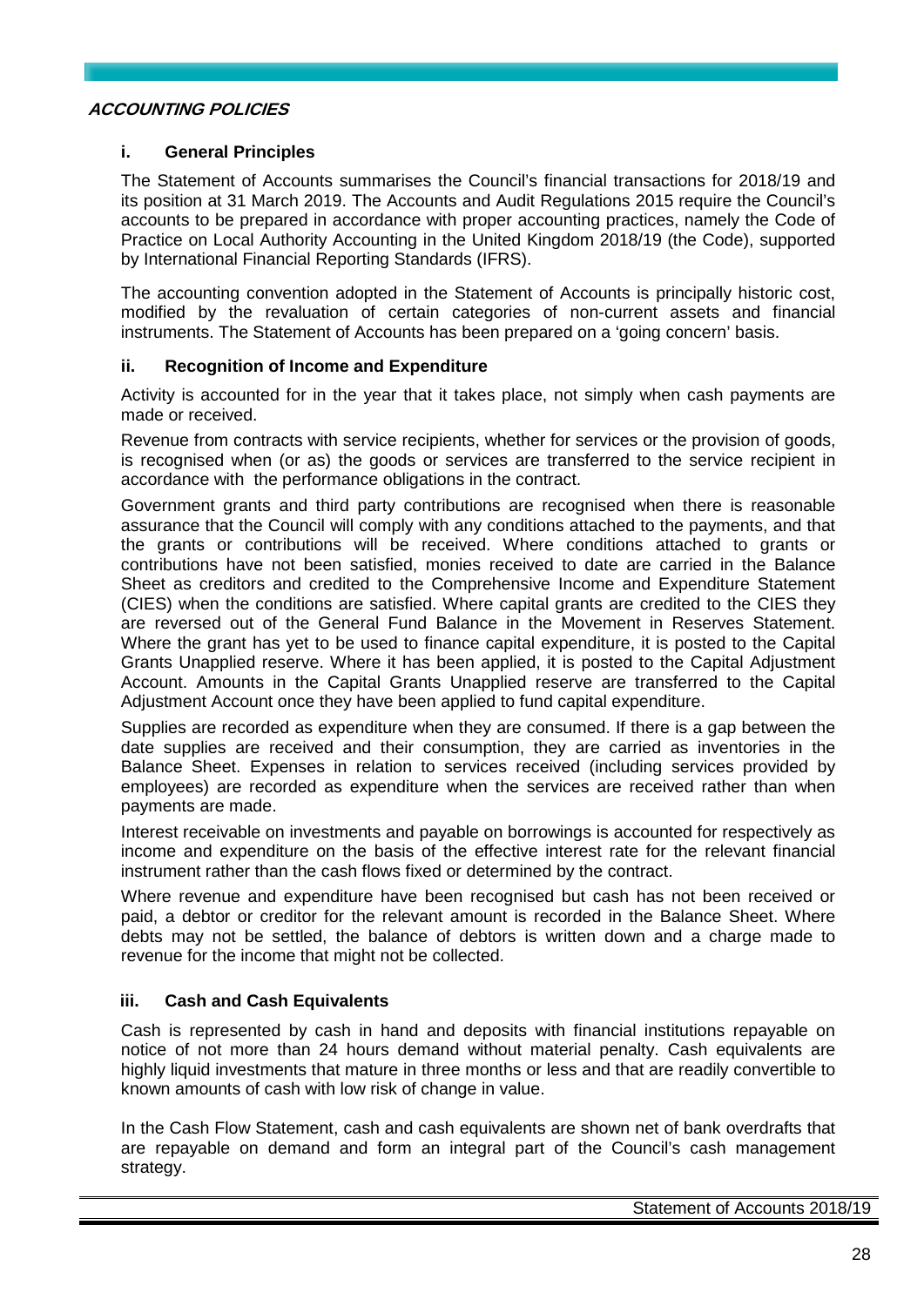## ACCOUNTING POLICIES

### i. General Principles

The Statement of Accounts summarises the Council's financial transactions for 2018/19 and its position at 31 March 2019. The Accounts and Audit Regulations 2015 require the Council's accounts to be prepared in accordance with proper accounting practices, namely the Code of Practice on Local Authority Accounting in the United Kingdom 2018/19 (the Code), supported by International Financial Reporting Standards (IFRS).

The accounting convention adopted in the Statement of Accounts is principally historic cost, modified by the revaluation of certain categories of non-current assets and financial instruments. The Statement of Accounts has been prepared on a 'going concern' basis.

### ii. Recognition of Income and Expenditure

Activity is accounted for in the year that it takes place, not simply when cash payments are made or received.

Revenue from contracts with service recipients, whether for services or the provision of goods, is recognised when (or as) the goods or services are transferred to the service recipient in accordance with the performance obligations in the contract.

Government grants and third party contributions are recognised when there is reasonable assurance that the Council will comply with any conditions attached to the payments, and that the grants or contributions will be received. Where conditions attached to grants or contributions have not been satisfied, monies received to date are carried in the Balance Sheet as creditors and credited to the Comprehensive Income and Expenditure Statement (CIES) when the conditions are satisfied. Where capital grants are credited to the CIES they are reversed out of the General Fund Balance in the Movement in Reserves Statement. Where the grant has yet to be used to finance capital expenditure, it is posted to the Capital Grants Unapplied reserve. Where it has been applied, it is posted to the Capital Adjustment Account. Amounts in the Capital Grants Unapplied reserve are transferred to the Capital Adjustment Account once they have been applied to fund capital expenditure.

Supplies are recorded as expenditure when they are consumed. If there is a gap between the date supplies are received and their consumption, they are carried as inventories in the Balance Sheet. Expenses in relation to services received (including services provided by employees) are recorded as expenditure when the services are received rather than when payments are made.

Interest receivable on investments and payable on borrowings is accounted for respectively as income and expenditure on the basis of the effective interest rate for the relevant financial instrument rather than the cash flows fixed or determined by the contract.

Where revenue and expenditure have been recognised but cash has not been received or paid, a debtor or creditor for the relevant amount is recorded in the Balance Sheet. Where debts may not be settled, the balance of debtors is written down and a charge made to revenue for the income that might not be collected.

### iii. Cash and Cash Equivalents

Cash is represented by cash in hand and deposits with financial institutions repayable on notice of not more than 24 hours demand without material penalty. Cash equivalents are highly liquid investments that mature in three months or less and that are readily convertible to known amounts of cash with low risk of change in value.

In the Cash Flow Statement, cash and cash equivalents are shown net of bank overdrafts that are repayable on demand and form an integral part of the Council's cash management strategy.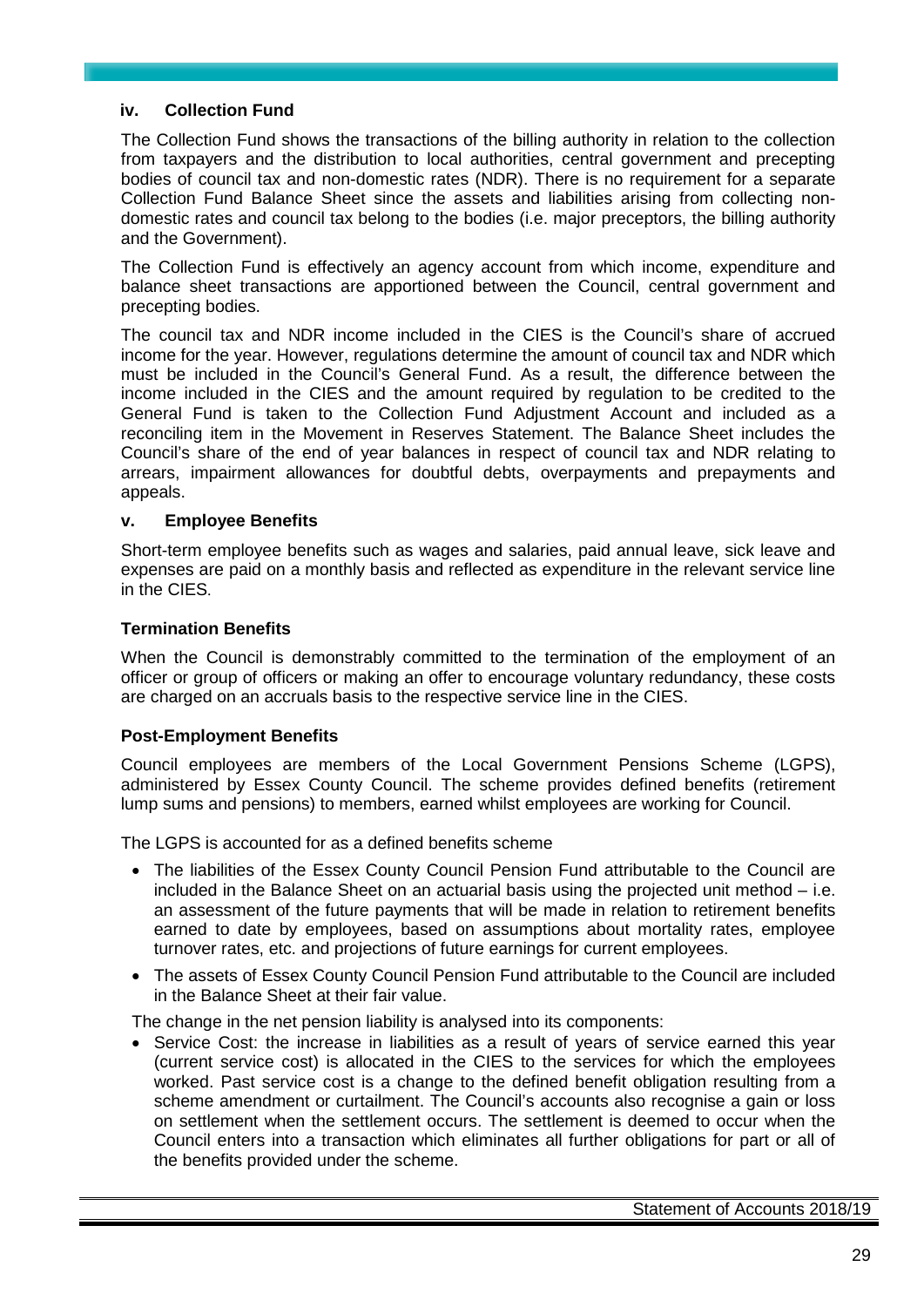### iv. Collection Fund

The Collection Fund shows the transactions of the billing authority in relation to the collection from taxpayers and the distribution to local authorities, central government and precepting bodies of council tax and non-domestic rates (NDR). There is no requirement for a separate Collection Fund Balance Sheet since the assets and liabilities arising from collecting non-domestic rates and council tax belong to the bodies (i.e. major preceptors, the billing authority and the Government).

The Collection Fund is effectively an agency account from which income, expenditure and balance sheet transactions are apportioned between the Council, central government and precepting bodies.

The council tax and NDR income included in the CIES is the Council's share of accrued income for the year. However, regulations determine the amount of council tax and NDR which must be included in the Council's General Fund. As a result, the difference between the income included in the CIES and the amount required by regulation to be credited to the General Fund is taken to the Collection Fund Adjustment Account and included as a reconciling item in the Movement in Reserves Statement. The Balance Sheet includes the Council's share of the end of year balances in respect of council tax and NDR relating to arrears, impairment allowances for doubtful debts, overpayments and prepayments and appeals.

### v. Employee Benefits

Short-term employee benefits such as wages and salaries, paid annual leave, sick leave and expenses are paid on a monthly basis and reflected as expenditure in the relevant service line in the CIES.

#### Termination Benefits

When the Council is demonstrably committed to the termination of the employment of an officer or group of officers or making an offer to encourage voluntary redundancy, these costs are charged on an accruals basis to the respective service line in the CIES.

#### Post-Employment Benefits

Council employees are members of the Local Government Pensions Scheme (LGPS), administered by Essex County Council. The scheme provides defined benefits (retirement lump sums and pensions) to members, earned whilst employees are working for Council.

The LGPS is accounted for as a defined benefits scheme

- The liabilities of the Essex County Council Pension Fund attributable to the Council are included in the Balance Sheet on an actuarial basis using the projected unit method – i.e. an assessment of the future payments that will be made in relation to retirement benefits earned to date by employees, based on assumptions about mortality rates, employee turnover rates, etc. and projections of future earnings for current employees.
- The assets of Essex County Council Pension Fund attributable to the Council are included in the Balance Sheet at their fair value.

The change in the net pension liability is analysed into its components:

- Service Cost: the increase in liabilities as a result of years of service earned this year (current service cost) is allocated in the CIES to the services for which the employees worked. Past service cost is a change to the defined benefit obligation resulting from a scheme amendment or curtailment. The Council's accounts also recognise a gain or loss on settlement when the settlement occurs. The settlement is deemed to occur when the Council enters into a transaction which eliminates all further obligations for part or all of the benefits provided under the scheme.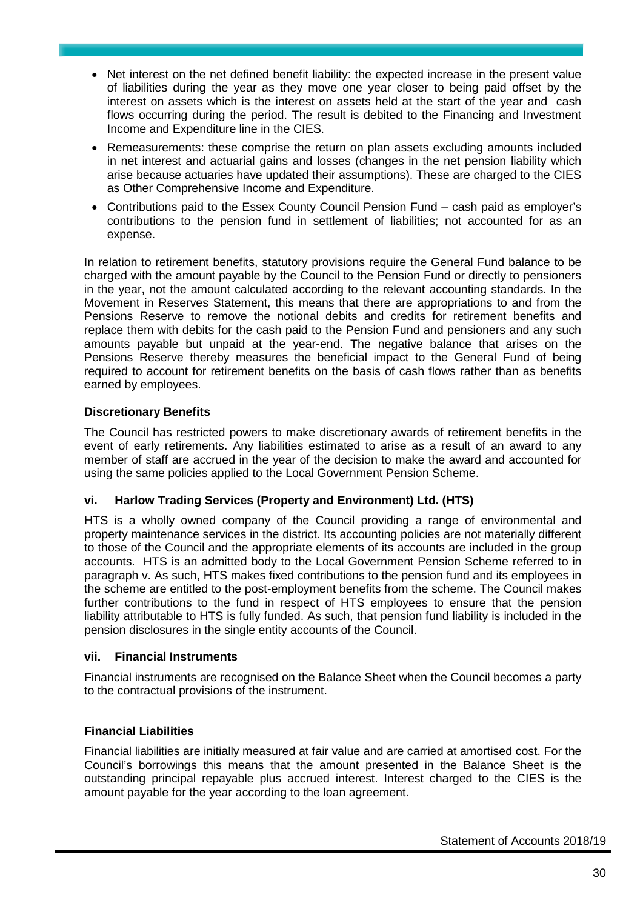- Net interest on the net defined benefit liability: the expected increase in the present value of liabilities during the year as they move one year closer to being paid offset by the interest on assets which is the interest on assets held at the start of the year and cash flows occurring during the period. The result is debited to the Financing and Investment Income and Expenditure line in the CIES.
- Remeasurements: these comprise the return on plan assets excluding amounts included in net interest and actuarial gains and losses (changes in the net pension liability which arise because actuaries have updated their assumptions). These are charged to the CIES as Other Comprehensive Income and Expenditure.
- Contributions paid to the Essex County Council Pension Fund – cash paid as employer's contributions to the pension fund in settlement of liabilities; not accounted for as an expense.

In relation to retirement benefits, statutory provisions require the General Fund balance to be charged with the amount payable by the Council to the Pension Fund or directly to pensioners in the year, not the amount calculated according to the relevant accounting standards. In the Movement in Reserves Statement, this means that there are appropriations to and from the Pensions Reserve to remove the notional debits and credits for retirement benefits and replace them with debits for the cash paid to the Pension Fund and pensioners and any such amounts payable but unpaid at the year-end. The negative balance that arises on the Pensions Reserve thereby measures the beneficial impact to the General Fund of being required to account for retirement benefits on the basis of cash flows rather than as benefits earned by employees.

**Discretionary Benefits**

The Council has restricted powers to make discretionary awards of retirement benefits in the event of early retirements. Any liabilities estimated to arise as a result of an award to any member of staff are accrued in the year of the decision to make the award and accounted for using the same policies applied to the Local Government Pension Scheme.

**vi. Harlow Trading Services (Property and Environment) Ltd. (HTS)**

HTS is a wholly owned company of the Council providing a range of environmental and property maintenance services in the district. Its accounting policies are not materially different to those of the Council and the appropriate elements of its accounts are included in the group accounts. HTS is an admitted body to the Local Government Pension Scheme referred to in paragraph v. As such, HTS makes fixed contributions to the pension fund and its employees in the scheme are entitled to the post-employment benefits from the scheme. The Council makes further contributions to the fund in respect of HTS employees to ensure that the pension liability attributable to HTS is fully funded. As such, that pension fund liability is included in the pension disclosures in the single entity accounts of the Council.

**vii. Financial Instruments**

Financial instruments are recognised on the Balance Sheet when the Council becomes a party to the contractual provisions of the instrument.

**Financial Liabilities**

Financial liabilities are initially measured at fair value and are carried at amortised cost. For the Council's borrowings this means that the amount presented in the Balance Sheet is the outstanding principal repayable plus accrued interest. Interest charged to the CIES is the amount payable for the year according to the loan agreement.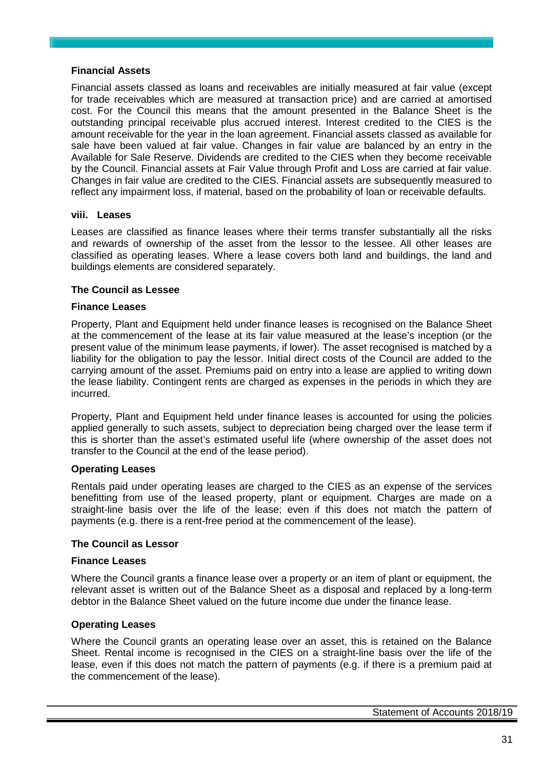**Financial Assets**

Financial assets classed as loans and receivables are initially measured at fair value (except for trade receivables which are measured at transaction price) and are carried at amortised cost. For the Council this means that the amount presented in the Balance Sheet is the outstanding principal receivable plus accrued interest. Interest credited to the CIES is the amount receivable for the year in the loan agreement. Financial assets classed as available for sale have been valued at fair value. Changes in fair value are balanced by an entry in the Available for Sale Reserve. Dividends are credited to the CIES when they become receivable by the Council. Financial assets at Fair Value through Profit and Loss are carried at fair value. Changes in fair value are credited to the CIES. Financial assets are subsequently measured to reflect any impairment loss, if material, based on the probability of loan or receivable defaults.

**viii. Leases**

Leases are classified as finance leases where their terms transfer substantially all the risks and rewards of ownership of the asset from the lessor to the lessee. All other leases are classified as operating leases. Where a lease covers both land and buildings, the land and buildings elements are considered separately.

**The Council as Lessee**

**Finance Leases**

Property, Plant and Equipment held under finance leases is recognised on the Balance Sheet at the commencement of the lease at its fair value measured at the lease's inception (or the present value of the minimum lease payments, if lower). The asset recognised is matched by a liability for the obligation to pay the lessor. Initial direct costs of the Council are added to the carrying amount of the asset. Premiums paid on entry into a lease are applied to writing down the lease liability. Contingent rents are charged as expenses in the periods in which they are incurred.

Property, Plant and Equipment held under finance leases is accounted for using the policies applied generally to such assets, subject to depreciation being charged over the lease term if this is shorter than the asset's estimated useful life (where ownership of the asset does not transfer to the Council at the end of the lease period).

**Operating Leases**

Rentals paid under operating leases are charged to the CIES as an expense of the services benefitting from use of the leased property, plant or equipment. Charges are made on a straight-line basis over the life of the lease; even if this does not match the pattern of payments (e.g. there is a rent-free period at the commencement of the lease).

**The Council as Lessor**

**Finance Leases**

Where the Council grants a finance lease over a property or an item of plant or equipment, the relevant asset is written out of the Balance Sheet as a disposal and replaced by a long-term debtor in the Balance Sheet valued on the future income due under the finance lease.

**Operating Leases**

Where the Council grants an operating lease over an asset, this is retained on the Balance Sheet. Rental income is recognised in the CIES on a straight-line basis over the life of the lease, even if this does not match the pattern of payments (e.g. if there is a premium paid at the commencement of the lease).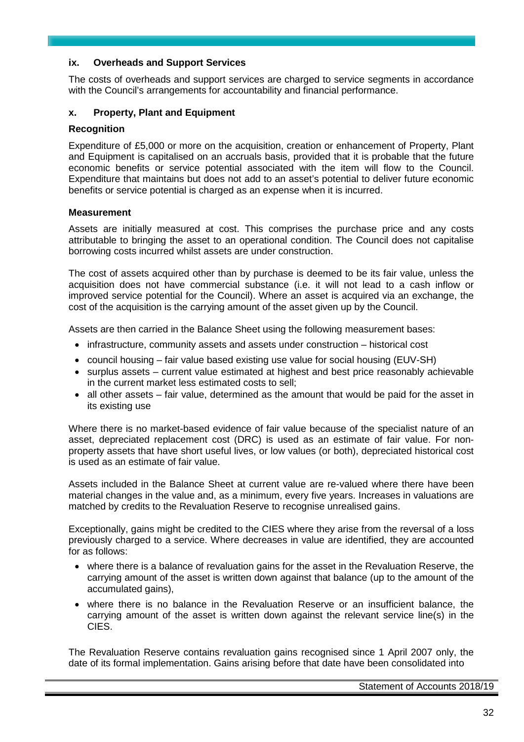### ix. Overheads and Support Services

The costs of overheads and support services are charged to service segments in accordance with the Council's arrangements for accountability and financial performance.

### x. Property, Plant and Equipment

**Recognition**

Expenditure of £5,000 or more on the acquisition, creation or enhancement of Property, Plant and Equipment is capitalised on an accruals basis, provided that it is probable that the future economic benefits or service potential associated with the item will flow to the Council. Expenditure that maintains but does not add to an asset's potential to deliver future economic benefits or service potential is charged as an expense when it is incurred.

**Measurement**

Assets are initially measured at cost. This comprises the purchase price and any costs attributable to bringing the asset to an operational condition. The Council does not capitalise borrowing costs incurred whilst assets are under construction.

The cost of assets acquired other than by purchase is deemed to be its fair value, unless the acquisition does not have commercial substance (i.e. it will not lead to a cash inflow or improved service potential for the Council). Where an asset is acquired via an exchange, the cost of the acquisition is the carrying amount of the asset given up by the Council.

Assets are then carried in the Balance Sheet using the following measurement bases:

- infrastructure, community assets and assets under construction – historical cost
- council housing – fair value based existing use value for social housing (EUV-SH)
- surplus assets – current value estimated at highest and best price reasonably achievable in the current market less estimated costs to sell;
- all other assets – fair value, determined as the amount that would be paid for the asset in its existing use

Where there is no market-based evidence of fair value because of the specialist nature of an asset, depreciated replacement cost (DRC) is used as an estimate of fair value. For non-property assets that have short useful lives, or low values (or both), depreciated historical cost is used as an estimate of fair value.

Assets included in the Balance Sheet at current value are re-valued where there have been material changes in the value and, as a minimum, every five years. Increases in valuations are matched by credits to the Revaluation Reserve to recognise unrealised gains.

Exceptionally, gains might be credited to the CIES where they arise from the reversal of a loss previously charged to a service. Where decreases in value are identified, they are accounted for as follows:

- where there is a balance of revaluation gains for the asset in the Revaluation Reserve, the carrying amount of the asset is written down against that balance (up to the amount of the accumulated gains),
- where there is no balance in the Revaluation Reserve or an insufficient balance, the carrying amount of the asset is written down against the relevant service line(s) in the CIES.

The Revaluation Reserve contains revaluation gains recognised since 1 April 2007 only, the date of its formal implementation. Gains arising before that date have been consolidated into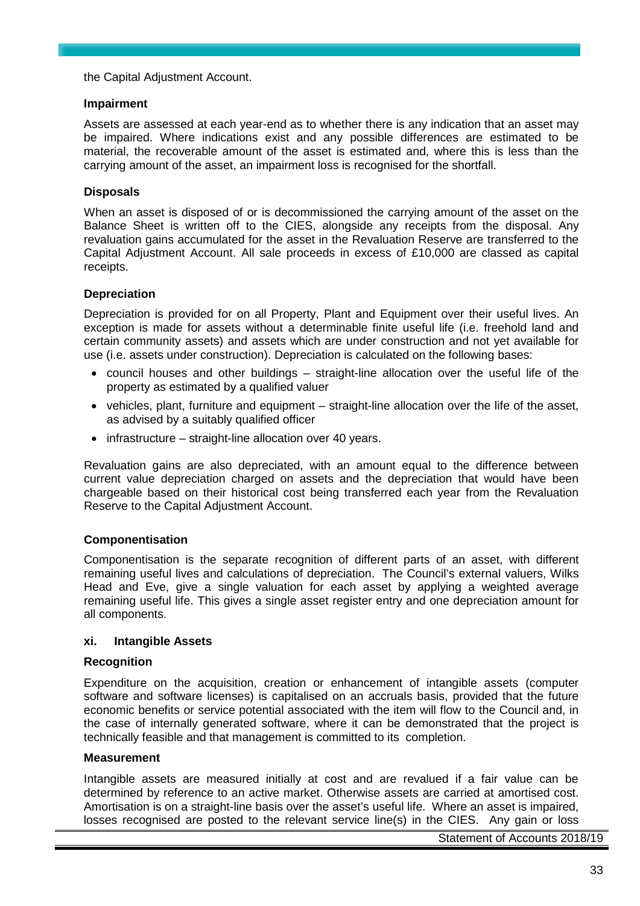the Capital Adjustment Account.

**Impairment**

Assets are assessed at each year-end as to whether there is any indication that an asset may be impaired. Where indications exist and any possible differences are estimated to be material, the recoverable amount of the asset is estimated and, where this is less than the carrying amount of the asset, an impairment loss is recognised for the shortfall.

**Disposals**

When an asset is disposed of or is decommissioned the carrying amount of the asset on the Balance Sheet is written off to the CIES, alongside any receipts from the disposal. Any revaluation gains accumulated for the asset in the Revaluation Reserve are transferred to the Capital Adjustment Account. All sale proceeds in excess of £10,000 are classed as capital receipts.

**Depreciation**

Depreciation is provided for on all Property, Plant and Equipment over their useful lives. An exception is made for assets without a determinable finite useful life (i.e. freehold land and certain community assets) and assets which are under construction and not yet available for use (i.e. assets under construction). Depreciation is calculated on the following bases:

- council houses and other buildings – straight-line allocation over the useful life of the property as estimated by a qualified valuer
- vehicles, plant, furniture and equipment – straight-line allocation over the life of the asset, as advised by a suitably qualified officer
- infrastructure – straight-line allocation over 40 years.

Revaluation gains are also depreciated, with an amount equal to the difference between current value depreciation charged on assets and the depreciation that would have been chargeable based on their historical cost being transferred each year from the Revaluation Reserve to the Capital Adjustment Account.

**Componentisation**

Componentisation is the separate recognition of different parts of an asset, with different remaining useful lives and calculations of depreciation. The Council's external valuers, Wilks Head and Eve, give a single valuation for each asset by applying a weighted average remaining useful life. This gives a single asset register entry and one depreciation amount for all components.

### xi. Intangible Assets

**Recognition**

Expenditure on the acquisition, creation or enhancement of intangible assets (computer software and software licenses) is capitalised on an accruals basis, provided that the future economic benefits or service potential associated with the item will flow to the Council and, in the case of internally generated software, where it can be demonstrated that the project is technically feasible and that management is committed to its completion.

**Measurement**

Intangible assets are measured initially at cost and are revalued if a fair value can be determined by reference to an active market. Otherwise assets are carried at amortised cost. Amortisation is on a straight-line basis over the asset's useful life. Where an asset is impaired, losses recognised are posted to the relevant service line(s) in the CIES. Any gain or loss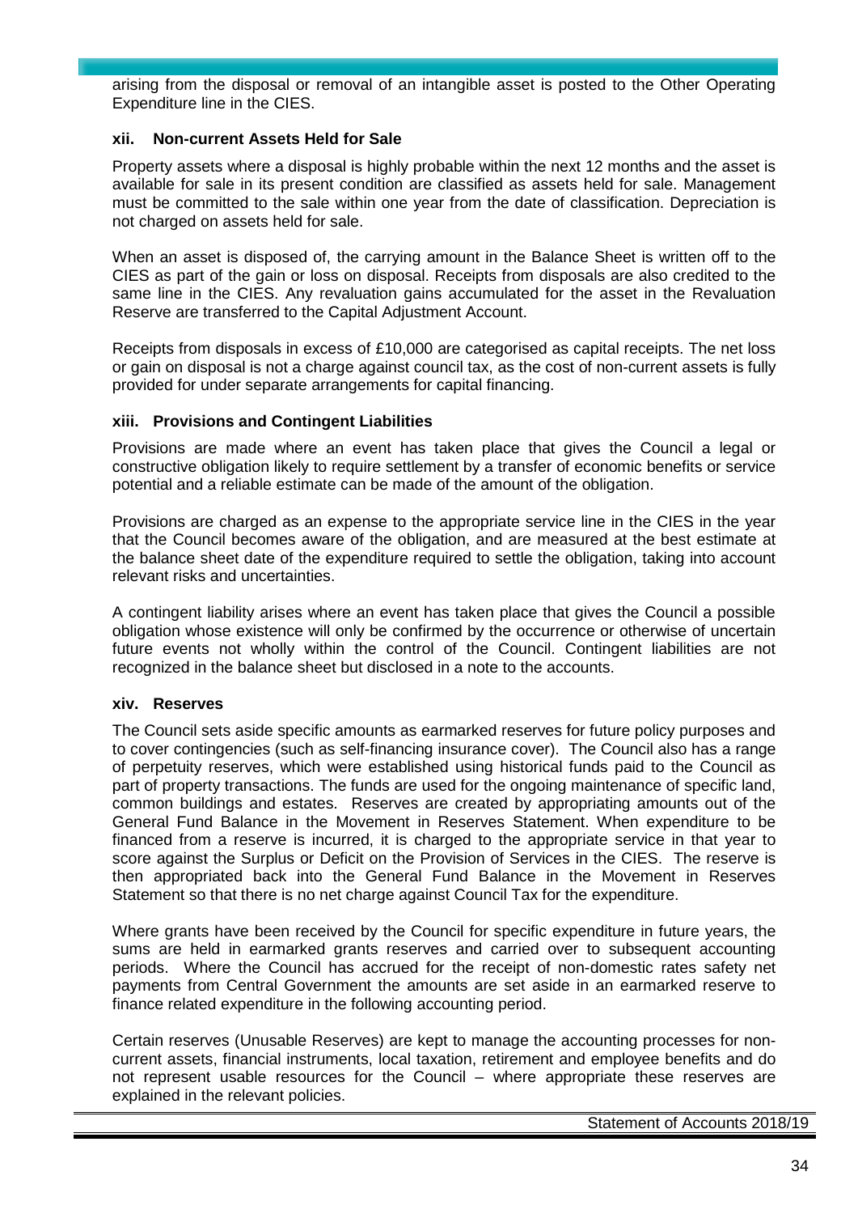arising from the disposal or removal of an intangible asset is posted to the Other Operating Expenditure line in the CIES.

### xii. Non-current Assets Held for Sale

Property assets where a disposal is highly probable within the next 12 months and the asset is available for sale in its present condition are classified as assets held for sale. Management must be committed to the sale within one year from the date of classification. Depreciation is not charged on assets held for sale.

When an asset is disposed of, the carrying amount in the Balance Sheet is written off to the CIES as part of the gain or loss on disposal. Receipts from disposals are also credited to the same line in the CIES. Any revaluation gains accumulated for the asset in the Revaluation Reserve are transferred to the Capital Adjustment Account.

Receipts from disposals in excess of £10,000 are categorised as capital receipts. The net loss or gain on disposal is not a charge against council tax, as the cost of non-current assets is fully provided for under separate arrangements for capital financing.

### xiii. Provisions and Contingent Liabilities

Provisions are made where an event has taken place that gives the Council a legal or constructive obligation likely to require settlement by a transfer of economic benefits or service potential and a reliable estimate can be made of the amount of the obligation.

Provisions are charged as an expense to the appropriate service line in the CIES in the year that the Council becomes aware of the obligation, and are measured at the best estimate at the balance sheet date of the expenditure required to settle the obligation, taking into account relevant risks and uncertainties.

A contingent liability arises where an event has taken place that gives the Council a possible obligation whose existence will only be confirmed by the occurrence or otherwise of uncertain future events not wholly within the control of the Council. Contingent liabilities are not recognized in the balance sheet but disclosed in a note to the accounts.

### xiv. Reserves

The Council sets aside specific amounts as earmarked reserves for future policy purposes and to cover contingencies (such as self-financing insurance cover). The Council also has a range of perpetuity reserves, which were established using historical funds paid to the Council as part of property transactions. The funds are used for the ongoing maintenance of specific land, common buildings and estates. Reserves are created by appropriating amounts out of the General Fund Balance in the Movement in Reserves Statement. When expenditure to be financed from a reserve is incurred, it is charged to the appropriate service in that year to score against the Surplus or Deficit on the Provision of Services in the CIES. The reserve is then appropriated back into the General Fund Balance in the Movement in Reserves Statement so that there is no net charge against Council Tax for the expenditure.

Where grants have been received by the Council for specific expenditure in future years, the sums are held in earmarked grants reserves and carried over to subsequent accounting periods. Where the Council has accrued for the receipt of non-domestic rates safety net payments from Central Government the amounts are set aside in an earmarked reserve to finance related expenditure in the following accounting period.

Certain reserves (Unusable Reserves) are kept to manage the accounting processes for non-current assets, financial instruments, local taxation, retirement and employee benefits and do not represent usable resources for the Council – where appropriate these reserves are explained in the relevant policies.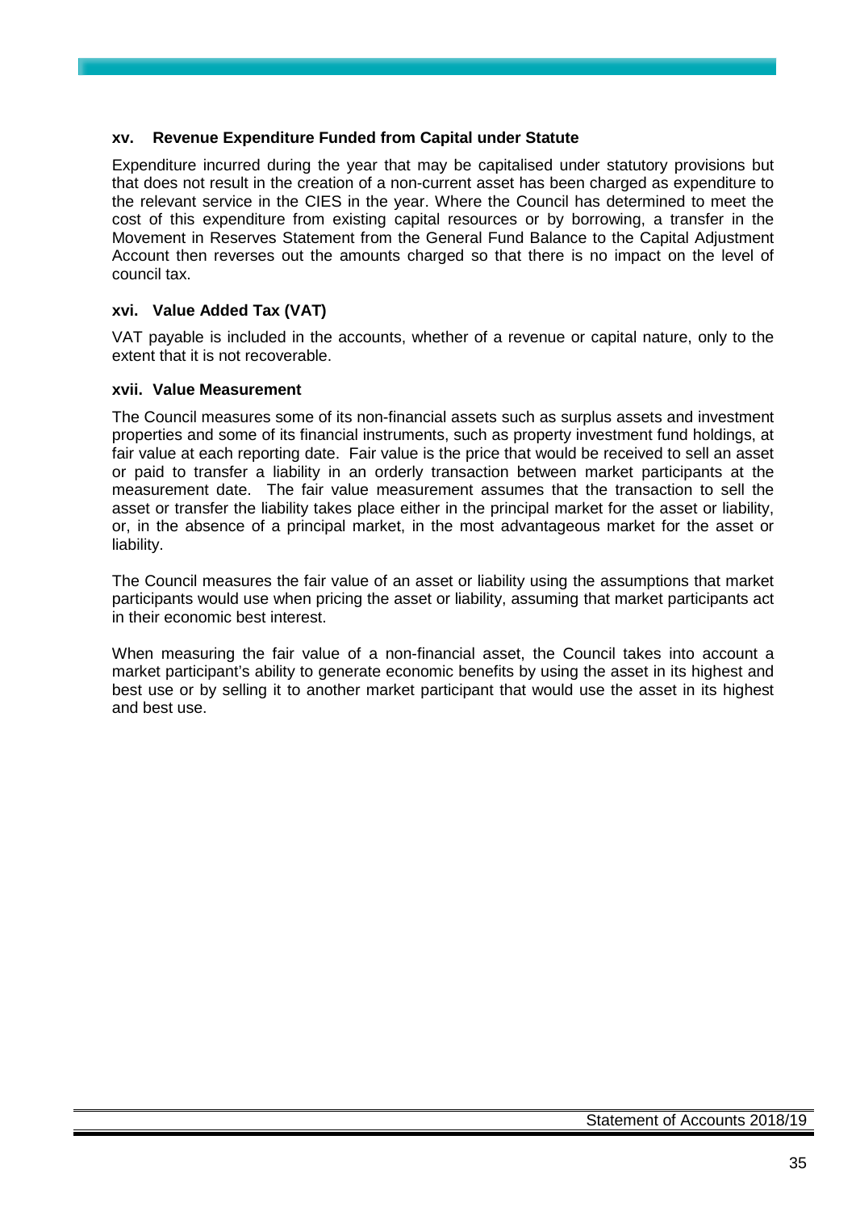### xv. Revenue Expenditure Funded from Capital under Statute

Expenditure incurred during the year that may be capitalised under statutory provisions but that does not result in the creation of a non-current asset has been charged as expenditure to the relevant service in the CIES in the year. Where the Council has determined to meet the cost of this expenditure from existing capital resources or by borrowing, a transfer in the Movement in Reserves Statement from the General Fund Balance to the Capital Adjustment Account then reverses out the amounts charged so that there is no impact on the level of council tax.

### xvi. Value Added Tax (VAT)

VAT payable is included in the accounts, whether of a revenue or capital nature, only to the extent that it is not recoverable.

### xvii. Value Measurement

The Council measures some of its non-financial assets such as surplus assets and investment properties and some of its financial instruments, such as property investment fund holdings, at fair value at each reporting date. Fair value is the price that would be received to sell an asset or paid to transfer a liability in an orderly transaction between market participants at the measurement date. The fair value measurement assumes that the transaction to sell the asset or transfer the liability takes place either in the principal market for the asset or liability, or, in the absence of a principal market, in the most advantageous market for the asset or liability.

The Council measures the fair value of an asset or liability using the assumptions that market participants would use when pricing the asset or liability, assuming that market participants act in their economic best interest.

When measuring the fair value of a non-financial asset, the Council takes into account a market participant's ability to generate economic benefits by using the asset in its highest and best use or by selling it to another market participant that would use the asset in its highest and best use.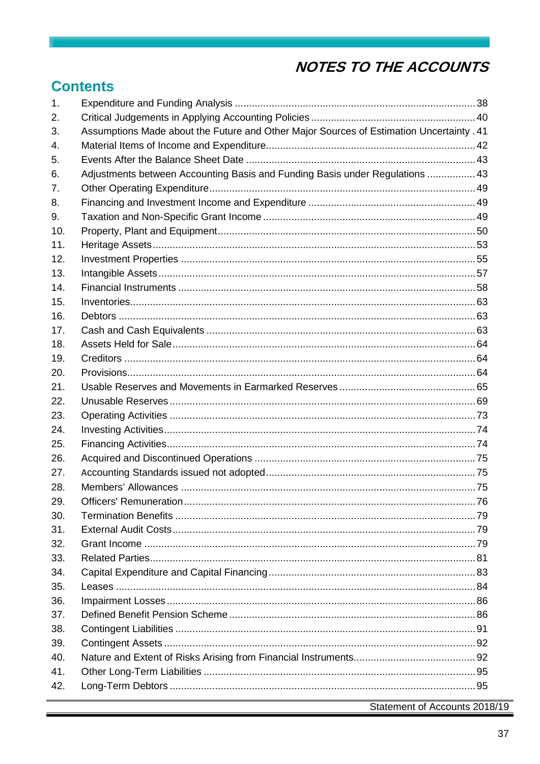# NOTES TO THE ACCOUNTS

## Contents

| | | |
|---|---|---|
| 1. | Expenditure and Funding Analysis | 38 |
| 2. | Critical Judgements in Applying Accounting Policies | 40 |
| 3. | Assumptions Made about the Future and Other Major Sources of Estimation Uncertainty | 41 |
| 4. | Material Items of Income and Expenditure | 42 |
| 5. | Events After the Balance Sheet Date | 43 |
| 6. | Adjustments between Accounting Basis and Funding Basis under Regulations | 43 |
| 7. | Other Operating Expenditure | 49 |
| 8. | Financing and Investment Income and Expenditure | 49 |
| 9. | Taxation and Non-Specific Grant Income | 49 |
| 10. | Property, Plant and Equipment | 50 |
| 11. | Heritage Assets | 53 |
| 12. | Investment Properties | 55 |
| 13. | Intangible Assets | 57 |
| 14. | Financial Instruments | 58 |
| 15. | Inventories | 63 |
| 16. | Debtors | 63 |
| 17. | Cash and Cash Equivalents | 63 |
| 18. | Assets Held for Sale | 64 |
| 19. | Creditors | 64 |
| 20. | Provisions | 64 |
| 21. | Usable Reserves and Movements in Earmarked Reserves | 65 |
| 22. | Unusable Reserves | 69 |
| 23. | Operating Activities | 73 |
| 24. | Investing Activities | 74 |
| 25. | Financing Activities | 74 |
| 26. | Acquired and Discontinued Operations | 75 |
| 27. | Accounting Standards issued not adopted | 75 |
| 28. | Members' Allowances | 75 |
| 29. | Officers' Remuneration | 76 |
| 30. | Termination Benefits | 79 |
| 31. | External Audit Costs | 79 |
| 32. | Grant Income | 79 |
| 33. | Related Parties | 81 |
| 34. | Capital Expenditure and Capital Financing | 83 |
| 35. | Leases | 84 |
| 36. | Impairment Losses | 86 |
| 37. | Defined Benefit Pension Scheme | 86 |
| 38. | Contingent Liabilities | 91 |
| 39. | Contingent Assets | 92 |
| 40. | Nature and Extent of Risks Arising from Financial Instruments | 92 |
| 41. | Other Long-Term Liabilities | 95 |
| 42. | Long-Term Debtors | 95 |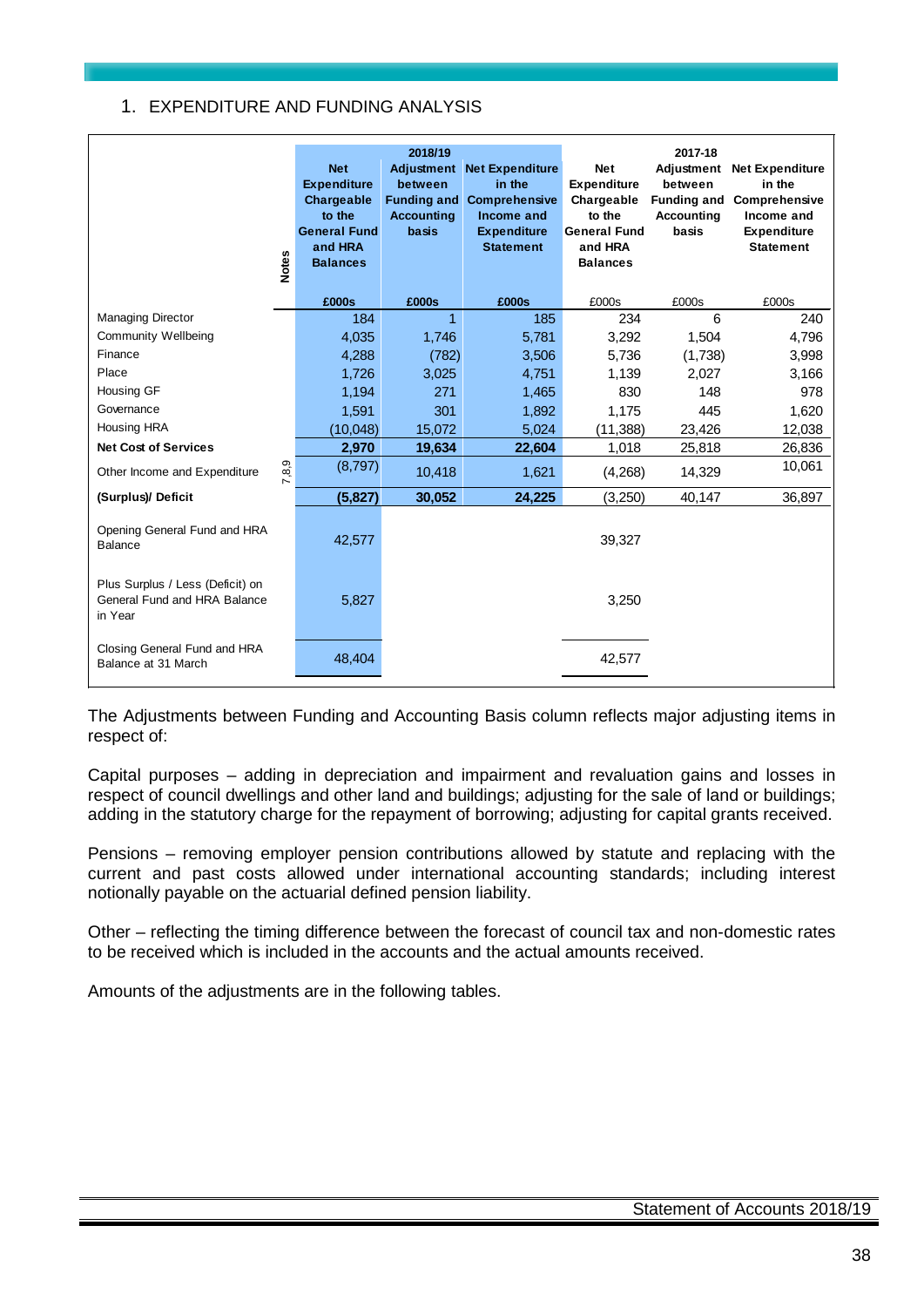## 1. EXPENDITURE AND FUNDING ANALYSIS

| | Notes | 2018/19 Net Expenditure Chargeable to the General Fund and HRA Balances | 2018/19 Adjustment between Funding and Accounting basis | 2018/19 Net Expenditure in the Comprehensive Income and Expenditure Statement | 2017-18 Net Expenditure Chargeable to the General Fund and HRA Balances | 2017-18 Adjustment between Funding and Accounting basis | 2017-18 Net Expenditure in the Comprehensive Income and Expenditure Statement |
|---|---|---|---|---|---|---|---|
| | | £000s | £000s | £000s | £000s | £000s | £000s |
| Managing Director | | 184 | 1 | 185 | 234 | 6 | 240 |
| Community Wellbeing | | 4,035 | 1,746 | 5,781 | 3,292 | 1,504 | 4,796 |
| Finance | | 4,288 | (782) | 3,506 | 5,736 | (1,738) | 3,998 |
| Place | | 1,726 | 3,025 | 4,751 | 1,139 | 2,027 | 3,166 |
| Housing GF | | 1,194 | 271 | 1,465 | 830 | 148 | 978 |
| Governance | | 1,591 | 301 | 1,892 | 1,175 | 445 | 1,620 |
| Housing HRA | | (10,048) | 15,072 | 5,024 | (11,388) | 23,426 | 12,038 |
| **Net Cost of Services** | | **2,970** | **19,634** | **22,604** | 1,018 | 25,818 | 26,836 |
| Other Income and Expenditure | 7,8,9 | (8,797) | 10,418 | 1,621 | (4,268) | 14,329 | 10,061 |
| **(Surplus)/ Deficit** | | **(5,827)** | **30,052** | **24,225** | (3,250) | 40,147 | 36,897 |
| Opening General Fund and HRA Balance | | 42,577 | | | 39,327 | | |
| Plus Surplus / Less (Deficit) on General Fund and HRA Balance in Year | | 5,827 | | | 3,250 | | |
| Closing General Fund and HRA Balance at 31 March | | 48,404 | | | 42,577 | | |

The Adjustments between Funding and Accounting Basis column reflects major adjusting items in respect of:

Capital purposes – adding in depreciation and impairment and revaluation gains and losses in respect of council dwellings and other land and buildings; adjusting for the sale of land or buildings; adding in the statutory charge for the repayment of borrowing; adjusting for capital grants received.

Pensions – removing employer pension contributions allowed by statute and replacing with the current and past costs allowed under international accounting standards; including interest notionally payable on the actuarial defined pension liability.

Other – reflecting the timing difference between the forecast of council tax and non-domestic rates to be received which is included in the accounts and the actual amounts received.

Amounts of the adjustments are in the following tables.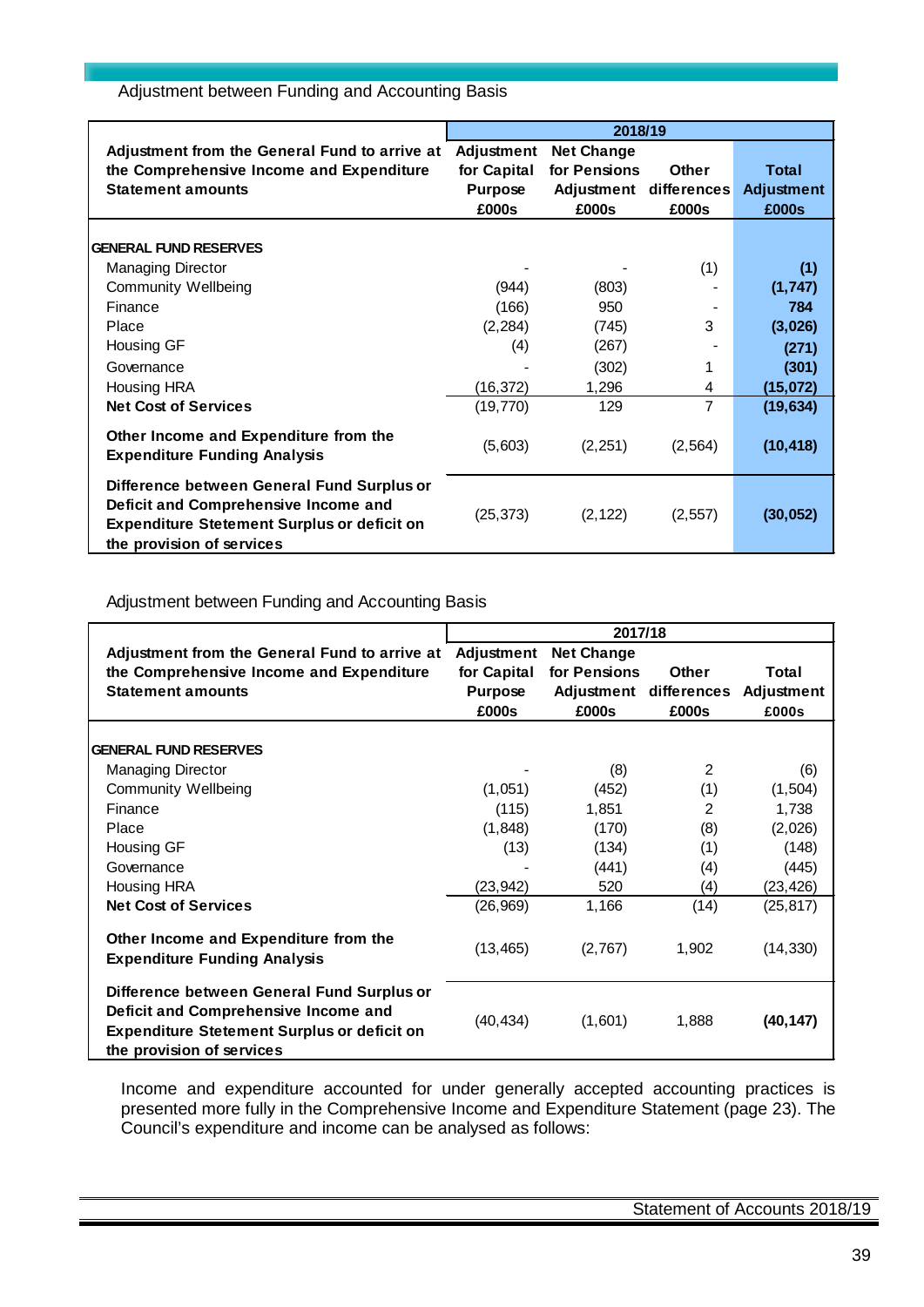## Adjustment between Funding and Accounting Basis

| Adjustment from the General Fund to arrive at the Comprehensive Income and Expenditure Statement amounts | 2018/19 Adjustment for Capital Purpose £000s | Net Change for Pensions Adjustment £000s | Other differences £000s | Total Adjustment £000s |
|---|---|---|---|---|
| **GENERAL FUND RESERVES** | | | | |
| Managing Director | - | - | (1) | **(1)** |
| Community Wellbeing | (944) | (803) | - | **(1,747)** |
| Finance | (166) | 950 | - | **784** |
| Place | (2,284) | (745) | 3 | **(3,026)** |
| Housing GF | (4) | (267) | - | **(271)** |
| Governance | - | (302) | 1 | **(301)** |
| Housing HRA | (16,372) | 1,296 | 4 | **(15,072)** |
| **Net Cost of Services** | (19,770) | 129 | 7 | **(19,634)** |
| **Other Income and Expenditure from the Expenditure Funding Analysis** | (5,603) | (2,251) | (2,564) | **(10,418)** |
| **Difference between General Fund Surplus or Deficit and Comprehensive Income and Expenditure Stetement Surplus or deficit on the provision of services** | (25,373) | (2,122) | (2,557) | **(30,052)** |

Adjustment between Funding and Accounting Basis

| Adjustment from the General Fund to arrive at the Comprehensive Income and Expenditure Statement amounts | 2017/18 Adjustment for Capital Purpose £000s | Net Change for Pensions Adjustment £000s | Other differences £000s | Total Adjustment £000s |
|---|---|---|---|---|
| **GENERAL FUND RESERVES** | | | | |
| Managing Director | - | (8) | 2 | (6) |
| Community Wellbeing | (1,051) | (452) | (1) | (1,504) |
| Finance | (115) | 1,851 | 2 | 1,738 |
| Place | (1,848) | (170) | (8) | (2,026) |
| Housing GF | (13) | (134) | (1) | (148) |
| Governance | - | (441) | (4) | (445) |
| Housing HRA | (23,942) | 520 | (4) | (23,426) |
| **Net Cost of Services** | (26,969) | 1,166 | (14) | (25,817) |
| **Other Income and Expenditure from the Expenditure Funding Analysis** | (13,465) | (2,767) | 1,902 | (14,330) |
| **Difference between General Fund Surplus or Deficit and Comprehensive Income and Expenditure Stetement Surplus or deficit on the provision of services** | (40,434) | (1,601) | 1,888 | **(40,147)** |

Income and expenditure accounted for under generally accepted accounting practices is presented more fully in the Comprehensive Income and Expenditure Statement (page 23). The Council's expenditure and income can be analysed as follows: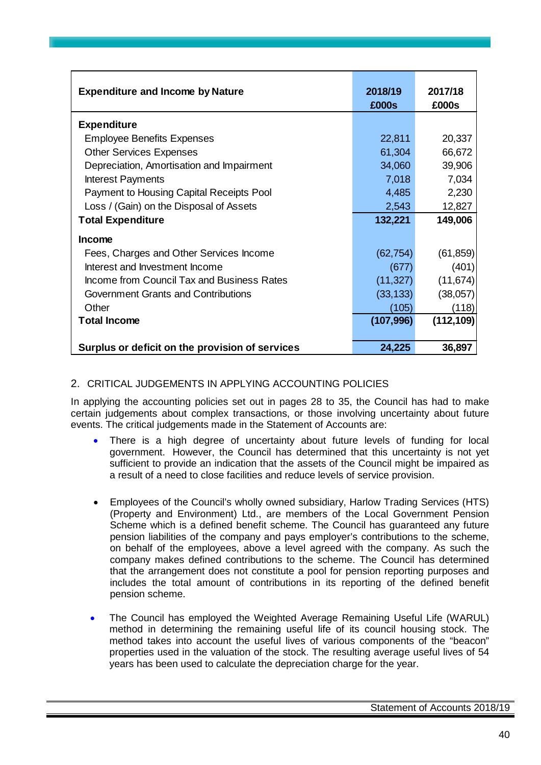| Expenditure and Income by Nature | 2018/19 £000s | 2017/18 £000s |
|---|---|---|
| **Expenditure** | | |
| Employee Benefits Expenses | 22,811 | 20,337 |
| Other Services Expenses | 61,304 | 66,672 |
| Depreciation, Amortisation and Impairment | 34,060 | 39,906 |
| Interest Payments | 7,018 | 7,034 |
| Payment to Housing Capital Receipts Pool | 4,485 | 2,230 |
| Loss / (Gain) on the Disposal of Assets | 2,543 | 12,827 |
| **Total Expenditure** | **132,221** | **149,006** |
| **Income** | | |
| Fees, Charges and Other Services Income | (62,754) | (61,859) |
| Interest and Investment Income | (677) | (401) |
| Income from Council Tax and Business Rates | (11,327) | (11,674) |
| Government Grants and Contributions | (33,133) | (38,057) |
| Other | (105) | (118) |
| **Total Income** | **(107,996)** | **(112,109)** |
| **Surplus or deficit on the provision of services** | **24,225** | **36,897** |

## 2. CRITICAL JUDGEMENTS IN APPLYING ACCOUNTING POLICIES

In applying the accounting policies set out in pages 28 to 35, the Council has had to make certain judgements about complex transactions, or those involving uncertainty about future events. The critical judgements made in the Statement of Accounts are:

- There is a high degree of uncertainty about future levels of funding for local government. However, the Council has determined that this uncertainty is not yet sufficient to provide an indication that the assets of the Council might be impaired as a result of a need to close facilities and reduce levels of service provision.

- Employees of the Council's wholly owned subsidiary, Harlow Trading Services (HTS) (Property and Environment) Ltd., are members of the Local Government Pension Scheme which is a defined benefit scheme. The Council has guaranteed any future pension liabilities of the company and pays employer's contributions to the scheme, on behalf of the employees, above a level agreed with the company. As such the company makes defined contributions to the scheme. The Council has determined that the arrangement does not constitute a pool for pension reporting purposes and includes the total amount of contributions in its reporting of the defined benefit pension scheme.

- The Council has employed the Weighted Average Remaining Useful Life (WARUL) method in determining the remaining useful life of its council housing stock. The method takes into account the useful lives of various components of the "beacon" properties used in the valuation of the stock. The resulting average useful lives of 54 years has been used to calculate the depreciation charge for the year.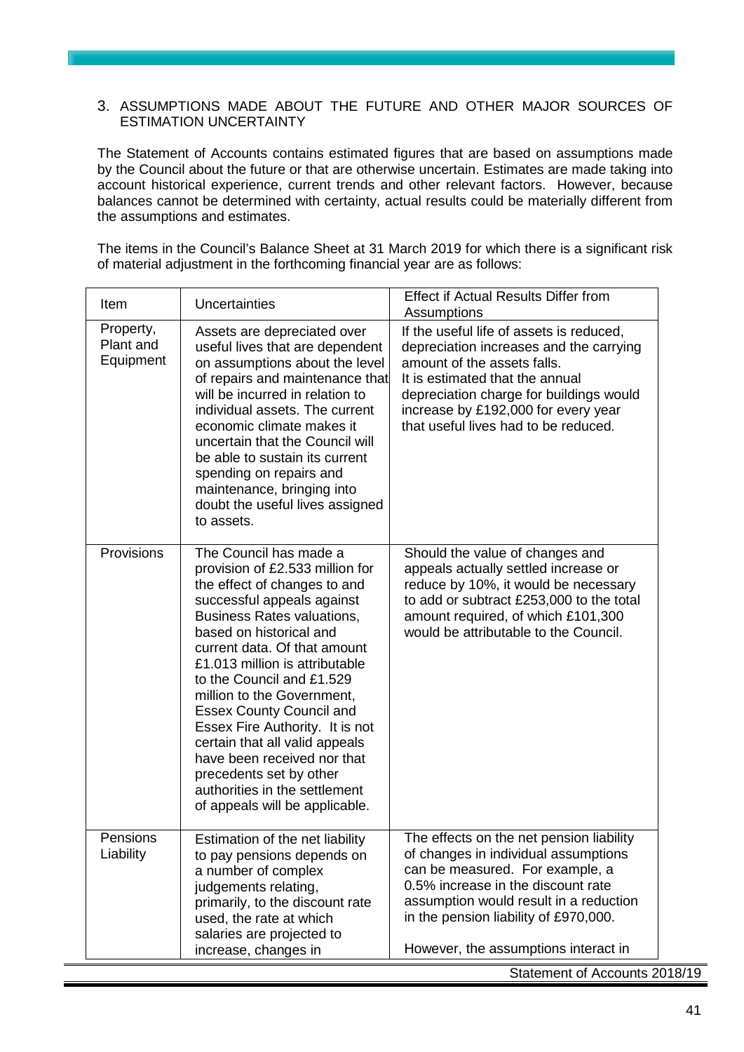## 3. ASSUMPTIONS MADE ABOUT THE FUTURE AND OTHER MAJOR SOURCES OF ESTIMATION UNCERTAINTY

The Statement of Accounts contains estimated figures that are based on assumptions made by the Council about the future or that are otherwise uncertain. Estimates are made taking into account historical experience, current trends and other relevant factors. However, because balances cannot be determined with certainty, actual results could be materially different from the assumptions and estimates.

The items in the Council's Balance Sheet at 31 March 2019 for which there is a significant risk of material adjustment in the forthcoming financial year are as follows:

| Item | Uncertainties | Effect if Actual Results Differ from Assumptions |
|---|---|---|
| Property, Plant and Equipment | Assets are depreciated over useful lives that are dependent on assumptions about the level of repairs and maintenance that will be incurred in relation to individual assets. The current economic climate makes it uncertain that the Council will be able to sustain its current spending on repairs and maintenance, bringing into doubt the useful lives assigned to assets. | If the useful life of assets is reduced, depreciation increases and the carrying amount of the assets falls.<br>It is estimated that the annual depreciation charge for buildings would increase by £192,000 for every year that useful lives had to be reduced. |
| Provisions | The Council has made a provision of £2.533 million for the effect of changes to and successful appeals against Business Rates valuations, based on historical and current data. Of that amount £1.013 million is attributable to the Council and £1.529 million to the Government, Essex County Council and Essex Fire Authority. It is not certain that all valid appeals have been received nor that precedents set by other authorities in the settlement of appeals will be applicable. | Should the value of changes and appeals actually settled increase or reduce by 10%, it would be necessary to add or subtract £253,000 to the total amount required, of which £101,300 would be attributable to the Council. |
| Pensions Liability | Estimation of the net liability to pay pensions depends on a number of complex judgements relating, primarily, to the discount rate used, the rate at which salaries are projected to increase, changes in | The effects on the net pension liability of changes in individual assumptions can be measured. For example, a 0.5% increase in the discount rate assumption would result in a reduction in the pension liability of £970,000.<br><br>However, the assumptions interact in |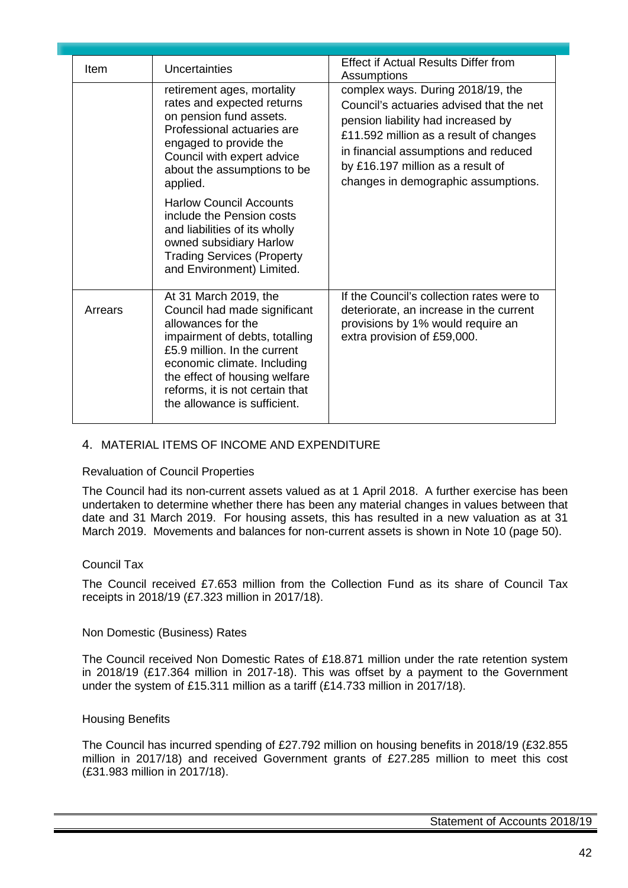| Item | Uncertainties | Effect if Actual Results Differ from Assumptions |
|---|---|---|
| | retirement ages, mortality rates and expected returns on pension fund assets. Professional actuaries are engaged to provide the Council with expert advice about the assumptions to be applied.<br><br>Harlow Council Accounts include the Pension costs and liabilities of its wholly owned subsidiary Harlow Trading Services (Property and Environment) Limited. | complex ways. During 2018/19, the Council's actuaries advised that the net pension liability had increased by £11.592 million as a result of changes in financial assumptions and reduced by £16.197 million as a result of changes in demographic assumptions. |
| Arrears | At 31 March 2019, the Council had made significant allowances for the impairment of debts, totalling £5.9 million. In the current economic climate. Including the effect of housing welfare reforms, it is not certain that the allowance is sufficient. | If the Council's collection rates were to deteriorate, an increase in the current provisions by 1% would require an extra provision of £59,000. |

## 4. MATERIAL ITEMS OF INCOME AND EXPENDITURE

### Revaluation of Council Properties

The Council had its non-current assets valued as at 1 April 2018. A further exercise has been undertaken to determine whether there has been any material changes in values between that date and 31 March 2019. For housing assets, this has resulted in a new valuation as at 31 March 2019. Movements and balances for non-current assets is shown in Note 10 (page 50).

### Council Tax

The Council received £7.653 million from the Collection Fund as its share of Council Tax receipts in 2018/19 (£7.323 million in 2017/18).

### Non Domestic (Business) Rates

The Council received Non Domestic Rates of £18.871 million under the rate retention system in 2018/19 (£17.364 million in 2017-18). This was offset by a payment to the Government under the system of £15.311 million as a tariff (£14.733 million in 2017/18).

### Housing Benefits

The Council has incurred spending of £27.792 million on housing benefits in 2018/19 (£32.855 million in 2017/18) and received Government grants of £27.285 million to meet this cost (£31.983 million in 2017/18).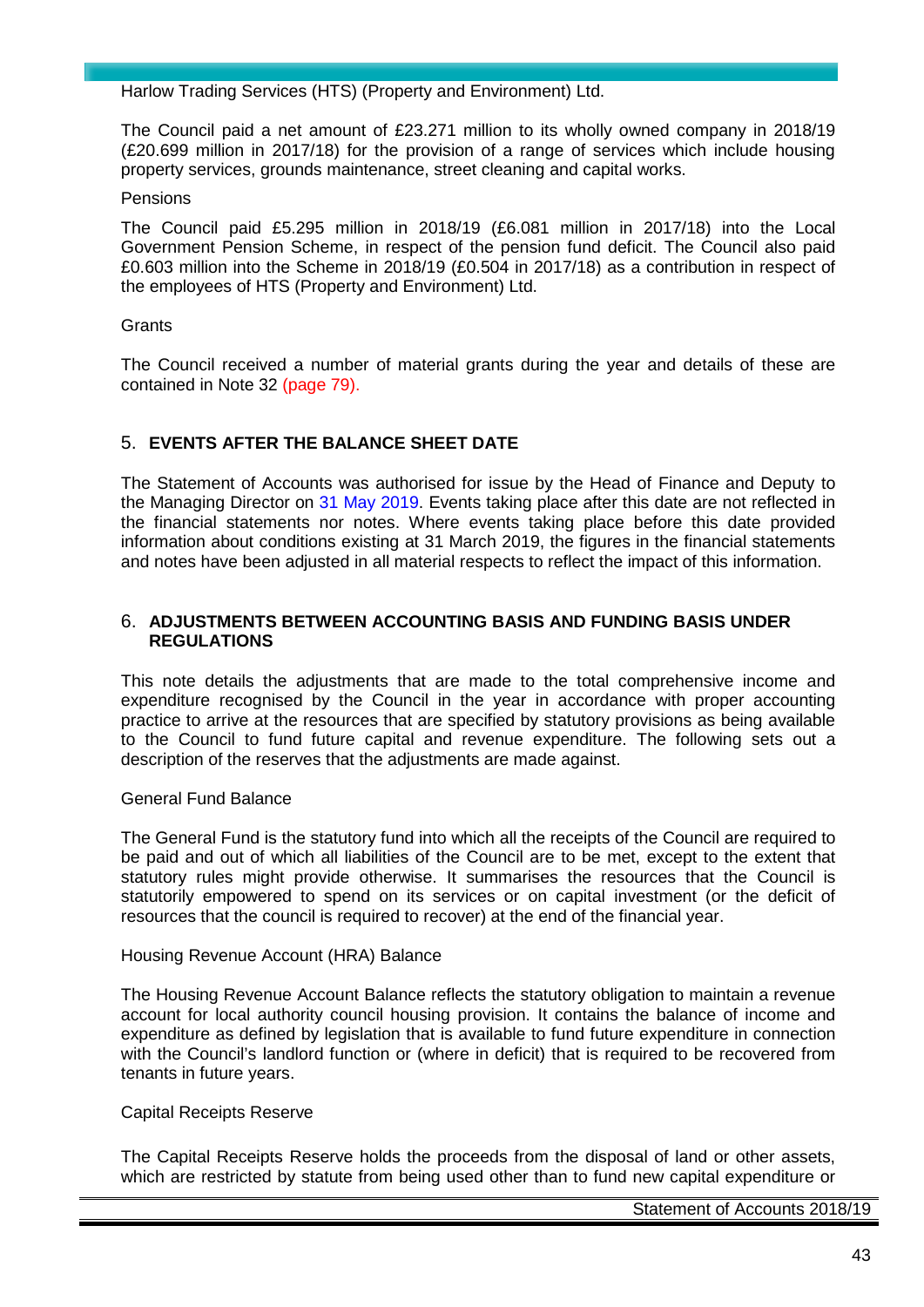Harlow Trading Services (HTS) (Property and Environment) Ltd.

The Council paid a net amount of £23.271 million to its wholly owned company in 2018/19 (£20.699 million in 2017/18) for the provision of a range of services which include housing property services, grounds maintenance, street cleaning and capital works.

Pensions

The Council paid £5.295 million in 2018/19 (£6.081 million in 2017/18) into the Local Government Pension Scheme, in respect of the pension fund deficit. The Council also paid £0.603 million into the Scheme in 2018/19 (£0.504 in 2017/18) as a contribution in respect of the employees of HTS (Property and Environment) Ltd.

Grants

The Council received a number of material grants during the year and details of these are contained in Note 32 (page 79).

## 5. EVENTS AFTER THE BALANCE SHEET DATE

The Statement of Accounts was authorised for issue by the Head of Finance and Deputy to the Managing Director on 31 May 2019. Events taking place after this date are not reflected in the financial statements nor notes. Where events taking place before this date provided information about conditions existing at 31 March 2019, the figures in the financial statements and notes have been adjusted in all material respects to reflect the impact of this information.

## 6. ADJUSTMENTS BETWEEN ACCOUNTING BASIS AND FUNDING BASIS UNDER REGULATIONS

This note details the adjustments that are made to the total comprehensive income and expenditure recognised by the Council in the year in accordance with proper accounting practice to arrive at the resources that are specified by statutory provisions as being available to the Council to fund future capital and revenue expenditure. The following sets out a description of the reserves that the adjustments are made against.

General Fund Balance

The General Fund is the statutory fund into which all the receipts of the Council are required to be paid and out of which all liabilities of the Council are to be met, except to the extent that statutory rules might provide otherwise. It summarises the resources that the Council is statutorily empowered to spend on its services or on capital investment (or the deficit of resources that the council is required to recover) at the end of the financial year.

Housing Revenue Account (HRA) Balance

The Housing Revenue Account Balance reflects the statutory obligation to maintain a revenue account for local authority council housing provision. It contains the balance of income and expenditure as defined by legislation that is available to fund future expenditure in connection with the Council's landlord function or (where in deficit) that is required to be recovered from tenants in future years.

Capital Receipts Reserve

The Capital Receipts Reserve holds the proceeds from the disposal of land or other assets, which are restricted by statute from being used other than to fund new capital expenditure or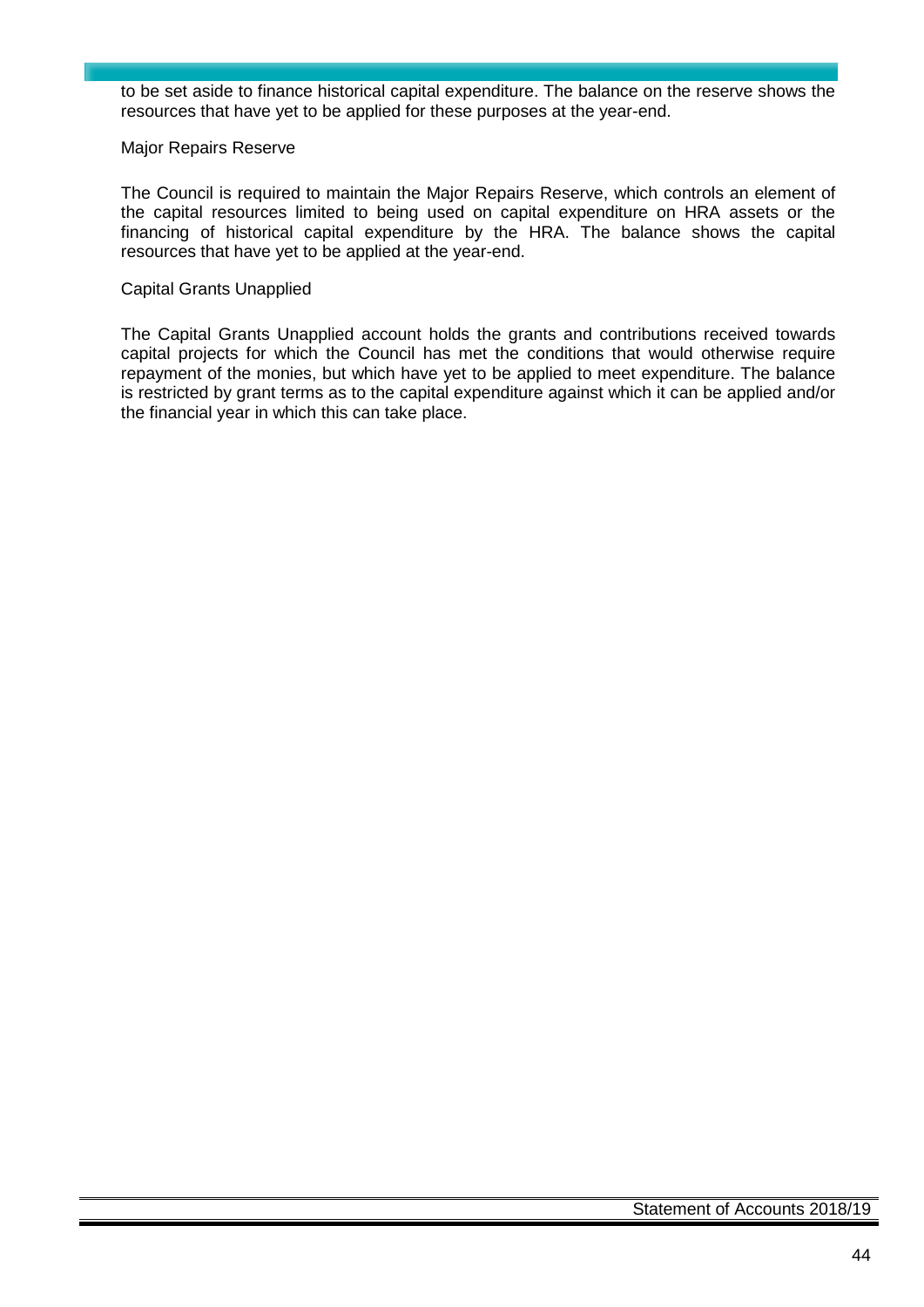to be set aside to finance historical capital expenditure. The balance on the reserve shows the resources that have yet to be applied for these purposes at the year-end.

Major Repairs Reserve

The Council is required to maintain the Major Repairs Reserve, which controls an element of the capital resources limited to being used on capital expenditure on HRA assets or the financing of historical capital expenditure by the HRA. The balance shows the capital resources that have yet to be applied at the year-end.

Capital Grants Unapplied

The Capital Grants Unapplied account holds the grants and contributions received towards capital projects for which the Council has met the conditions that would otherwise require repayment of the monies, but which have yet to be applied to meet expenditure. The balance is restricted by grant terms as to the capital expenditure against which it can be applied and/or the financial year in which this can take place.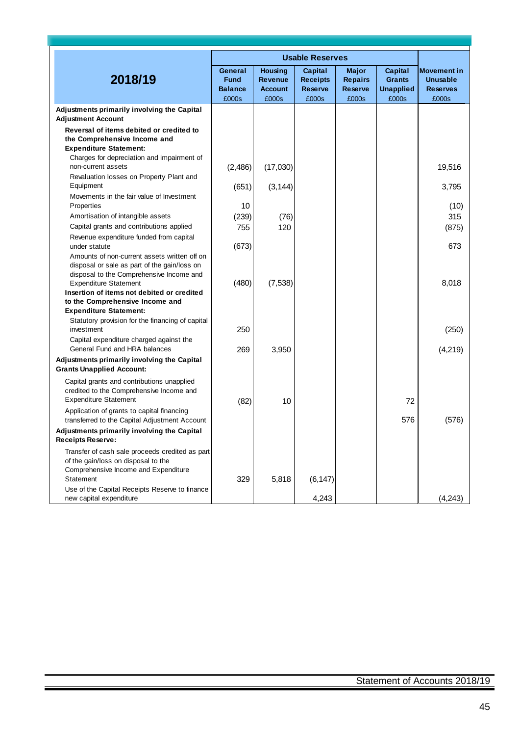| 2018/19 | Usable Reserves | | | | | Movement in Unusable Reserves |
|---|---|---|---|---|---|---|
| | General Fund Balance | Housing Revenue Account | Capital Receipts Reserve | Major Repairs Reserve | Capital Grants Unapplied | |
| | £000s | £000s | £000s | £000s | £000s | £000s |
| **Adjustments primarily involving the Capital Adjustment Account** | | | | | | |
| **Reversal of items debited or credited to the Comprehensive Income and Expenditure Statement:** | | | | | | |
| Charges for depreciation and impairment of non-current assets | (2,486) | (17,030) | | | | 19,516 |
| Revaluation losses on Property Plant and Equipment | (651) | (3,144) | | | | 3,795 |
| Movements in the fair value of Investment Properties | 10 | | | | | (10) |
| Amortisation of intangible assets | (239) | (76) | | | | 315 |
| Capital grants and contributions applied | 755 | 120 | | | | (875) |
| Revenue expenditure funded from capital under statute | (673) | | | | | 673 |
| Amounts of non-current assets written off on disposal or sale as part of the gain/loss on disposal to the Comprehensive Income and Expenditure Statement | (480) | (7,538) | | | | 8,018 |
| **Insertion of items not debited or credited to the Comprehensive Income and Expenditure Statement:** | | | | | | |
| Statutory provision for the financing of capital investment | 250 | | | | | (250) |
| Capital expenditure charged against the General Fund and HRA balances | 269 | 3,950 | | | | (4,219) |
| **Adjustments primarily involving the Capital Grants Unapplied Account:** | | | | | | |
| Capital grants and contributions unapplied credited to the Comprehensive Income and Expenditure Statement | (82) | 10 | | | 72 | |
| Application of grants to capital financing transferred to the Capital Adjustment Account | | | | | 576 | (576) |
| **Adjustments primarily involving the Capital Receipts Reserve:** | | | | | | |
| Transfer of cash sale proceeds credited as part of the gain/loss on disposal to the Comprehensive Income and Expenditure Statement | 329 | 5,818 | (6,147) | | | |
| Use of the Capital Receipts Reserve to finance new capital expenditure | | | 4,243 | | | (4,243) |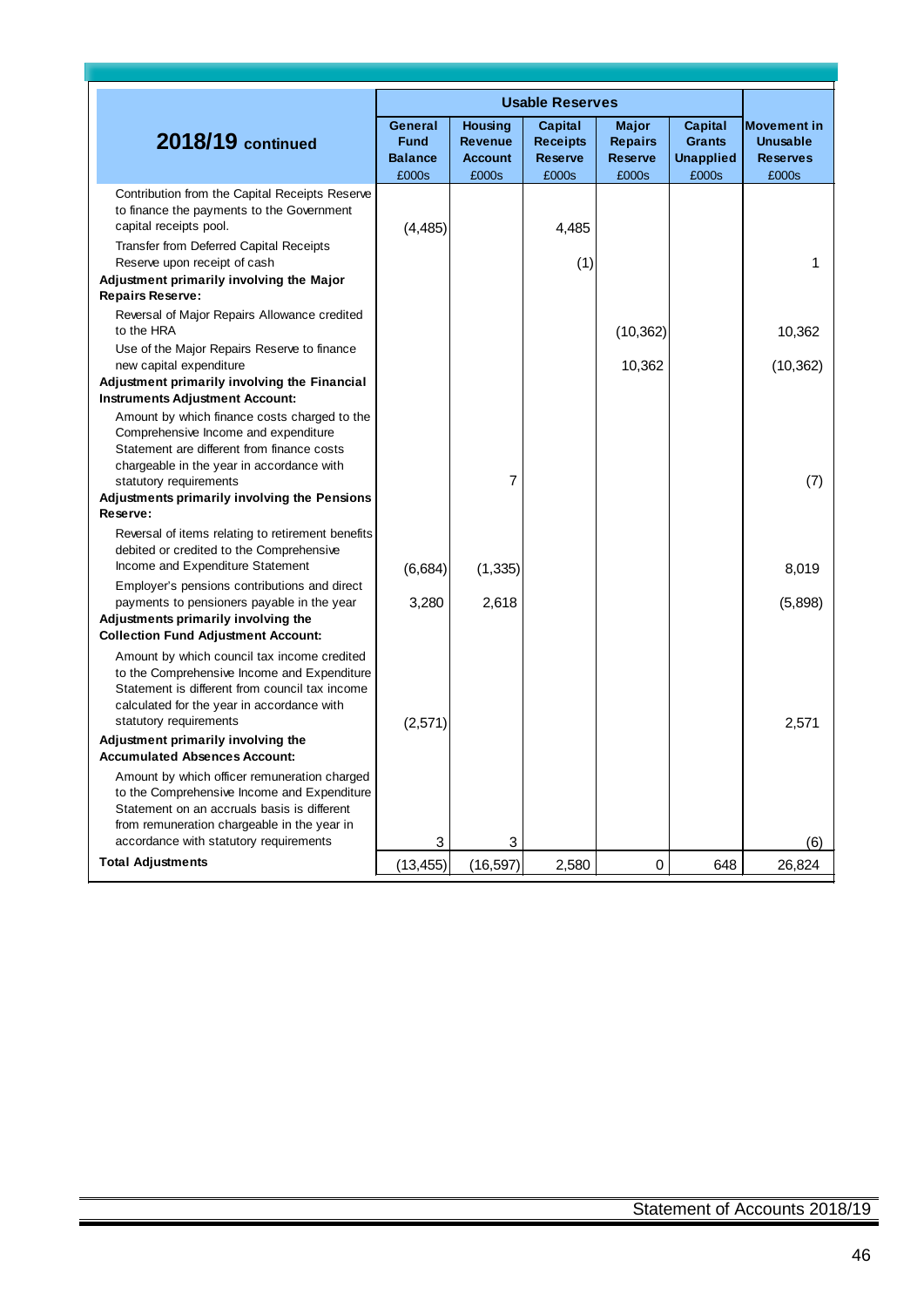| 2018/19 continued | Usable Reserves | | | | | Movement in Unusable Reserves |
|---|---|---|---|---|---|---|
| | General Fund Balance | Housing Revenue Account | Capital Receipts Reserve | Major Repairs Reserve | Capital Grants Unapplied | |
| | £000s | £000s | £000s | £000s | £000s | £000s |
| Contribution from the Capital Receipts Reserve to finance the payments to the Government capital receipts pool. | (4,485) | | 4,485 | | | |
| Transfer from Deferred Capital Receipts Reserve upon receipt of cash | | | (1) | | | 1 |
| **Adjustment primarily involving the Major Repairs Reserve:** | | | | | | |
| Reversal of Major Repairs Allowance credited to the HRA | | | | (10,362) | | 10,362 |
| Use of the Major Repairs Reserve to finance new capital expenditure | | | | 10,362 | | (10,362) |
| **Adjustment primarily involving the Financial Instruments Adjustment Account:** | | | | | | |
| Amount by which finance costs charged to the Comprehensive Income and expenditure Statement are different from finance costs chargeable in the year in accordance with statutory requirements | | 7 | | | | (7) |
| **Adjustments primarily involving the Pensions Reserve:** | | | | | | |
| Reversal of items relating to retirement benefits debited or credited to the Comprehensive Income and Expenditure Statement | (6,684) | (1,335) | | | | 8,019 |
| Employer's pensions contributions and direct payments to pensioners payable in the year | 3,280 | 2,618 | | | | (5,898) |
| **Adjustments primarily involving the Collection Fund Adjustment Account:** | | | | | | |
| Amount by which council tax income credited to the Comprehensive Income and Expenditure Statement is different from council tax income calculated for the year in accordance with statutory requirements | (2,571) | | | | | 2,571 |
| **Adjustment primarily involving the Accumulated Absences Account:** | | | | | | |
| Amount by which officer remuneration charged to the Comprehensive Income and Expenditure Statement on an accruals basis is different from remuneration chargeable in the year in accordance with statutory requirements | 3 | 3 | | | | (6) |
| **Total Adjustments** | (13,455) | (16,597) | 2,580 | 0 | 648 | 26,824 |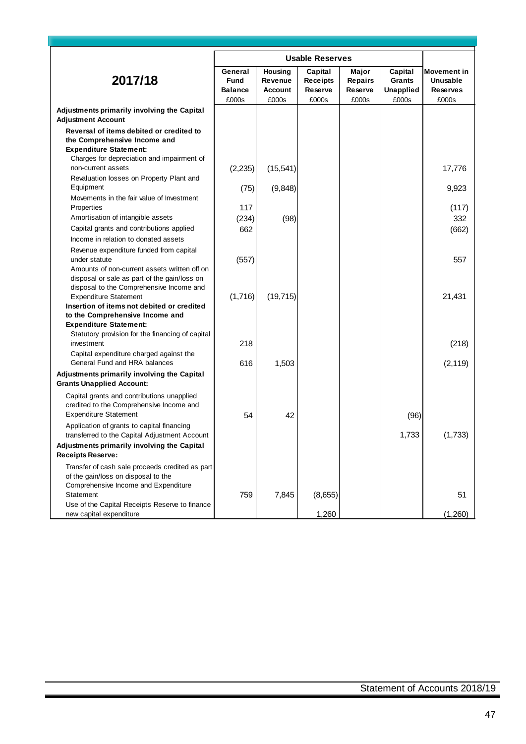| 2017/18 | Usable Reserves | | | | | |
|---|---|---|---|---|---|---|
| | General Fund Balance £000s | Housing Revenue Account £000s | Capital Receipts Reserve £000s | Major Repairs Reserve £000s | Capital Grants Unapplied £000s | Movement in Unusable Reserves £000s |
| **Adjustments primarily involving the Capital Adjustment Account** | | | | | | |
| **Reversal of items debited or credited to the Comprehensive Income and Expenditure Statement:** | | | | | | |
| Charges for depreciation and impairment of non-current assets | (2,235) | (15,541) | | | | 17,776 |
| Revaluation losses on Property Plant and Equipment | (75) | (9,848) | | | | 9,923 |
| Movements in the fair value of Investment Properties | 117 | | | | | (117) |
| Amortisation of intangible assets | (234) | (98) | | | | 332 |
| Capital grants and contributions applied | 662 | | | | | (662) |
| Income in relation to donated assets | | | | | | |
| Revenue expenditure funded from capital under statute | (557) | | | | | 557 |
| Amounts of non-current assets written off on disposal or sale as part of the gain/loss on disposal to the Comprehensive Income and Expenditure Statement | (1,716) | (19,715) | | | | 21,431 |
| **Insertion of items not debited or credited to the Comprehensive Income and Expenditure Statement:** | | | | | | |
| Statutory provision for the financing of capital investment | 218 | | | | | (218) |
| Capital expenditure charged against the General Fund and HRA balances | 616 | 1,503 | | | | (2,119) |
| **Adjustments primarily involving the Capital Grants Unapplied Account:** | | | | | | |
| Capital grants and contributions unapplied credited to the Comprehensive Income and Expenditure Statement | 54 | 42 | | | (96) | |
| Application of grants to capital financing transferred to the Capital Adjustment Account | | | | | 1,733 | (1,733) |
| **Adjustments primarily involving the Capital Receipts Reserve:** | | | | | | |
| Transfer of cash sale proceeds credited as part of the gain/loss on disposal to the Comprehensive Income and Expenditure Statement | 759 | 7,845 | (8,655) | | | 51 |
| Use of the Capital Receipts Reserve to finance new capital expenditure | | | 1,260 | | | (1,260) |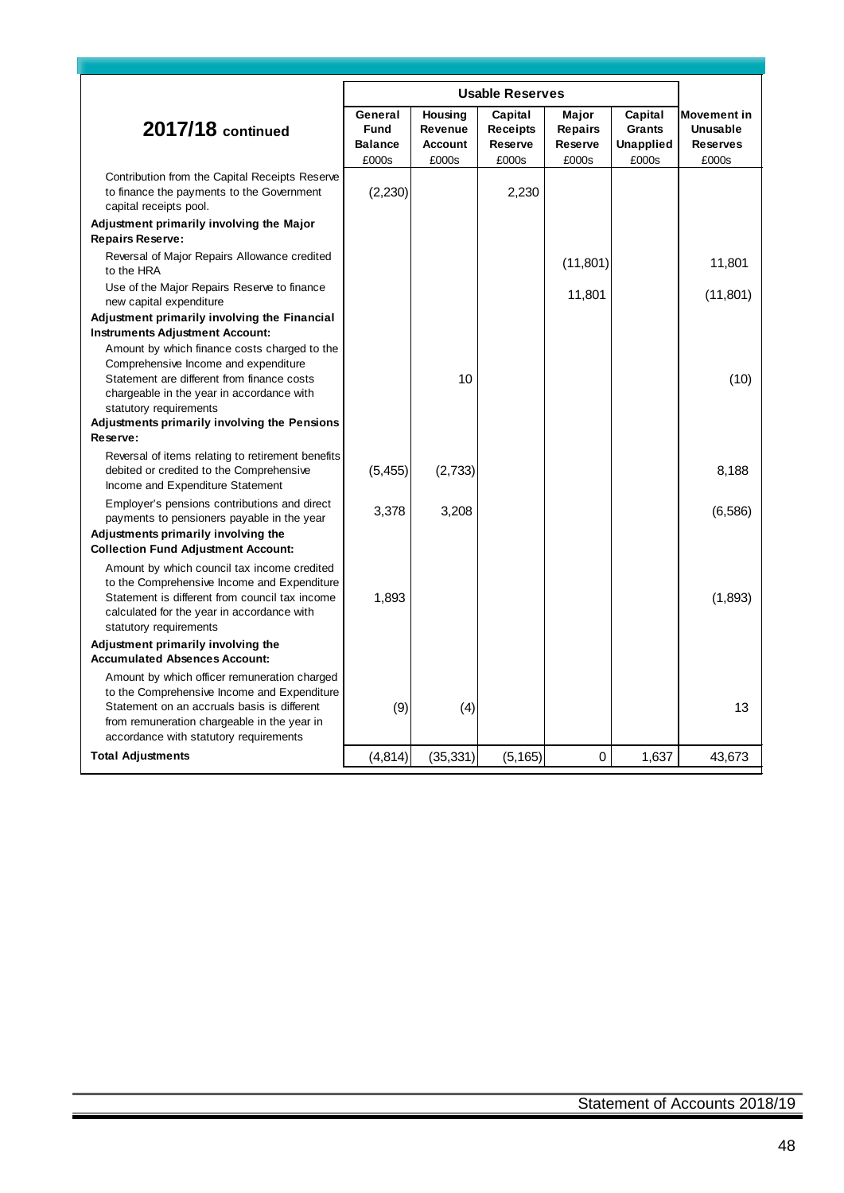| 2017/18 continued | Usable Reserves | | | | | |
|---|---|---|---|---|---|---|
| | General Fund Balance £000s | Housing Revenue Account £000s | Capital Receipts Reserve £000s | Major Repairs Reserve £000s | Capital Grants Unapplied £000s | Movement in Unusable Reserves £000s |
| Contribution from the Capital Receipts Reserve to finance the payments to the Government capital receipts pool. | (2,230) | | 2,230 | | | |
| **Adjustment primarily involving the Major Repairs Reserve:** | | | | | | |
| Reversal of Major Repairs Allowance credited to the HRA | | | | (11,801) | | 11,801 |
| Use of the Major Repairs Reserve to finance new capital expenditure | | | | 11,801 | | (11,801) |
| **Adjustment primarily involving the Financial Instruments Adjustment Account:** | | | | | | |
| Amount by which finance costs charged to the Comprehensive Income and expenditure Statement are different from finance costs chargeable in the year in accordance with statutory requirements | | 10 | | | | (10) |
| **Adjustments primarily involving the Pensions Reserve:** | | | | | | |
| Reversal of items relating to retirement benefits debited or credited to the Comprehensive Income and Expenditure Statement | (5,455) | (2,733) | | | | 8,188 |
| Employer's pensions contributions and direct payments to pensioners payable in the year | 3,378 | 3,208 | | | | (6,586) |
| **Adjustments primarily involving the Collection Fund Adjustment Account:** | | | | | | |
| Amount by which council tax income credited to the Comprehensive Income and Expenditure Statement is different from council tax income calculated for the year in accordance with statutory requirements | 1,893 | | | | | (1,893) |
| **Adjustment primarily involving the Accumulated Absences Account:** | | | | | | |
| Amount by which officer remuneration charged to the Comprehensive Income and Expenditure Statement on an accruals basis is different from remuneration chargeable in the year in accordance with statutory requirements | (9) | (4) | | | | 13 |
| **Total Adjustments** | (4,814) | (35,331) | (5,165) | 0 | 1,637 | 43,673 |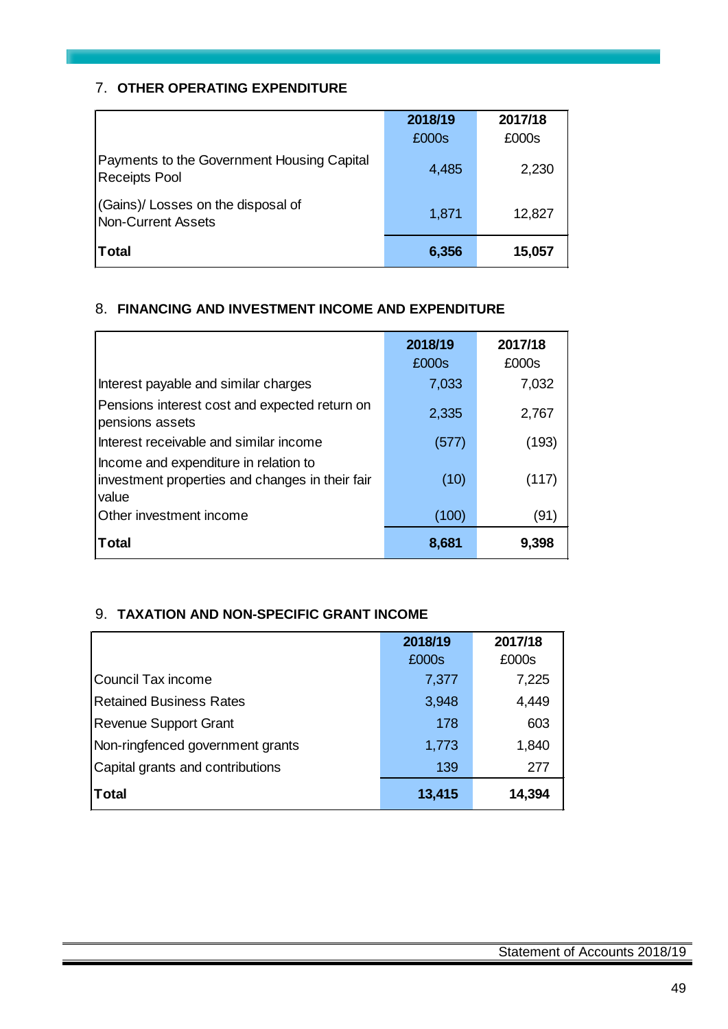## 7. OTHER OPERATING EXPENDITURE

| | 2018/19<br>£000s | 2017/18<br>£000s |
|---|---|---|
| Payments to the Government Housing Capital Receipts Pool | 4,485 | 2,230 |
| (Gains)/ Losses on the disposal of Non-Current Assets | 1,871 | 12,827 |
| **Total** | **6,356** | **15,057** |

## 8. FINANCING AND INVESTMENT INCOME AND EXPENDITURE

| | 2018/19<br>£000s | 2017/18<br>£000s |
|---|---|---|
| Interest payable and similar charges | 7,033 | 7,032 |
| Pensions interest cost and expected return on pensions assets | 2,335 | 2,767 |
| Interest receivable and similar income | (577) | (193) |
| Income and expenditure in relation to investment properties and changes in their fair value | (10) | (117) |
| Other investment income | (100) | (91) |
| **Total** | **8,681** | **9,398** |

## 9. TAXATION AND NON-SPECIFIC GRANT INCOME

| | 2018/19<br>£000s | 2017/18<br>£000s |
|---|---|---|
| Council Tax income | 7,377 | 7,225 |
| Retained Business Rates | 3,948 | 4,449 |
| Revenue Support Grant | 178 | 603 |
| Non-ringfenced government grants | 1,773 | 1,840 |
| Capital grants and contributions | 139 | 277 |
| **Total** | **13,415** | **14,394** |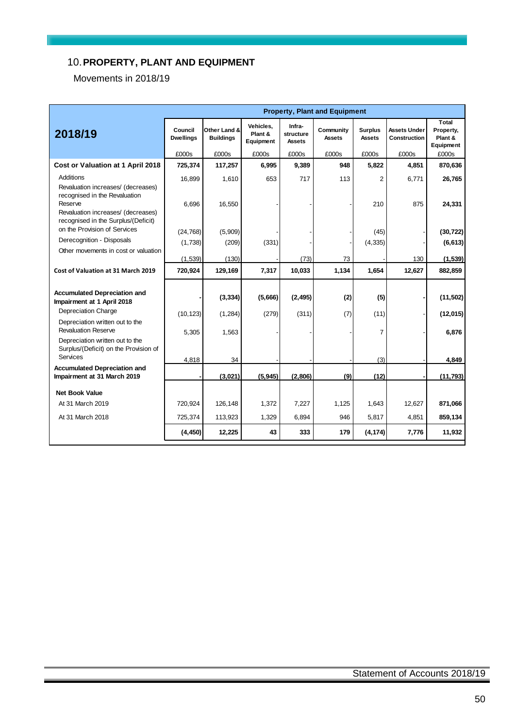## 10. PROPERTY, PLANT AND EQUIPMENT

Movements in 2018/19

| 2018/19 | Council Dwellings | Other Land & Buildings | Vehicles, Plant & Equipment | Infra-structure Assets | Community Assets | Surplus Assets | Assets Under Construction | Total Property, Plant & Equipment |
|---|---|---|---|---|---|---|---|---|
| | £000s | £000s | £000s | £000s | £000s | £000s | £000s | £000s |
| **Cost or Valuation at 1 April 2018** | **725,374** | **117,257** | **6,995** | **9,389** | **948** | **5,822** | **4,851** | **870,636** |
| Additions | 16,899 | 1,610 | 653 | 717 | 113 | 2 | 6,771 | **26,765** |
| Revaluation increases/ (decreases) recognised in the Revaluation Reserve | 6,696 | 16,550 | - | - | - | 210 | 875 | **24,331** |
| Revaluation increases/ (decreases) recognised in the Surplus/(Deficit) on the Provision of Services | (24,768) | (5,909) | - | - | - | (45) | - | **(30,722)** |
| Derecognition - Disposals | (1,738) | (209) | (331) | - | - | (4,335) | - | **(6,613)** |
| Other movements in cost or valuation | (1,539) | (130) | - | (73) | 73 | - | 130 | **(1,539)** |
| **Cost of Valuation at 31 March 2019** | **720,924** | **129,169** | **7,317** | **10,033** | **1,134** | **1,654** | **12,627** | **882,859** |
| | | | | | | | | |
| **Accumulated Depreciation and Impairment at 1 April 2018** | **-** | **(3,334)** | **(5,666)** | **(2,495)** | **(2)** | **(5)** | **-** | **(11,502)** |
| Depreciation Charge | (10,123) | (1,284) | (279) | (311) | (7) | (11) | - | **(12,015)** |
| Depreciation written out to the Revaluation Reserve | 5,305 | 1,563 | - | - | - | 7 | - | **6,876** |
| Depreciation written out to the Surplus/(Deficit) on the Provision of Services | 4,818 | 34 | - | - | - | (3) | - | **4,849** |
| **Accumulated Depreciation and Impairment at 31 March 2019** | **-** | **(3,021)** | **(5,945)** | **(2,806)** | **(9)** | **(12)** | **-** | **(11,793)** |
| | | | | | | | | |
| **Net Book Value** | | | | | | | | |
| At 31 March 2019 | 720,924 | 126,148 | 1,372 | 7,227 | 1,125 | 1,643 | 12,627 | **871,066** |
| At 31 March 2018 | 725,374 | 113,923 | 1,329 | 6,894 | 946 | 5,817 | 4,851 | **859,134** |
| | **(4,450)** | **12,225** | **43** | **333** | **179** | **(4,174)** | **7,776** | **11,932** |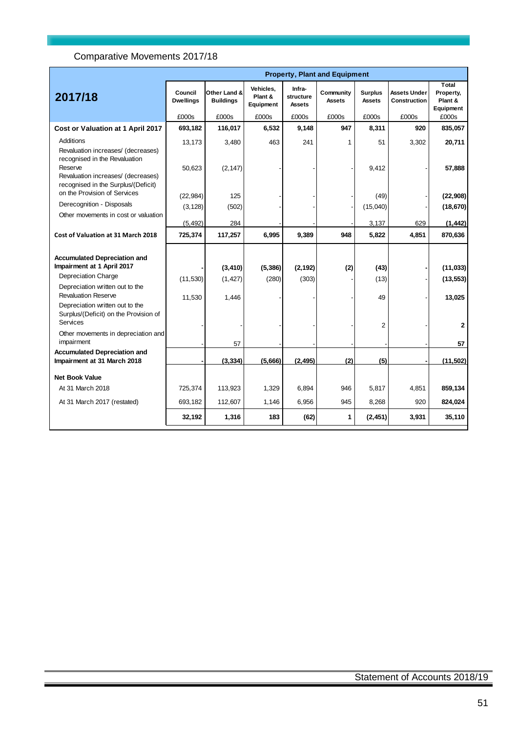## Comparative Movements 2017/18

| 2017/18 | Property, Plant and Equipment | | | | | | | |
|---|---|---|---|---|---|---|---|---|
| | Council Dwellings | Other Land & Buildings | Vehicles, Plant & Equipment | Infra-structure Assets | Community Assets | Surplus Assets | Assets Under Construction | Total Property, Plant & Equipment |
| | £000s | £000s | £000s | £000s | £000s | £000s | £000s | £000s |
| **Cost or Valuation at 1 April 2017** | **693,182** | **116,017** | **6,532** | **9,148** | **947** | **8,311** | **920** | **835,057** |
| Additions | 13,173 | 3,480 | 463 | 241 | 1 | 51 | 3,302 | **20,711** |
| Revaluation increases/ (decreases) recognised in the Revaluation Reserve | 50,623 | (2,147) | - | - | - | 9,412 | - | **57,888** |
| Revaluation increases/ (decreases) recognised in the Surplus/(Deficit) on the Provision of Services | (22,984) | 125 | - | - | - | (49) | - | **(22,908)** |
| Derecognition - Disposals | (3,128) | (502) | - | - | - | (15,040) | - | **(18,670)** |
| Other movements in cost or valuation | (5,492) | 284 | - | - | - | 3,137 | 629 | **(1,442)** |
| **Cost of Valuation at 31 March 2018** | **725,374** | **117,257** | **6,995** | **9,389** | **948** | **5,822** | **4,851** | **870,636** |
| | | | | | | | | |
| **Accumulated Depreciation and Impairment at 1 April 2017** | **-** | **(3,410)** | **(5,386)** | **(2,192)** | **(2)** | **(43)** | **-** | **(11,033)** |
| Depreciation Charge | (11,530) | (1,427) | (280) | (303) | - | (13) | - | **(13,553)** |
| Depreciation written out to the Revaluation Reserve | 11,530 | 1,446 | - | - | - | 49 | - | **13,025** |
| Depreciation written out to the Surplus/(Deficit) on the Provision of Services | - | - | - | - | - | 2 | - | **2** |
| Other movements in depreciation and impairment | - | 57 | - | - | - | - | - | **57** |
| **Accumulated Depreciation and Impairment at 31 March 2018** | **-** | **(3,334)** | **(5,666)** | **(2,495)** | **(2)** | **(5)** | **-** | **(11,502)** |
| | | | | | | | | |
| **Net Book Value** | | | | | | | | |
| At 31 March 2018 | 725,374 | 113,923 | 1,329 | 6,894 | 946 | 5,817 | 4,851 | **859,134** |
| At 31 March 2017 (restated) | 693,182 | 112,607 | 1,146 | 6,956 | 945 | 8,268 | 920 | **824,024** |
| | **32,192** | **1,316** | **183** | **(62)** | **1** | **(2,451)** | **3,931** | **35,110** |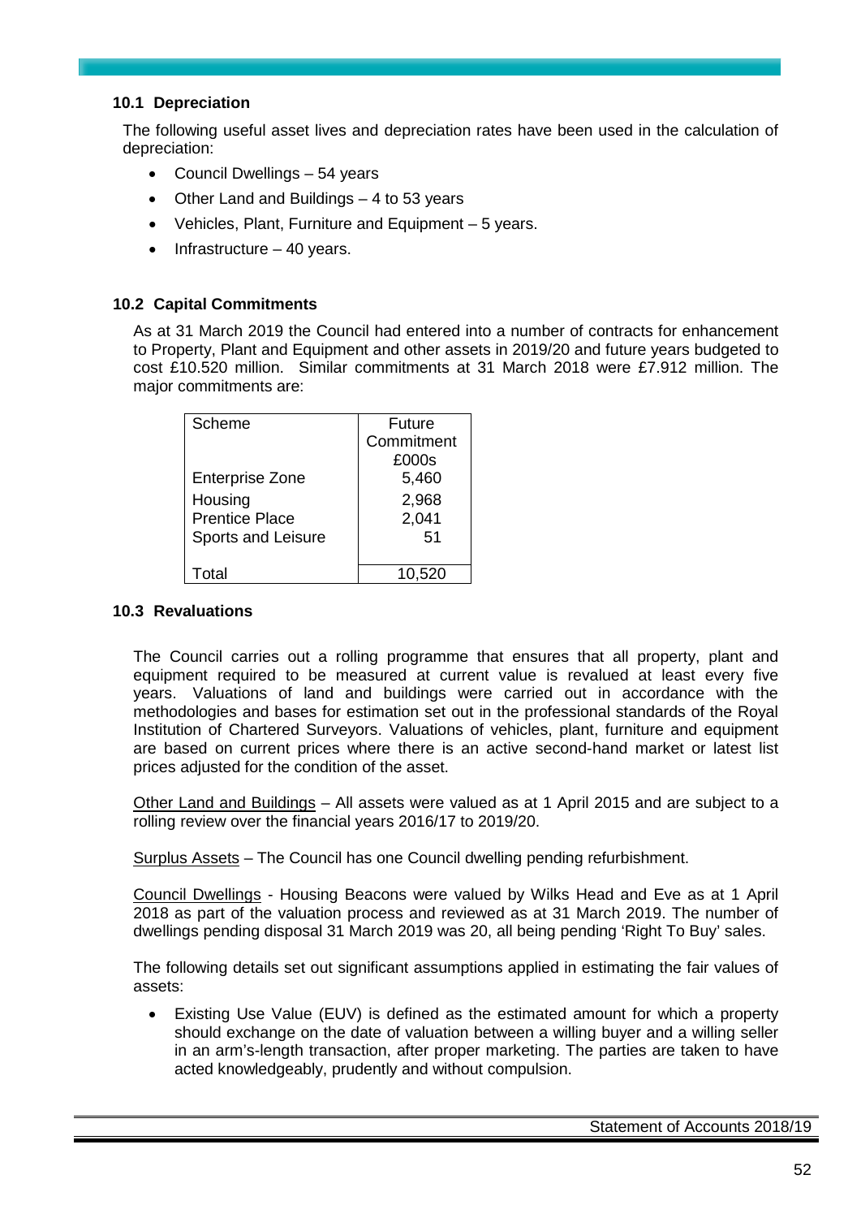### 10.1 Depreciation

The following useful asset lives and depreciation rates have been used in the calculation of depreciation:

- Council Dwellings – 54 years
- Other Land and Buildings – 4 to 53 years
- Vehicles, Plant, Furniture and Equipment – 5 years.
- Infrastructure – 40 years.

### 10.2 Capital Commitments

As at 31 March 2019 the Council had entered into a number of contracts for enhancement to Property, Plant and Equipment and other assets in 2019/20 and future years budgeted to cost £10.520 million. Similar commitments at 31 March 2018 were £7.912 million. The major commitments are:

| Scheme | Future Commitment £000s |
|---|---|
| Enterprise Zone | 5,460 |
| Housing | 2,968 |
| Prentice Place | 2,041 |
| Sports and Leisure | 51 |
| Total | 10,520 |

### 10.3 Revaluations

The Council carries out a rolling programme that ensures that all property, plant and equipment required to be measured at current value is revalued at least every five years. Valuations of land and buildings were carried out in accordance with the methodologies and bases for estimation set out in the professional standards of the Royal Institution of Chartered Surveyors. Valuations of vehicles, plant, furniture and equipment are based on current prices where there is an active second-hand market or latest list prices adjusted for the condition of the asset.

Other Land and Buildings – All assets were valued as at 1 April 2015 and are subject to a rolling review over the financial years 2016/17 to 2019/20.

Surplus Assets – The Council has one Council dwelling pending refurbishment.

Council Dwellings - Housing Beacons were valued by Wilks Head and Eve as at 1 April 2018 as part of the valuation process and reviewed as at 31 March 2019. The number of dwellings pending disposal 31 March 2019 was 20, all being pending 'Right To Buy' sales.

The following details set out significant assumptions applied in estimating the fair values of assets:

- Existing Use Value (EUV) is defined as the estimated amount for which a property should exchange on the date of valuation between a willing buyer and a willing seller in an arm's-length transaction, after proper marketing. The parties are taken to have acted knowledgeably, prudently and without compulsion.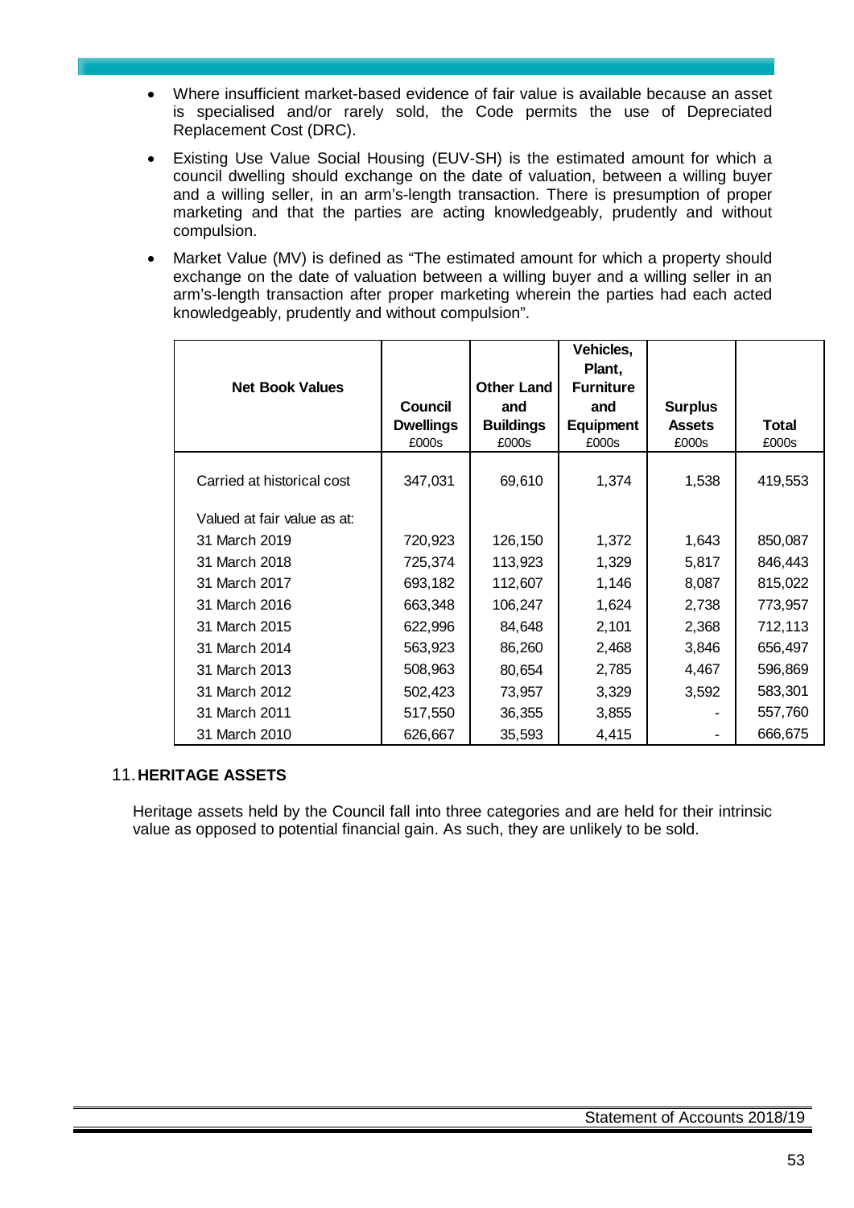- Where insufficient market-based evidence of fair value is available because an asset is specialised and/or rarely sold, the Code permits the use of Depreciated Replacement Cost (DRC).
- Existing Use Value Social Housing (EUV-SH) is the estimated amount for which a council dwelling should exchange on the date of valuation, between a willing buyer and a willing seller, in an arm's-length transaction. There is presumption of proper marketing and that the parties are acting knowledgeably, prudently and without compulsion.
- Market Value (MV) is defined as "The estimated amount for which a property should exchange on the date of valuation between a willing buyer and a willing seller in an arm's-length transaction after proper marketing wherein the parties had each acted knowledgeably, prudently and without compulsion".

| Net Book Values | Council Dwellings | Other Land and Buildings | Vehicles, Plant, Furniture and Equipment | Surplus Assets | Total |
|---|---|---|---|---|---|
| | £000s | £000s | £000s | £000s | £000s |
| Carried at historical cost | 347,031 | 69,610 | 1,374 | 1,538 | 419,553 |
| Valued at fair value as at: | | | | | |
| 31 March 2019 | 720,923 | 126,150 | 1,372 | 1,643 | 850,087 |
| 31 March 2018 | 725,374 | 113,923 | 1,329 | 5,817 | 846,443 |
| 31 March 2017 | 693,182 | 112,607 | 1,146 | 8,087 | 815,022 |
| 31 March 2016 | 663,348 | 106,247 | 1,624 | 2,738 | 773,957 |
| 31 March 2015 | 622,996 | 84,648 | 2,101 | 2,368 | 712,113 |
| 31 March 2014 | 563,923 | 86,260 | 2,468 | 3,846 | 656,497 |
| 31 March 2013 | 508,963 | 80,654 | 2,785 | 4,467 | 596,869 |
| 31 March 2012 | 502,423 | 73,957 | 3,329 | 3,592 | 583,301 |
| 31 March 2011 | 517,550 | 36,355 | 3,855 | - | 557,760 |
| 31 March 2010 | 626,667 | 35,593 | 4,415 | - | 666,675 |

## 11. HERITAGE ASSETS

Heritage assets held by the Council fall into three categories and are held for their intrinsic value as opposed to potential financial gain. As such, they are unlikely to be sold.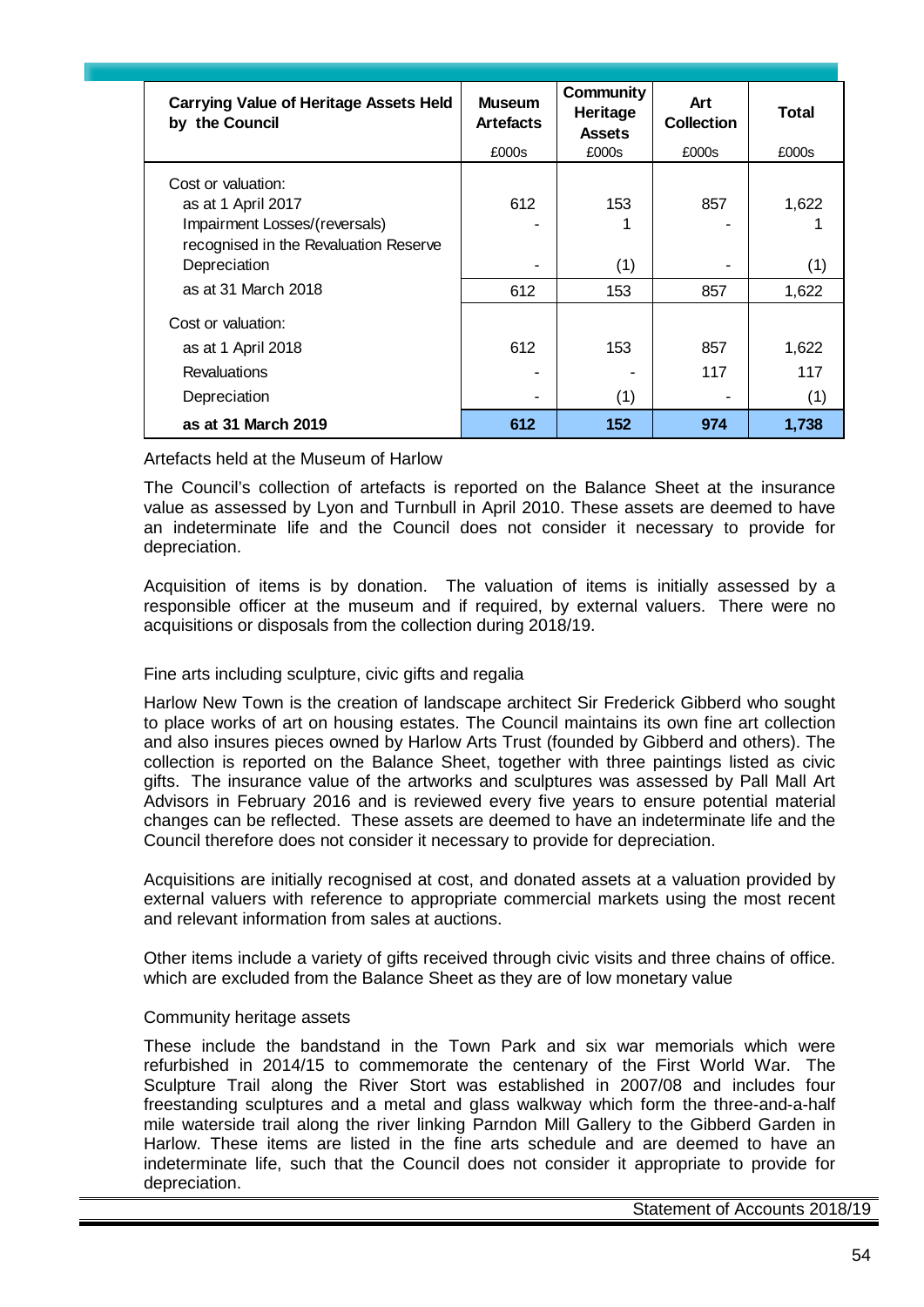| Carrying Value of Heritage Assets Held by the Council | Museum Artefacts | Community Heritage Assets | Art Collection | Total |
|---|---|---|---|---|
| | £000s | £000s | £000s | £000s |
| Cost or valuation: | | | | |
| as at 1 April 2017 | 612 | 153 | 857 | 1,622 |
| Impairment Losses/(reversals) recognised in the Revaluation Reserve | - | 1 | - | 1 |
| Depreciation | - | (1) | - | (1) |
| as at 31 March 2018 | 612 | 153 | 857 | 1,622 |
| Cost or valuation: | | | | |
| as at 1 April 2018 | 612 | 153 | 857 | 1,622 |
| Revaluations | - | - | 117 | 117 |
| Depreciation | - | (1) | - | (1) |
| **as at 31 March 2019** | **612** | **152** | **974** | **1,738** |

Artefacts held at the Museum of Harlow

The Council's collection of artefacts is reported on the Balance Sheet at the insurance value as assessed by Lyon and Turnbull in April 2010. These assets are deemed to have an indeterminate life and the Council does not consider it necessary to provide for depreciation.

Acquisition of items is by donation. The valuation of items is initially assessed by a responsible officer at the museum and if required, by external valuers. There were no acquisitions or disposals from the collection during 2018/19.

Fine arts including sculpture, civic gifts and regalia

Harlow New Town is the creation of landscape architect Sir Frederick Gibberd who sought to place works of art on housing estates. The Council maintains its own fine art collection and also insures pieces owned by Harlow Arts Trust (founded by Gibberd and others). The collection is reported on the Balance Sheet, together with three paintings listed as civic gifts. The insurance value of the artworks and sculptures was assessed by Pall Mall Art Advisors in February 2016 and is reviewed every five years to ensure potential material changes can be reflected. These assets are deemed to have an indeterminate life and the Council therefore does not consider it necessary to provide for depreciation.

Acquisitions are initially recognised at cost, and donated assets at a valuation provided by external valuers with reference to appropriate commercial markets using the most recent and relevant information from sales at auctions.

Other items include a variety of gifts received through civic visits and three chains of office. which are excluded from the Balance Sheet as they are of low monetary value

Community heritage assets

These include the bandstand in the Town Park and six war memorials which were refurbished in 2014/15 to commemorate the centenary of the First World War. The Sculpture Trail along the River Stort was established in 2007/08 and includes four freestanding sculptures and a metal and glass walkway which form the three-and-a-half mile waterside trail along the river linking Parndon Mill Gallery to the Gibberd Garden in Harlow. These items are listed in the fine arts schedule and are deemed to have an indeterminate life, such that the Council does not consider it appropriate to provide for depreciation.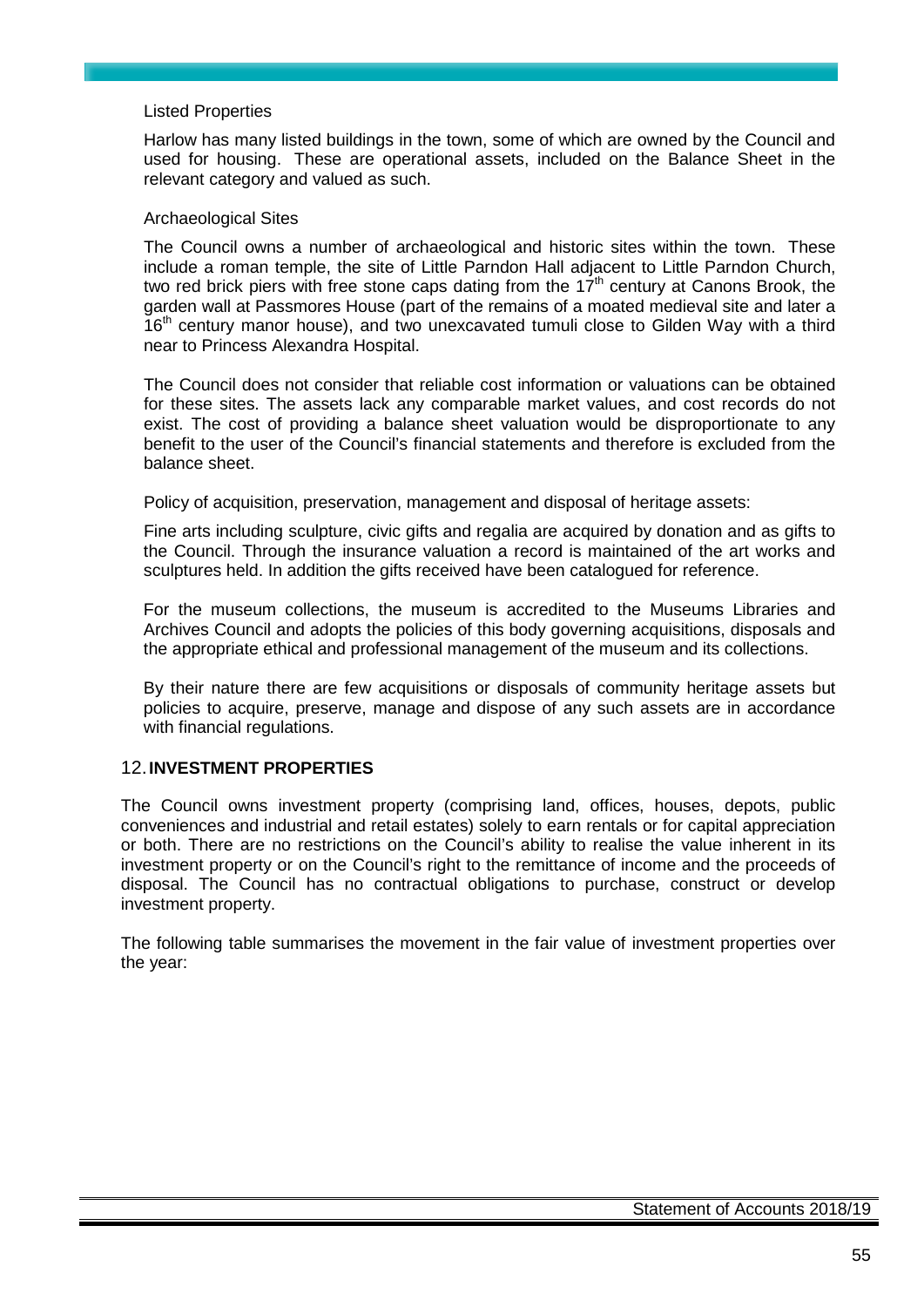Listed Properties

Harlow has many listed buildings in the town, some of which are owned by the Council and used for housing. These are operational assets, included on the Balance Sheet in the relevant category and valued as such.

Archaeological Sites

The Council owns a number of archaeological and historic sites within the town. These include a roman temple, the site of Little Parndon Hall adjacent to Little Parndon Church, two red brick piers with free stone caps dating from the 17th century at Canons Brook, the garden wall at Passmores House (part of the remains of a moated medieval site and later a 16th century manor house), and two unexcavated tumuli close to Gilden Way with a third near to Princess Alexandra Hospital.

The Council does not consider that reliable cost information or valuations can be obtained for these sites. The assets lack any comparable market values, and cost records do not exist. The cost of providing a balance sheet valuation would be disproportionate to any benefit to the user of the Council's financial statements and therefore is excluded from the balance sheet.

Policy of acquisition, preservation, management and disposal of heritage assets:

Fine arts including sculpture, civic gifts and regalia are acquired by donation and as gifts to the Council. Through the insurance valuation a record is maintained of the art works and sculptures held. In addition the gifts received have been catalogued for reference.

For the museum collections, the museum is accredited to the Museums Libraries and Archives Council and adopts the policies of this body governing acquisitions, disposals and the appropriate ethical and professional management of the museum and its collections.

By their nature there are few acquisitions or disposals of community heritage assets but policies to acquire, preserve, manage and dispose of any such assets are in accordance with financial regulations.

## 12. INVESTMENT PROPERTIES

The Council owns investment property (comprising land, offices, houses, depots, public conveniences and industrial and retail estates) solely to earn rentals or for capital appreciation or both. There are no restrictions on the Council's ability to realise the value inherent in its investment property or on the Council's right to the remittance of income and the proceeds of disposal. The Council has no contractual obligations to purchase, construct or develop investment property.

The following table summarises the movement in the fair value of investment properties over the year: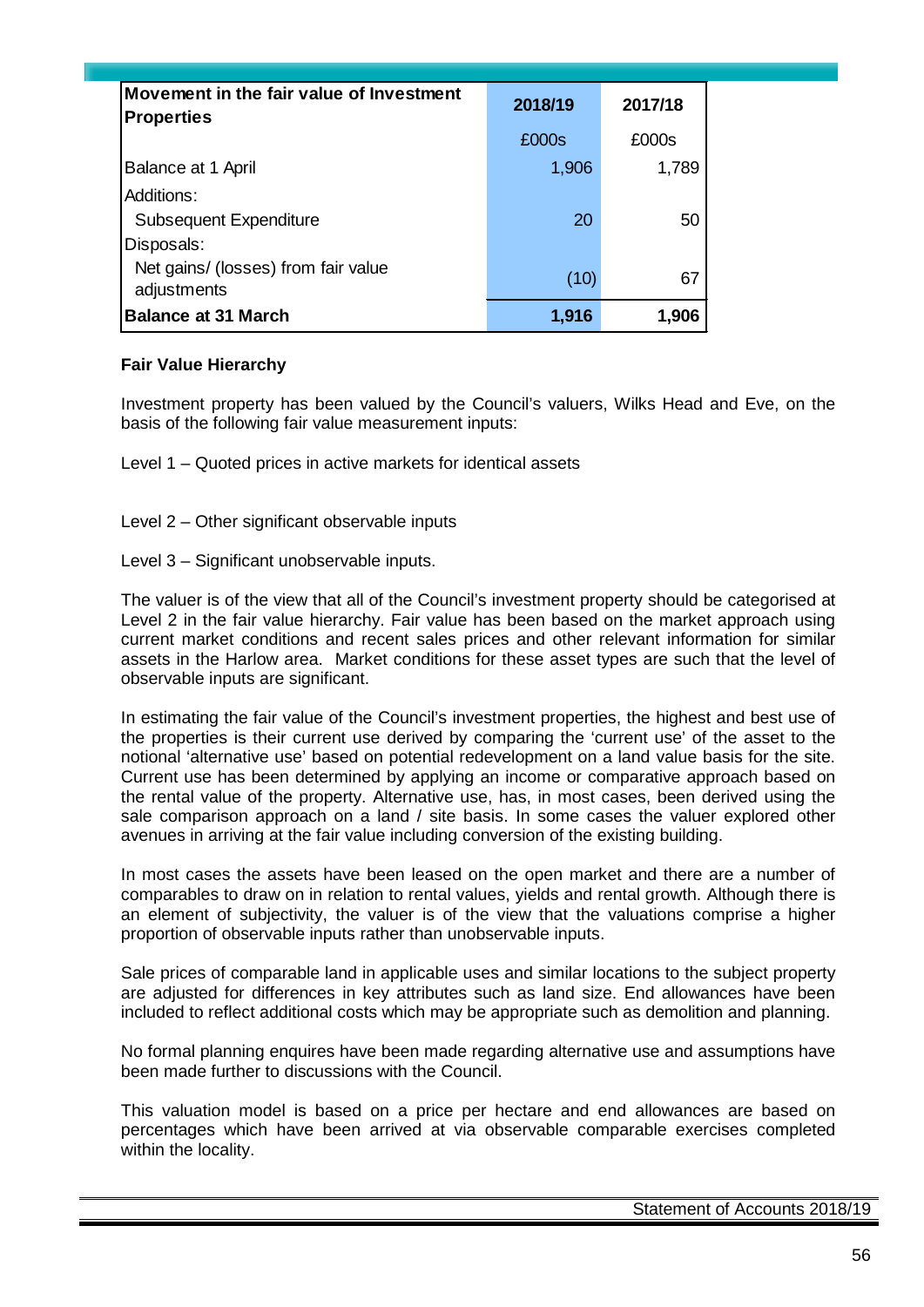| Movement in the fair value of Investment Properties | 2018/19 | 2017/18 |
|---|---|---|
| | £000s | £000s |
| Balance at 1 April | 1,906 | 1,789 |
| Additions: | | |
| Subsequent Expenditure | 20 | 50 |
| Disposals: | | |
| Net gains/ (losses) from fair value adjustments | (10) | 67 |
| **Balance at 31 March** | **1,916** | **1,906** |

**Fair Value Hierarchy**

Investment property has been valued by the Council's valuers, Wilks Head and Eve, on the basis of the following fair value measurement inputs:

Level 1 – Quoted prices in active markets for identical assets

Level 2 – Other significant observable inputs

Level 3 – Significant unobservable inputs.

The valuer is of the view that all of the Council's investment property should be categorised at Level 2 in the fair value hierarchy. Fair value has been based on the market approach using current market conditions and recent sales prices and other relevant information for similar assets in the Harlow area. Market conditions for these asset types are such that the level of observable inputs are significant.

In estimating the fair value of the Council's investment properties, the highest and best use of the properties is their current use derived by comparing the 'current use' of the asset to the notional 'alternative use' based on potential redevelopment on a land value basis for the site. Current use has been determined by applying an income or comparative approach based on the rental value of the property. Alternative use, has, in most cases, been derived using the sale comparison approach on a land / site basis. In some cases the valuer explored other avenues in arriving at the fair value including conversion of the existing building.

In most cases the assets have been leased on the open market and there are a number of comparables to draw on in relation to rental values, yields and rental growth. Although there is an element of subjectivity, the valuer is of the view that the valuations comprise a higher proportion of observable inputs rather than unobservable inputs.

Sale prices of comparable land in applicable uses and similar locations to the subject property are adjusted for differences in key attributes such as land size. End allowances have been included to reflect additional costs which may be appropriate such as demolition and planning.

No formal planning enquires have been made regarding alternative use and assumptions have been made further to discussions with the Council.

This valuation model is based on a price per hectare and end allowances are based on percentages which have been arrived at via observable comparable exercises completed within the locality.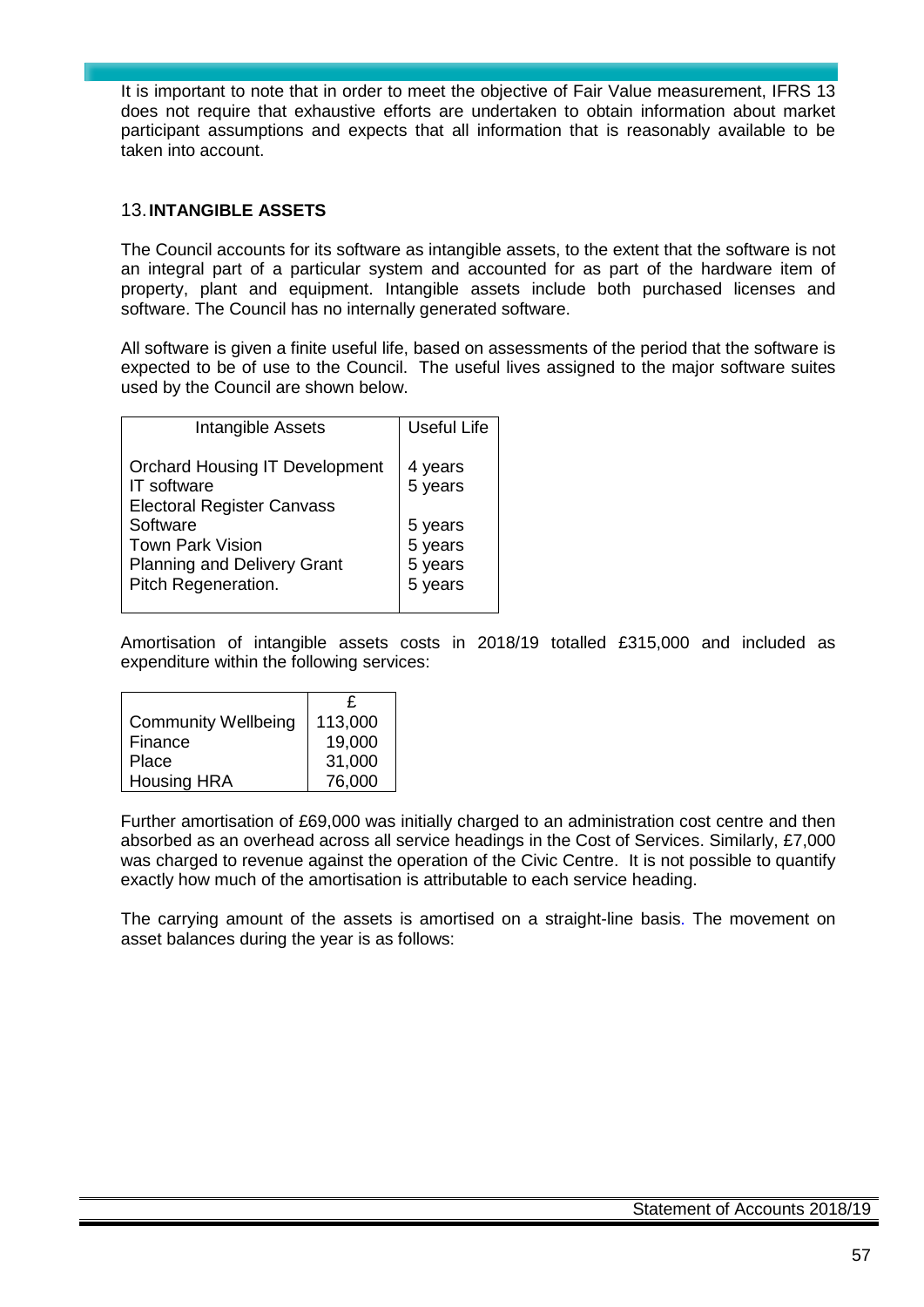It is important to note that in order to meet the objective of Fair Value measurement, IFRS 13 does not require that exhaustive efforts are undertaken to obtain information about market participant assumptions and expects that all information that is reasonably available to be taken into account.

## 13. INTANGIBLE ASSETS

The Council accounts for its software as intangible assets, to the extent that the software is not an integral part of a particular system and accounted for as part of the hardware item of property, plant and equipment. Intangible assets include both purchased licenses and software. The Council has no internally generated software.

All software is given a finite useful life, based on assessments of the period that the software is expected to be of use to the Council. The useful lives assigned to the major software suites used by the Council are shown below.

| Intangible Assets | Useful Life |
|---|---|
| Orchard Housing IT Development | 4 years |
| IT software | 5 years |
| Electoral Register Canvass Software | 5 years |
| Town Park Vision | 5 years |
| Planning and Delivery Grant | 5 years |
| Pitch Regeneration. | 5 years |

Amortisation of intangible assets costs in 2018/19 totalled £315,000 and included as expenditure within the following services:

| | £ |
|---|---|
| Community Wellbeing | 113,000 |
| Finance | 19,000 |
| Place | 31,000 |
| Housing HRA | 76,000 |

Further amortisation of £69,000 was initially charged to an administration cost centre and then absorbed as an overhead across all service headings in the Cost of Services. Similarly, £7,000 was charged to revenue against the operation of the Civic Centre. It is not possible to quantify exactly how much of the amortisation is attributable to each service heading.

The carrying amount of the assets is amortised on a straight-line basis. The movement on asset balances during the year is as follows: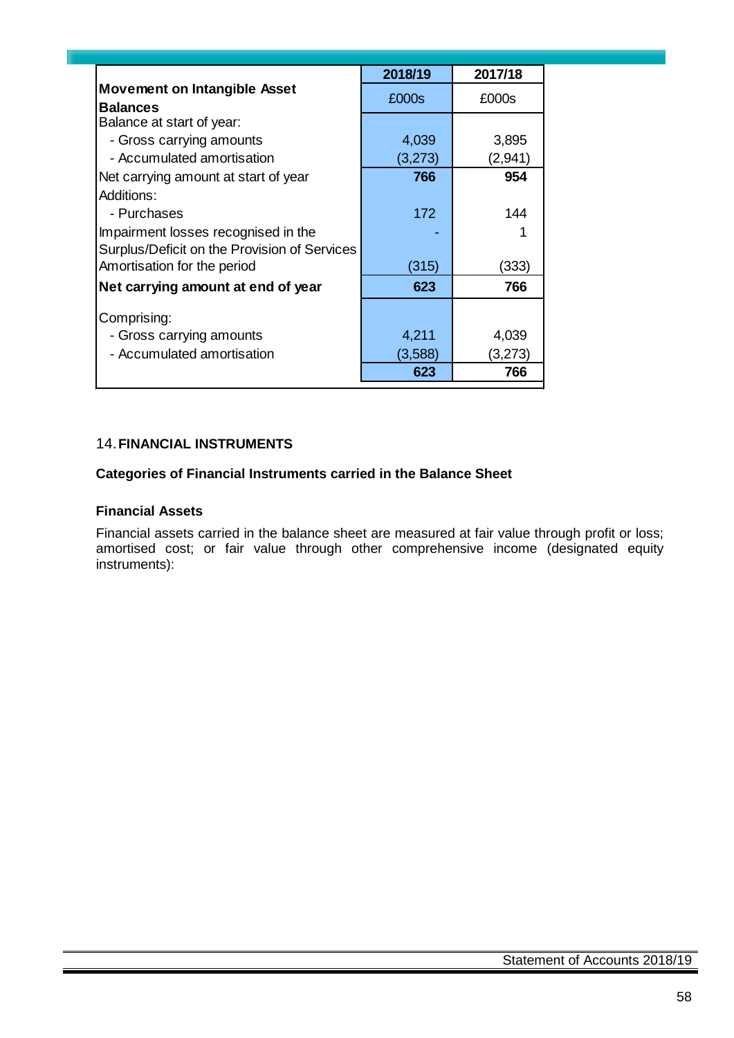| Movement on Intangible Asset Balances | 2018/19 £000s | 2017/18 £000s |
|---|---|---|
| Balance at start of year: | | |
| - Gross carrying amounts | 4,039 | 3,895 |
| - Accumulated amortisation | (3,273) | (2,941) |
| **Net carrying amount at start of year** | **766** | **954** |
| Additions: | | |
| - Purchases | 172 | 144 |
| Impairment losses recognised in the Surplus/Deficit on the Provision of Services | - | 1 |
| Amortisation for the period | (315) | (333) |
| **Net carrying amount at end of year** | **623** | **766** |
| Comprising: | | |
| - Gross carrying amounts | 4,211 | 4,039 |
| - Accumulated amortisation | (3,588) | (3,273) |
| | **623** | **766** |

## 14. FINANCIAL INSTRUMENTS

### Categories of Financial Instruments carried in the Balance Sheet

#### Financial Assets

Financial assets carried in the balance sheet are measured at fair value through profit or loss; amortised cost; or fair value through other comprehensive income (designated equity instruments):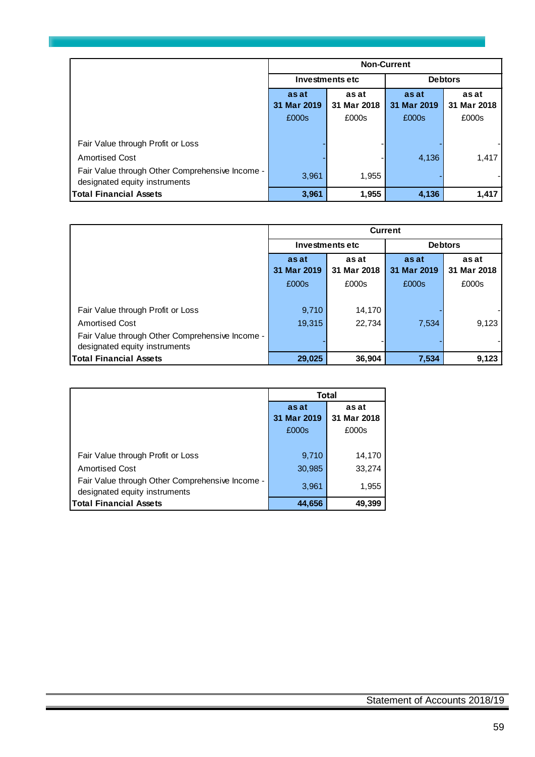| | Non-Current | | | |
|---|---|---|---|---|
| | Investments etc | | Debtors | |
| | as at 31 Mar 2019 £000s | as at 31 Mar 2018 £000s | as at 31 Mar 2019 £000s | as at 31 Mar 2018 £000s |
| Fair Value through Profit or Loss | - | - | - | - |
| Amortised Cost | - | - | 4,136 | 1,417 |
| Fair Value through Other Comprehensive Income - designated equity instruments | 3,961 | 1,955 | - | - |
| **Total Financial Assets** | **3,961** | **1,955** | **4,136** | **1,417** |

| | Current | | | |
|---|---|---|---|---|
| | Investments etc | | Debtors | |
| | as at 31 Mar 2019 £000s | as at 31 Mar 2018 £000s | as at 31 Mar 2019 £000s | as at 31 Mar 2018 £000s |
| Fair Value through Profit or Loss | 9,710 | 14,170 | - | - |
| Amortised Cost | 19,315 | 22,734 | 7,534 | 9,123 |
| Fair Value through Other Comprehensive Income - designated equity instruments | - | - | - | - |
| **Total Financial Assets** | **29,025** | **36,904** | **7,534** | **9,123** |

| | Total | |
|---|---|---|
| | as at 31 Mar 2019 £000s | as at 31 Mar 2018 £000s |
| Fair Value through Profit or Loss | 9,710 | 14,170 |
| Amortised Cost | 30,985 | 33,274 |
| Fair Value through Other Comprehensive Income - designated equity instruments | 3,961 | 1,955 |
| **Total Financial Assets** | **44,656** | **49,399** |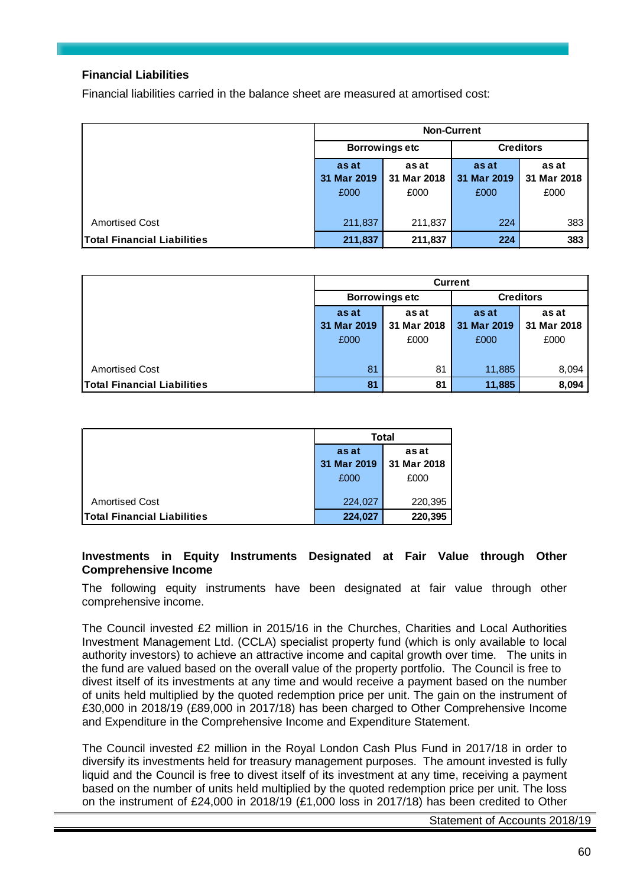### Financial Liabilities

Financial liabilities carried in the balance sheet are measured at amortised cost:

| | Non-Current | | | |
|---|---|---|---|---|
| | Borrowings etc | | Creditors | |
| | as at 31 Mar 2019 £000 | as at 31 Mar 2018 £000 | as at 31 Mar 2019 £000 | as at 31 Mar 2018 £000 |
| Amortised Cost | 211,837 | 211,837 | 224 | 383 |
| **Total Financial Liabilities** | **211,837** | **211,837** | **224** | **383** |

| | Current | | | |
|---|---|---|---|---|
| | Borrowings etc | | Creditors | |
| | as at 31 Mar 2019 £000 | as at 31 Mar 2018 £000 | as at 31 Mar 2019 £000 | as at 31 Mar 2018 £000 |
| Amortised Cost | 81 | 81 | 11,885 | 8,094 |
| **Total Financial Liabilities** | **81** | **81** | **11,885** | **8,094** |

| | Total | |
|---|---|---|
| | as at 31 Mar 2019 £000 | as at 31 Mar 2018 £000 |
| Amortised Cost | 224,027 | 220,395 |
| **Total Financial Liabilities** | **224,027** | **220,395** |

### Investments in Equity Instruments Designated at Fair Value through Other Comprehensive Income

The following equity instruments have been designated at fair value through other comprehensive income.

The Council invested £2 million in 2015/16 in the Churches, Charities and Local Authorities Investment Management Ltd. (CCLA) specialist property fund (which is only available to local authority investors) to achieve an attractive income and capital growth over time. The units in the fund are valued based on the overall value of the property portfolio. The Council is free to divest itself of its investments at any time and would receive a payment based on the number of units held multiplied by the quoted redemption price per unit. The gain on the instrument of £30,000 in 2018/19 (£89,000 in 2017/18) has been charged to Other Comprehensive Income and Expenditure in the Comprehensive Income and Expenditure Statement.

The Council invested £2 million in the Royal London Cash Plus Fund in 2017/18 in order to diversify its investments held for treasury management purposes. The amount invested is fully liquid and the Council is free to divest itself of its investment at any time, receiving a payment based on the number of units held multiplied by the quoted redemption price per unit. The loss on the instrument of £24,000 in 2018/19 (£1,000 loss in 2017/18) has been credited to Other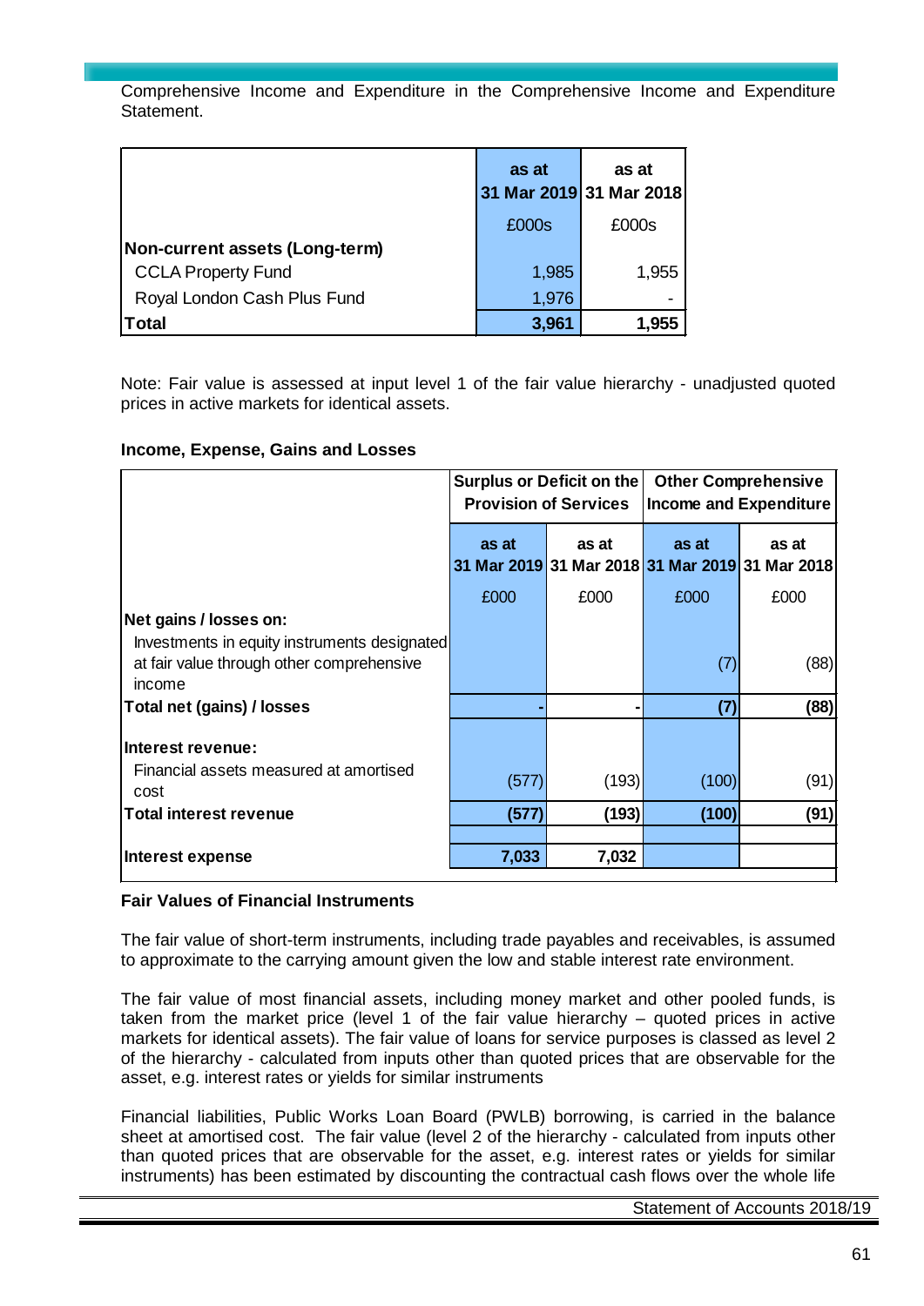Comprehensive Income and Expenditure in the Comprehensive Income and Expenditure Statement.

| | as at 31 Mar 2019 | as at 31 Mar 2018 |
|---|---|---|
| | £000s | £000s |
| **Non-current assets (Long-term)** | | |
| CCLA Property Fund | 1,985 | 1,955 |
| Royal London Cash Plus Fund | 1,976 | - |
| **Total** | **3,961** | **1,955** |

Note: Fair value is assessed at input level 1 of the fair value hierarchy - unadjusted quoted prices in active markets for identical assets.

**Income, Expense, Gains and Losses**

| | Surplus or Deficit on the Provision of Services | | Other Comprehensive Income and Expenditure | |
|---|---|---|---|---|
| | as at 31 Mar 2019 | as at 31 Mar 2018 | as at 31 Mar 2019 | as at 31 Mar 2018 |
| | £000 | £000 | £000 | £000 |
| **Net gains / losses on:** | | | | |
| Investments in equity instruments designated at fair value through other comprehensive income | | | (7) | (88) |
| **Total net (gains) / losses** | **-** | **-** | **(7)** | **(88)** |
| **Interest revenue:** | | | | |
| Financial assets measured at amortised cost | (577) | (193) | (100) | (91) |
| **Total interest revenue** | **(577)** | **(193)** | **(100)** | **(91)** |
| **Interest expense** | **7,033** | **7,032** | | |

**Fair Values of Financial Instruments**

The fair value of short-term instruments, including trade payables and receivables, is assumed to approximate to the carrying amount given the low and stable interest rate environment.

The fair value of most financial assets, including money market and other pooled funds, is taken from the market price (level 1 of the fair value hierarchy – quoted prices in active markets for identical assets). The fair value of loans for service purposes is classed as level 2 of the hierarchy - calculated from inputs other than quoted prices that are observable for the asset, e.g. interest rates or yields for similar instruments

Financial liabilities, Public Works Loan Board (PWLB) borrowing, is carried in the balance sheet at amortised cost. The fair value (level 2 of the hierarchy - calculated from inputs other than quoted prices that are observable for the asset, e.g. interest rates or yields for similar instruments) has been estimated by discounting the contractual cash flows over the whole life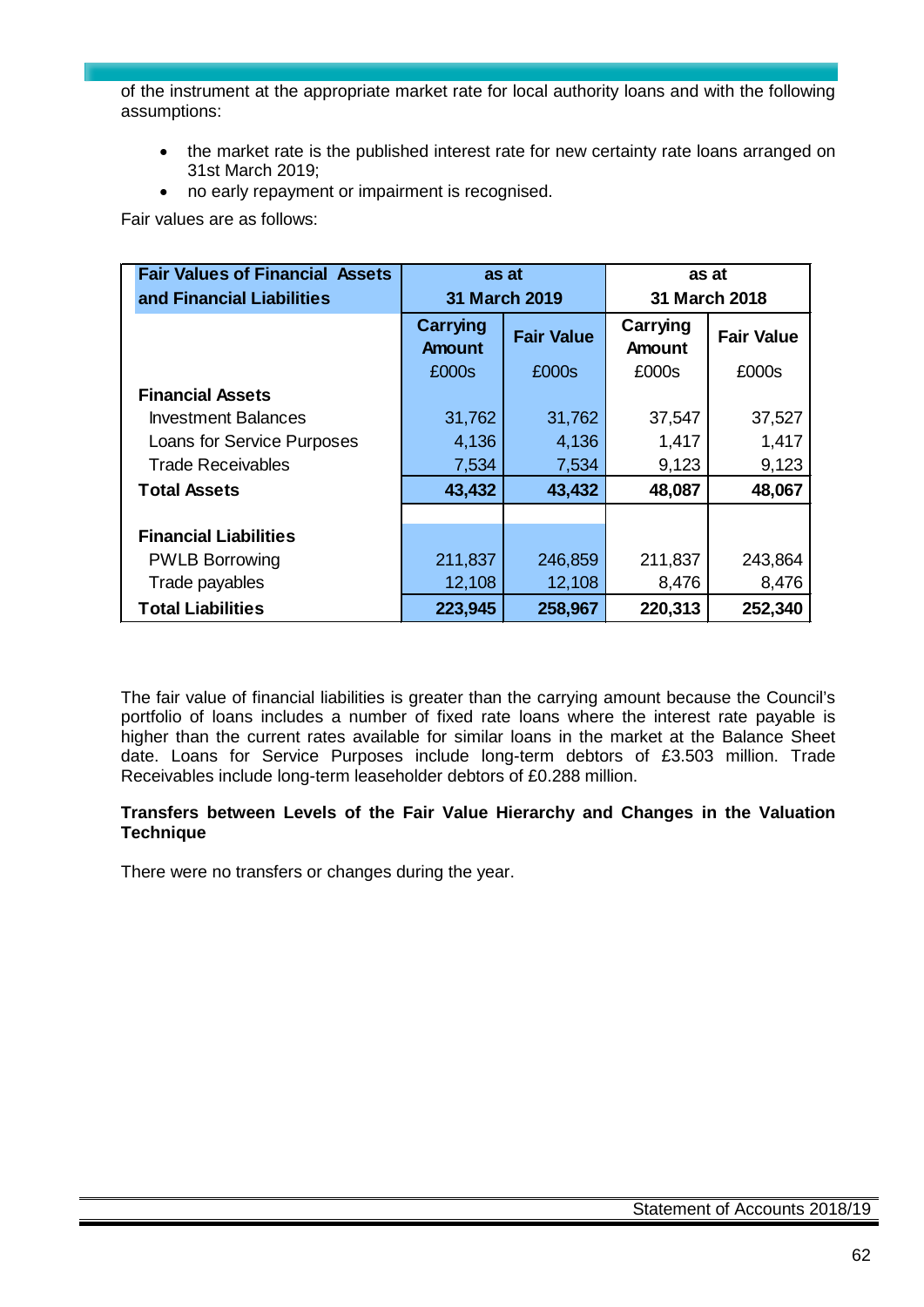of the instrument at the appropriate market rate for local authority loans and with the following assumptions:

- the market rate is the published interest rate for new certainty rate loans arranged on 31st March 2019;
- no early repayment or impairment is recognised.

Fair values are as follows:

| Fair Values of Financial Assets and Financial Liabilities | as at 31 March 2019 | | as at 31 March 2018 | |
|---|---|---|---|---|
| | Carrying Amount £000s | Fair Value £000s | Carrying Amount £000s | Fair Value £000s |
| **Financial Assets** | | | | |
| Investment Balances | 31,762 | 31,762 | 37,547 | 37,527 |
| Loans for Service Purposes | 4,136 | 4,136 | 1,417 | 1,417 |
| Trade Receivables | 7,534 | 7,534 | 9,123 | 9,123 |
| **Total Assets** | **43,432** | **43,432** | **48,087** | **48,067** |
| | | | | |
| **Financial Liabilities** | | | | |
| PWLB Borrowing | 211,837 | 246,859 | 211,837 | 243,864 |
| Trade payables | 12,108 | 12,108 | 8,476 | 8,476 |
| **Total Liabilities** | **223,945** | **258,967** | **220,313** | **252,340** |

The fair value of financial liabilities is greater than the carrying amount because the Council's portfolio of loans includes a number of fixed rate loans where the interest rate payable is higher than the current rates available for similar loans in the market at the Balance Sheet date. Loans for Service Purposes include long-term debtors of £3.503 million. Trade Receivables include long-term leaseholder debtors of £0.288 million.

**Transfers between Levels of the Fair Value Hierarchy and Changes in the Valuation Technique**

There were no transfers or changes during the year.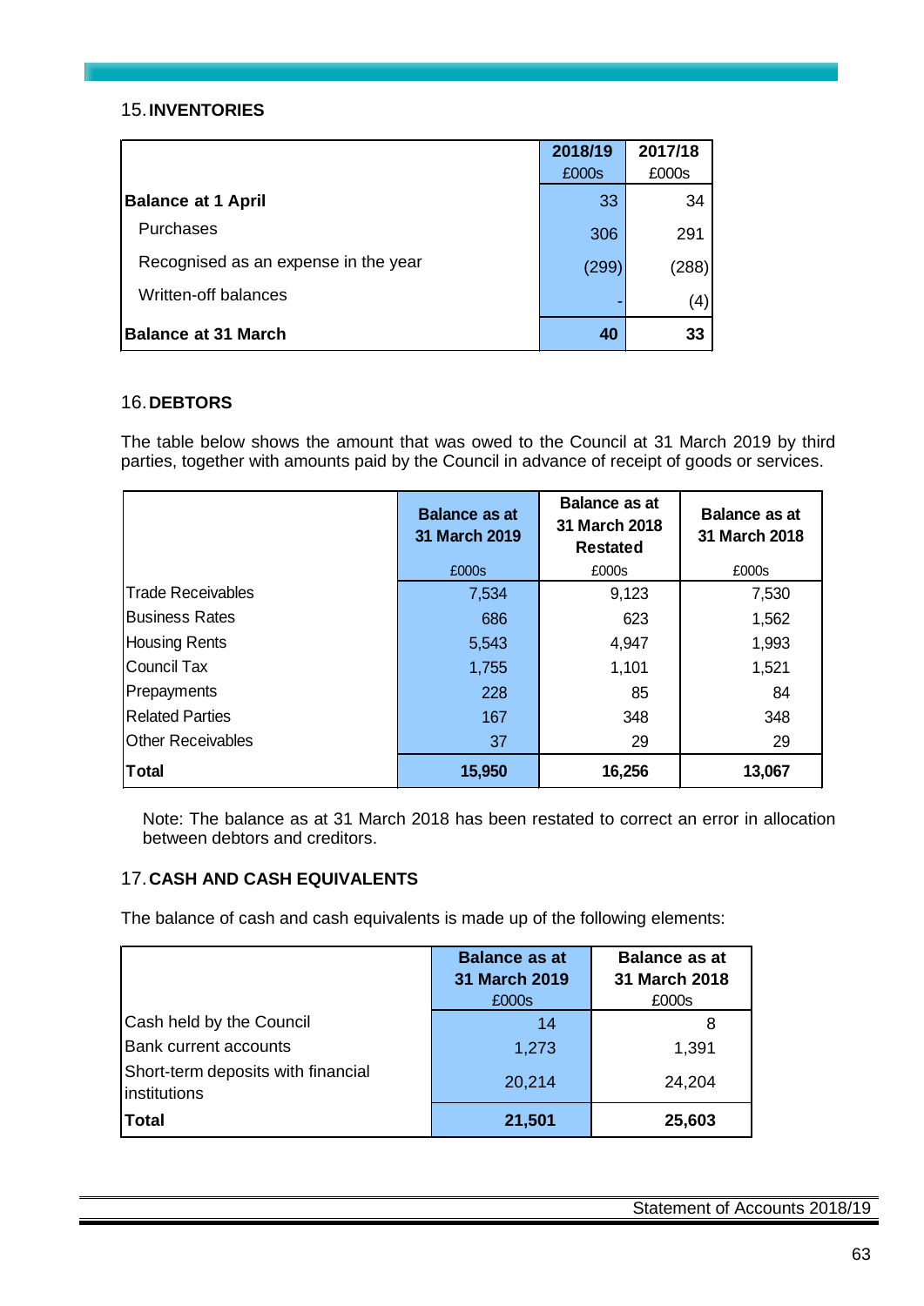## 15. INVENTORIES

| | 2018/19 | 2017/18 |
|---|---|---|
| | £000s | £000s |
| **Balance at 1 April** | 33 | 34 |
| Purchases | 306 | 291 |
| Recognised as an expense in the year | (299) | (288) |
| Written-off balances | - | (4) |
| **Balance at 31 March** | **40** | **33** |

## 16. DEBTORS

The table below shows the amount that was owed to the Council at 31 March 2019 by third parties, together with amounts paid by the Council in advance of receipt of goods or services.

| | Balance as at 31 March 2019 | Balance as at 31 March 2018 Restated | Balance as at 31 March 2018 |
|---|---|---|---|
| | £000s | £000s | £000s |
| Trade Receivables | 7,534 | 9,123 | 7,530 |
| Business Rates | 686 | 623 | 1,562 |
| Housing Rents | 5,543 | 4,947 | 1,993 |
| Council Tax | 1,755 | 1,101 | 1,521 |
| Prepayments | 228 | 85 | 84 |
| Related Parties | 167 | 348 | 348 |
| Other Receivables | 37 | 29 | 29 |
| **Total** | **15,950** | **16,256** | **13,067** |

Note: The balance as at 31 March 2018 has been restated to correct an error in allocation between debtors and creditors.

## 17. CASH AND CASH EQUIVALENTS

The balance of cash and cash equivalents is made up of the following elements:

| | Balance as at 31 March 2019 | Balance as at 31 March 2018 |
|---|---|---|
| | £000s | £000s |
| Cash held by the Council | 14 | 8 |
| Bank current accounts | 1,273 | 1,391 |
| Short-term deposits with financial institutions | 20,214 | 24,204 |
| **Total** | **21,501** | **25,603** |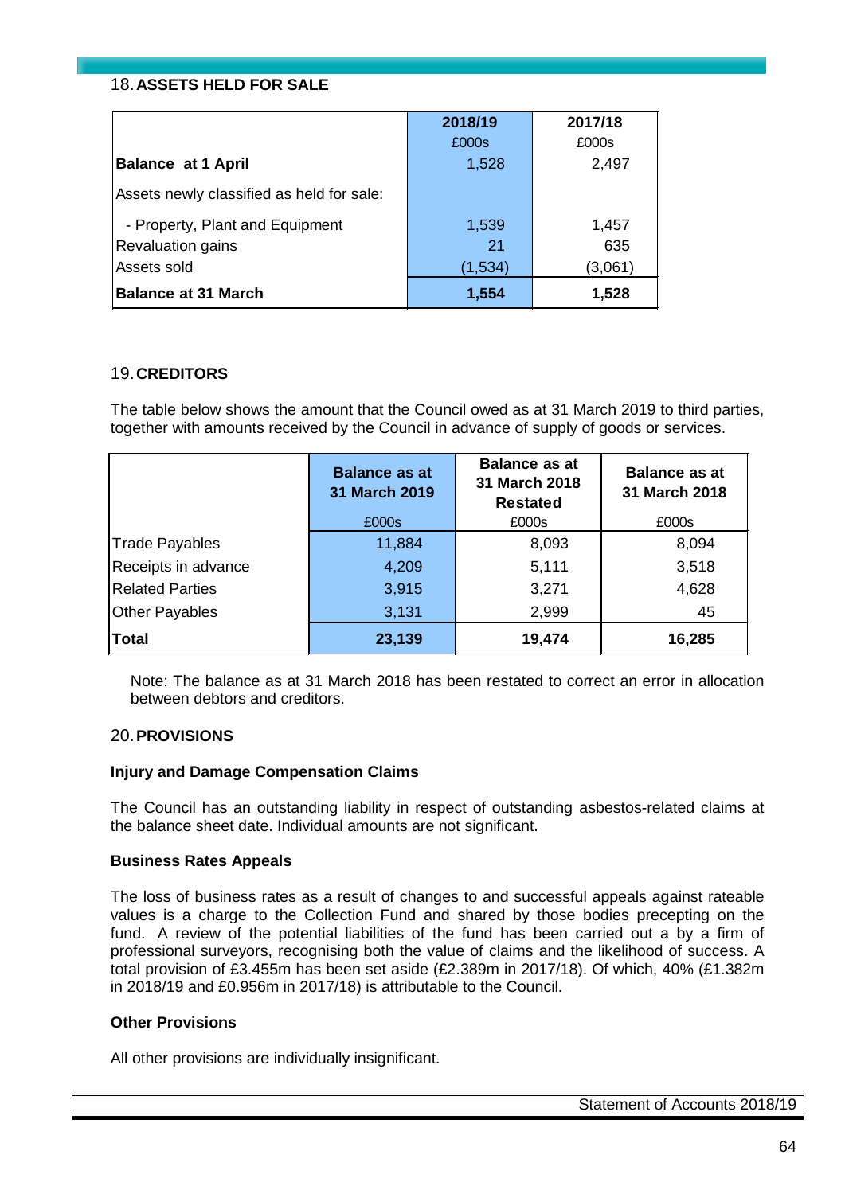## 18. ASSETS HELD FOR SALE

| | 2018/19 | 2017/18 |
|---|---|---|
| | £000s | £000s |
| **Balance at 1 April** | 1,528 | 2,497 |
| Assets newly classified as held for sale: | | |
| - Property, Plant and Equipment | 1,539 | 1,457 |
| Revaluation gains | 21 | 635 |
| Assets sold | (1,534) | (3,061) |
| **Balance at 31 March** | **1,554** | **1,528** |

## 19. CREDITORS

The table below shows the amount that the Council owed as at 31 March 2019 to third parties, together with amounts received by the Council in advance of supply of goods or services.

| | Balance as at 31 March 2019 | Balance as at 31 March 2018 Restated | Balance as at 31 March 2018 |
|---|---|---|---|
| | £000s | £000s | £000s |
| Trade Payables | 11,884 | 8,093 | 8,094 |
| Receipts in advance | 4,209 | 5,111 | 3,518 |
| Related Parties | 3,915 | 3,271 | 4,628 |
| Other Payables | 3,131 | 2,999 | 45 |
| **Total** | **23,139** | **19,474** | **16,285** |

Note: The balance as at 31 March 2018 has been restated to correct an error in allocation between debtors and creditors.

## 20. PROVISIONS

### Injury and Damage Compensation Claims

The Council has an outstanding liability in respect of outstanding asbestos-related claims at the balance sheet date. Individual amounts are not significant.

### Business Rates Appeals

The loss of business rates as a result of changes to and successful appeals against rateable values is a charge to the Collection Fund and shared by those bodies precepting on the fund. A review of the potential liabilities of the fund has been carried out a by a firm of professional surveyors, recognising both the value of claims and the likelihood of success. A total provision of £3.455m has been set aside (£2.389m in 2017/18). Of which, 40% (£1.382m in 2018/19 and £0.956m in 2017/18) is attributable to the Council.

### Other Provisions

All other provisions are individually insignificant.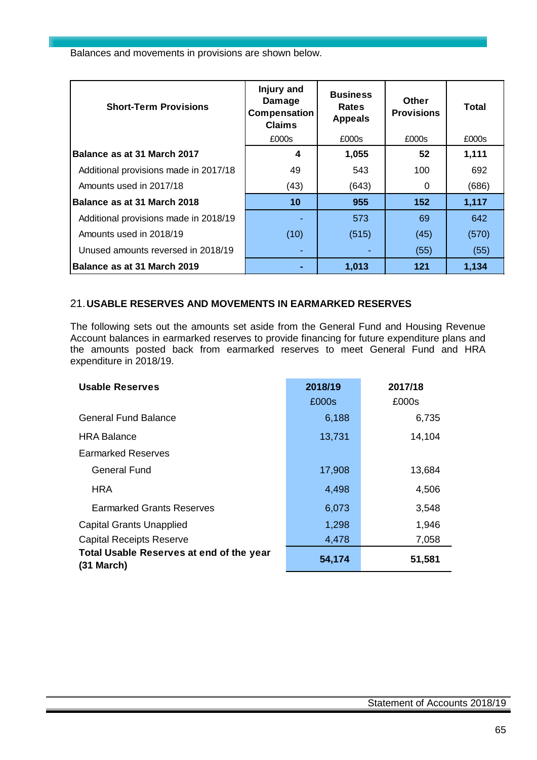Balances and movements in provisions are shown below.

| Short-Term Provisions | Injury and Damage Compensation Claims | Business Rates Appeals | Other Provisions | Total |
|---|---|---|---|---|
| | £000s | £000s | £000s | £000s |
| **Balance as at 31 March 2017** | **4** | **1,055** | **52** | **1,111** |
| Additional provisions made in 2017/18 | 49 | 543 | 100 | 692 |
| Amounts used in 2017/18 | (43) | (643) | 0 | (686) |
| **Balance as at 31 March 2018** | **10** | **955** | **152** | **1,117** |
| Additional provisions made in 2018/19 | - | 573 | 69 | 642 |
| Amounts used in 2018/19 | (10) | (515) | (45) | (570) |
| Unused amounts reversed in 2018/19 | - | - | (55) | (55) |
| **Balance as at 31 March 2019** | **-** | **1,013** | **121** | **1,134** |

## 21. USABLE RESERVES AND MOVEMENTS IN EARMARKED RESERVES

The following sets out the amounts set aside from the General Fund and Housing Revenue Account balances in earmarked reserves to provide financing for future expenditure plans and the amounts posted back from earmarked reserves to meet General Fund and HRA expenditure in 2018/19.

| Usable Reserves | 2018/19 | 2017/18 |
|---|---|---|
| | £000s | £000s |
| General Fund Balance | 6,188 | 6,735 |
| HRA Balance | 13,731 | 14,104 |
| Earmarked Reserves | | |
| General Fund | 17,908 | 13,684 |
| HRA | 4,498 | 4,506 |
| Earmarked Grants Reserves | 6,073 | 3,548 |
| Capital Grants Unapplied | 1,298 | 1,946 |
| Capital Receipts Reserve | 4,478 | 7,058 |
| **Total Usable Reserves at end of the year (31 March)** | **54,174** | **51,581** |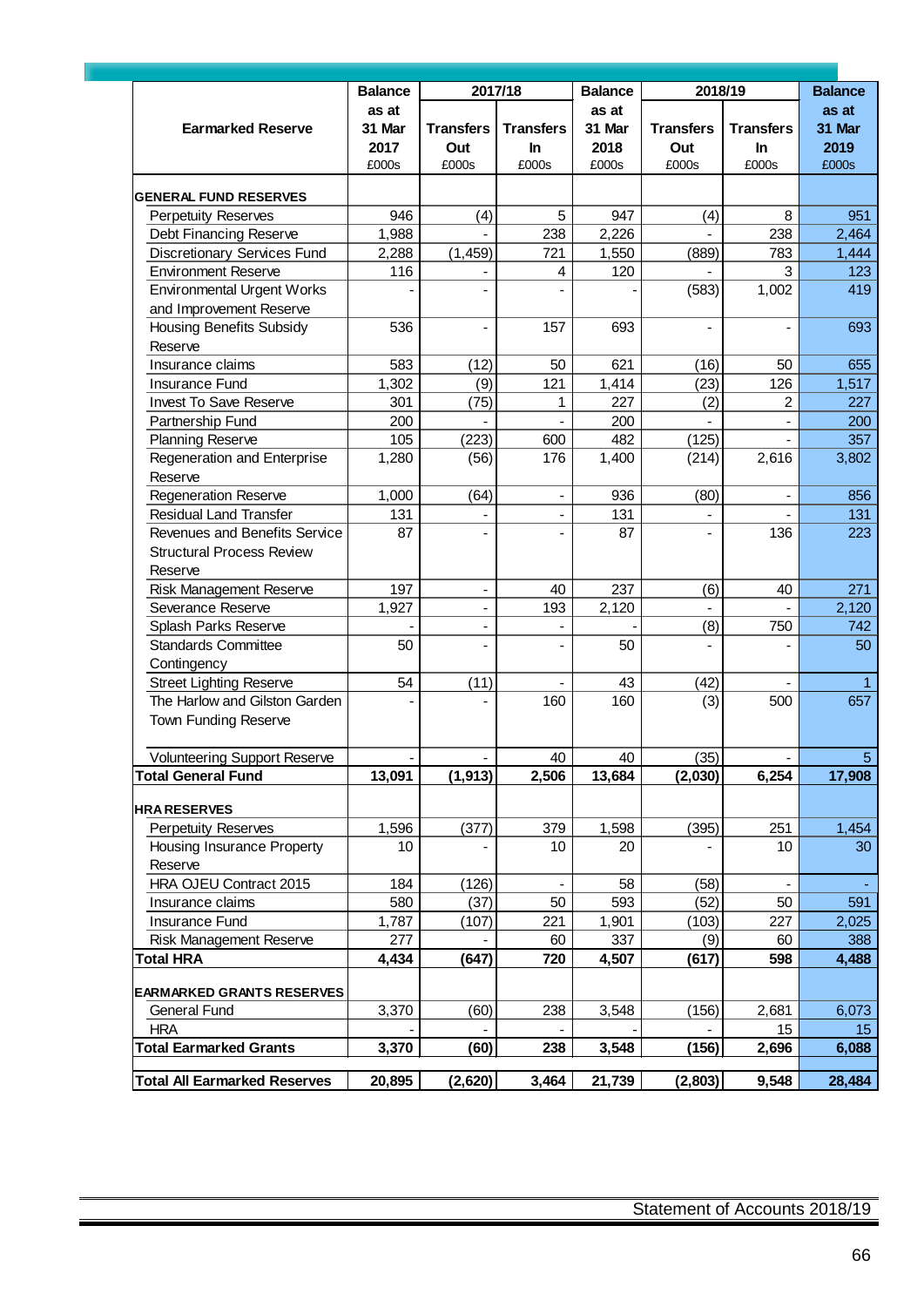| Earmarked Reserve | Balance as at 31 Mar 2017 £000s | 2017/18 Transfers Out £000s | 2017/18 Transfers In £000s | Balance as at 31 Mar 2018 £000s | 2018/19 Transfers Out £000s | 2018/19 Transfers In £000s | Balance as at 31 Mar 2019 £000s |
|---|---|---|---|---|---|---|---|
| **GENERAL FUND RESERVES** | | | | | | | |
| Perpetuity Reserves | 946 | (4) | 5 | 947 | (4) | 8 | 951 |
| Debt Financing Reserve | 1,988 | - | 238 | 2,226 | - | 238 | 2,464 |
| Discretionary Services Fund | 2,288 | (1,459) | 721 | 1,550 | (889) | 783 | 1,444 |
| Environment Reserve | 116 | - | 4 | 120 | - | 3 | 123 |
| Environmental Urgent Works and Improvement Reserve | - | - | - | - | (583) | 1,002 | 419 |
| Housing Benefits Subsidy Reserve | 536 | - | 157 | 693 | - | - | 693 |
| Insurance claims | 583 | (12) | 50 | 621 | (16) | 50 | 655 |
| Insurance Fund | 1,302 | (9) | 121 | 1,414 | (23) | 126 | 1,517 |
| Invest To Save Reserve | 301 | (75) | 1 | 227 | (2) | 2 | 227 |
| Partnership Fund | 200 | - | - | 200 | - | - | 200 |
| Planning Reserve | 105 | (223) | 600 | 482 | (125) | - | 357 |
| Regeneration and Enterprise Reserve | 1,280 | (56) | 176 | 1,400 | (214) | 2,616 | 3,802 |
| Regeneration Reserve | 1,000 | (64) | - | 936 | (80) | - | 856 |
| Residual Land Transfer | 131 | - | - | 131 | - | - | 131 |
| Revenues and Benefits Service Structural Process Review Reserve | 87 | - | - | 87 | - | 136 | 223 |
| Risk Management Reserve | 197 | - | 40 | 237 | (6) | 40 | 271 |
| Severance Reserve | 1,927 | - | 193 | 2,120 | - | - | 2,120 |
| Splash Parks Reserve | - | - | - | - | (8) | 750 | 742 |
| Standards Committee Contingency | 50 | - | - | 50 | - | - | 50 |
| Street Lighting Reserve | 54 | (11) | - | 43 | (42) | - | 1 |
| The Harlow and Gilston Garden Town Funding Reserve | - | - | 160 | 160 | (3) | 500 | 657 |
| Volunteering Support Reserve | - | - | 40 | 40 | (35) | - | 5 |
| **Total General Fund** | **13,091** | **(1,913)** | **2,506** | **13,684** | **(2,030)** | **6,254** | **17,908** |
| **HRA RESERVES** | | | | | | | |
| Perpetuity Reserves | 1,596 | (377) | 379 | 1,598 | (395) | 251 | 1,454 |
| Housing Insurance Property Reserve | 10 | - | 10 | 20 | - | 10 | 30 |
| HRA OJEU Contract 2015 | 184 | (126) | - | 58 | (58) | - | - |
| Insurance claims | 580 | (37) | 50 | 593 | (52) | 50 | 591 |
| Insurance Fund | 1,787 | (107) | 221 | 1,901 | (103) | 227 | 2,025 |
| Risk Management Reserve | 277 | - | 60 | 337 | (9) | 60 | 388 |
| **Total HRA** | **4,434** | **(647)** | **720** | **4,507** | **(617)** | **598** | **4,488** |
| **EARMARKED GRANTS RESERVES** | | | | | | | |
| General Fund | 3,370 | (60) | 238 | 3,548 | (156) | 2,681 | 6,073 |
| HRA | - | - | - | - | - | 15 | 15 |
| **Total Earmarked Grants** | **3,370** | **(60)** | **238** | **3,548** | **(156)** | **2,696** | **6,088** |
| **Total All Earmarked Reserves** | **20,895** | **(2,620)** | **3,464** | **21,739** | **(2,803)** | **9,548** | **28,484** |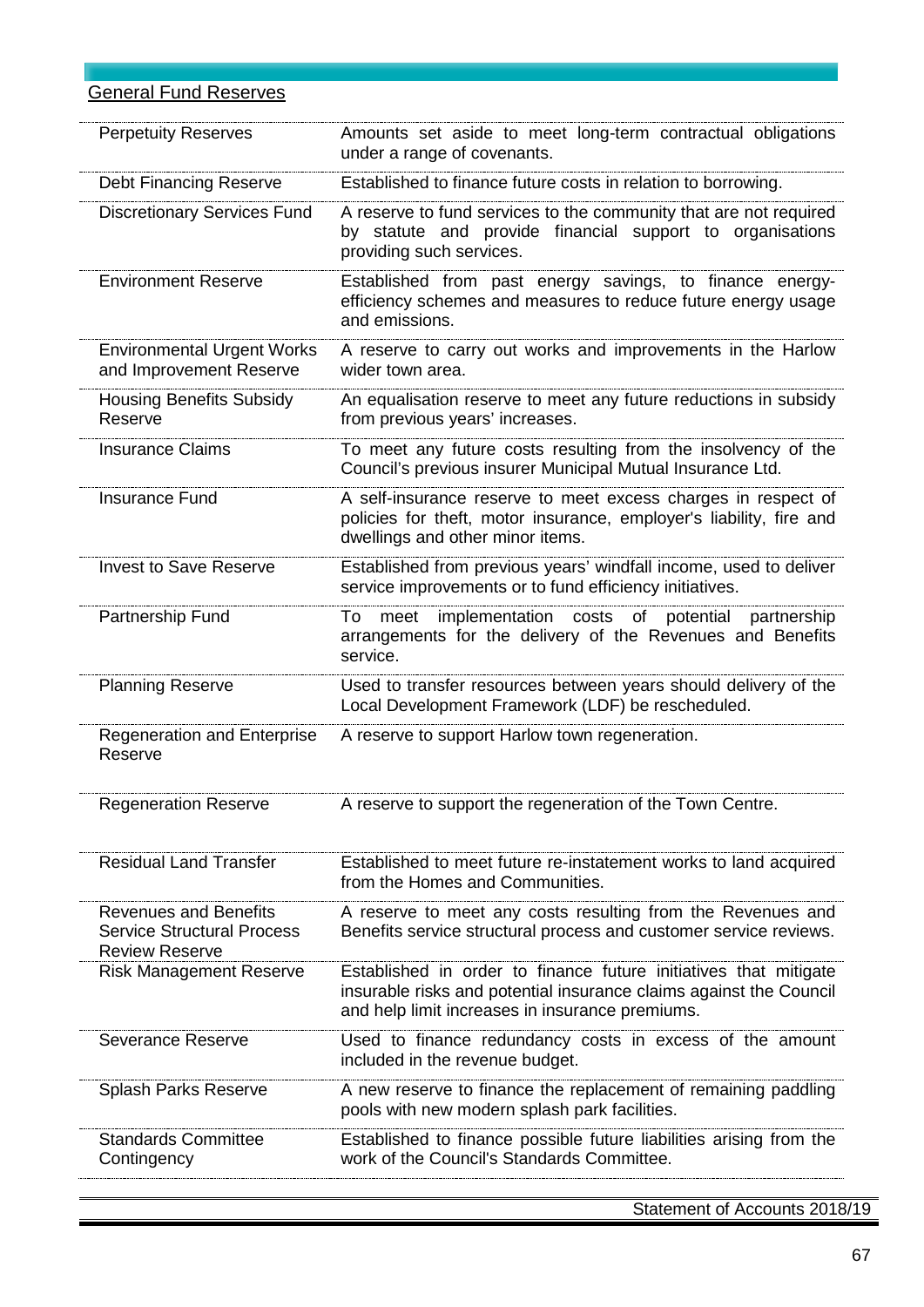## General Fund Reserves

| | |
|---|---|
| Perpetuity Reserves | Amounts set aside to meet long-term contractual obligations under a range of covenants. |
| Debt Financing Reserve | Established to finance future costs in relation to borrowing. |
| Discretionary Services Fund | A reserve to fund services to the community that are not required by statute and provide financial support to organisations providing such services. |
| Environment Reserve | Established from past energy savings, to finance energy-efficiency schemes and measures to reduce future energy usage and emissions. |
| Environmental Urgent Works and Improvement Reserve | A reserve to carry out works and improvements in the Harlow wider town area. |
| Housing Benefits Subsidy Reserve | An equalisation reserve to meet any future reductions in subsidy from previous years' increases. |
| Insurance Claims | To meet any future costs resulting from the insolvency of the Council's previous insurer Municipal Mutual Insurance Ltd. |
| Insurance Fund | A self-insurance reserve to meet excess charges in respect of policies for theft, motor insurance, employer's liability, fire and dwellings and other minor items. |
| Invest to Save Reserve | Established from previous years' windfall income, used to deliver service improvements or to fund efficiency initiatives. |
| Partnership Fund | To meet implementation costs of potential partnership arrangements for the delivery of the Revenues and Benefits service. |
| Planning Reserve | Used to transfer resources between years should delivery of the Local Development Framework (LDF) be rescheduled. |
| Regeneration and Enterprise Reserve | A reserve to support Harlow town regeneration. |
| Regeneration Reserve | A reserve to support the regeneration of the Town Centre. |
| Residual Land Transfer | Established to meet future re-instatement works to land acquired from the Homes and Communities. |
| Revenues and Benefits Service Structural Process Review Reserve | A reserve to meet any costs resulting from the Revenues and Benefits service structural process and customer service reviews. |
| Risk Management Reserve | Established in order to finance future initiatives that mitigate insurable risks and potential insurance claims against the Council and help limit increases in insurance premiums. |
| Severance Reserve | Used to finance redundancy costs in excess of the amount included in the revenue budget. |
| Splash Parks Reserve | A new reserve to finance the replacement of remaining paddling pools with new modern splash park facilities. |
| Standards Committee Contingency | Established to finance possible future liabilities arising from the work of the Council's Standards Committee. |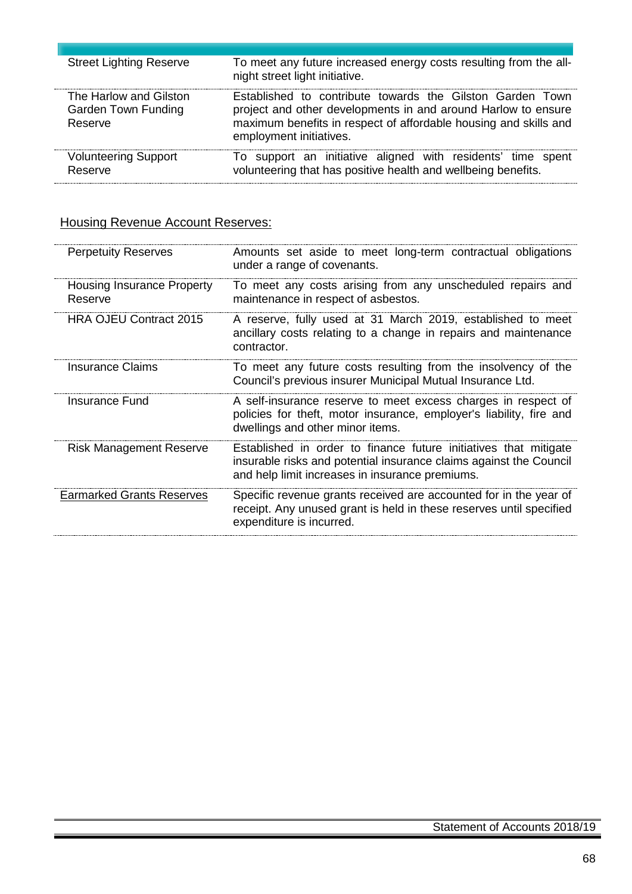| | |
|---|---|
| Street Lighting Reserve | To meet any future increased energy costs resulting from the all-night street light initiative. |
| The Harlow and Gilston Garden Town Funding Reserve | Established to contribute towards the Gilston Garden Town project and other developments in and around Harlow to ensure maximum benefits in respect of affordable housing and skills and employment initiatives. |
| Volunteering Support Reserve | To support an initiative aligned with residents' time spent volunteering that has positive health and wellbeing benefits. |

Housing Revenue Account Reserves:

| | |
|---|---|
| Perpetuity Reserves | Amounts set aside to meet long-term contractual obligations under a range of covenants. |
| Housing Insurance Property Reserve | To meet any costs arising from any unscheduled repairs and maintenance in respect of asbestos. |
| HRA OJEU Contract 2015 | A reserve, fully used at 31 March 2019, established to meet ancillary costs relating to a change in repairs and maintenance contractor. |
| Insurance Claims | To meet any future costs resulting from the insolvency of the Council's previous insurer Municipal Mutual Insurance Ltd. |
| Insurance Fund | A self-insurance reserve to meet excess charges in respect of policies for theft, motor insurance, employer's liability, fire and dwellings and other minor items. |
| Risk Management Reserve | Established in order to finance future initiatives that mitigate insurable risks and potential insurance claims against the Council and help limit increases in insurance premiums. |
| Earmarked Grants Reserves | Specific revenue grants received are accounted for in the year of receipt. Any unused grant is held in these reserves until specified expenditure is incurred. |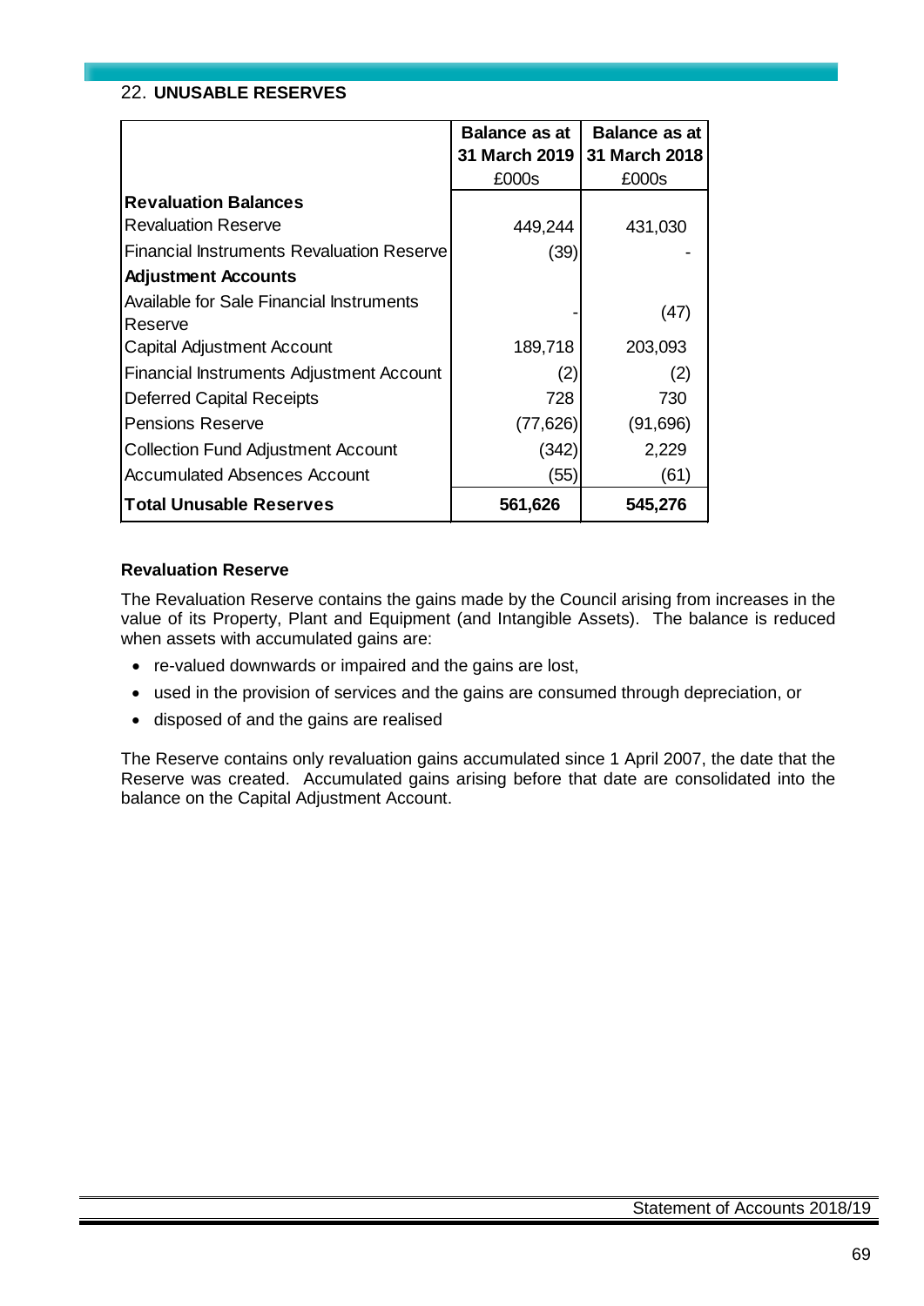## 22. UNUSABLE RESERVES

| | Balance as at 31 March 2019 £000s | Balance as at 31 March 2018 £000s |
|---|---|---|
| **Revaluation Balances** | | |
| Revaluation Reserve | 449,244 | 431,030 |
| Financial Instruments Revaluation Reserve | (39) | - |
| **Adjustment Accounts** | | |
| Available for Sale Financial Instruments Reserve | - | (47) |
| Capital Adjustment Account | 189,718 | 203,093 |
| Financial Instruments Adjustment Account | (2) | (2) |
| Deferred Capital Receipts | 728 | 730 |
| Pensions Reserve | (77,626) | (91,696) |
| Collection Fund Adjustment Account | (342) | 2,229 |
| Accumulated Absences Account | (55) | (61) |
| **Total Unusable Reserves** | **561,626** | **545,276** |

### Revaluation Reserve

The Revaluation Reserve contains the gains made by the Council arising from increases in the value of its Property, Plant and Equipment (and Intangible Assets). The balance is reduced when assets with accumulated gains are:

- re-valued downwards or impaired and the gains are lost,
- used in the provision of services and the gains are consumed through depreciation, or
- disposed of and the gains are realised

The Reserve contains only revaluation gains accumulated since 1 April 2007, the date that the Reserve was created. Accumulated gains arising before that date are consolidated into the balance on the Capital Adjustment Account.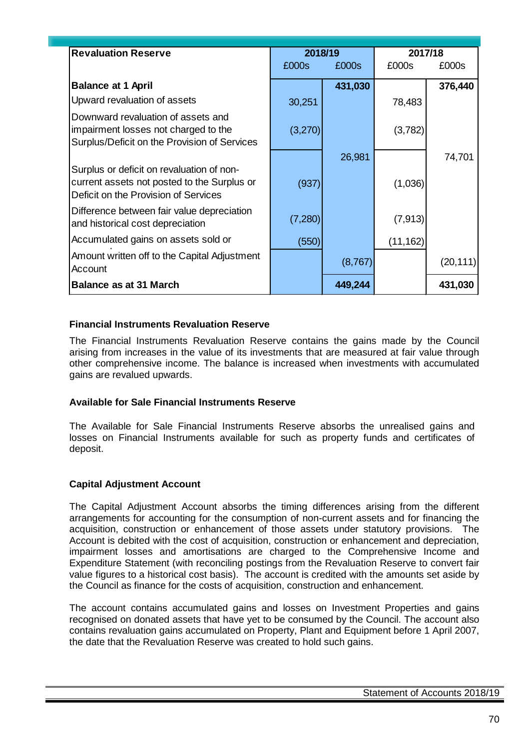| Revaluation Reserve | 2018/19 | | 2017/18 | |
|---|---|---|---|---|
| | £000s | £000s | £000s | £000s |
| **Balance at 1 April** | | **431,030** | | **376,440** |
| Upward revaluation of assets | 30,251 | | 78,483 | |
| Downward revaluation of assets and impairment losses not charged to the Surplus/Deficit on the Provision of Services | (3,270) | | (3,782) | |
| | | 26,981 | | 74,701 |
| Surplus or deficit on revaluation of non-current assets not posted to the Surplus or Deficit on the Provision of Services | (937) | | (1,036) | |
| Difference between fair value depreciation and historical cost depreciation | (7,280) | | (7,913) | |
| Accumulated gains on assets sold or | (550) | | (11,162) | |
| Amount written off to the Capital Adjustment Account | | (8,767) | | (20,111) |
| **Balance as at 31 March** | | **449,244** | | **431,030** |

**Financial Instruments Revaluation Reserve**

The Financial Instruments Revaluation Reserve contains the gains made by the Council arising from increases in the value of its investments that are measured at fair value through other comprehensive income. The balance is increased when investments with accumulated gains are revalued upwards.

**Available for Sale Financial Instruments Reserve**

The Available for Sale Financial Instruments Reserve absorbs the unrealised gains and losses on Financial Instruments available for such as property funds and certificates of deposit.

**Capital Adjustment Account**

The Capital Adjustment Account absorbs the timing differences arising from the different arrangements for accounting for the consumption of non-current assets and for financing the acquisition, construction or enhancement of those assets under statutory provisions. The Account is debited with the cost of acquisition, construction or enhancement and depreciation, impairment losses and amortisations are charged to the Comprehensive Income and Expenditure Statement (with reconciling postings from the Revaluation Reserve to convert fair value figures to a historical cost basis). The account is credited with the amounts set aside by the Council as finance for the costs of acquisition, construction and enhancement.

The account contains accumulated gains and losses on Investment Properties and gains recognised on donated assets that have yet to be consumed by the Council. The account also contains revaluation gains accumulated on Property, Plant and Equipment before 1 April 2007, the date that the Revaluation Reserve was created to hold such gains.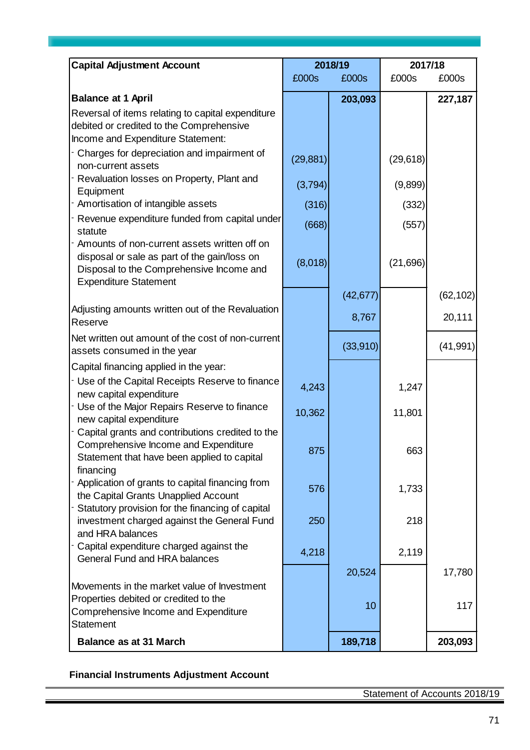| Capital Adjustment Account | 2018/19 | | 2017/18 | |
|---|---|---|---|---|
| | £000s | £000s | £000s | £000s |
| **Balance at 1 April** | | **203,093** | | **227,187** |
| Reversal of items relating to capital expenditure debited or credited to the Comprehensive Income and Expenditure Statement: | | | | |
| - Charges for depreciation and impairment of non-current assets | (29,881) | | (29,618) | |
| - Revaluation losses on Property, Plant and Equipment | (3,794) | | (9,899) | |
| - Amortisation of intangible assets | (316) | | (332) | |
| - Revenue expenditure funded from capital under statute | (668) | | (557) | |
| - Amounts of non-current assets written off on disposal or sale as part of the gain/loss on Disposal to the Comprehensive Income and Expenditure Statement | (8,018) | | (21,696) | |
| | | (42,677) | | (62,102) |
| Adjusting amounts written out of the Revaluation Reserve | | 8,767 | | 20,111 |
| Net written out amount of the cost of non-current assets consumed in the year | | (33,910) | | (41,991) |
| Capital financing applied in the year: | | | | |
| - Use of the Capital Receipts Reserve to finance new capital expenditure | 4,243 | | 1,247 | |
| - Use of the Major Repairs Reserve to finance new capital expenditure | 10,362 | | 11,801 | |
| - Capital grants and contributions credited to the Comprehensive Income and Expenditure Statement that have been applied to capital financing | 875 | | 663 | |
| - Application of grants to capital financing from the Capital Grants Unapplied Account | 576 | | 1,733 | |
| - Statutory provision for the financing of capital investment charged against the General Fund and HRA balances | 250 | | 218 | |
| - Capital expenditure charged against the General Fund and HRA balances | 4,218 | | 2,119 | |
| | | 20,524 | | 17,780 |
| Movements in the market value of Investment Properties debited or credited to the Comprehensive Income and Expenditure Statement | | 10 | | 117 |
| **Balance as at 31 March** | | **189,718** | | **203,093** |

**Financial Instruments Adjustment Account**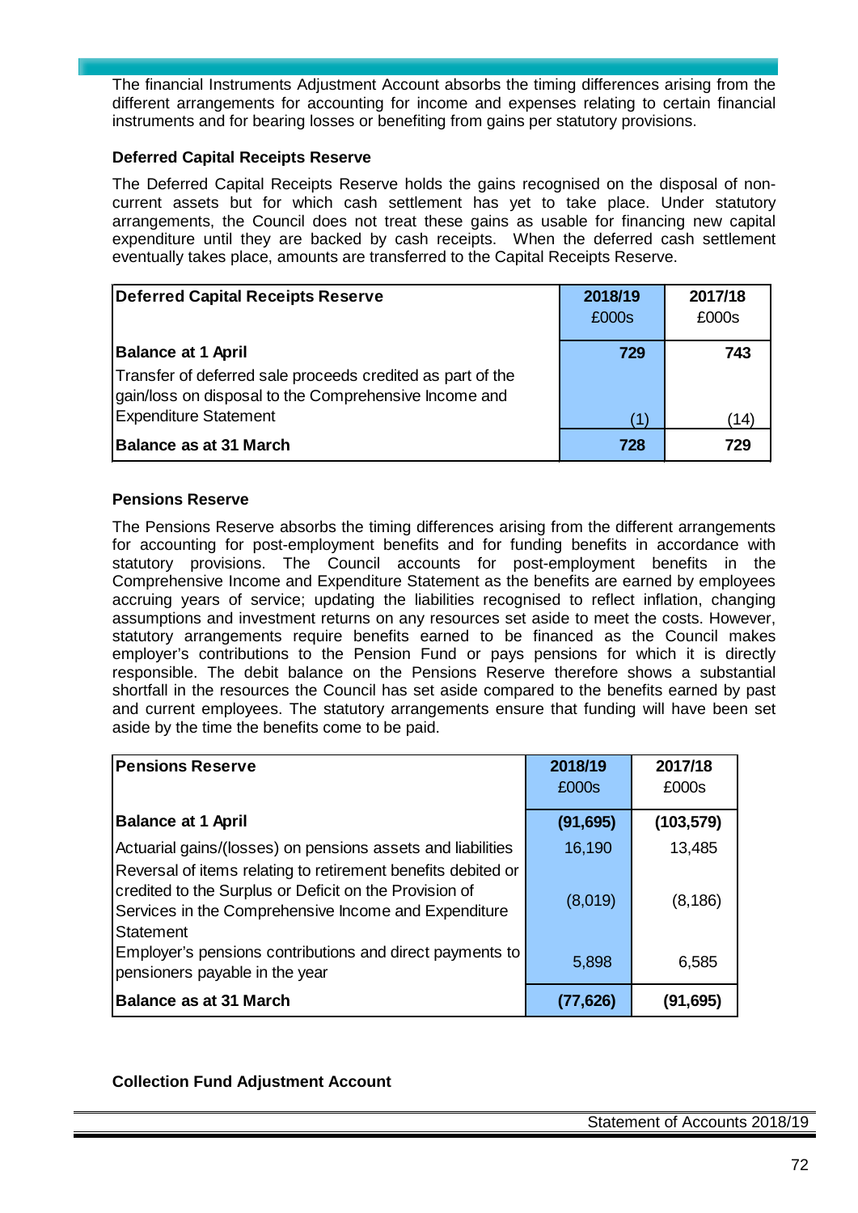The financial Instruments Adjustment Account absorbs the timing differences arising from the different arrangements for accounting for income and expenses relating to certain financial instruments and for bearing losses or benefiting from gains per statutory provisions.

**Deferred Capital Receipts Reserve**

The Deferred Capital Receipts Reserve holds the gains recognised on the disposal of non-current assets but for which cash settlement has yet to take place. Under statutory arrangements, the Council does not treat these gains as usable for financing new capital expenditure until they are backed by cash receipts. When the deferred cash settlement eventually takes place, amounts are transferred to the Capital Receipts Reserve.

| Deferred Capital Receipts Reserve | 2018/19 £000s | 2017/18 £000s |
|---|---|---|
| **Balance at 1 April** | **729** | **743** |
| Transfer of deferred sale proceeds credited as part of the gain/loss on disposal to the Comprehensive Income and Expenditure Statement | (1) | (14) |
| **Balance as at 31 March** | **728** | **729** |

**Pensions Reserve**

The Pensions Reserve absorbs the timing differences arising from the different arrangements for accounting for post-employment benefits and for funding benefits in accordance with statutory provisions. The Council accounts for post-employment benefits in the Comprehensive Income and Expenditure Statement as the benefits are earned by employees accruing years of service; updating the liabilities recognised to reflect inflation, changing assumptions and investment returns on any resources set aside to meet the costs. However, statutory arrangements require benefits earned to be financed as the Council makes employer's contributions to the Pension Fund or pays pensions for which it is directly responsible. The debit balance on the Pensions Reserve therefore shows a substantial shortfall in the resources the Council has set aside compared to the benefits earned by past and current employees. The statutory arrangements ensure that funding will have been set aside by the time the benefits come to be paid.

| Pensions Reserve | 2018/19 £000s | 2017/18 £000s |
|---|---|---|
| **Balance at 1 April** | **(91,695)** | **(103,579)** |
| Actuarial gains/(losses) on pensions assets and liabilities | 16,190 | 13,485 |
| Reversal of items relating to retirement benefits debited or credited to the Surplus or Deficit on the Provision of Services in the Comprehensive Income and Expenditure Statement | (8,019) | (8,186) |
| Employer's pensions contributions and direct payments to pensioners payable in the year | 5,898 | 6,585 |
| **Balance as at 31 March** | **(77,626)** | **(91,695)** |

**Collection Fund Adjustment Account**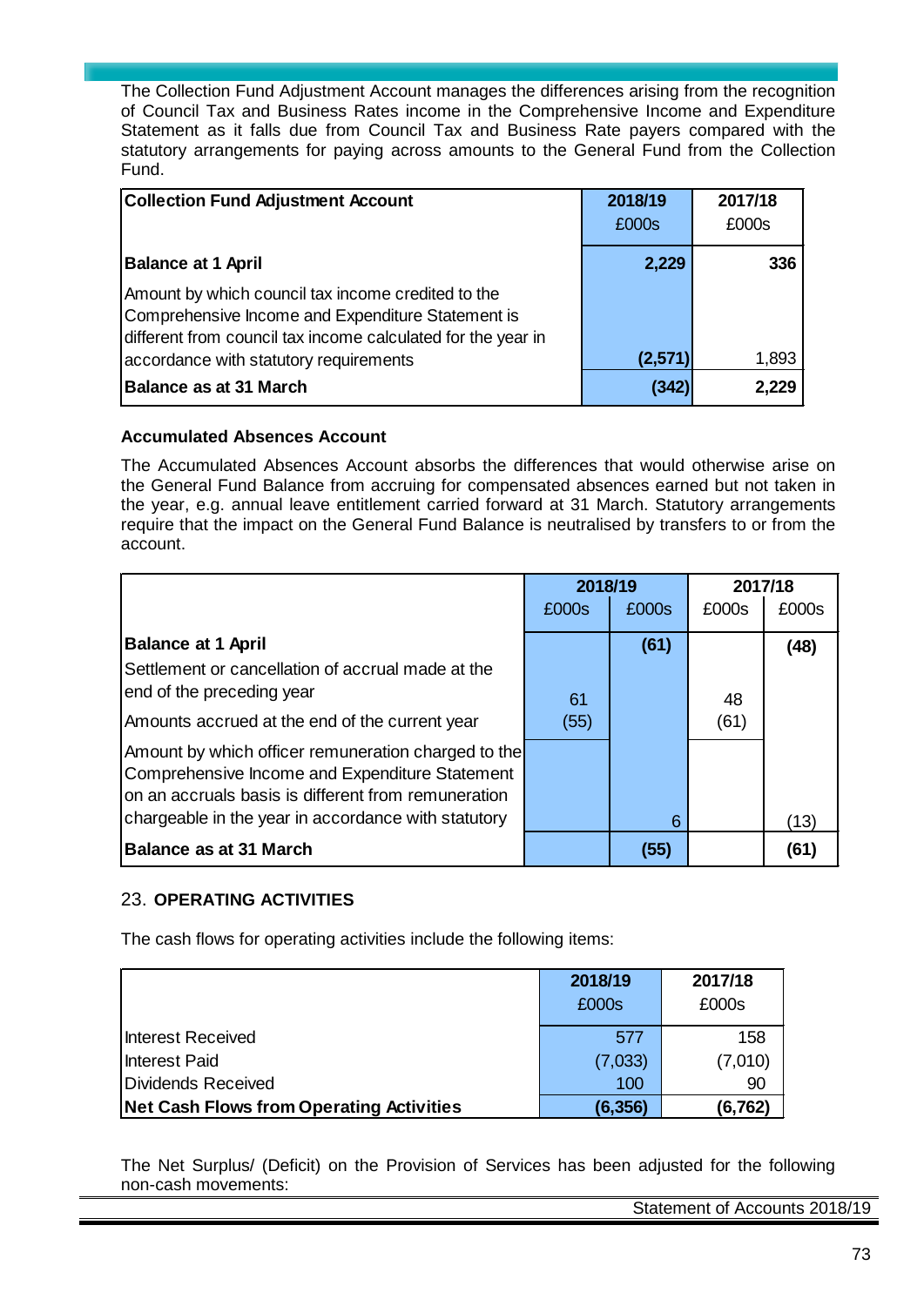The Collection Fund Adjustment Account manages the differences arising from the recognition of Council Tax and Business Rates income in the Comprehensive Income and Expenditure Statement as it falls due from Council Tax and Business Rate payers compared with the statutory arrangements for paying across amounts to the General Fund from the Collection Fund.

| Collection Fund Adjustment Account | 2018/19 £000s | 2017/18 £000s |
|---|---|---|
| **Balance at 1 April** | **2,229** | **336** |
| Amount by which council tax income credited to the Comprehensive Income and Expenditure Statement is different from council tax income calculated for the year in accordance with statutory requirements | (2,571) | 1,893 |
| **Balance as at 31 March** | **(342)** | **2,229** |

**Accumulated Absences Account**

The Accumulated Absences Account absorbs the differences that would otherwise arise on the General Fund Balance from accruing for compensated absences earned but not taken in the year, e.g. annual leave entitlement carried forward at 31 March. Statutory arrangements require that the impact on the General Fund Balance is neutralised by transfers to or from the account.

| | 2018/19 | | 2017/18 | |
|---|---|---|---|---|
| | £000s | £000s | £000s | £000s |
| **Balance at 1 April** | | **(61)** | | **(48)** |
| Settlement or cancellation of accrual made at the end of the preceding year | 61 | | 48 | |
| Amounts accrued at the end of the current year | (55) | | (61) | |
| Amount by which officer remuneration charged to the Comprehensive Income and Expenditure Statement on an accruals basis is different from remuneration chargeable in the year in accordance with statutory | | 6 | | (13) |
| **Balance as at 31 March** | | **(55)** | | **(61)** |

23. **OPERATING ACTIVITIES**

The cash flows for operating activities include the following items:

| | 2018/19 £000s | 2017/18 £000s |
|---|---|---|
| Interest Received | 577 | 158 |
| Interest Paid | (7,033) | (7,010) |
| Dividends Received | 100 | 90 |
| **Net Cash Flows from Operating Activities** | **(6,356)** | **(6,762)** |

The Net Surplus/ (Deficit) on the Provision of Services has been adjusted for the following non-cash movements: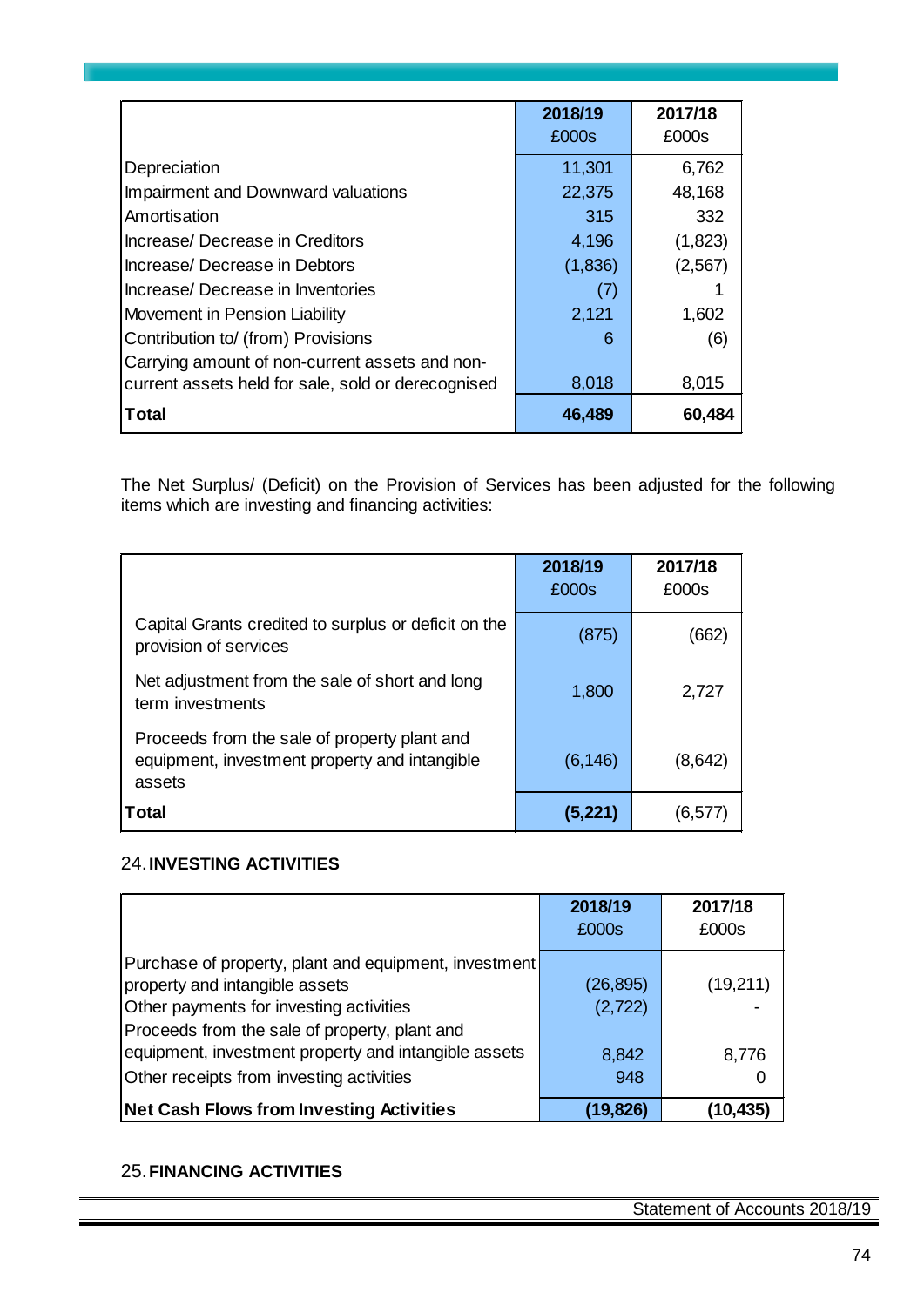| | 2018/19 £000s | 2017/18 £000s |
|---|---|---|
| Depreciation | 11,301 | 6,762 |
| Impairment and Downward valuations | 22,375 | 48,168 |
| Amortisation | 315 | 332 |
| Increase/ Decrease in Creditors | 4,196 | (1,823) |
| Increase/ Decrease in Debtors | (1,836) | (2,567) |
| Increase/ Decrease in Inventories | (7) | 1 |
| Movement in Pension Liability | 2,121 | 1,602 |
| Contribution to/ (from) Provisions | 6 | (6) |
| Carrying amount of non-current assets and non-current assets held for sale, sold or derecognised | 8,018 | 8,015 |
| **Total** | **46,489** | **60,484** |

The Net Surplus/ (Deficit) on the Provision of Services has been adjusted for the following items which are investing and financing activities:

| | 2018/19 £000s | 2017/18 £000s |
|---|---|---|
| Capital Grants credited to surplus or deficit on the provision of services | (875) | (662) |
| Net adjustment from the sale of short and long term investments | 1,800 | 2,727 |
| Proceeds from the sale of property plant and equipment, investment property and intangible assets | (6,146) | (8,642) |
| **Total** | **(5,221)** | (6,577) |

## 24. INVESTING ACTIVITIES

| | 2018/19 £000s | 2017/18 £000s |
|---|---|---|
| Purchase of property, plant and equipment, investment property and intangible assets | (26,895) | (19,211) |
| Other payments for investing activities | (2,722) | - |
| Proceeds from the sale of property, plant and equipment, investment property and intangible assets | 8,842 | 8,776 |
| Other receipts from investing activities | 948 | 0 |
| **Net Cash Flows from Investing Activities** | **(19,826)** | **(10,435)** |

## 25. FINANCING ACTIVITIES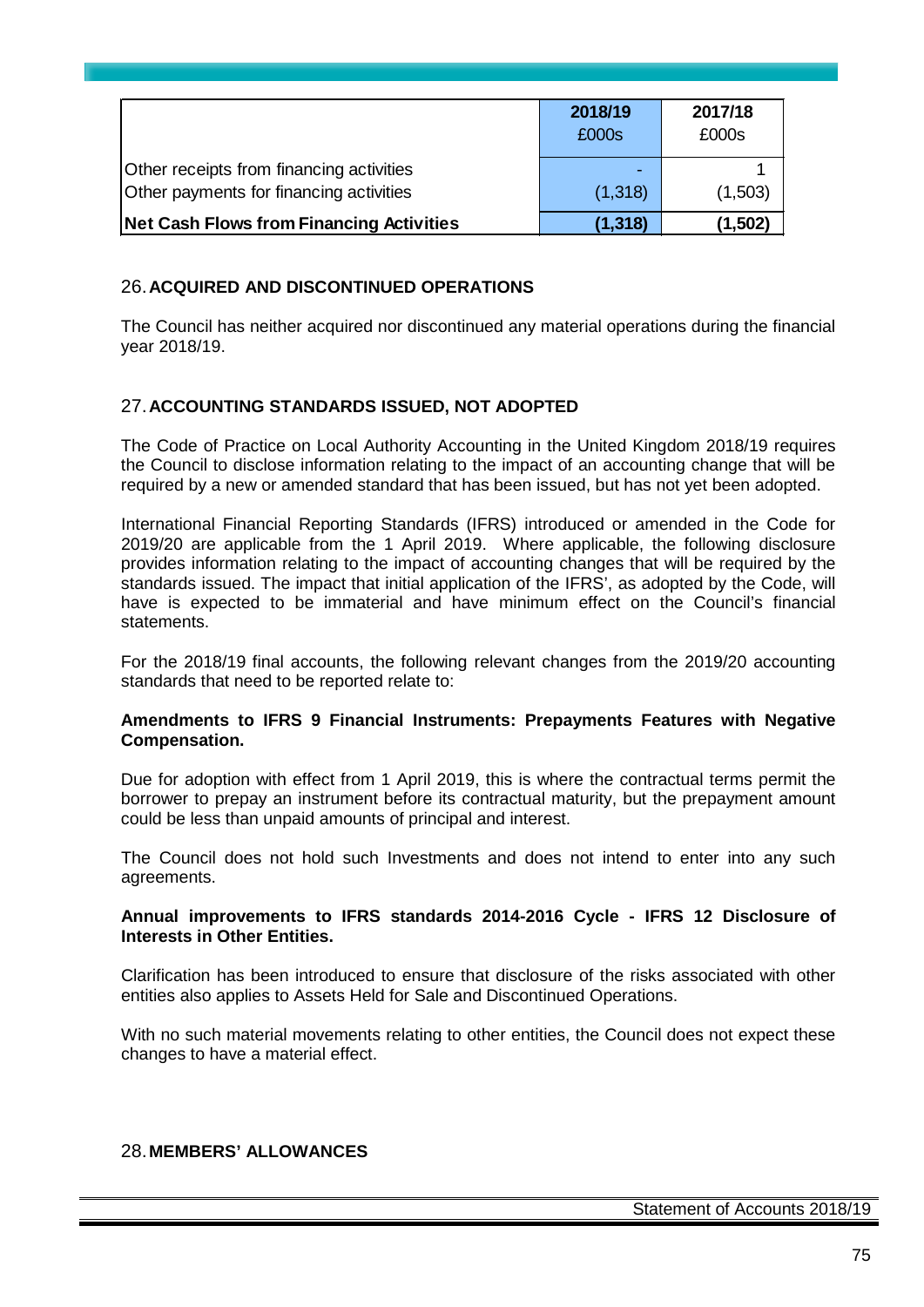| | 2018/19<br>£000s | 2017/18<br>£000s |
|---|---|---|
| Other receipts from financing activities | - | 1 |
| Other payments for financing activities | (1,318) | (1,503) |
| **Net Cash Flows from Financing Activities** | **(1,318)** | **(1,502)** |

## 26. ACQUIRED AND DISCONTINUED OPERATIONS

The Council has neither acquired nor discontinued any material operations during the financial year 2018/19.

## 27. ACCOUNTING STANDARDS ISSUED, NOT ADOPTED

The Code of Practice on Local Authority Accounting in the United Kingdom 2018/19 requires the Council to disclose information relating to the impact of an accounting change that will be required by a new or amended standard that has been issued, but has not yet been adopted.

International Financial Reporting Standards (IFRS) introduced or amended in the Code for 2019/20 are applicable from the 1 April 2019. Where applicable, the following disclosure provides information relating to the impact of accounting changes that will be required by the standards issued. The impact that initial application of the IFRS', as adopted by the Code, will have is expected to be immaterial and have minimum effect on the Council's financial statements.

For the 2018/19 final accounts, the following relevant changes from the 2019/20 accounting standards that need to be reported relate to:

**Amendments to IFRS 9 Financial Instruments: Prepayments Features with Negative Compensation.**

Due for adoption with effect from 1 April 2019, this is where the contractual terms permit the borrower to prepay an instrument before its contractual maturity, but the prepayment amount could be less than unpaid amounts of principal and interest.

The Council does not hold such Investments and does not intend to enter into any such agreements.

**Annual improvements to IFRS standards 2014-2016 Cycle - IFRS 12 Disclosure of Interests in Other Entities.**

Clarification has been introduced to ensure that disclosure of the risks associated with other entities also applies to Assets Held for Sale and Discontinued Operations.

With no such material movements relating to other entities, the Council does not expect these changes to have a material effect.

## 28. MEMBERS' ALLOWANCES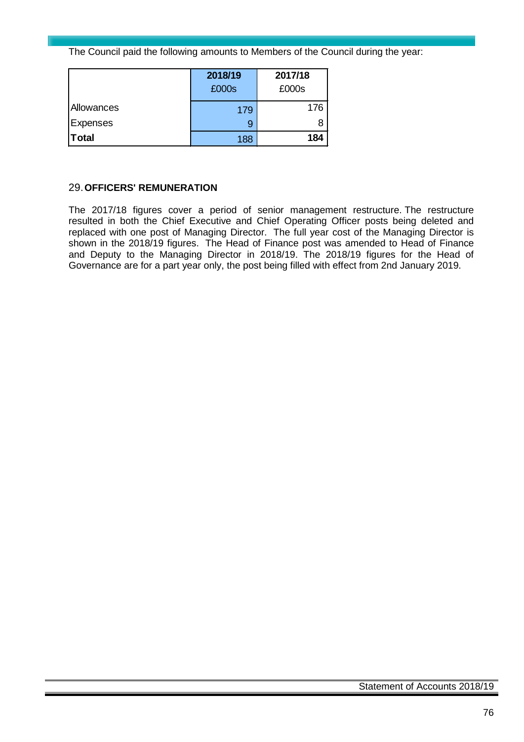The Council paid the following amounts to Members of the Council during the year:

| | 2018/19<br>£000s | 2017/18<br>£000s |
|---|---|---|
| Allowances | 179 | 176 |
| Expenses | 9 | 8 |
| **Total** | 188 | **184** |

## 29. OFFICERS' REMUNERATION

The 2017/18 figures cover a period of senior management restructure. The restructure resulted in both the Chief Executive and Chief Operating Officer posts being deleted and replaced with one post of Managing Director. The full year cost of the Managing Director is shown in the 2018/19 figures. The Head of Finance post was amended to Head of Finance and Deputy to the Managing Director in 2018/19. The 2018/19 figures for the Head of Governance are for a part year only, the post being filled with effect from 2nd January 2019.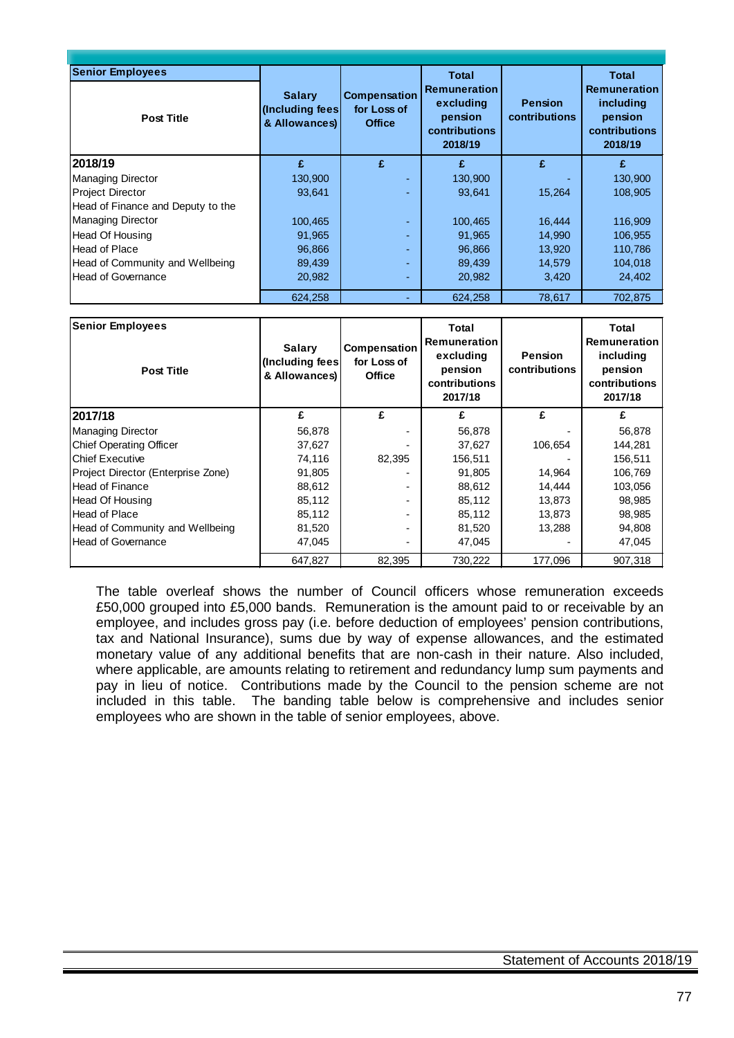| Senior Employees Post Title | Salary (Including fees & Allowances) | Compensation for Loss of Office | Total Remuneration excluding pension contributions 2018/19 | Pension contributions | Total Remuneration including pension contributions 2018/19 |
|---|---|---|---|---|---|
| **2018/19** | £ | £ | £ | £ | £ |
| Managing Director | 130,900 | - | 130,900 | - | 130,900 |
| Project Director | 93,641 | - | 93,641 | 15,264 | 108,905 |
| Head of Finance and Deputy to the Managing Director | 100,465 | - | 100,465 | 16,444 | 116,909 |
| Head Of Housing | 91,965 | - | 91,965 | 14,990 | 106,955 |
| Head of Place | 96,866 | - | 96,866 | 13,920 | 110,786 |
| Head of Community and Wellbeing | 89,439 | - | 89,439 | 14,579 | 104,018 |
| Head of Governance | 20,982 | - | 20,982 | 3,420 | 24,402 |
| | 624,258 | - | 624,258 | 78,617 | 702,875 |

| Senior Employees Post Title | Salary (Including fees & Allowances) | Compensation for Loss of Office | Total Remuneration excluding pension contributions 2017/18 | Pension contributions | Total Remuneration including pension contributions 2017/18 |
|---|---|---|---|---|---|
| **2017/18** | £ | £ | £ | £ | £ |
| Managing Director | 56,878 | - | 56,878 | - | 56,878 |
| Chief Operating Officer | 37,627 | - | 37,627 | 106,654 | 144,281 |
| Chief Executive | 74,116 | 82,395 | 156,511 | - | 156,511 |
| Project Director (Enterprise Zone) | 91,805 | - | 91,805 | 14,964 | 106,769 |
| Head of Finance | 88,612 | - | 88,612 | 14,444 | 103,056 |
| Head Of Housing | 85,112 | - | 85,112 | 13,873 | 98,985 |
| Head of Place | 85,112 | - | 85,112 | 13,873 | 98,985 |
| Head of Community and Wellbeing | 81,520 | - | 81,520 | 13,288 | 94,808 |
| Head of Governance | 47,045 | - | 47,045 | - | 47,045 |
| | 647,827 | 82,395 | 730,222 | 177,096 | 907,318 |

The table overleaf shows the number of Council officers whose remuneration exceeds £50,000 grouped into £5,000 bands. Remuneration is the amount paid to or receivable by an employee, and includes gross pay (i.e. before deduction of employees' pension contributions, tax and National Insurance), sums due by way of expense allowances, and the estimated monetary value of any additional benefits that are non-cash in their nature. Also included, where applicable, are amounts relating to retirement and redundancy lump sum payments and pay in lieu of notice. Contributions made by the Council to the pension scheme are not included in this table. The banding table below is comprehensive and includes senior employees who are shown in the table of senior employees, above.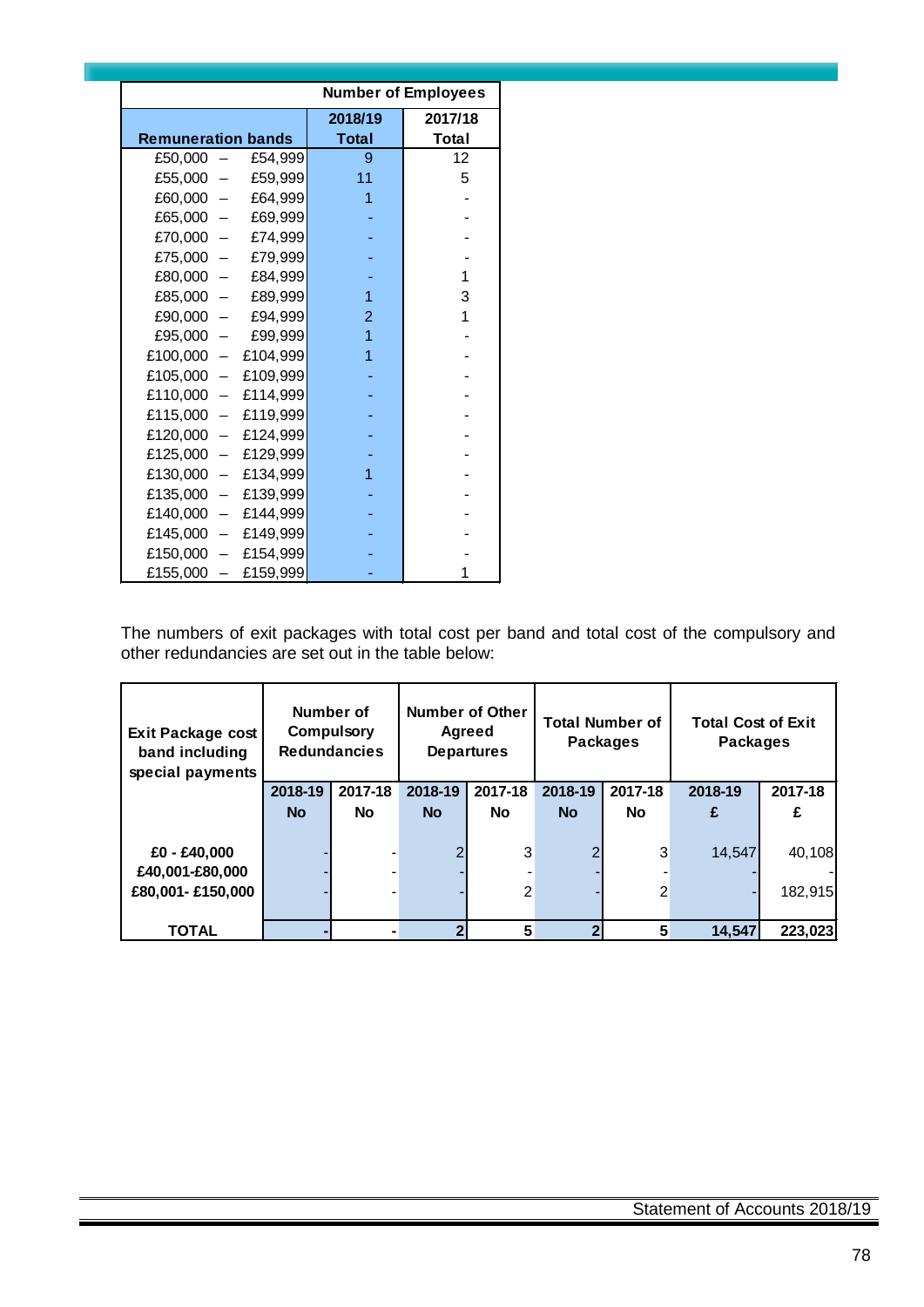| Remuneration bands | Number of Employees 2018/19 Total | 2017/18 Total |
|---|---|---|
| £50,000 – £54,999 | 9 | 12 |
| £55,000 – £59,999 | 11 | 5 |
| £60,000 – £64,999 | 1 | - |
| £65,000 – £69,999 | - | - |
| £70,000 – £74,999 | - | - |
| £75,000 – £79,999 | - | - |
| £80,000 – £84,999 | - | 1 |
| £85,000 – £89,999 | 1 | 3 |
| £90,000 – £94,999 | 2 | 1 |
| £95,000 – £99,999 | 1 | - |
| £100,000 – £104,999 | 1 | - |
| £105,000 – £109,999 | - | - |
| £110,000 – £114,999 | - | - |
| £115,000 – £119,999 | - | - |
| £120,000 – £124,999 | - | - |
| £125,000 – £129,999 | - | - |
| £130,000 – £134,999 | 1 | - |
| £135,000 – £139,999 | - | - |
| £140,000 – £144,999 | - | - |
| £145,000 – £149,999 | - | - |
| £150,000 – £154,999 | - | - |
| £155,000 – £159,999 | - | 1 |

The numbers of exit packages with total cost per band and total cost of the compulsory and other redundancies are set out in the table below:

| Exit Package cost band including special payments | Number of Compulsory Redundancies | | Number of Other Agreed Departures | | Total Number of Packages | | Total Cost of Exit Packages | |
|---|---|---|---|---|---|---|---|---|
| | 2018-19 No | 2017-18 No | 2018-19 No | 2017-18 No | 2018-19 No | 2017-18 No | 2018-19 £ | 2017-18 £ |
| £0 - £40,000 | - | - | 2 | 3 | 2 | 3 | 14,547 | 40,108 |
| £40,001-£80,000 | - | - | - | - | - | - | - | - |
| £80,001- £150,000 | - | - | - | 2 | - | 2 | - | 182,915 |
| **TOTAL** | **-** | **-** | **2** | **5** | **2** | **5** | **14,547** | **223,023** |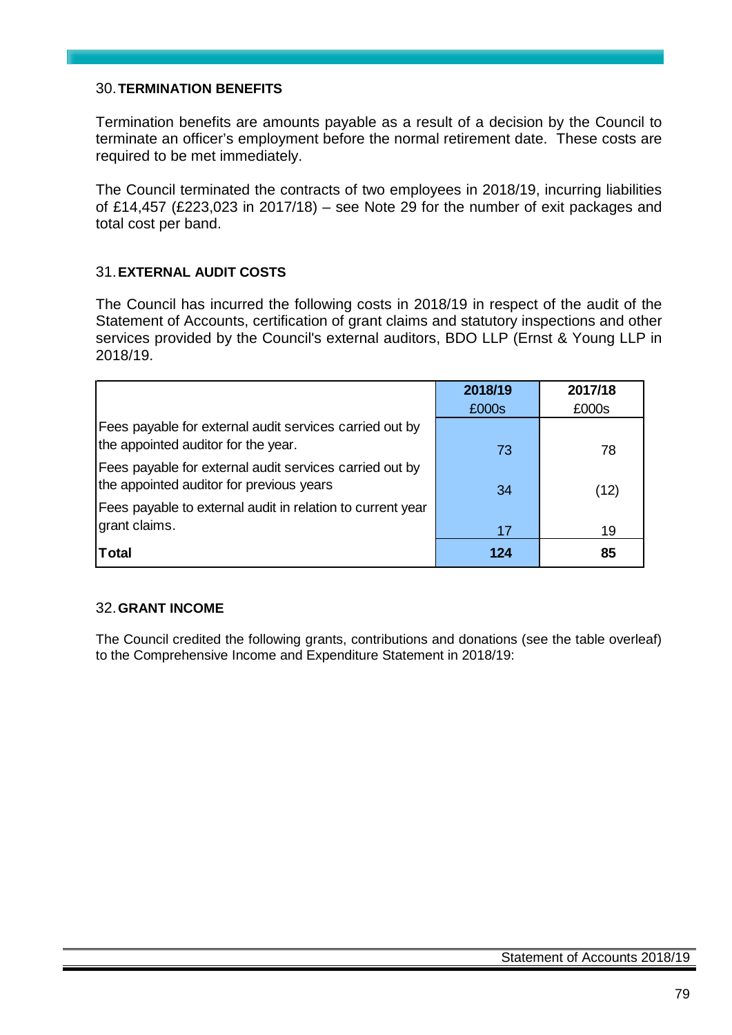## 30. TERMINATION BENEFITS

Termination benefits are amounts payable as a result of a decision by the Council to terminate an officer's employment before the normal retirement date. These costs are required to be met immediately.

The Council terminated the contracts of two employees in 2018/19, incurring liabilities of £14,457 (£223,023 in 2017/18) – see Note 29 for the number of exit packages and total cost per band.

## 31. EXTERNAL AUDIT COSTS

The Council has incurred the following costs in 2018/19 in respect of the audit of the Statement of Accounts, certification of grant claims and statutory inspections and other services provided by the Council's external auditors, BDO LLP (Ernst & Young LLP in 2018/19.

| | 2018/19 £000s | 2017/18 £000s |
|---|---|---|
| Fees payable for external audit services carried out by the appointed auditor for the year. | 73 | 78 |
| Fees payable for external audit services carried out by the appointed auditor for previous years | 34 | (12) |
| Fees payable to external audit in relation to current year grant claims. | 17 | 19 |
| **Total** | **124** | **85** |

## 32. GRANT INCOME

The Council credited the following grants, contributions and donations (see the table overleaf) to the Comprehensive Income and Expenditure Statement in 2018/19: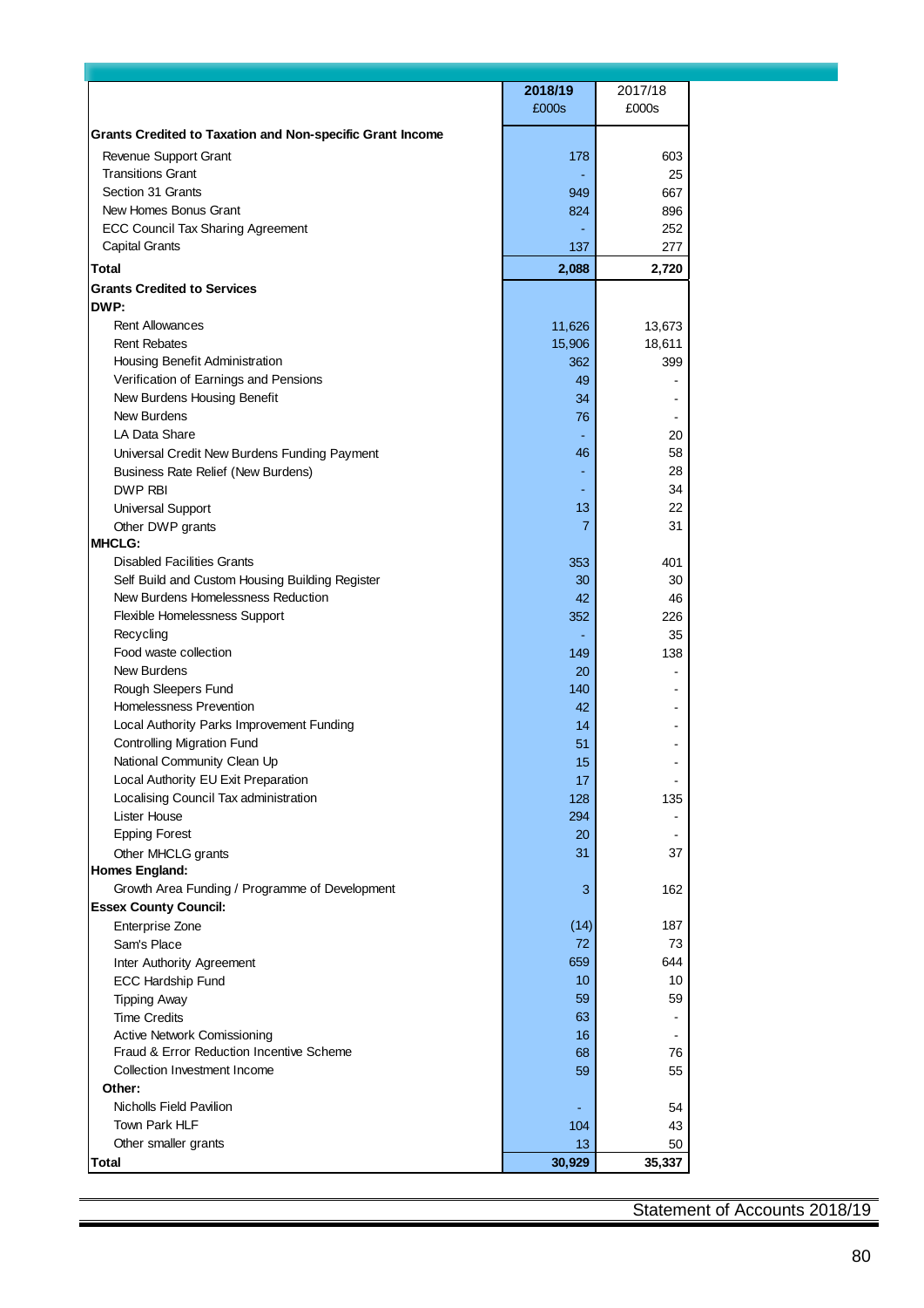| | 2018/19 £000s | 2017/18 £000s |
|---|---|---|
| **Grants Credited to Taxation and Non-specific Grant Income** | | |
| Revenue Support Grant | 178 | 603 |
| Transitions Grant | - | 25 |
| Section 31 Grants | 949 | 667 |
| New Homes Bonus Grant | 824 | 896 |
| ECC Council Tax Sharing Agreement | - | 252 |
| Capital Grants | 137 | 277 |
| **Total** | **2,088** | **2,720** |
| **Grants Credited to Services** | | |
| **DWP:** | | |
| Rent Allowances | 11,626 | 13,673 |
| Rent Rebates | 15,906 | 18,611 |
| Housing Benefit Administration | 362 | 399 |
| Verification of Earnings and Pensions | 49 | - |
| New Burdens Housing Benefit | 34 | - |
| New Burdens | 76 | - |
| LA Data Share | - | 20 |
| Universal Credit New Burdens Funding Payment | 46 | 58 |
| Business Rate Relief (New Burdens) | - | 28 |
| DWP RBI | - | 34 |
| Universal Support | 13 | 22 |
| Other DWP grants | 7 | 31 |
| **MHCLG:** | | |
| Disabled Facilities Grants | 353 | 401 |
| Self Build and Custom Housing Building Register | 30 | 30 |
| New Burdens Homelessness Reduction | 42 | 46 |
| Flexible Homelessness Support | 352 | 226 |
| Recycling | - | 35 |
| Food waste collection | 149 | 138 |
| New Burdens | 20 | - |
| Rough Sleepers Fund | 140 | - |
| Homelessness Prevention | 42 | - |
| Local Authority Parks Improvement Funding | 14 | - |
| Controlling Migration Fund | 51 | - |
| National Community Clean Up | 15 | - |
| Local Authority EU Exit Preparation | 17 | - |
| Localising Council Tax administration | 128 | 135 |
| Lister House | 294 | - |
| Epping Forest | 20 | - |
| Other MHCLG grants | 31 | 37 |
| **Homes England:** | | |
| Growth Area Funding / Programme of Development | 3 | 162 |
| **Essex County Council:** | | |
| Enterprise Zone | (14) | 187 |
| Sam's Place | 72 | 73 |
| Inter Authority Agreement | 659 | 644 |
| ECC Hardship Fund | 10 | 10 |
| Tipping Away | 59 | 59 |
| Time Credits | 63 | - |
| Active Network Comissioning | 16 | - |
| Fraud & Error Reduction Incentive Scheme | 68 | 76 |
| Collection Investment Income | 59 | 55 |
| **Other:** | | |
| Nicholls Field Pavilion | - | 54 |
| Town Park HLF | 104 | 43 |
| Other smaller grants | 13 | 50 |
| **Total** | **30,929** | **35,337** |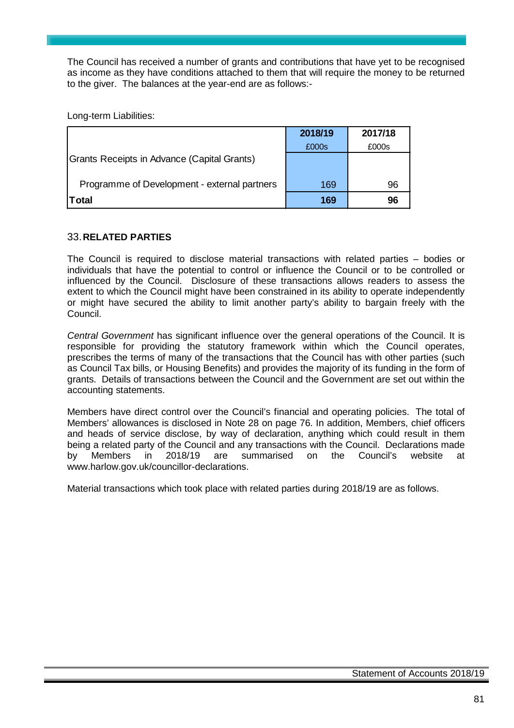The Council has received a number of grants and contributions that have yet to be recognised as income as they have conditions attached to them that will require the money to be returned to the giver. The balances at the year-end are as follows:-

Long-term Liabilities:

| | 2018/19 | 2017/18 |
|---|---|---|
| | £000s | £000s |
| Grants Receipts in Advance (Capital Grants) | | |
| Programme of Development - external partners | 169 | 96 |
| **Total** | **169** | **96** |

## 33. RELATED PARTIES

The Council is required to disclose material transactions with related parties – bodies or individuals that have the potential to control or influence the Council or to be controlled or influenced by the Council. Disclosure of these transactions allows readers to assess the extent to which the Council might have been constrained in its ability to operate independently or might have secured the ability to limit another party's ability to bargain freely with the Council.

*Central Government* has significant influence over the general operations of the Council. It is responsible for providing the statutory framework within which the Council operates, prescribes the terms of many of the transactions that the Council has with other parties (such as Council Tax bills, or Housing Benefits) and provides the majority of its funding in the form of grants. Details of transactions between the Council and the Government are set out within the accounting statements.

Members have direct control over the Council's financial and operating policies. The total of Members' allowances is disclosed in Note 28 on page 76. In addition, Members, chief officers and heads of service disclose, by way of declaration, anything which could result in them being a related party of the Council and any transactions with the Council. Declarations made by Members in 2018/19 are summarised on the Council's website at www.harlow.gov.uk/councillor-declarations.

Material transactions which took place with related parties during 2018/19 are as follows.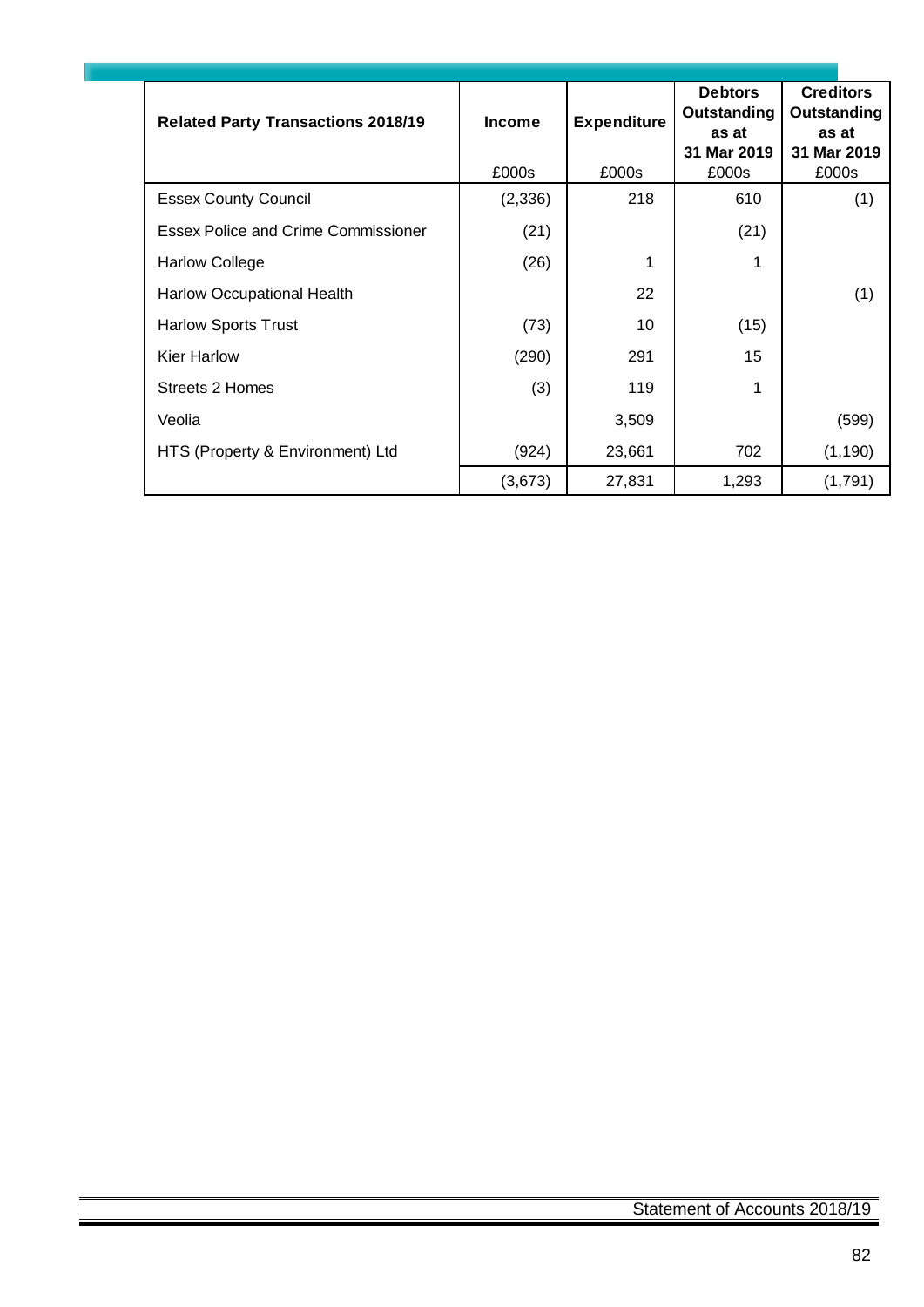| Related Party Transactions 2018/19 | Income | Expenditure | Debtors Outstanding as at 31 Mar 2019 | Creditors Outstanding as at 31 Mar 2019 |
|---|---|---|---|---|
| | £000s | £000s | £000s | £000s |
| Essex County Council | (2,336) | 218 | 610 | (1) |
| Essex Police and Crime Commissioner | (21) | | (21) | |
| Harlow College | (26) | 1 | 1 | |
| Harlow Occupational Health | | 22 | | (1) |
| Harlow Sports Trust | (73) | 10 | (15) | |
| Kier Harlow | (290) | 291 | 15 | |
| Streets 2 Homes | (3) | 119 | 1 | |
| Veolia | | 3,509 | | (599) |
| HTS (Property & Environment) Ltd | (924) | 23,661 | 702 | (1,190) |
| | (3,673) | 27,831 | 1,293 | (1,791) |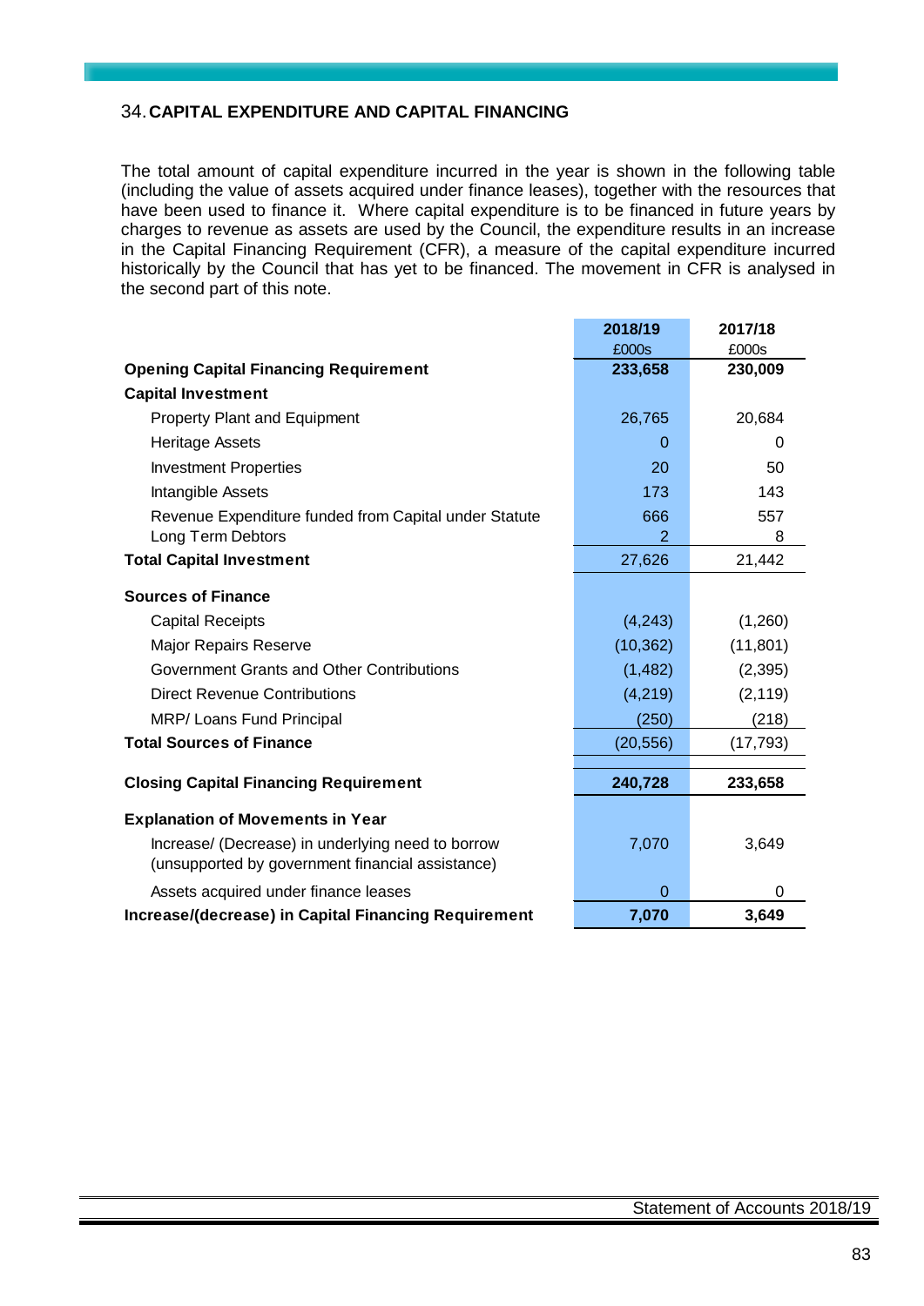## 34. CAPITAL EXPENDITURE AND CAPITAL FINANCING

The total amount of capital expenditure incurred in the year is shown in the following table (including the value of assets acquired under finance leases), together with the resources that have been used to finance it. Where capital expenditure is to be financed in future years by charges to revenue as assets are used by the Council, the expenditure results in an increase in the Capital Financing Requirement (CFR), a measure of the capital expenditure incurred historically by the Council that has yet to be financed. The movement in CFR is analysed in the second part of this note.

| | 2018/19 | 2017/18 |
|---|---|---|
| | £000s | £000s |
| **Opening Capital Financing Requirement** | **233,658** | **230,009** |
| **Capital Investment** | | |
| Property Plant and Equipment | 26,765 | 20,684 |
| Heritage Assets | 0 | 0 |
| Investment Properties | 20 | 50 |
| Intangible Assets | 173 | 143 |
| Revenue Expenditure funded from Capital under Statute | 666 | 557 |
| Long Term Debtors | 2 | 8 |
| **Total Capital Investment** | 27,626 | 21,442 |
| **Sources of Finance** | | |
| Capital Receipts | (4,243) | (1,260) |
| Major Repairs Reserve | (10,362) | (11,801) |
| Government Grants and Other Contributions | (1,482) | (2,395) |
| Direct Revenue Contributions | (4,219) | (2,119) |
| MRP/ Loans Fund Principal | (250) | (218) |
| **Total Sources of Finance** | (20,556) | (17,793) |
| **Closing Capital Financing Requirement** | **240,728** | **233,658** |
| **Explanation of Movements in Year** | | |
| Increase/ (Decrease) in underlying need to borrow (unsupported by government financial assistance) | 7,070 | 3,649 |
| Assets acquired under finance leases | 0 | 0 |
| **Increase/(decrease) in Capital Financing Requirement** | **7,070** | **3,649** |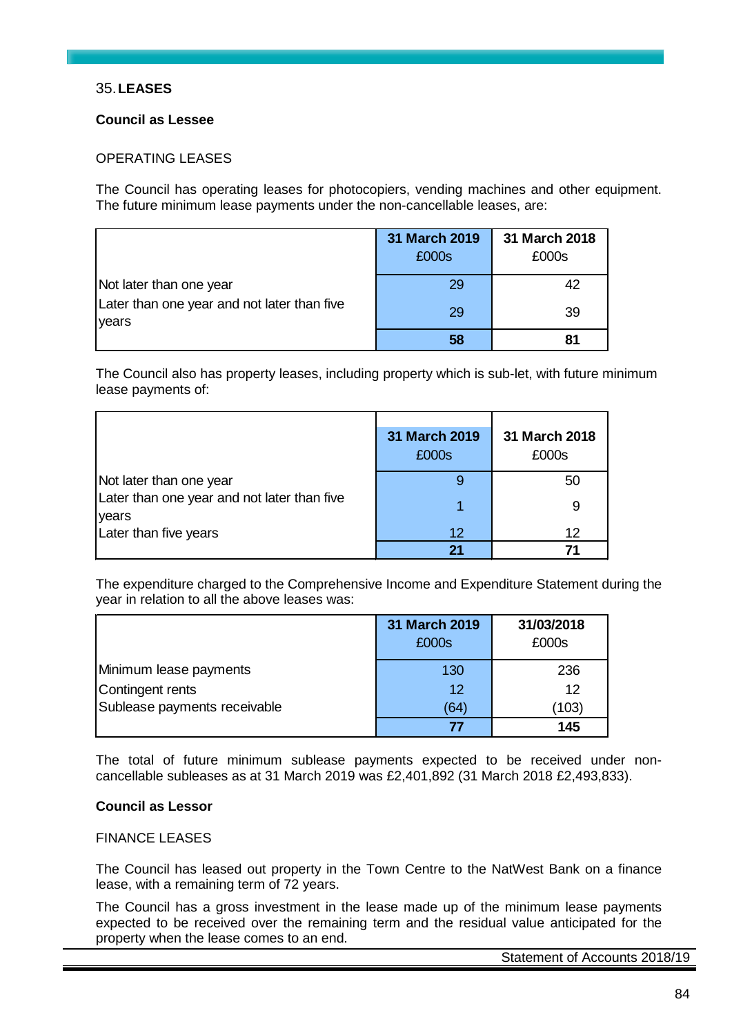## 35. LEASES

### Council as Lessee

OPERATING LEASES

The Council has operating leases for photocopiers, vending machines and other equipment. The future minimum lease payments under the non-cancellable leases, are:

| | 31 March 2019 £000s | 31 March 2018 £000s |
|---|---|---|
| Not later than one year | 29 | 42 |
| Later than one year and not later than five years | 29 | 39 |
| | **58** | **81** |

The Council also has property leases, including property which is sub-let, with future minimum lease payments of:

| | 31 March 2019 £000s | 31 March 2018 £000s |
|---|---|---|
| Not later than one year | 9 | 50 |
| Later than one year and not later than five years | 1 | 9 |
| Later than five years | 12 | 12 |
| | **21** | **71** |

The expenditure charged to the Comprehensive Income and Expenditure Statement during the year in relation to all the above leases was:

| | 31 March 2019 £000s | 31/03/2018 £000s |
|---|---|---|
| Minimum lease payments | 130 | 236 |
| Contingent rents | 12 | 12 |
| Sublease payments receivable | (64) | (103) |
| | **77** | **145** |

The total of future minimum sublease payments expected to be received under non-cancellable subleases as at 31 March 2019 was £2,401,892 (31 March 2018 £2,493,833).

### Council as Lessor

FINANCE LEASES

The Council has leased out property in the Town Centre to the NatWest Bank on a finance lease, with a remaining term of 72 years.

The Council has a gross investment in the lease made up of the minimum lease payments expected to be received over the remaining term and the residual value anticipated for the property when the lease comes to an end.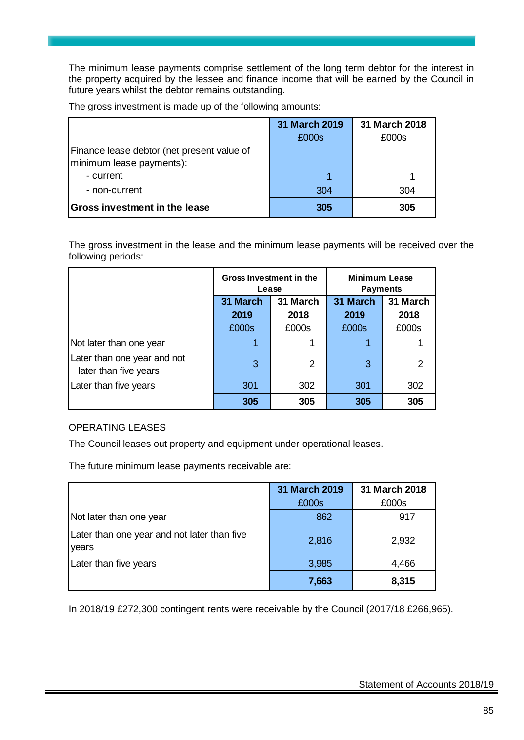The minimum lease payments comprise settlement of the long term debtor for the interest in the property acquired by the lessee and finance income that will be earned by the Council in future years whilst the debtor remains outstanding.

The gross investment is made up of the following amounts:

| | 31 March 2019 £000s | 31 March 2018 £000s |
|---|---|---|
| Finance lease debtor (net present value of minimum lease payments): | | |
| - current | 1 | 1 |
| - non-current | 304 | 304 |
| **Gross investment in the lease** | **305** | **305** |

The gross investment in the lease and the minimum lease payments will be received over the following periods:

| | Gross Investment in the Lease | | Minimum Lease Payments | |
|---|---|---|---|---|
| | 31 March 2019 £000s | 31 March 2018 £000s | 31 March 2019 £000s | 31 March 2018 £000s |
| Not later than one year | 1 | 1 | 1 | 1 |
| Later than one year and not later than five years | 3 | 2 | 3 | 2 |
| Later than five years | 301 | 302 | 301 | 302 |
| | **305** | **305** | **305** | **305** |

OPERATING LEASES

The Council leases out property and equipment under operational leases.

The future minimum lease payments receivable are:

| | 31 March 2019 £000s | 31 March 2018 £000s |
|---|---|---|
| Not later than one year | 862 | 917 |
| Later than one year and not later than five years | 2,816 | 2,932 |
| Later than five years | 3,985 | 4,466 |
| | **7,663** | **8,315** |

In 2018/19 £272,300 contingent rents were receivable by the Council (2017/18 £266,965).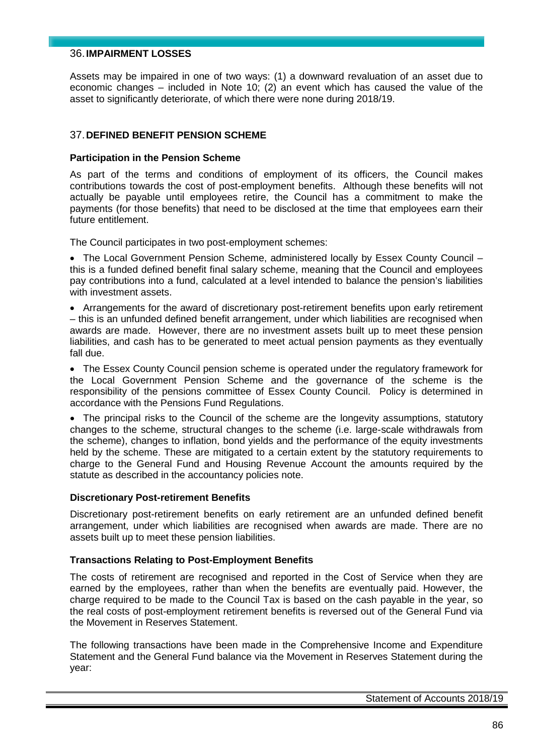## 36. IMPAIRMENT LOSSES

Assets may be impaired in one of two ways: (1) a downward revaluation of an asset due to economic changes – included in Note 10; (2) an event which has caused the value of the asset to significantly deteriorate, of which there were none during 2018/19.

## 37. DEFINED BENEFIT PENSION SCHEME

### Participation in the Pension Scheme

As part of the terms and conditions of employment of its officers, the Council makes contributions towards the cost of post-employment benefits. Although these benefits will not actually be payable until employees retire, the Council has a commitment to make the payments (for those benefits) that need to be disclosed at the time that employees earn their future entitlement.

The Council participates in two post-employment schemes:

- The Local Government Pension Scheme, administered locally by Essex County Council – this is a funded defined benefit final salary scheme, meaning that the Council and employees pay contributions into a fund, calculated at a level intended to balance the pension's liabilities with investment assets.
- Arrangements for the award of discretionary post-retirement benefits upon early retirement – this is an unfunded defined benefit arrangement, under which liabilities are recognised when awards are made. However, there are no investment assets built up to meet these pension liabilities, and cash has to be generated to meet actual pension payments as they eventually fall due.
- The Essex County Council pension scheme is operated under the regulatory framework for the Local Government Pension Scheme and the governance of the scheme is the responsibility of the pensions committee of Essex County Council. Policy is determined in accordance with the Pensions Fund Regulations.
- The principal risks to the Council of the scheme are the longevity assumptions, statutory changes to the scheme, structural changes to the scheme (i.e. large-scale withdrawals from the scheme), changes to inflation, bond yields and the performance of the equity investments held by the scheme. These are mitigated to a certain extent by the statutory requirements to charge to the General Fund and Housing Revenue Account the amounts required by the statute as described in the accountancy policies note.

### Discretionary Post-retirement Benefits

Discretionary post-retirement benefits on early retirement are an unfunded defined benefit arrangement, under which liabilities are recognised when awards are made. There are no assets built up to meet these pension liabilities.

### Transactions Relating to Post-Employment Benefits

The costs of retirement are recognised and reported in the Cost of Service when they are earned by the employees, rather than when the benefits are eventually paid. However, the charge required to be made to the Council Tax is based on the cash payable in the year, so the real costs of post-employment retirement benefits is reversed out of the General Fund via the Movement in Reserves Statement.

The following transactions have been made in the Comprehensive Income and Expenditure Statement and the General Fund balance via the Movement in Reserves Statement during the year: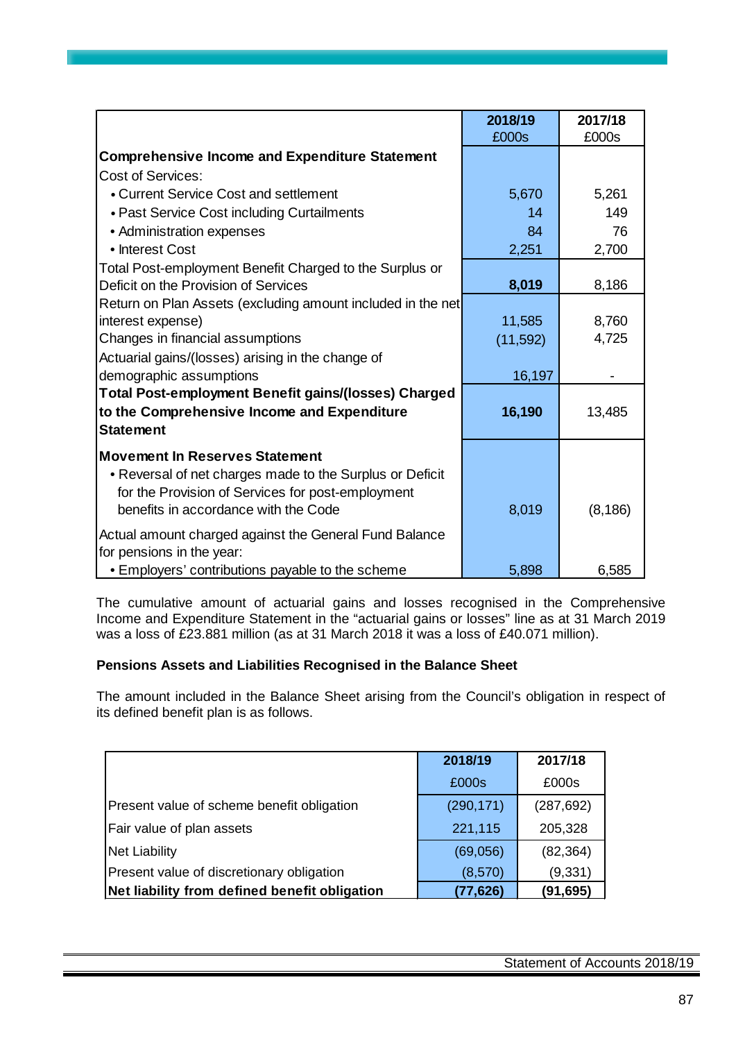| | 2018/19 £000s | 2017/18 £000s |
|---|---|---|
| **Comprehensive Income and Expenditure Statement** | | |
| Cost of Services: | | |
| • Current Service Cost and settlement | 5,670 | 5,261 |
| • Past Service Cost including Curtailments | 14 | 149 |
| • Administration expenses | 84 | 76 |
| • Interest Cost | 2,251 | 2,700 |
| Total Post-employment Benefit Charged to the Surplus or Deficit on the Provision of Services | **8,019** | 8,186 |
| Return on Plan Assets (excluding amount included in the net interest expense) | 11,585 | 8,760 |
| Changes in financial assumptions | (11,592) | 4,725 |
| Actuarial gains/(losses) arising in the change of demographic assumptions | 16,197 | - |
| **Total Post-employment Benefit gains/(losses) Charged to the Comprehensive Income and Expenditure Statement** | **16,190** | 13,485 |
| **Movement In Reserves Statement** | | |
| • Reversal of net charges made to the Surplus or Deficit for the Provision of Services for post-employment benefits in accordance with the Code | 8,019 | (8,186) |
| Actual amount charged against the General Fund Balance for pensions in the year: | | |
| • Employers' contributions payable to the scheme | 5,898 | 6,585 |

The cumulative amount of actuarial gains and losses recognised in the Comprehensive Income and Expenditure Statement in the "actuarial gains or losses" line as at 31 March 2019 was a loss of £23.881 million (as at 31 March 2018 it was a loss of £40.071 million).

**Pensions Assets and Liabilities Recognised in the Balance Sheet**

The amount included in the Balance Sheet arising from the Council's obligation in respect of its defined benefit plan is as follows.

| | 2018/19 £000s | 2017/18 £000s |
|---|---|---|
| Present value of scheme benefit obligation | (290,171) | (287,692) |
| Fair value of plan assets | 221,115 | 205,328 |
| Net Liability | (69,056) | (82,364) |
| Present value of discretionary obligation | (8,570) | (9,331) |
| **Net liability from defined benefit obligation** | **(77,626)** | **(91,695)** |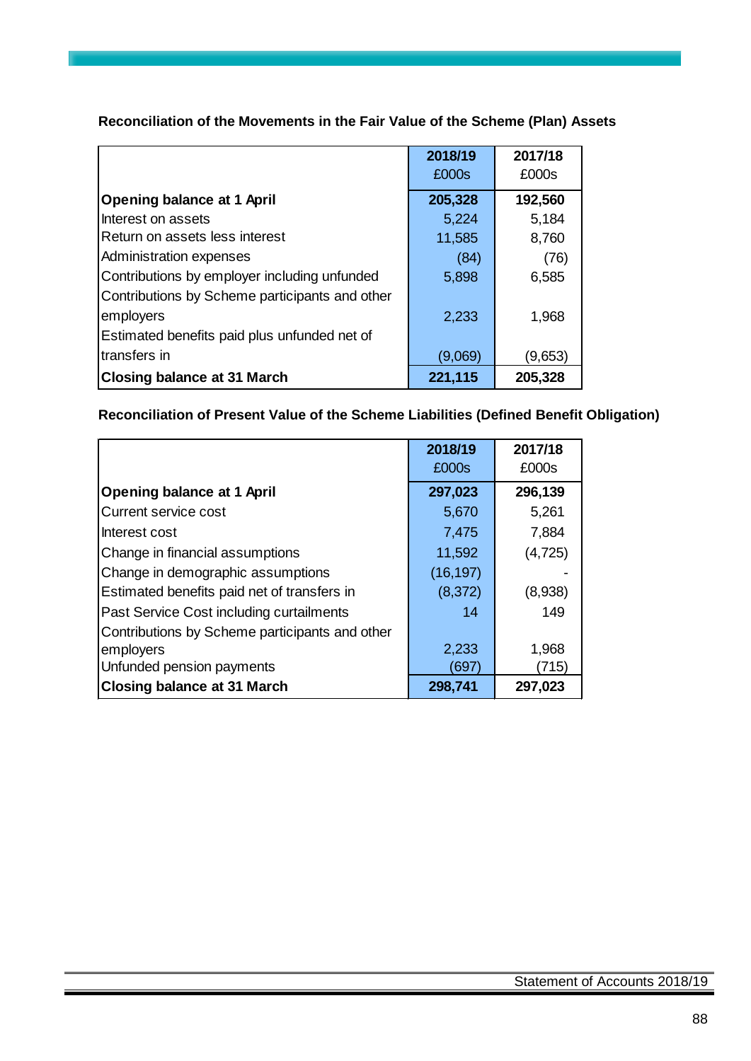**Reconciliation of the Movements in the Fair Value of the Scheme (Plan) Assets**

| | 2018/19 £000s | 2017/18 £000s |
|---|---|---|
| **Opening balance at 1 April** | **205,328** | **192,560** |
| Interest on assets | 5,224 | 5,184 |
| Return on assets less interest | 11,585 | 8,760 |
| Administration expenses | (84) | (76) |
| Contributions by employer including unfunded | 5,898 | 6,585 |
| Contributions by Scheme participants and other employers | 2,233 | 1,968 |
| Estimated benefits paid plus unfunded net of transfers in | (9,069) | (9,653) |
| **Closing balance at 31 March** | **221,115** | **205,328** |

**Reconciliation of Present Value of the Scheme Liabilities (Defined Benefit Obligation)**

| | 2018/19 £000s | 2017/18 £000s |
|---|---|---|
| **Opening balance at 1 April** | **297,023** | **296,139** |
| Current service cost | 5,670 | 5,261 |
| Interest cost | 7,475 | 7,884 |
| Change in financial assumptions | 11,592 | (4,725) |
| Change in demographic assumptions | (16,197) | - |
| Estimated benefits paid net of transfers in | (8,372) | (8,938) |
| Past Service Cost including curtailments | 14 | 149 |
| Contributions by Scheme participants and other employers | 2,233 | 1,968 |
| Unfunded pension payments | (697) | (715) |
| **Closing balance at 31 March** | **298,741** | **297,023** |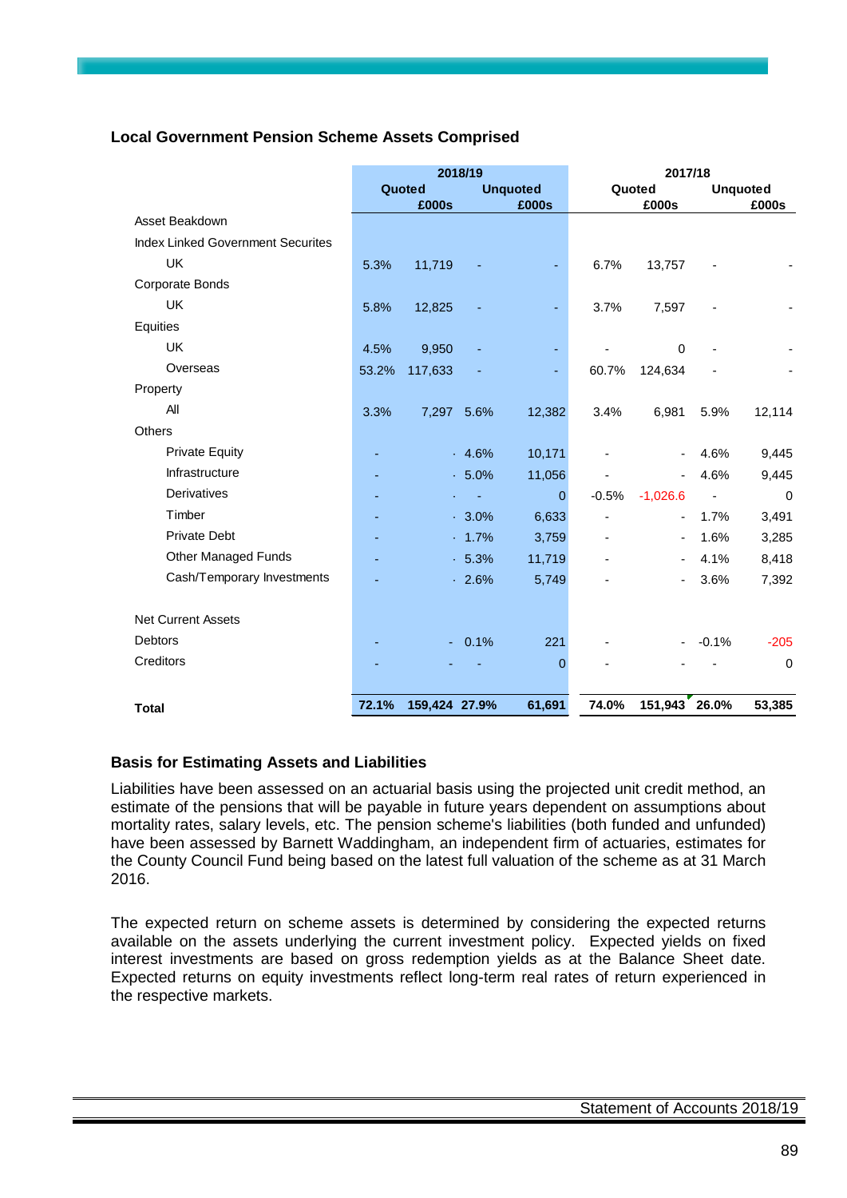### Local Government Pension Scheme Assets Comprised

| | 2018/19 | | | | 2017/18 | | | |
|---|---|---|---|---|---|---|---|---|
| | Quoted | | Unquoted | | Quoted | | Unquoted | |
| | | £000s | | £000s | | £000s | | £000s |
| Asset Beakdown | | | | | | | | |
| Index Linked Government Securites | | | | | | | | |
| UK | 5.3% | 11,719 | - | - | 6.7% | 13,757 | - | - |
| Corporate Bonds | | | | | | | | |
| UK | 5.8% | 12,825 | - | - | 3.7% | 7,597 | - | - |
| Equities | | | | | | | | |
| UK | 4.5% | 9,950 | - | - | - | 0 | - | - |
| Overseas | 53.2% | 117,633 | - | - | 60.7% | 124,634 | - | - |
| Property | | | | | | | | |
| All | 3.3% | 7,297 | 5.6% | 12,382 | 3.4% | 6,981 | 5.9% | 12,114 |
| Others | | | | | | | | |
| Private Equity | - | - | 4.6% | 10,171 | - | - | 4.6% | 9,445 |
| Infrastructure | - | - | 5.0% | 11,056 | - | - | 4.6% | 9,445 |
| Derivatives | - | - | - | 0 | -0.5% | -1,026.6 | - | 0 |
| Timber | - | - | 3.0% | 6,633 | - | - | 1.7% | 3,491 |
| Private Debt | - | - | 1.7% | 3,759 | - | - | 1.6% | 3,285 |
| Other Managed Funds | - | - | 5.3% | 11,719 | - | - | 4.1% | 8,418 |
| Cash/Temporary Investments | - | - | 2.6% | 5,749 | - | - | 3.6% | 7,392 |
| | | | | | | | | |
| Net Current Assets | | | | | | | | |
| Debtors | - | - | 0.1% | 221 | - | - | -0.1% | -205 |
| Creditors | - | - | - | 0 | - | - | - | 0 |
| | | | | | | | | |
| **Total** | **72.1%** | **159,424** | **27.9%** | **61,691** | **74.0%** | **151,943** | **26.0%** | **53,385** |

### Basis for Estimating Assets and Liabilities

Liabilities have been assessed on an actuarial basis using the projected unit credit method, an estimate of the pensions that will be payable in future years dependent on assumptions about mortality rates, salary levels, etc. The pension scheme's liabilities (both funded and unfunded) have been assessed by Barnett Waddingham, an independent firm of actuaries, estimates for the County Council Fund being based on the latest full valuation of the scheme as at 31 March 2016.

The expected return on scheme assets is determined by considering the expected returns available on the assets underlying the current investment policy. Expected yields on fixed interest investments are based on gross redemption yields as at the Balance Sheet date. Expected returns on equity investments reflect long-term real rates of return experienced in the respective markets.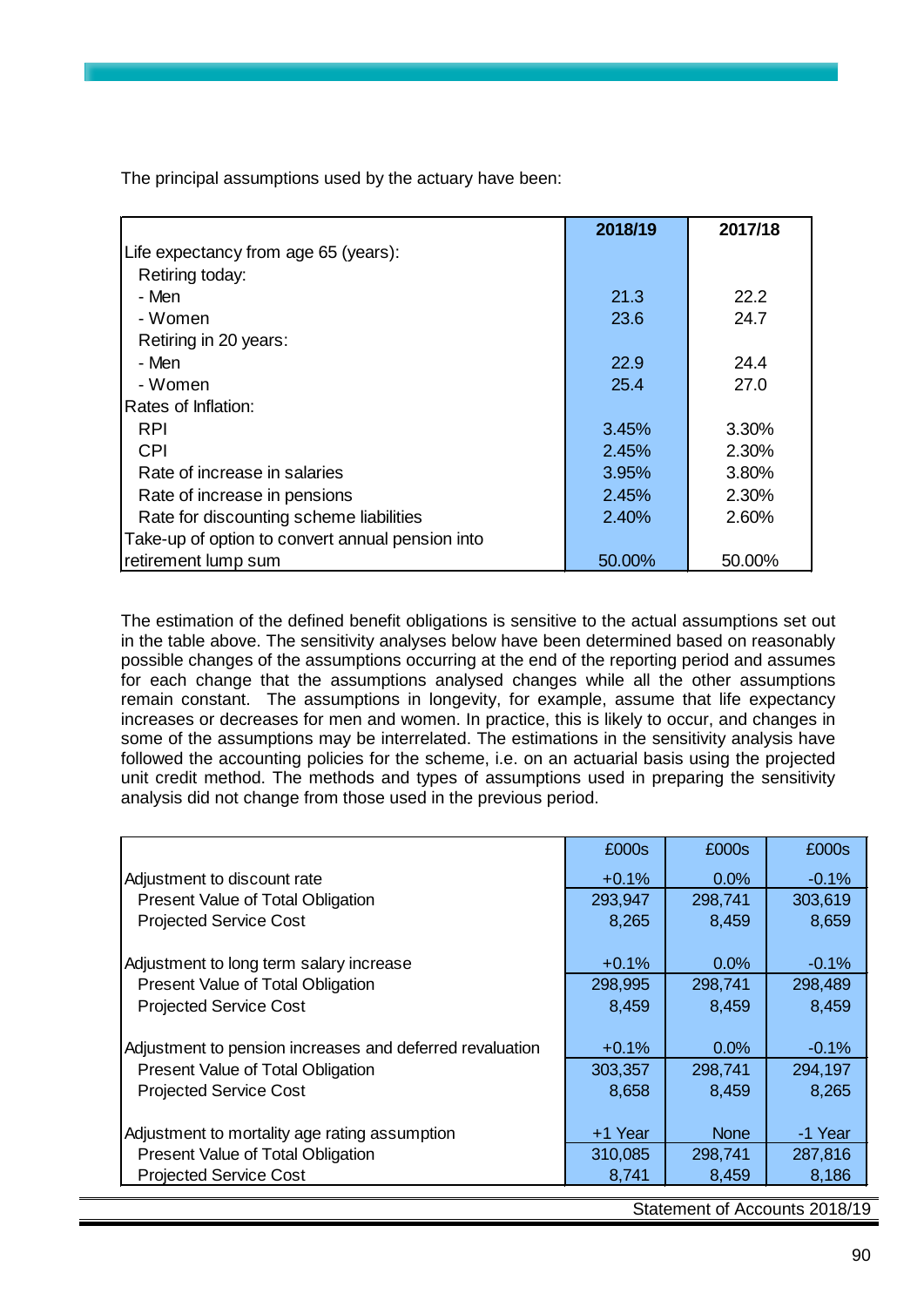The principal assumptions used by the actuary have been:

| | 2018/19 | 2017/18 |
|---|---|---|
| Life expectancy from age 65 (years): | | |
| Retiring today: | | |
| - Men | 21.3 | 22.2 |
| - Women | 23.6 | 24.7 |
| Retiring in 20 years: | | |
| - Men | 22.9 | 24.4 |
| - Women | 25.4 | 27.0 |
| Rates of Inflation: | | |
| RPI | 3.45% | 3.30% |
| CPI | 2.45% | 2.30% |
| Rate of increase in salaries | 3.95% | 3.80% |
| Rate of increase in pensions | 2.45% | 2.30% |
| Rate for discounting scheme liabilities | 2.40% | 2.60% |
| Take-up of option to convert annual pension into retirement lump sum | 50.00% | 50.00% |

The estimation of the defined benefit obligations is sensitive to the actual assumptions set out in the table above. The sensitivity analyses below have been determined based on reasonably possible changes of the assumptions occurring at the end of the reporting period and assumes for each change that the assumptions analysed changes while all the other assumptions remain constant. The assumptions in longevity, for example, assume that life expectancy increases or decreases for men and women. In practice, this is likely to occur, and changes in some of the assumptions may be interrelated. The estimations in the sensitivity analysis have followed the accounting policies for the scheme, i.e. on an actuarial basis using the projected unit credit method. The methods and types of assumptions used in preparing the sensitivity analysis did not change from those used in the previous period.

| | £000s | £000s | £000s |
|---|---|---|---|
| Adjustment to discount rate | +0.1% | 0.0% | -0.1% |
| Present Value of Total Obligation | 293,947 | 298,741 | 303,619 |
| Projected Service Cost | 8,265 | 8,459 | 8,659 |
| | | | |
| Adjustment to long term salary increase | +0.1% | 0.0% | -0.1% |
| Present Value of Total Obligation | 298,995 | 298,741 | 298,489 |
| Projected Service Cost | 8,459 | 8,459 | 8,459 |
| | | | |
| Adjustment to pension increases and deferred revaluation | +0.1% | 0.0% | -0.1% |
| Present Value of Total Obligation | 303,357 | 298,741 | 294,197 |
| Projected Service Cost | 8,658 | 8,459 | 8,265 |
| | | | |
| Adjustment to mortality age rating assumption | +1 Year | None | -1 Year |
| Present Value of Total Obligation | 310,085 | 298,741 | 287,816 |
| Projected Service Cost | 8,741 | 8,459 | 8,186 |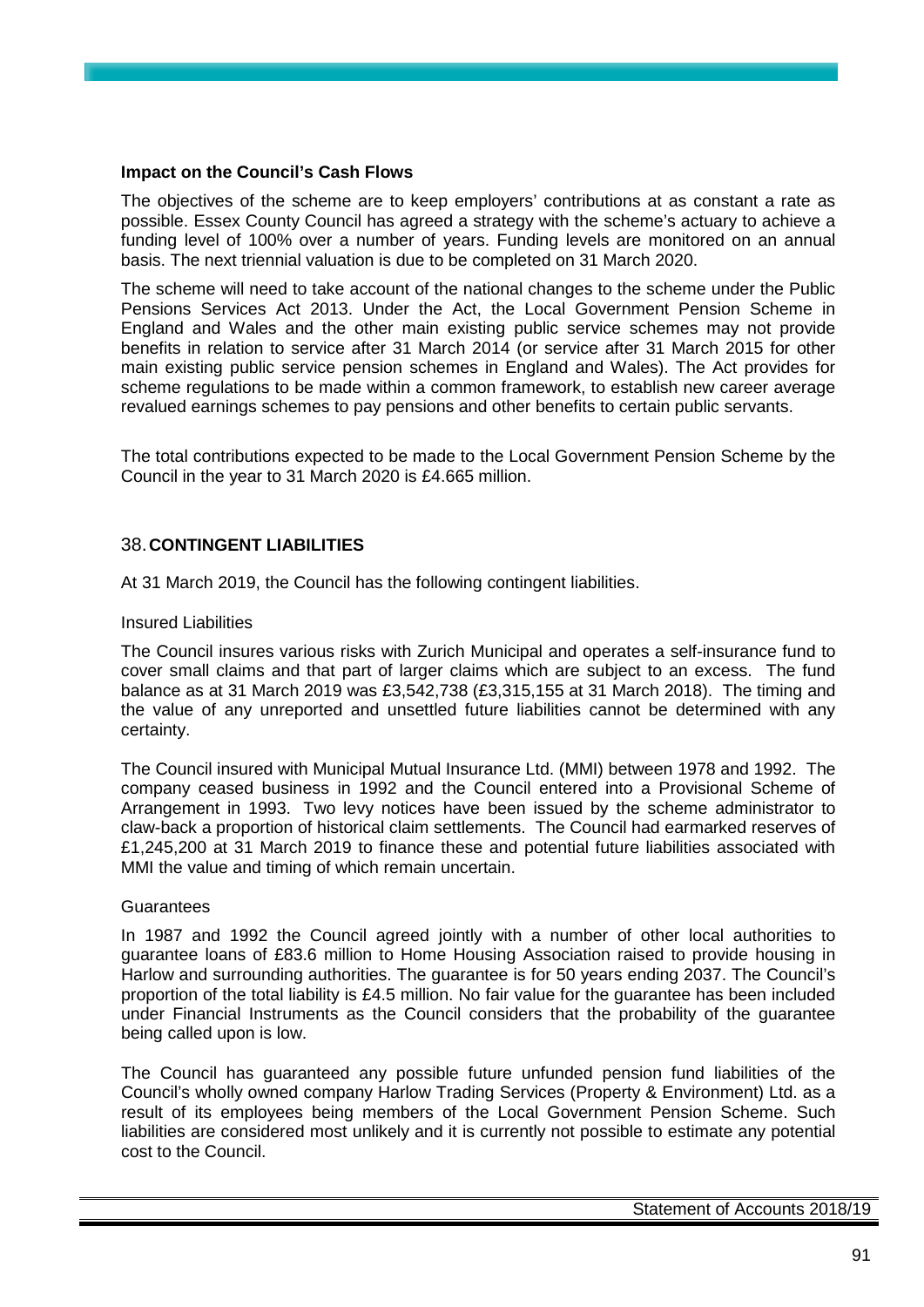**Impact on the Council's Cash Flows**

The objectives of the scheme are to keep employers' contributions at as constant a rate as possible. Essex County Council has agreed a strategy with the scheme's actuary to achieve a funding level of 100% over a number of years. Funding levels are monitored on an annual basis. The next triennial valuation is due to be completed on 31 March 2020.

The scheme will need to take account of the national changes to the scheme under the Public Pensions Services Act 2013. Under the Act, the Local Government Pension Scheme in England and Wales and the other main existing public service schemes may not provide benefits in relation to service after 31 March 2014 (or service after 31 March 2015 for other main existing public service pension schemes in England and Wales). The Act provides for scheme regulations to be made within a common framework, to establish new career average revalued earnings schemes to pay pensions and other benefits to certain public servants.

The total contributions expected to be made to the Local Government Pension Scheme by the Council in the year to 31 March 2020 is £4.665 million.

## 38. CONTINGENT LIABILITIES

At 31 March 2019, the Council has the following contingent liabilities.

Insured Liabilities

The Council insures various risks with Zurich Municipal and operates a self-insurance fund to cover small claims and that part of larger claims which are subject to an excess. The fund balance as at 31 March 2019 was £3,542,738 (£3,315,155 at 31 March 2018). The timing and the value of any unreported and unsettled future liabilities cannot be determined with any certainty.

The Council insured with Municipal Mutual Insurance Ltd. (MMI) between 1978 and 1992. The company ceased business in 1992 and the Council entered into a Provisional Scheme of Arrangement in 1993. Two levy notices have been issued by the scheme administrator to claw-back a proportion of historical claim settlements. The Council had earmarked reserves of £1,245,200 at 31 March 2019 to finance these and potential future liabilities associated with MMI the value and timing of which remain uncertain.

Guarantees

In 1987 and 1992 the Council agreed jointly with a number of other local authorities to guarantee loans of £83.6 million to Home Housing Association raised to provide housing in Harlow and surrounding authorities. The guarantee is for 50 years ending 2037. The Council's proportion of the total liability is £4.5 million. No fair value for the guarantee has been included under Financial Instruments as the Council considers that the probability of the guarantee being called upon is low.

The Council has guaranteed any possible future unfunded pension fund liabilities of the Council's wholly owned company Harlow Trading Services (Property & Environment) Ltd. as a result of its employees being members of the Local Government Pension Scheme. Such liabilities are considered most unlikely and it is currently not possible to estimate any potential cost to the Council.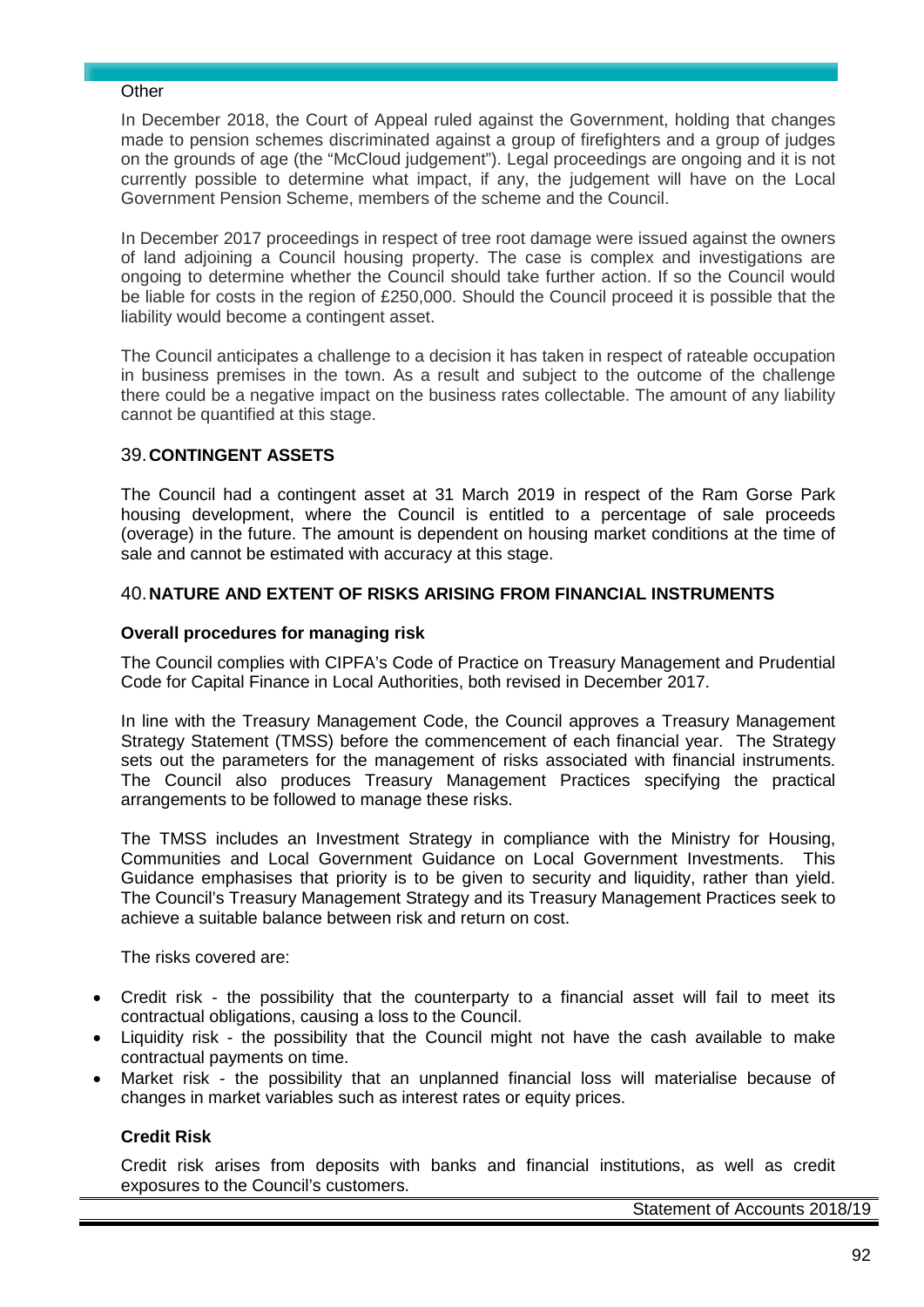Other

In December 2018, the Court of Appeal ruled against the Government, holding that changes made to pension schemes discriminated against a group of firefighters and a group of judges on the grounds of age (the "McCloud judgement"). Legal proceedings are ongoing and it is not currently possible to determine what impact, if any, the judgement will have on the Local Government Pension Scheme, members of the scheme and the Council.

In December 2017 proceedings in respect of tree root damage were issued against the owners of land adjoining a Council housing property. The case is complex and investigations are ongoing to determine whether the Council should take further action. If so the Council would be liable for costs in the region of £250,000. Should the Council proceed it is possible that the liability would become a contingent asset.

The Council anticipates a challenge to a decision it has taken in respect of rateable occupation in business premises in the town. As a result and subject to the outcome of the challenge there could be a negative impact on the business rates collectable. The amount of any liability cannot be quantified at this stage.

## 39. CONTINGENT ASSETS

The Council had a contingent asset at 31 March 2019 in respect of the Ram Gorse Park housing development, where the Council is entitled to a percentage of sale proceeds (overage) in the future. The amount is dependent on housing market conditions at the time of sale and cannot be estimated with accuracy at this stage.

## 40. NATURE AND EXTENT OF RISKS ARISING FROM FINANCIAL INSTRUMENTS

### Overall procedures for managing risk

The Council complies with CIPFA's Code of Practice on Treasury Management and Prudential Code for Capital Finance in Local Authorities, both revised in December 2017.

In line with the Treasury Management Code, the Council approves a Treasury Management Strategy Statement (TMSS) before the commencement of each financial year. The Strategy sets out the parameters for the management of risks associated with financial instruments. The Council also produces Treasury Management Practices specifying the practical arrangements to be followed to manage these risks.

The TMSS includes an Investment Strategy in compliance with the Ministry for Housing, Communities and Local Government Guidance on Local Government Investments. This Guidance emphasises that priority is to be given to security and liquidity, rather than yield. The Council's Treasury Management Strategy and its Treasury Management Practices seek to achieve a suitable balance between risk and return on cost.

The risks covered are:

- Credit risk - the possibility that the counterparty to a financial asset will fail to meet its contractual obligations, causing a loss to the Council.
- Liquidity risk - the possibility that the Council might not have the cash available to make contractual payments on time.
- Market risk - the possibility that an unplanned financial loss will materialise because of changes in market variables such as interest rates or equity prices.

### Credit Risk

Credit risk arises from deposits with banks and financial institutions, as well as credit exposures to the Council's customers.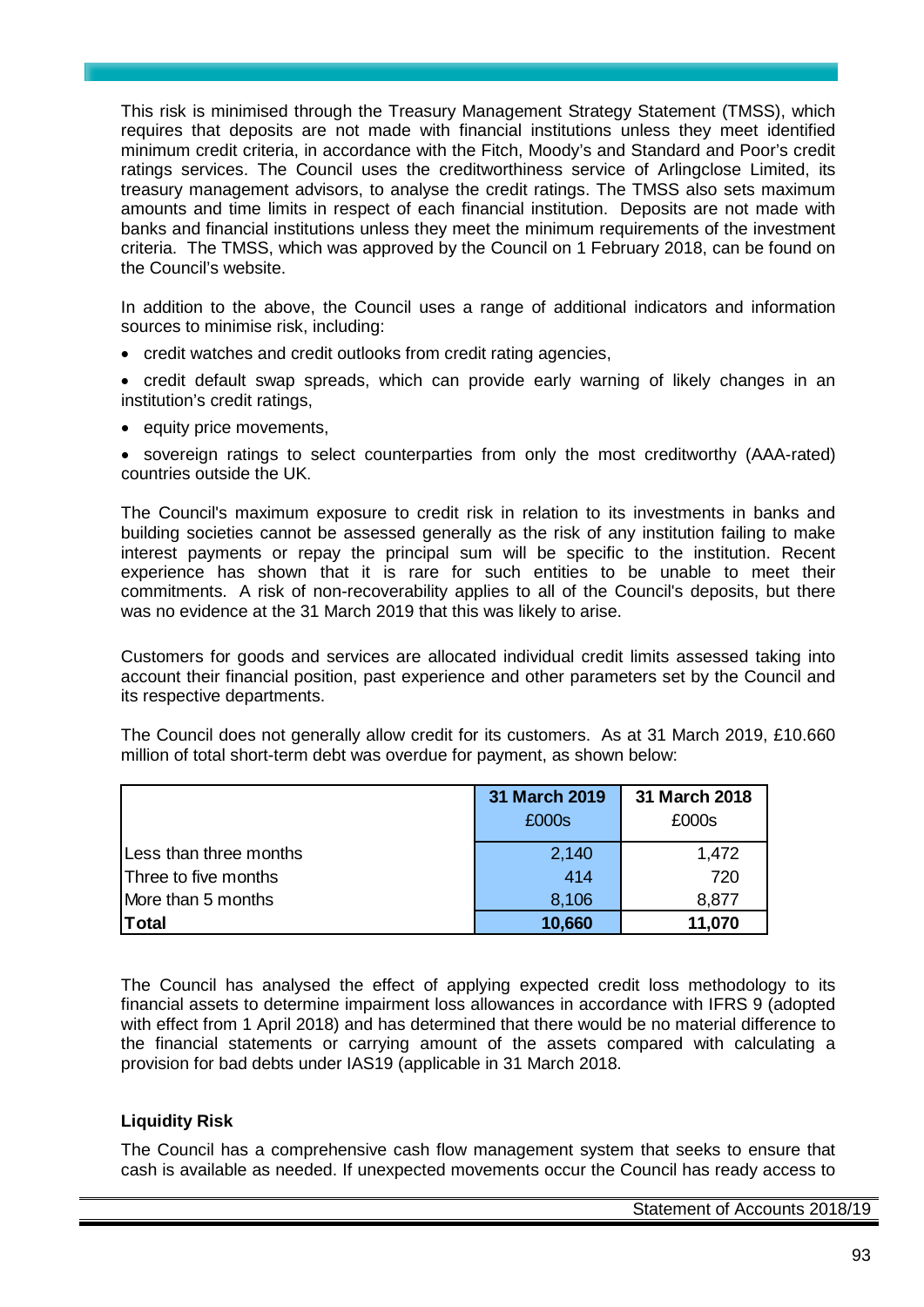This risk is minimised through the Treasury Management Strategy Statement (TMSS), which requires that deposits are not made with financial institutions unless they meet identified minimum credit criteria, in accordance with the Fitch, Moody's and Standard and Poor's credit ratings services. The Council uses the creditworthiness service of Arlingclose Limited, its treasury management advisors, to analyse the credit ratings. The TMSS also sets maximum amounts and time limits in respect of each financial institution. Deposits are not made with banks and financial institutions unless they meet the minimum requirements of the investment criteria. The TMSS, which was approved by the Council on 1 February 2018, can be found on the Council's website.

In addition to the above, the Council uses a range of additional indicators and information sources to minimise risk, including:

- credit watches and credit outlooks from credit rating agencies,
- credit default swap spreads, which can provide early warning of likely changes in an institution's credit ratings,
- equity price movements,
- sovereign ratings to select counterparties from only the most creditworthy (AAA-rated) countries outside the UK.

The Council's maximum exposure to credit risk in relation to its investments in banks and building societies cannot be assessed generally as the risk of any institution failing to make interest payments or repay the principal sum will be specific to the institution. Recent experience has shown that it is rare for such entities to be unable to meet their commitments. A risk of non-recoverability applies to all of the Council's deposits, but there was no evidence at the 31 March 2019 that this was likely to arise.

Customers for goods and services are allocated individual credit limits assessed taking into account their financial position, past experience and other parameters set by the Council and its respective departments.

The Council does not generally allow credit for its customers. As at 31 March 2019, £10.660 million of total short-term debt was overdue for payment, as shown below:

| | 31 March 2019 £000s | 31 March 2018 £000s |
|---|---|---|
| Less than three months | 2,140 | 1,472 |
| Three to five months | 414 | 720 |
| More than 5 months | 8,106 | 8,877 |
| **Total** | **10,660** | **11,070** |

The Council has analysed the effect of applying expected credit loss methodology to its financial assets to determine impairment loss allowances in accordance with IFRS 9 (adopted with effect from 1 April 2018) and has determined that there would be no material difference to the financial statements or carrying amount of the assets compared with calculating a provision for bad debts under IAS19 (applicable in 31 March 2018.

**Liquidity Risk**

The Council has a comprehensive cash flow management system that seeks to ensure that cash is available as needed. If unexpected movements occur the Council has ready access to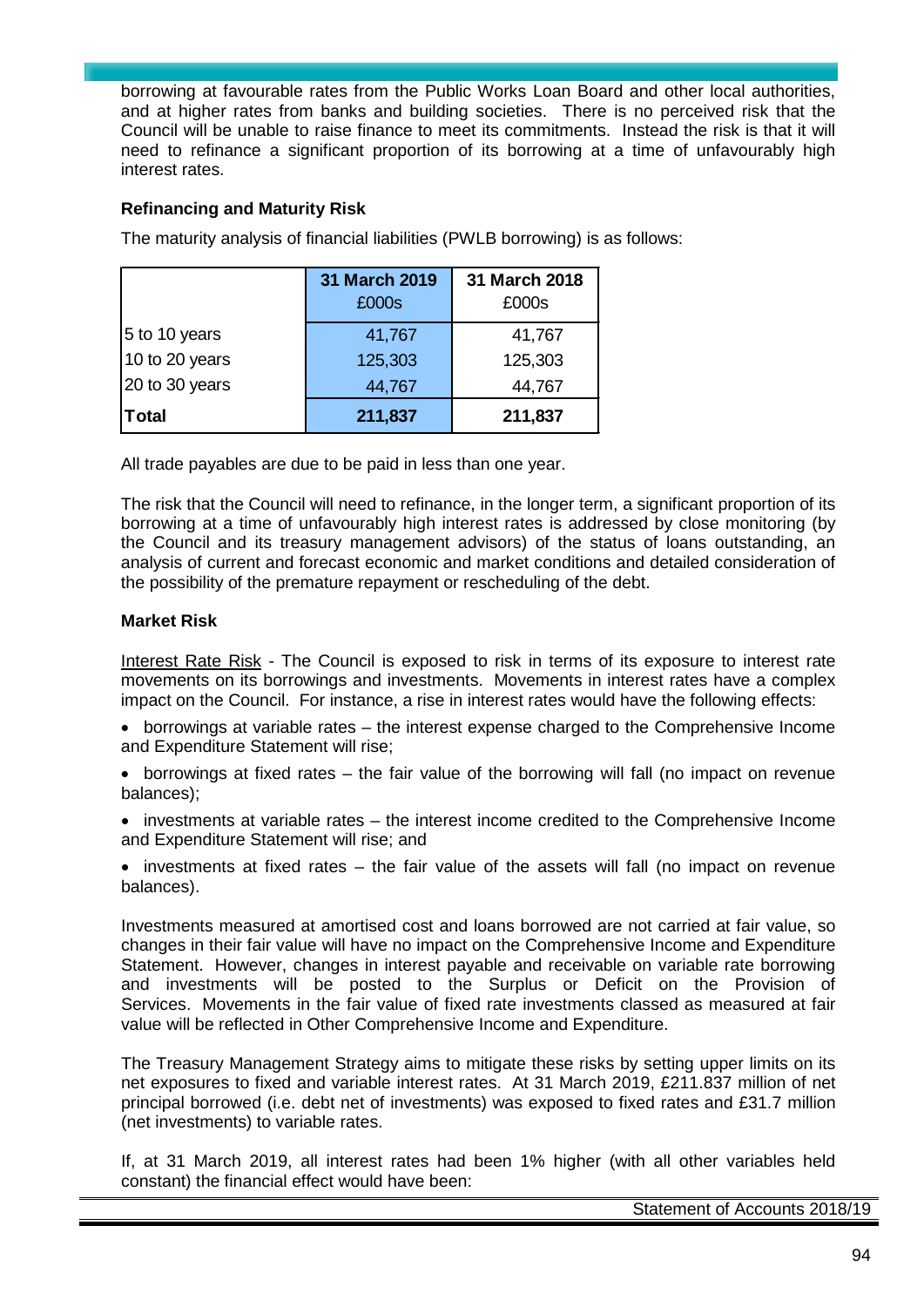borrowing at favourable rates from the Public Works Loan Board and other local authorities, and at higher rates from banks and building societies. There is no perceived risk that the Council will be unable to raise finance to meet its commitments. Instead the risk is that it will need to refinance a significant proportion of its borrowing at a time of unfavourably high interest rates.

**Refinancing and Maturity Risk**

The maturity analysis of financial liabilities (PWLB borrowing) is as follows:

| | 31 March 2019 £000s | 31 March 2018 £000s |
|---|---|---|
| 5 to 10 years | 41,767 | 41,767 |
| 10 to 20 years | 125,303 | 125,303 |
| 20 to 30 years | 44,767 | 44,767 |
| **Total** | **211,837** | **211,837** |

All trade payables are due to be paid in less than one year.

The risk that the Council will need to refinance, in the longer term, a significant proportion of its borrowing at a time of unfavourably high interest rates is addressed by close monitoring (by the Council and its treasury management advisors) of the status of loans outstanding, an analysis of current and forecast economic and market conditions and detailed consideration of the possibility of the premature repayment or rescheduling of the debt.

**Market Risk**

Interest Rate Risk - The Council is exposed to risk in terms of its exposure to interest rate movements on its borrowings and investments. Movements in interest rates have a complex impact on the Council. For instance, a rise in interest rates would have the following effects:

- borrowings at variable rates – the interest expense charged to the Comprehensive Income and Expenditure Statement will rise;
- borrowings at fixed rates – the fair value of the borrowing will fall (no impact on revenue balances);
- investments at variable rates – the interest income credited to the Comprehensive Income and Expenditure Statement will rise; and
- investments at fixed rates – the fair value of the assets will fall (no impact on revenue balances).

Investments measured at amortised cost and loans borrowed are not carried at fair value, so changes in their fair value will have no impact on the Comprehensive Income and Expenditure Statement. However, changes in interest payable and receivable on variable rate borrowing and investments will be posted to the Surplus or Deficit on the Provision of Services. Movements in the fair value of fixed rate investments classed as measured at fair value will be reflected in Other Comprehensive Income and Expenditure.

The Treasury Management Strategy aims to mitigate these risks by setting upper limits on its net exposures to fixed and variable interest rates. At 31 March 2019, £211.837 million of net principal borrowed (i.e. debt net of investments) was exposed to fixed rates and £31.7 million (net investments) to variable rates.

If, at 31 March 2019, all interest rates had been 1% higher (with all other variables held constant) the financial effect would have been: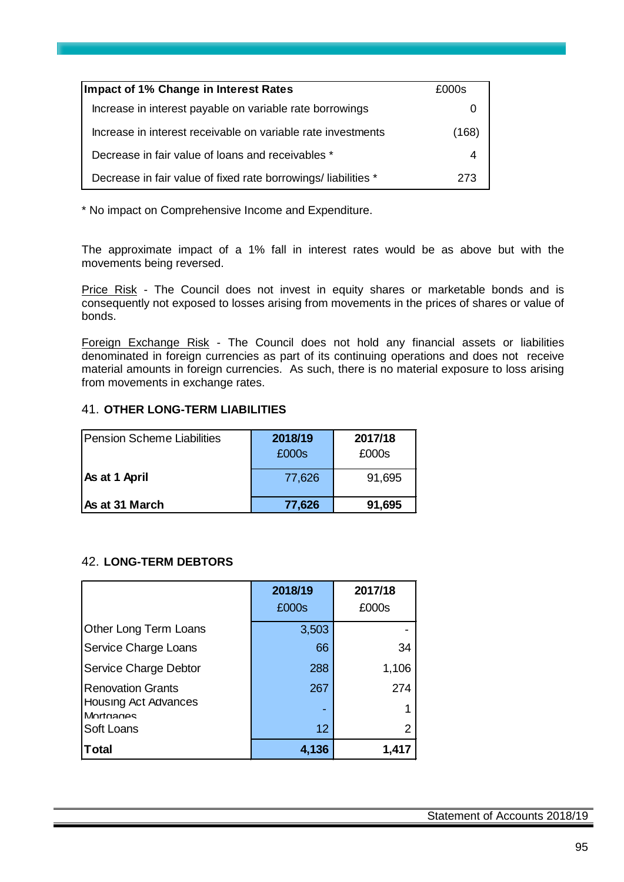| Impact of 1% Change in Interest Rates | £000s |
|---|---|
| Increase in interest payable on variable rate borrowings | 0 |
| Increase in interest receivable on variable rate investments | (168) |
| Decrease in fair value of loans and receivables * | 4 |
| Decrease in fair value of fixed rate borrowings/ liabilities * | 273 |

* No impact on Comprehensive Income and Expenditure.

The approximate impact of a 1% fall in interest rates would be as above but with the movements being reversed.

Price Risk - The Council does not invest in equity shares or marketable bonds and is consequently not exposed to losses arising from movements in the prices of shares or value of bonds.

Foreign Exchange Risk - The Council does not hold any financial assets or liabilities denominated in foreign currencies as part of its continuing operations and does not receive material amounts in foreign currencies. As such, there is no material exposure to loss arising from movements in exchange rates.

## 41. OTHER LONG-TERM LIABILITIES

| Pension Scheme Liabilities | 2018/19 £000s | 2017/18 £000s |
|---|---|---|
| **As at 1 April** | 77,626 | 91,695 |
| **As at 31 March** | **77,626** | **91,695** |

## 42. LONG-TERM DEBTORS

| | 2018/19 £000s | 2017/18 £000s |
|---|---|---|
| Other Long Term Loans | 3,503 | - |
| Service Charge Loans | 66 | 34 |
| Service Charge Debtor | 288 | 1,106 |
| Renovation Grants | 267 | 274 |
| Housing Act Advances Mortgages | - | 1 |
| Soft Loans | 12 | 2 |
| **Total** | **4,136** | **1,417** |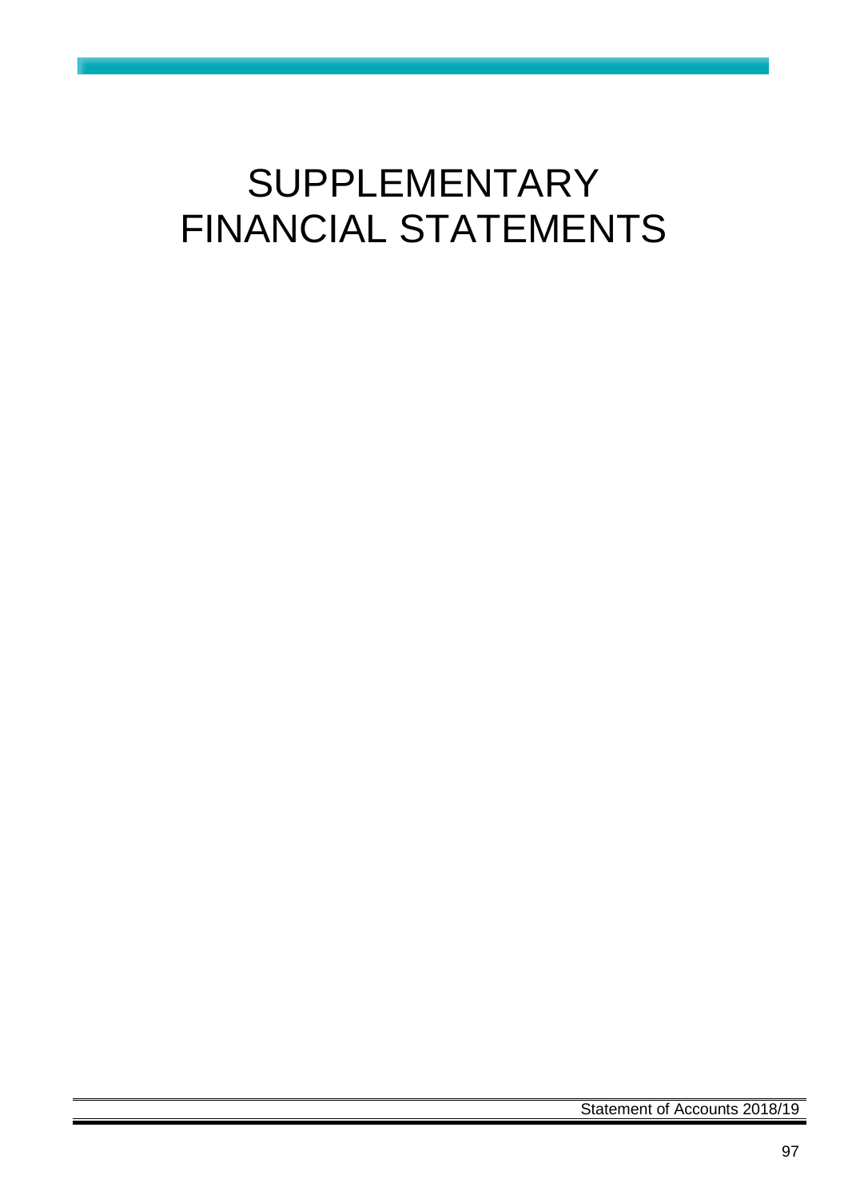# SUPPLEMENTARY FINANCIAL STATEMENTS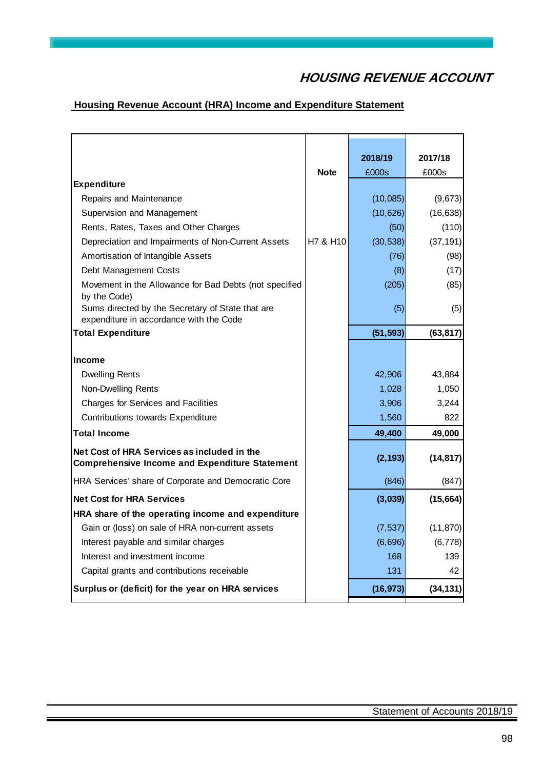# HOUSING REVENUE ACCOUNT

## Housing Revenue Account (HRA) Income and Expenditure Statement

| | Note | 2018/19<br>£000s | 2017/18<br>£000s |
|---|---|---|---|
| **Expenditure** | | | |
| Repairs and Maintenance | | (10,085) | (9,673) |
| Supervision and Management | | (10,626) | (16,638) |
| Rents, Rates, Taxes and Other Charges | | (50) | (110) |
| Depreciation and Impairments of Non-Current Assets | H7 & H10 | (30,538) | (37,191) |
| Amortisation of Intangible Assets | | (76) | (98) |
| Debt Management Costs | | (8) | (17) |
| Movement in the Allowance for Bad Debts (not specified by the Code) | | (205) | (85) |
| Sums directed by the Secretary of State that are expenditure in accordance with the Code | | (5) | (5) |
| **Total Expenditure** | | **(51,593)** | **(63,817)** |
| | | | |
| **Income** | | | |
| Dwelling Rents | | 42,906 | 43,884 |
| Non-Dwelling Rents | | 1,028 | 1,050 |
| Charges for Services and Facilities | | 3,906 | 3,244 |
| Contributions towards Expenditure | | 1,560 | 822 |
| **Total Income** | | **49,400** | **49,000** |
| **Net Cost of HRA Services as included in the Comprehensive Income and Expenditure Statement** | | **(2,193)** | **(14,817)** |
| HRA Services' share of Corporate and Democratic Core | | (846) | (847) |
| **Net Cost for HRA Services** | | **(3,039)** | **(15,664)** |
| **HRA share of the operating income and expenditure** | | | |
| Gain or (loss) on sale of HRA non-current assets | | (7,537) | (11,870) |
| Interest payable and similar charges | | (6,696) | (6,778) |
| Interest and investment income | | 168 | 139 |
| Capital grants and contributions receivable | | 131 | 42 |
| **Surplus or (deficit) for the year on HRA services** | | **(16,973)** | **(34,131)** |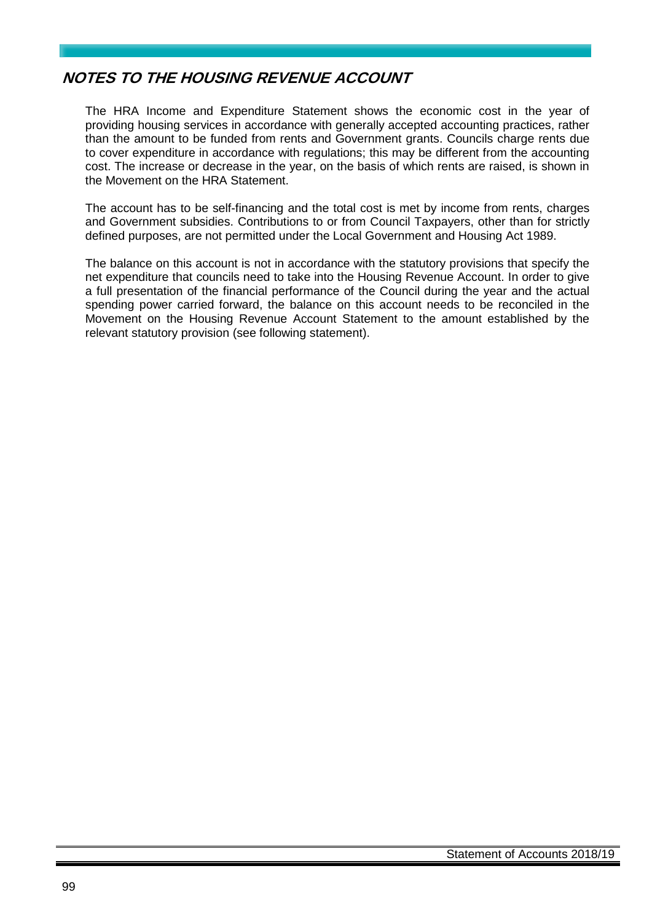## NOTES TO THE HOUSING REVENUE ACCOUNT

The HRA Income and Expenditure Statement shows the economic cost in the year of providing housing services in accordance with generally accepted accounting practices, rather than the amount to be funded from rents and Government grants. Councils charge rents due to cover expenditure in accordance with regulations; this may be different from the accounting cost. The increase or decrease in the year, on the basis of which rents are raised, is shown in the Movement on the HRA Statement.

The account has to be self-financing and the total cost is met by income from rents, charges and Government subsidies. Contributions to or from Council Taxpayers, other than for strictly defined purposes, are not permitted under the Local Government and Housing Act 1989.

The balance on this account is not in accordance with the statutory provisions that specify the net expenditure that councils need to take into the Housing Revenue Account. In order to give a full presentation of the financial performance of the Council during the year and the actual spending power carried forward, the balance on this account needs to be reconciled in the Movement on the Housing Revenue Account Statement to the amount established by the relevant statutory provision (see following statement).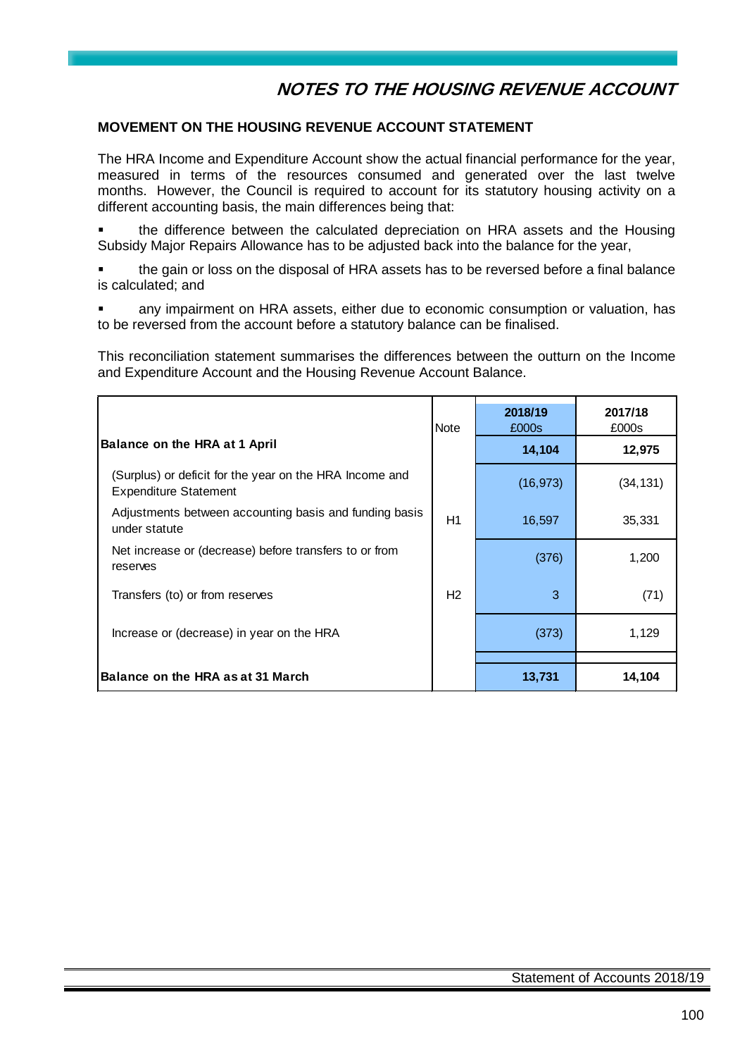# NOTES TO THE HOUSING REVENUE ACCOUNT

## MOVEMENT ON THE HOUSING REVENUE ACCOUNT STATEMENT

The HRA Income and Expenditure Account show the actual financial performance for the year, measured in terms of the resources consumed and generated over the last twelve months. However, the Council is required to account for its statutory housing activity on a different accounting basis, the main differences being that:

- the difference between the calculated depreciation on HRA assets and the Housing Subsidy Major Repairs Allowance has to be adjusted back into the balance for the year,
- the gain or loss on the disposal of HRA assets has to be reversed before a final balance is calculated; and
- any impairment on HRA assets, either due to economic consumption or valuation, has to be reversed from the account before a statutory balance can be finalised.

This reconciliation statement summarises the differences between the outturn on the Income and Expenditure Account and the Housing Revenue Account Balance.

| | Note | 2018/19 £000s | 2017/18 £000s |
|---|---|---|---|
| **Balance on the HRA at 1 April** | | **14,104** | **12,975** |
| (Surplus) or deficit for the year on the HRA Income and Expenditure Statement | | (16,973) | (34,131) |
| Adjustments between accounting basis and funding basis under statute | H1 | 16,597 | 35,331 |
| Net increase or (decrease) before transfers to or from reserves | | (376) | 1,200 |
| Transfers (to) or from reserves | H2 | 3 | (71) |
| Increase or (decrease) in year on the HRA | | (373) | 1,129 |
| **Balance on the HRA as at 31 March** | | **13,731** | **14,104** |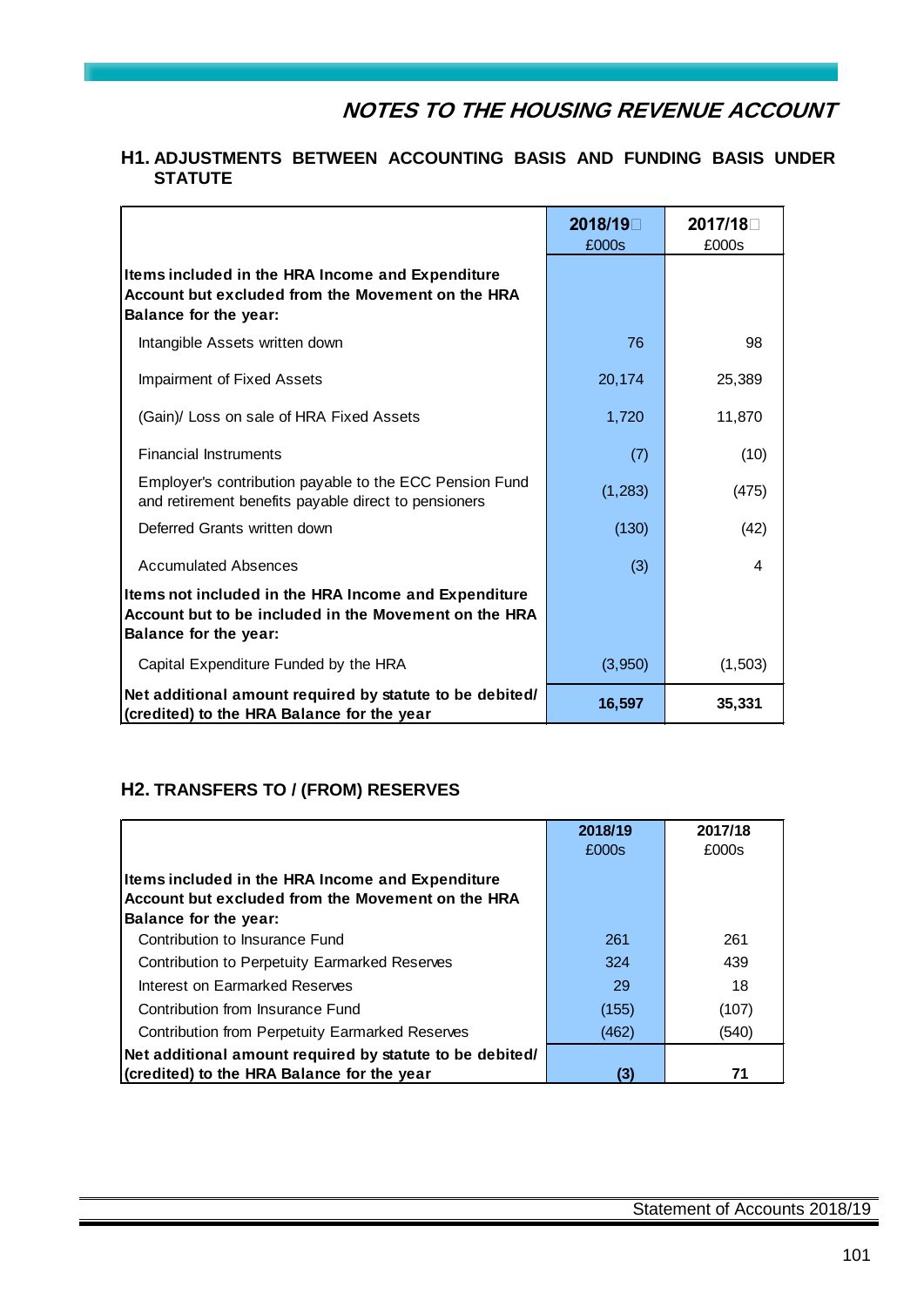## NOTES TO THE HOUSING REVENUE ACCOUNT

### H1. ADJUSTMENTS BETWEEN ACCOUNTING BASIS AND FUNDING BASIS UNDER STATUTE

| | 2018/19 £000s | 2017/18 £000s |
|---|---|---|
| **Items included in the HRA Income and Expenditure Account but excluded from the Movement on the HRA Balance for the year:** | | |
| Intangible Assets written down | 76 | 98 |
| Impairment of Fixed Assets | 20,174 | 25,389 |
| (Gain)/ Loss on sale of HRA Fixed Assets | 1,720 | 11,870 |
| Financial Instruments | (7) | (10) |
| Employer's contribution payable to the ECC Pension Fund and retirement benefits payable direct to pensioners | (1,283) | (475) |
| Deferred Grants written down | (130) | (42) |
| Accumulated Absences | (3) | 4 |
| **Items not included in the HRA Income and Expenditure Account but to be included in the Movement on the HRA Balance for the year:** | | |
| Capital Expenditure Funded by the HRA | (3,950) | (1,503) |
| **Net additional amount required by statute to be debited/ (credited) to the HRA Balance for the year** | **16,597** | **35,331** |

### H2. TRANSFERS TO / (FROM) RESERVES

| | 2018/19 £000s | 2017/18 £000s |
|---|---|---|
| **Items included in the HRA Income and Expenditure Account but excluded from the Movement on the HRA Balance for the year:** | | |
| Contribution to Insurance Fund | 261 | 261 |
| Contribution to Perpetuity Earmarked Reserves | 324 | 439 |
| Interest on Earmarked Reserves | 29 | 18 |
| Contribution from Insurance Fund | (155) | (107) |
| Contribution from Perpetuity Earmarked Reserves | (462) | (540) |
| **Net additional amount required by statute to be debited/ (credited) to the HRA Balance for the year** | **(3)** | **71** |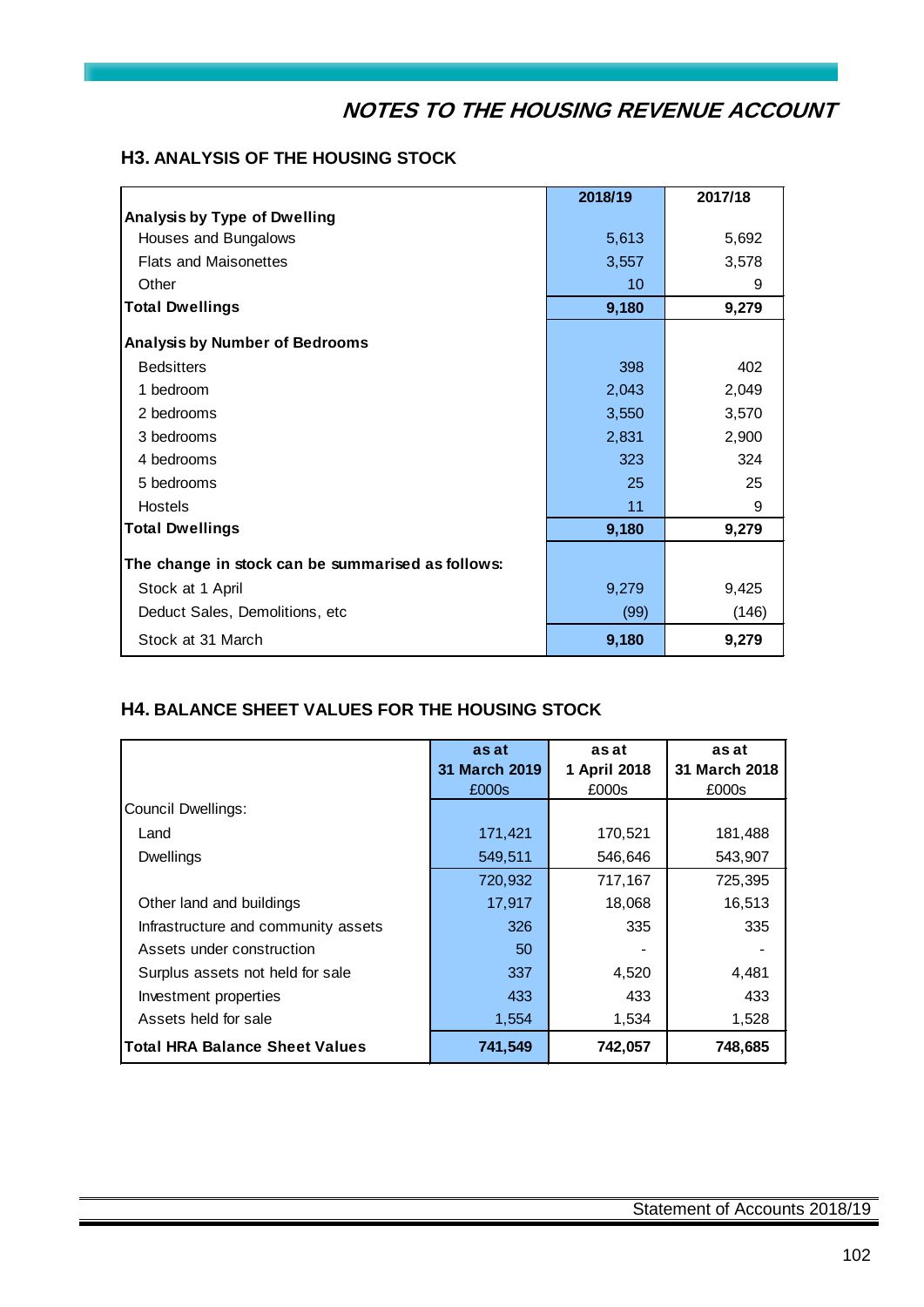# NOTES TO THE HOUSING REVENUE ACCOUNT

## H3. ANALYSIS OF THE HOUSING STOCK

| | 2018/19 | 2017/18 |
|---|---|---|
| **Analysis by Type of Dwelling** | | |
| Houses and Bungalows | 5,613 | 5,692 |
| Flats and Maisonettes | 3,557 | 3,578 |
| Other | 10 | 9 |
| **Total Dwellings** | **9,180** | **9,279** |
| **Analysis by Number of Bedrooms** | | |
| Bedsitters | 398 | 402 |
| 1 bedroom | 2,043 | 2,049 |
| 2 bedrooms | 3,550 | 3,570 |
| 3 bedrooms | 2,831 | 2,900 |
| 4 bedrooms | 323 | 324 |
| 5 bedrooms | 25 | 25 |
| Hostels | 11 | 9 |
| **Total Dwellings** | **9,180** | **9,279** |
| **The change in stock can be summarised as follows:** | | |
| Stock at 1 April | 9,279 | 9,425 |
| Deduct Sales, Demolitions, etc | (99) | (146) |
| Stock at 31 March | **9,180** | **9,279** |

## H4. BALANCE SHEET VALUES FOR THE HOUSING STOCK

| | as at 31 March 2019 £000s | as at 1 April 2018 £000s | as at 31 March 2018 £000s |
|---|---|---|---|
| Council Dwellings: | | | |
| Land | 171,421 | 170,521 | 181,488 |
| Dwellings | 549,511 | 546,646 | 543,907 |
| | 720,932 | 717,167 | 725,395 |
| Other land and buildings | 17,917 | 18,068 | 16,513 |
| Infrastructure and community assets | 326 | 335 | 335 |
| Assets under construction | 50 | - | - |
| Surplus assets not held for sale | 337 | 4,520 | 4,481 |
| Investment properties | 433 | 433 | 433 |
| Assets held for sale | 1,554 | 1,534 | 1,528 |
| **Total HRA Balance Sheet Values** | **741,549** | **742,057** | **748,685** |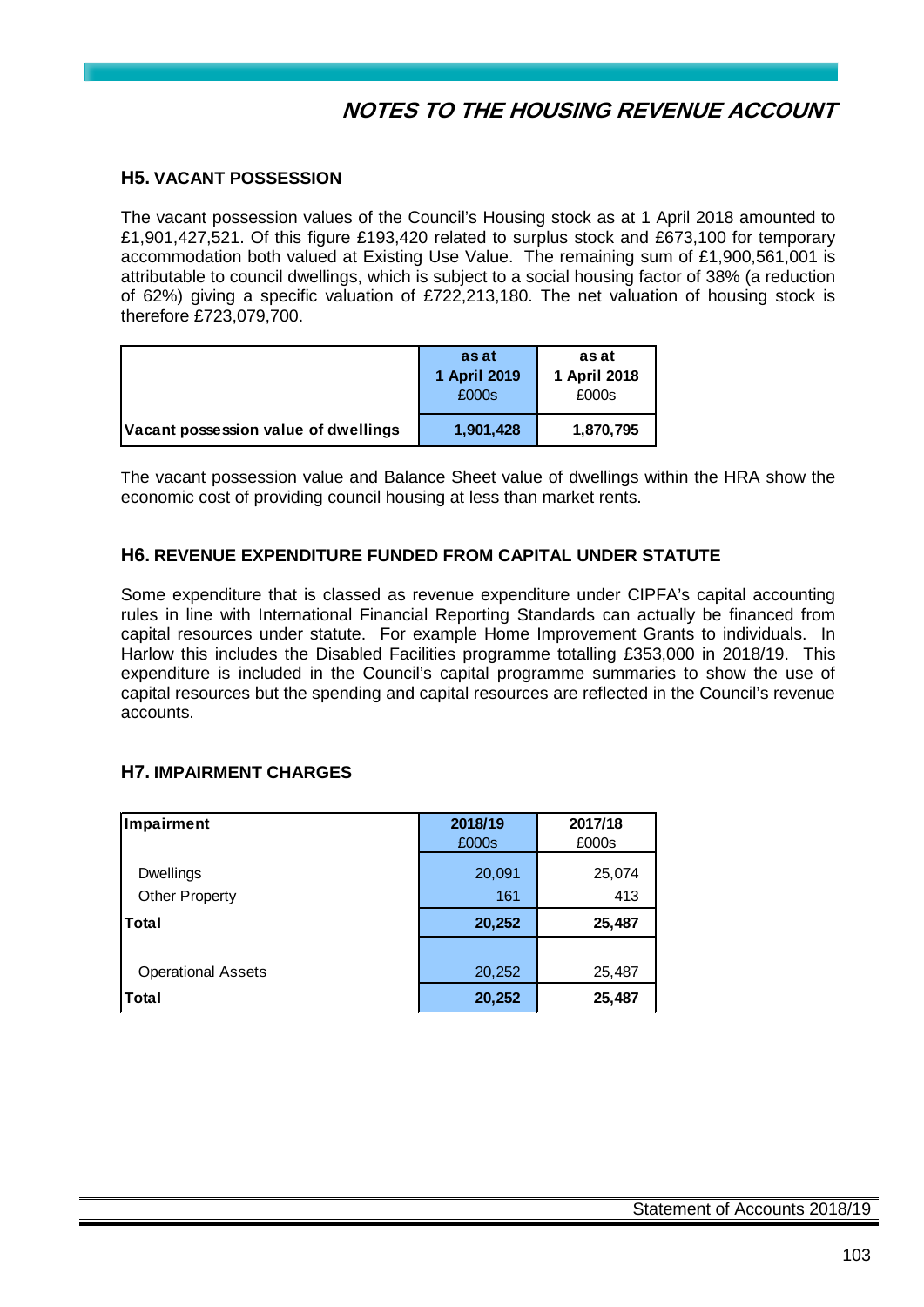# NOTES TO THE HOUSING REVENUE ACCOUNT

## H5. VACANT POSSESSION

The vacant possession values of the Council's Housing stock as at 1 April 2018 amounted to £1,901,427,521. Of this figure £193,420 related to surplus stock and £673,100 for temporary accommodation both valued at Existing Use Value. The remaining sum of £1,900,561,001 is attributable to council dwellings, which is subject to a social housing factor of 38% (a reduction of 62%) giving a specific valuation of £722,213,180. The net valuation of housing stock is therefore £723,079,700.

| | as at 1 April 2019 £000s | as at 1 April 2018 £000s |
|---|---|---|
| **Vacant possession value of dwellings** | **1,901,428** | **1,870,795** |

The vacant possession value and Balance Sheet value of dwellings within the HRA show the economic cost of providing council housing at less than market rents.

## H6. REVENUE EXPENDITURE FUNDED FROM CAPITAL UNDER STATUTE

Some expenditure that is classed as revenue expenditure under CIPFA's capital accounting rules in line with International Financial Reporting Standards can actually be financed from capital resources under statute. For example Home Improvement Grants to individuals. In Harlow this includes the Disabled Facilities programme totalling £353,000 in 2018/19. This expenditure is included in the Council's capital programme summaries to show the use of capital resources but the spending and capital resources are reflected in the Council's revenue accounts.

## H7. IMPAIRMENT CHARGES

| **Impairment** | **2018/19** £000s | **2017/18** £000s |
|---|---|---|
| Dwellings | 20,091 | 25,074 |
| Other Property | 161 | 413 |
| **Total** | **20,252** | **25,487** |
| | | |
| Operational Assets | 20,252 | 25,487 |
| **Total** | **20,252** | **25,487** |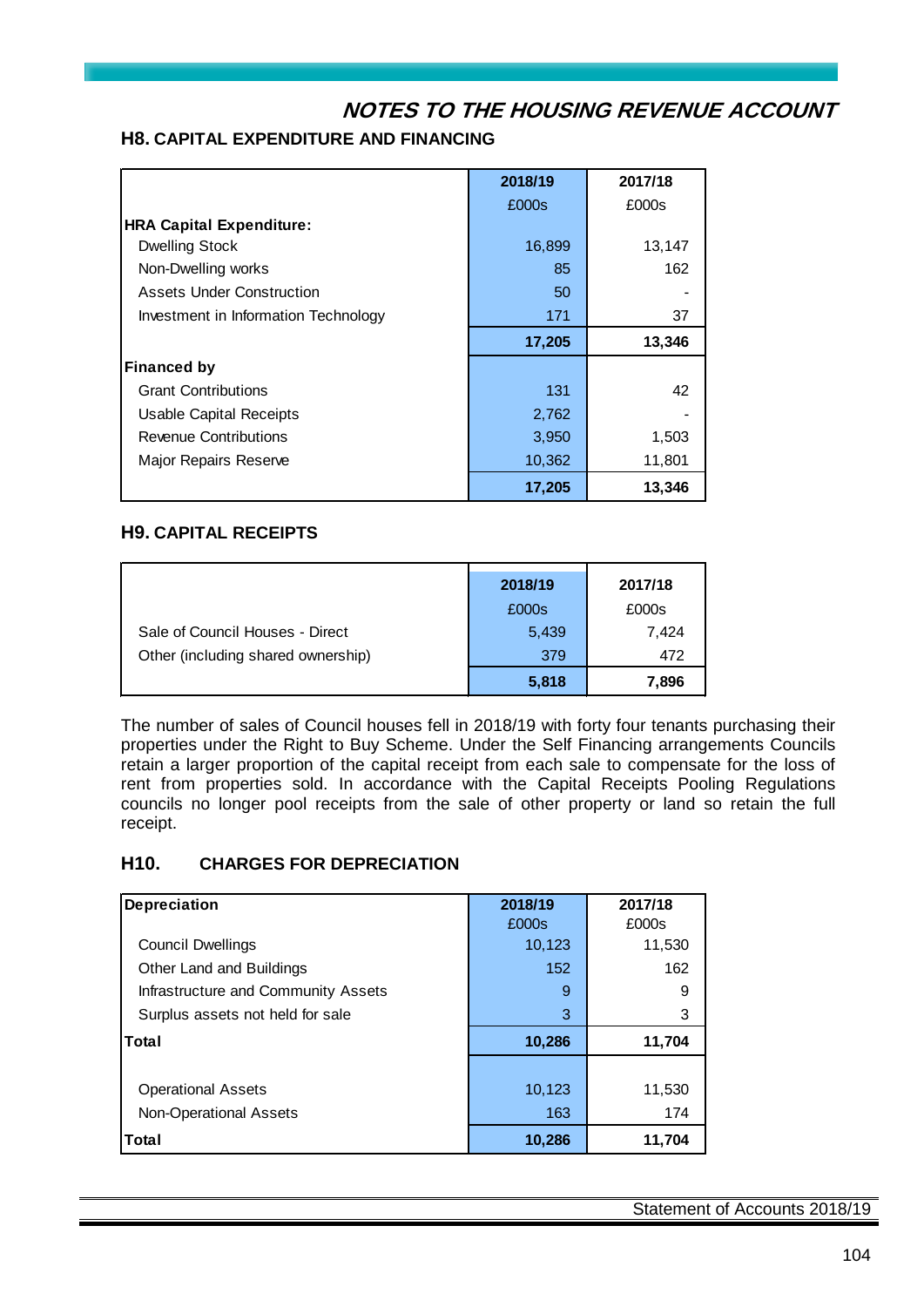## NOTES TO THE HOUSING REVENUE ACCOUNT

### H8. CAPITAL EXPENDITURE AND FINANCING

| | 2018/19 | 2017/18 |
|---|---|---|
| | £000s | £000s |
| **HRA Capital Expenditure:** | | |
| Dwelling Stock | 16,899 | 13,147 |
| Non-Dwelling works | 85 | 162 |
| Assets Under Construction | 50 | - |
| Investment in Information Technology | 171 | 37 |
| | **17,205** | **13,346** |
| **Financed by** | | |
| Grant Contributions | 131 | 42 |
| Usable Capital Receipts | 2,762 | - |
| Revenue Contributions | 3,950 | 1,503 |
| Major Repairs Reserve | 10,362 | 11,801 |
| | **17,205** | **13,346** |

### H9. CAPITAL RECEIPTS

| | 2018/19 | 2017/18 |
|---|---|---|
| | £000s | £000s |
| Sale of Council Houses - Direct | 5,439 | 7,424 |
| Other (including shared ownership) | 379 | 472 |
| | **5,818** | **7,896** |

The number of sales of Council houses fell in 2018/19 with forty four tenants purchasing their properties under the Right to Buy Scheme. Under the Self Financing arrangements Councils retain a larger proportion of the capital receipt from each sale to compensate for the loss of rent from properties sold. In accordance with the Capital Receipts Pooling Regulations councils no longer pool receipts from the sale of other property or land so retain the full receipt.

### H10. CHARGES FOR DEPRECIATION

| Depreciation | 2018/19 | 2017/18 |
|---|---|---|
| | £000s | £000s |
| Council Dwellings | 10,123 | 11,530 |
| Other Land and Buildings | 152 | 162 |
| Infrastructure and Community Assets | 9 | 9 |
| Surplus assets not held for sale | 3 | 3 |
| **Total** | **10,286** | **11,704** |
| | | |
| Operational Assets | 10,123 | 11,530 |
| Non-Operational Assets | 163 | 174 |
| **Total** | **10,286** | **11,704** |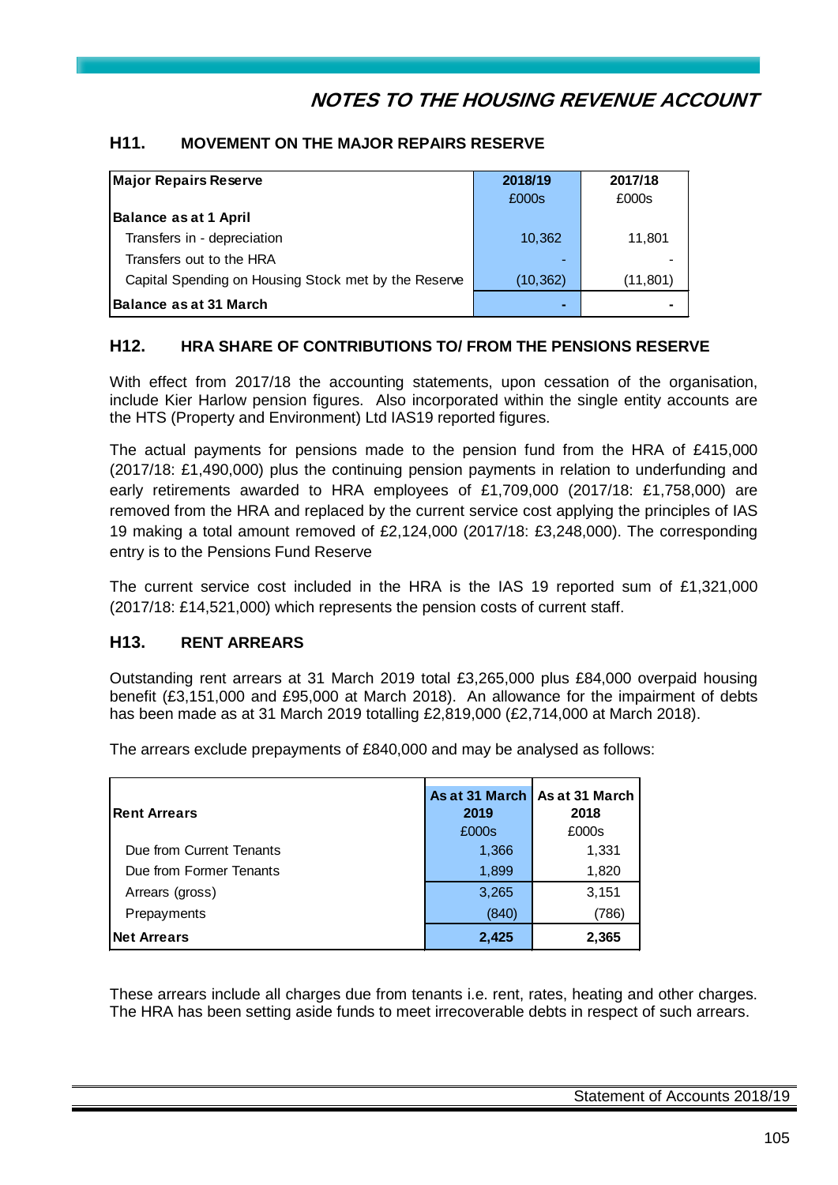# NOTES TO THE HOUSING REVENUE ACCOUNT

## H11. MOVEMENT ON THE MAJOR REPAIRS RESERVE

| Major Repairs Reserve | 2018/19<br>£000s | 2017/18<br>£000s |
|---|---|---|
| **Balance as at 1 April** | | |
| Transfers in - depreciation | 10,362 | 11,801 |
| Transfers out to the HRA | - | - |
| Capital Spending on Housing Stock met by the Reserve | (10,362) | (11,801) |
| **Balance as at 31 March** | **-** | **-** |

## H12. HRA SHARE OF CONTRIBUTIONS TO/ FROM THE PENSIONS RESERVE

With effect from 2017/18 the accounting statements, upon cessation of the organisation, include Kier Harlow pension figures. Also incorporated within the single entity accounts are the HTS (Property and Environment) Ltd IAS19 reported figures.

The actual payments for pensions made to the pension fund from the HRA of £415,000 (2017/18: £1,490,000) plus the continuing pension payments in relation to underfunding and early retirements awarded to HRA employees of £1,709,000 (2017/18: £1,758,000) are removed from the HRA and replaced by the current service cost applying the principles of IAS 19 making a total amount removed of £2,124,000 (2017/18: £3,248,000). The corresponding entry is to the Pensions Fund Reserve

The current service cost included in the HRA is the IAS 19 reported sum of £1,321,000 (2017/18: £14,521,000) which represents the pension costs of current staff.

## H13. RENT ARREARS

Outstanding rent arrears at 31 March 2019 total £3,265,000 plus £84,000 overpaid housing benefit (£3,151,000 and £95,000 at March 2018). An allowance for the impairment of debts has been made as at 31 March 2019 totalling £2,819,000 (£2,714,000 at March 2018).

The arrears exclude prepayments of £840,000 and may be analysed as follows:

| Rent Arrears | As at 31 March 2019<br>£000s | As at 31 March 2018<br>£000s |
|---|---|---|
| Due from Current Tenants | 1,366 | 1,331 |
| Due from Former Tenants | 1,899 | 1,820 |
| Arrears (gross) | 3,265 | 3,151 |
| Prepayments | (840) | (786) |
| **Net Arrears** | **2,425** | **2,365** |

These arrears include all charges due from tenants i.e. rent, rates, heating and other charges. The HRA has been setting aside funds to meet irrecoverable debts in respect of such arrears.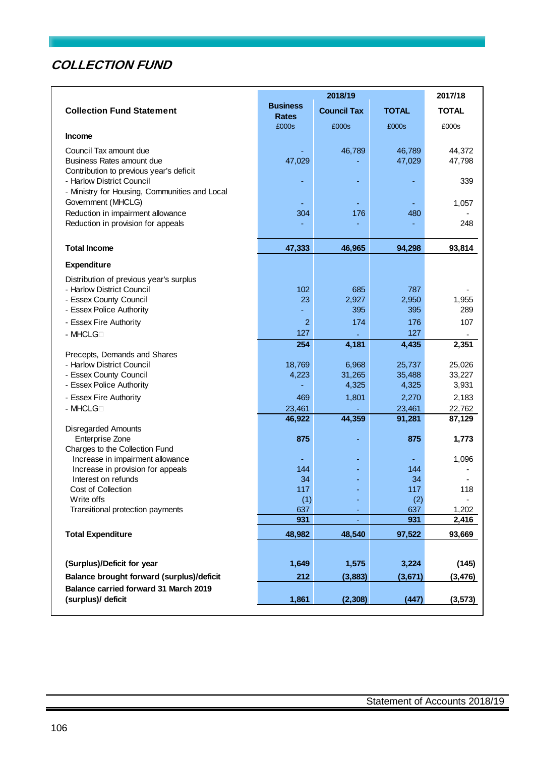# COLLECTION FUND

| Collection Fund Statement | 2018/19 Business Rates | Council Tax | TOTAL | 2017/18 TOTAL |
|---|---|---|---|---|
| | £000s | £000s | £000s | £000s |
| **Income** | | | | |
| Council Tax amount due | - | 46,789 | 46,789 | 44,372 |
| Business Rates amount due | 47,029 | - | 47,029 | 47,798 |
| Contribution to previous year's deficit | | | | |
| - Harlow District Council | - | - | - | 339 |
| - Ministry for Housing, Communities and Local Government (MHCLG) | - | - | - | 1,057 |
| Reduction in impairment allowance | 304 | 176 | 480 | - |
| Reduction in provision for appeals | - | - | - | 248 |
| **Total Income** | **47,333** | **46,965** | **94,298** | **93,814** |
| **Expenditure** | | | | |
| Distribution of previous year's surplus | | | | |
| - Harlow District Council | 102 | 685 | 787 | - |
| - Essex County Council | 23 | 2,927 | 2,950 | 1,955 |
| - Essex Police Authority | - | 395 | 395 | 289 |
| - Essex Fire Authority | 2 | 174 | 176 | 107 |
| - MHCLG | 127 | - | 127 | - |
| | **254** | **4,181** | **4,435** | **2,351** |
| Precepts, Demands and Shares | | | | |
| - Harlow District Council | 18,769 | 6,968 | 25,737 | 25,026 |
| - Essex County Council | 4,223 | 31,265 | 35,488 | 33,227 |
| - Essex Police Authority | - | 4,325 | 4,325 | 3,931 |
| - Essex Fire Authority | 469 | 1,801 | 2,270 | 2,183 |
| - MHCLG | 23,461 | - | 23,461 | 22,762 |
| | **46,922** | **44,359** | **91,281** | **87,129** |
| Disregarded Amounts | | | | |
| Enterprise Zone | **875** | - | **875** | **1,773** |
| Charges to the Collection Fund | | | | |
| Increase in impairment allowance | - | - | - | 1,096 |
| Increase in provision for appeals | 144 | - | 144 | - |
| Interest on refunds | 34 | - | 34 | - |
| Cost of Collection | 117 | - | 117 | 118 |
| Write offs | (1) | - | (2) | - |
| Transitional protection payments | 637 | - | 637 | 1,202 |
| | **931** | - | **931** | **2,416** |
| **Total Expenditure** | **48,982** | **48,540** | **97,522** | **93,669** |
| **(Surplus)/Deficit for year** | **1,649** | **1,575** | **3,224** | **(145)** |
| **Balance brought forward (surplus)/deficit** | **212** | **(3,883)** | **(3,671)** | **(3,476)** |
| **Balance carried forward 31 March 2019 (surplus)/ deficit** | **1,861** | **(2,308)** | **(447)** | **(3,573)** |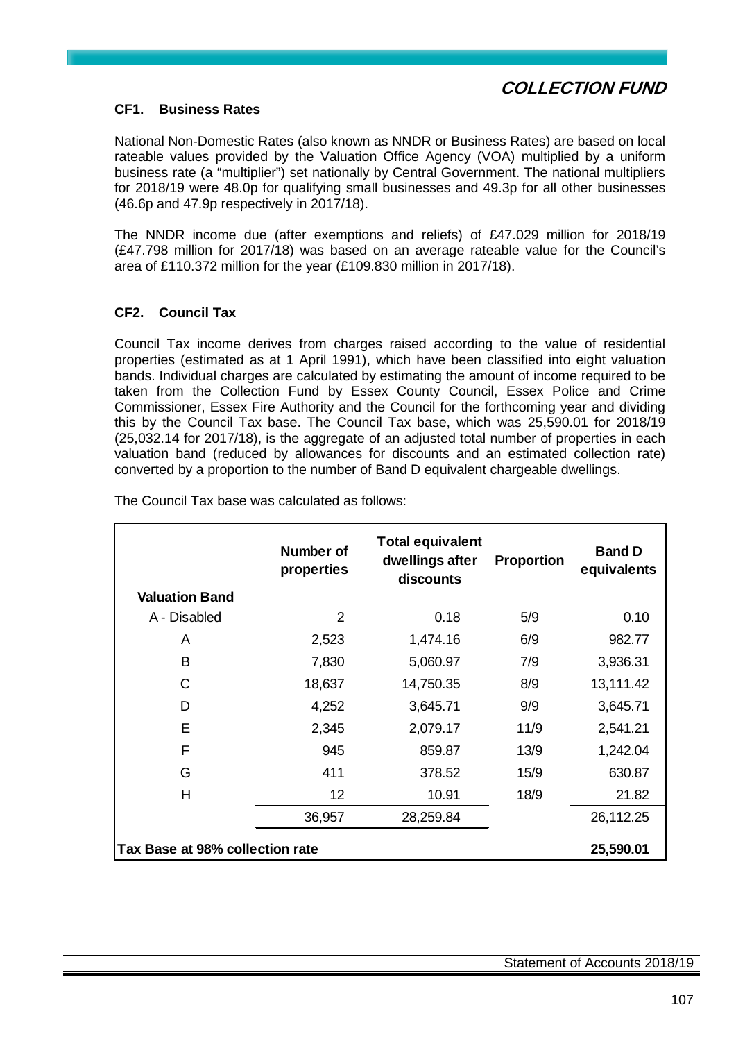# COLLECTION FUND

## CF1. Business Rates

National Non-Domestic Rates (also known as NNDR or Business Rates) are based on local rateable values provided by the Valuation Office Agency (VOA) multiplied by a uniform business rate (a "multiplier") set nationally by Central Government. The national multipliers for 2018/19 were 48.0p for qualifying small businesses and 49.3p for all other businesses (46.6p and 47.9p respectively in 2017/18).

The NNDR income due (after exemptions and reliefs) of £47.029 million for 2018/19 (£47.798 million for 2017/18) was based on an average rateable value for the Council's area of £110.372 million for the year (£109.830 million in 2017/18).

## CF2. Council Tax

Council Tax income derives from charges raised according to the value of residential properties (estimated as at 1 April 1991), which have been classified into eight valuation bands. Individual charges are calculated by estimating the amount of income required to be taken from the Collection Fund by Essex County Council, Essex Police and Crime Commissioner, Essex Fire Authority and the Council for the forthcoming year and dividing this by the Council Tax base. The Council Tax base, which was 25,590.01 for 2018/19 (25,032.14 for 2017/18), is the aggregate of an adjusted total number of properties in each valuation band (reduced by allowances for discounts and an estimated collection rate) converted by a proportion to the number of Band D equivalent chargeable dwellings.

The Council Tax base was calculated as follows:

| Valuation Band | Number of properties | Total equivalent dwellings after discounts | Proportion | Band D equivalents |
|---|---|---|---|---|
| A - Disabled | 2 | 0.18 | 5/9 | 0.10 |
| A | 2,523 | 1,474.16 | 6/9 | 982.77 |
| B | 7,830 | 5,060.97 | 7/9 | 3,936.31 |
| C | 18,637 | 14,750.35 | 8/9 | 13,111.42 |
| D | 4,252 | 3,645.71 | 9/9 | 3,645.71 |
| E | 2,345 | 2,079.17 | 11/9 | 2,541.21 |
| F | 945 | 859.87 | 13/9 | 1,242.04 |
| G | 411 | 378.52 | 15/9 | 630.87 |
| H | 12 | 10.91 | 18/9 | 21.82 |
| | 36,957 | 28,259.84 | | 26,112.25 |
| **Tax Base at 98% collection rate** | | | | **25,590.01** |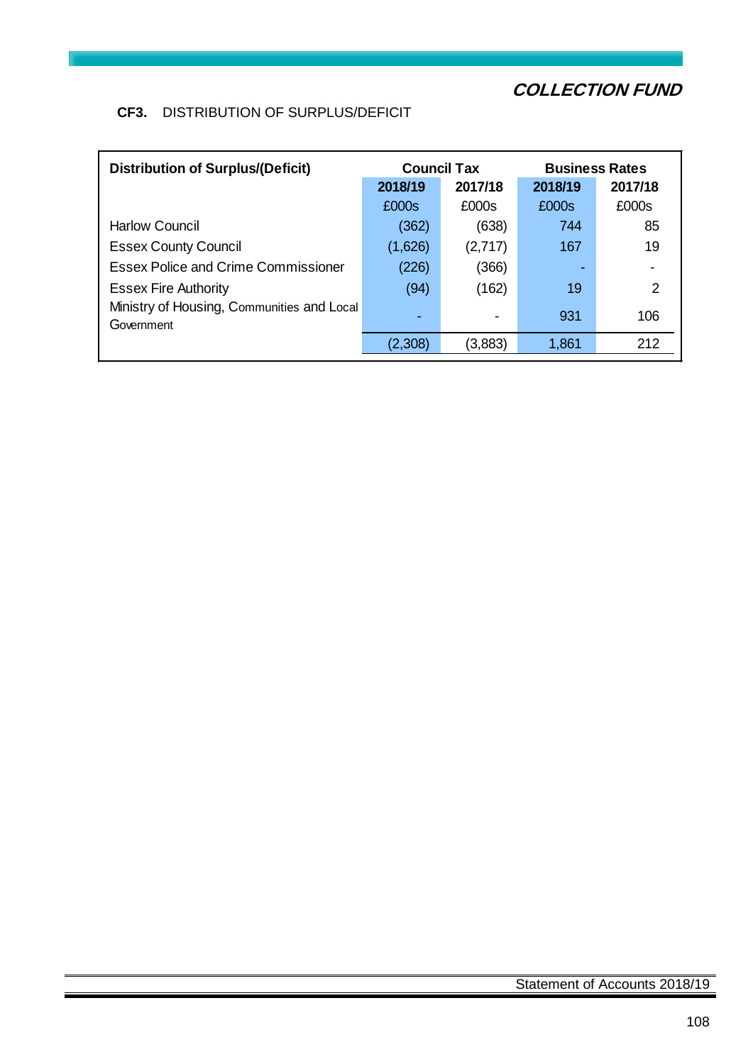## COLLECTION FUND

**CF3.** DISTRIBUTION OF SURPLUS/DEFICIT

| Distribution of Surplus/(Deficit) | Council Tax | | Business Rates | |
|---|---|---|---|---|
| | 2018/19 | 2017/18 | 2018/19 | 2017/18 |
| | £000s | £000s | £000s | £000s |
| Harlow Council | (362) | (638) | 744 | 85 |
| Essex County Council | (1,626) | (2,717) | 167 | 19 |
| Essex Police and Crime Commissioner | (226) | (366) | - | - |
| Essex Fire Authority | (94) | (162) | 19 | 2 |
| Ministry of Housing, Communities and Local Government | - | - | 931 | 106 |
| | (2,308) | (3,883) | 1,861 | 212 |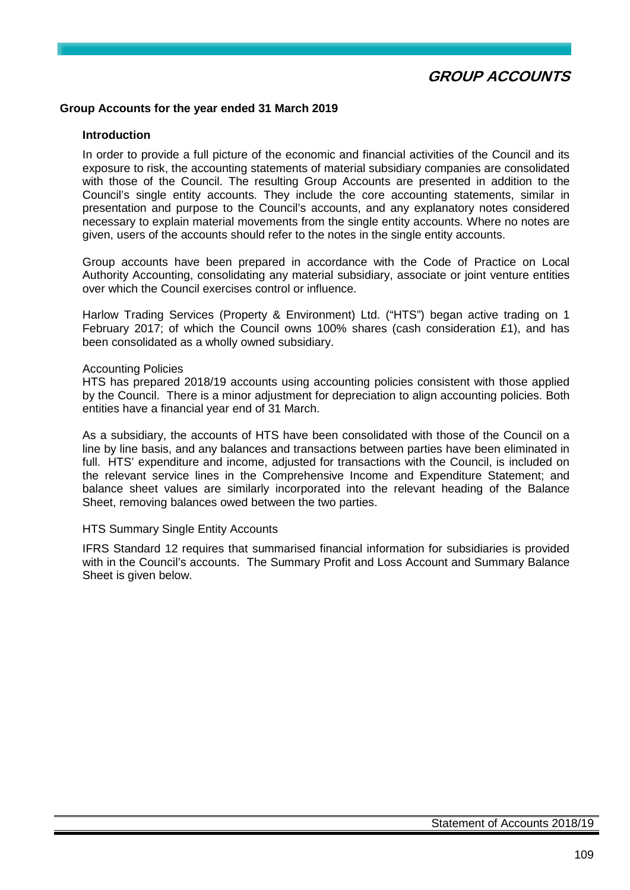# GROUP ACCOUNTS

## Group Accounts for the year ended 31 March 2019

### Introduction

In order to provide a full picture of the economic and financial activities of the Council and its exposure to risk, the accounting statements of material subsidiary companies are consolidated with those of the Council. The resulting Group Accounts are presented in addition to the Council's single entity accounts. They include the core accounting statements, similar in presentation and purpose to the Council's accounts, and any explanatory notes considered necessary to explain material movements from the single entity accounts. Where no notes are given, users of the accounts should refer to the notes in the single entity accounts.

Group accounts have been prepared in accordance with the Code of Practice on Local Authority Accounting, consolidating any material subsidiary, associate or joint venture entities over which the Council exercises control or influence.

Harlow Trading Services (Property & Environment) Ltd. ("HTS") began active trading on 1 February 2017; of which the Council owns 100% shares (cash consideration £1), and has been consolidated as a wholly owned subsidiary.

Accounting Policies

HTS has prepared 2018/19 accounts using accounting policies consistent with those applied by the Council. There is a minor adjustment for depreciation to align accounting policies. Both entities have a financial year end of 31 March.

As a subsidiary, the accounts of HTS have been consolidated with those of the Council on a line by line basis, and any balances and transactions between parties have been eliminated in full. HTS' expenditure and income, adjusted for transactions with the Council, is included on the relevant service lines in the Comprehensive Income and Expenditure Statement; and balance sheet values are similarly incorporated into the relevant heading of the Balance Sheet, removing balances owed between the two parties.

HTS Summary Single Entity Accounts

IFRS Standard 12 requires that summarised financial information for subsidiaries is provided with in the Council's accounts. The Summary Profit and Loss Account and Summary Balance Sheet is given below.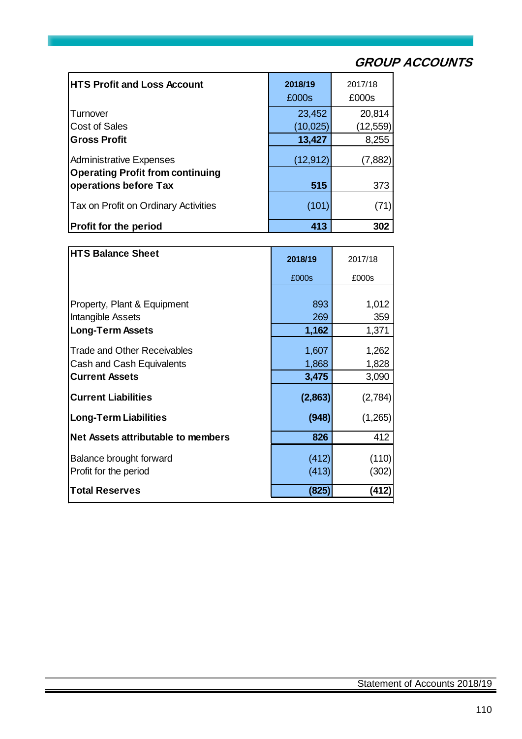## GROUP ACCOUNTS

| HTS Profit and Loss Account | 2018/19 £000s | 2017/18 £000s |
|---|---|---|
| Turnover | 23,452 | 20,814 |
| Cost of Sales | (10,025) | (12,559) |
| **Gross Profit** | **13,427** | 8,255 |
| Administrative Expenses | (12,912) | (7,882) |
| **Operating Profit from continuing operations before Tax** | **515** | 373 |
| Tax on Profit on Ordinary Activities | (101) | (71) |
| **Profit for the period** | **413** | **302** |

| HTS Balance Sheet | 2018/19 £000s | 2017/18 £000s |
|---|---|---|
| Property, Plant & Equipment | 893 | 1,012 |
| Intangible Assets | 269 | 359 |
| **Long-Term Assets** | **1,162** | 1,371 |
| Trade and Other Receivables | 1,607 | 1,262 |
| Cash and Cash Equivalents | 1,868 | 1,828 |
| **Current Assets** | **3,475** | 3,090 |
| **Current Liabilities** | **(2,863)** | (2,784) |
| **Long-Term Liabilities** | **(948)** | (1,265) |
| **Net Assets attributable to members** | **826** | 412 |
| Balance brought forward | (412) | (110) |
| Profit for the period | (413) | (302) |
| **Total Reserves** | **(825)** | **(412)** |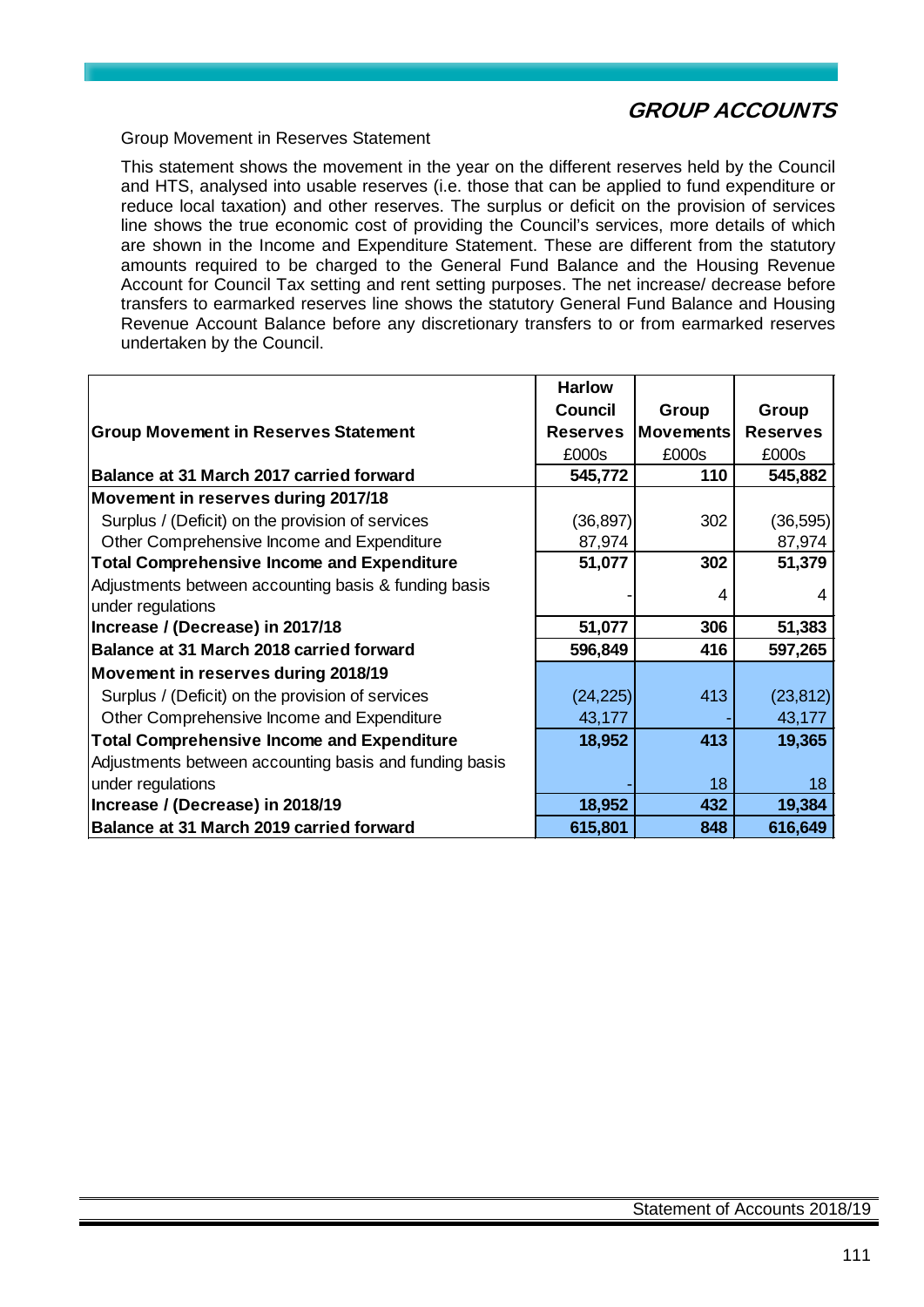## GROUP ACCOUNTS

Group Movement in Reserves Statement

This statement shows the movement in the year on the different reserves held by the Council and HTS, analysed into usable reserves (i.e. those that can be applied to fund expenditure or reduce local taxation) and other reserves. The surplus or deficit on the provision of services line shows the true economic cost of providing the Council's services, more details of which are shown in the Income and Expenditure Statement. These are different from the statutory amounts required to be charged to the General Fund Balance and the Housing Revenue Account for Council Tax setting and rent setting purposes. The net increase/ decrease before transfers to earmarked reserves line shows the statutory General Fund Balance and Housing Revenue Account Balance before any discretionary transfers to or from earmarked reserves undertaken by the Council.

| **Group Movement in Reserves Statement** | **Harlow Council Reserves** | **Group Movements** | **Group Reserves** |
|---|---|---|---|
| | £000s | £000s | £000s |
| **Balance at 31 March 2017 carried forward** | **545,772** | **110** | **545,882** |
| **Movement in reserves during 2017/18** | | | |
| Surplus / (Deficit) on the provision of services | (36,897) | 302 | (36,595) |
| Other Comprehensive Income and Expenditure | 87,974 | | 87,974 |
| **Total Comprehensive Income and Expenditure** | **51,077** | **302** | **51,379** |
| Adjustments between accounting basis & funding basis under regulations | - | 4 | 4 |
| **Increase / (Decrease) in 2017/18** | **51,077** | **306** | **51,383** |
| **Balance at 31 March 2018 carried forward** | **596,849** | **416** | **597,265** |
| **Movement in reserves during 2018/19** | | | |
| Surplus / (Deficit) on the provision of services | (24,225) | 413 | (23,812) |
| Other Comprehensive Income and Expenditure | 43,177 | - | 43,177 |
| **Total Comprehensive Income and Expenditure** | **18,952** | **413** | **19,365** |
| Adjustments between accounting basis and funding basis under regulations | - | 18 | 18 |
| **Increase / (Decrease) in 2018/19** | **18,952** | **432** | **19,384** |
| **Balance at 31 March 2019 carried forward** | **615,801** | **848** | **616,649** |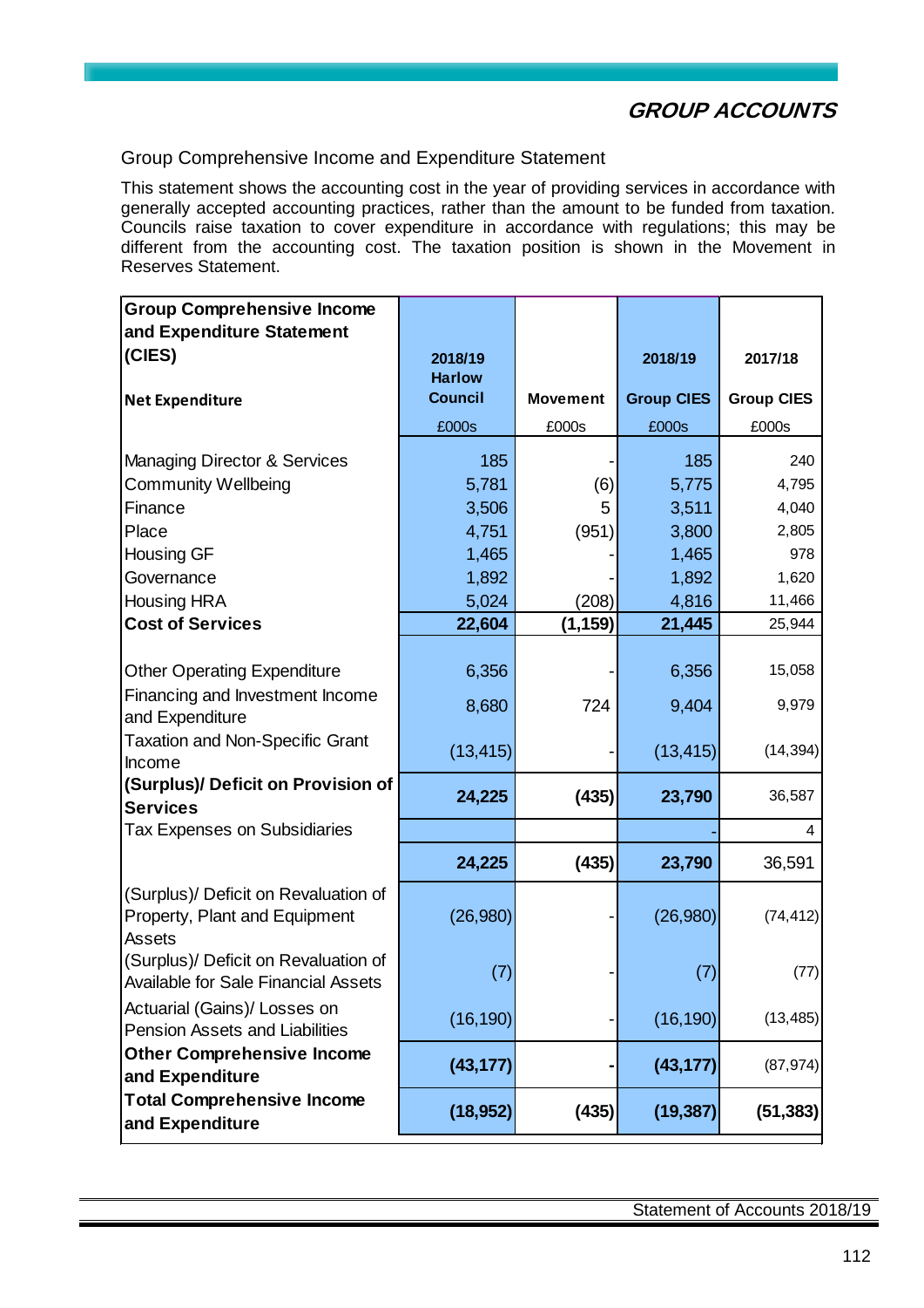## GROUP ACCOUNTS

### Group Comprehensive Income and Expenditure Statement

This statement shows the accounting cost in the year of providing services in accordance with generally accepted accounting practices, rather than the amount to be funded from taxation. Councils raise taxation to cover expenditure in accordance with regulations; this may be different from the accounting cost. The taxation position is shown in the Movement in Reserves Statement.

| **Group Comprehensive Income and Expenditure Statement (CIES)**<br>**Net Expenditure** | **2018/19 Harlow Council** | **Movement** | **2018/19 Group CIES** | **2017/18 Group CIES** |
|---|---|---|---|---|
| | £000s | £000s | £000s | £000s |
| Managing Director & Services | 185 | - | 185 | 240 |
| Community Wellbeing | 5,781 | (6) | 5,775 | 4,795 |
| Finance | 3,506 | 5 | 3,511 | 4,040 |
| Place | 4,751 | (951) | 3,800 | 2,805 |
| Housing GF | 1,465 | - | 1,465 | 978 |
| Governance | 1,892 | - | 1,892 | 1,620 |
| Housing HRA | 5,024 | (208) | 4,816 | 11,466 |
| **Cost of Services** | **22,604** | **(1,159)** | **21,445** | 25,944 |
| Other Operating Expenditure | 6,356 | - | 6,356 | 15,058 |
| Financing and Investment Income and Expenditure | 8,680 | 724 | 9,404 | 9,979 |
| Taxation and Non-Specific Grant Income | (13,415) | - | (13,415) | (14,394) |
| **(Surplus)/ Deficit on Provision of Services** | **24,225** | **(435)** | **23,790** | 36,587 |
| Tax Expenses on Subsidiaries | | | - | 4 |
| | **24,225** | **(435)** | **23,790** | 36,591 |
| (Surplus)/ Deficit on Revaluation of Property, Plant and Equipment Assets | (26,980) | - | (26,980) | (74,412) |
| (Surplus)/ Deficit on Revaluation of Available for Sale Financial Assets | (7) | - | (7) | (77) |
| Actuarial (Gains)/ Losses on Pension Assets and Liabilities | (16,190) | - | (16,190) | (13,485) |
| **Other Comprehensive Income and Expenditure** | **(43,177)** | **-** | **(43,177)** | (87,974) |
| **Total Comprehensive Income and Expenditure** | **(18,952)** | **(435)** | **(19,387)** | **(51,383)** |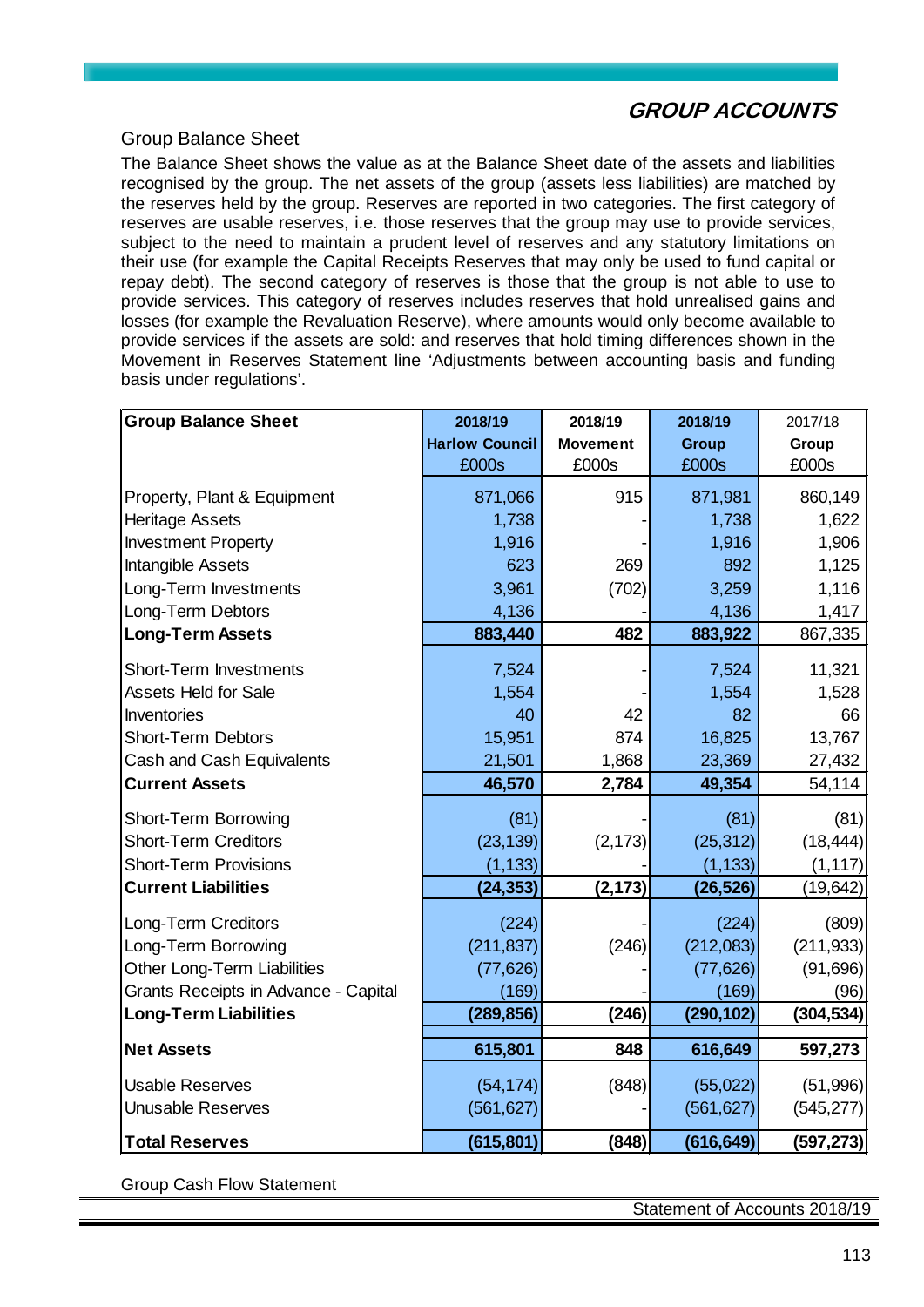## GROUP ACCOUNTS

### Group Balance Sheet

The Balance Sheet shows the value as at the Balance Sheet date of the assets and liabilities recognised by the group. The net assets of the group (assets less liabilities) are matched by the reserves held by the group. Reserves are reported in two categories. The first category of reserves are usable reserves, i.e. those reserves that the group may use to provide services, subject to the need to maintain a prudent level of reserves and any statutory limitations on their use (for example the Capital Receipts Reserves that may only be used to fund capital or repay debt). The second category of reserves is those that the group is not able to use to provide services. This category of reserves includes reserves that hold unrealised gains and losses (for example the Revaluation Reserve), where amounts would only become available to provide services if the assets are sold: and reserves that hold timing differences shown in the Movement in Reserves Statement line 'Adjustments between accounting basis and funding basis under regulations'.

| **Group Balance Sheet** | **2018/19 Harlow Council £000s** | **2018/19 Movement £000s** | **2018/19 Group £000s** | 2017/18 Group £000s |
|---|---|---|---|---|
| Property, Plant & Equipment | 871,066 | 915 | 871,981 | 860,149 |
| Heritage Assets | 1,738 | - | 1,738 | 1,622 |
| Investment Property | 1,916 | - | 1,916 | 1,906 |
| Intangible Assets | 623 | 269 | 892 | 1,125 |
| Long-Term Investments | 3,961 | (702) | 3,259 | 1,116 |
| Long-Term Debtors | 4,136 | - | 4,136 | 1,417 |
| **Long-Term Assets** | **883,440** | **482** | **883,922** | 867,335 |
| Short-Term Investments | 7,524 | - | 7,524 | 11,321 |
| Assets Held for Sale | 1,554 | - | 1,554 | 1,528 |
| Inventories | 40 | 42 | 82 | 66 |
| Short-Term Debtors | 15,951 | 874 | 16,825 | 13,767 |
| Cash and Cash Equivalents | 21,501 | 1,868 | 23,369 | 27,432 |
| **Current Assets** | **46,570** | **2,784** | **49,354** | 54,114 |
| Short-Term Borrowing | (81) | - | (81) | (81) |
| Short-Term Creditors | (23,139) | (2,173) | (25,312) | (18,444) |
| Short-Term Provisions | (1,133) | - | (1,133) | (1,117) |
| **Current Liabilities** | **(24,353)** | **(2,173)** | **(26,526)** | (19,642) |
| Long-Term Creditors | (224) | - | (224) | (809) |
| Long-Term Borrowing | (211,837) | (246) | (212,083) | (211,933) |
| Other Long-Term Liabilities | (77,626) | - | (77,626) | (91,696) |
| Grants Receipts in Advance - Capital | (169) | - | (169) | (96) |
| **Long-Term Liabilities** | **(289,856)** | **(246)** | **(290,102)** | **(304,534)** |
| **Net Assets** | **615,801** | **848** | **616,649** | **597,273** |
| Usable Reserves | (54,174) | (848) | (55,022) | (51,996) |
| Unusable Reserves | (561,627) | - | (561,627) | (545,277) |
| **Total Reserves** | **(615,801)** | **(848)** | **(616,649)** | **(597,273)** |

Group Cash Flow Statement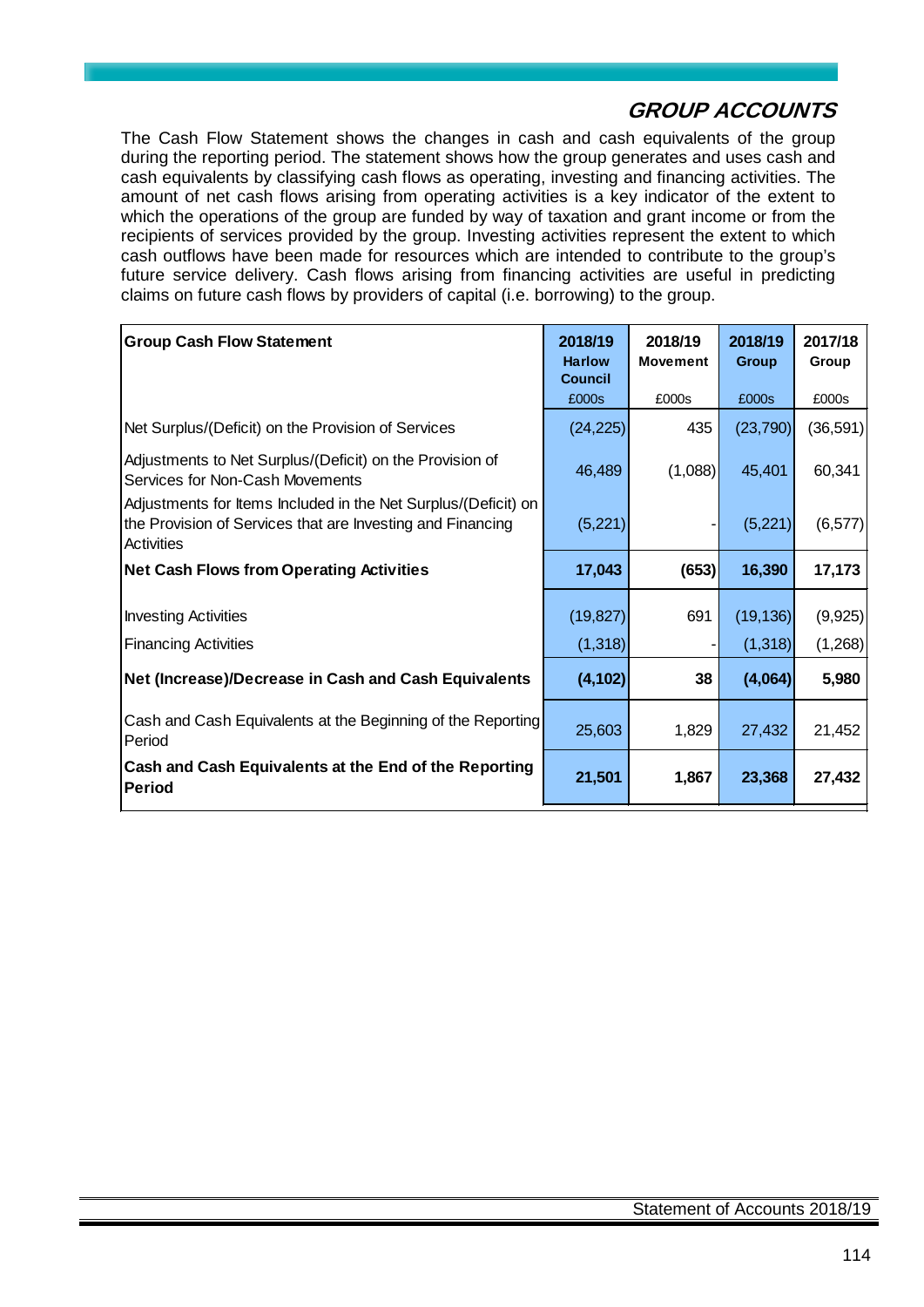## GROUP ACCOUNTS

The Cash Flow Statement shows the changes in cash and cash equivalents of the group during the reporting period. The statement shows how the group generates and uses cash and cash equivalents by classifying cash flows as operating, investing and financing activities. The amount of net cash flows arising from operating activities is a key indicator of the extent to which the operations of the group are funded by way of taxation and grant income or from the recipients of services provided by the group. Investing activities represent the extent to which cash outflows have been made for resources which are intended to contribute to the group's future service delivery. Cash flows arising from financing activities are useful in predicting claims on future cash flows by providers of capital (i.e. borrowing) to the group.

| **Group Cash Flow Statement** | **2018/19 Harlow Council** | **2018/19 Movement** | **2018/19 Group** | **2017/18 Group** |
|---|---|---|---|---|
| | £000s | £000s | £000s | £000s |
| Net Surplus/(Deficit) on the Provision of Services | (24,225) | 435 | (23,790) | (36,591) |
| Adjustments to Net Surplus/(Deficit) on the Provision of Services for Non-Cash Movements | 46,489 | (1,088) | 45,401 | 60,341 |
| Adjustments for Items Included in the Net Surplus/(Deficit) on the Provision of Services that are Investing and Financing Activities | (5,221) | - | (5,221) | (6,577) |
| **Net Cash Flows from Operating Activities** | **17,043** | **(653)** | **16,390** | **17,173** |
| Investing Activities | (19,827) | 691 | (19,136) | (9,925) |
| Financing Activities | (1,318) | - | (1,318) | (1,268) |
| **Net (Increase)/Decrease in Cash and Cash Equivalents** | **(4,102)** | **38** | **(4,064)** | **5,980** |
| Cash and Cash Equivalents at the Beginning of the Reporting Period | 25,603 | 1,829 | 27,432 | 21,452 |
| **Cash and Cash Equivalents at the End of the Reporting Period** | **21,501** | **1,867** | **23,368** | **27,432** |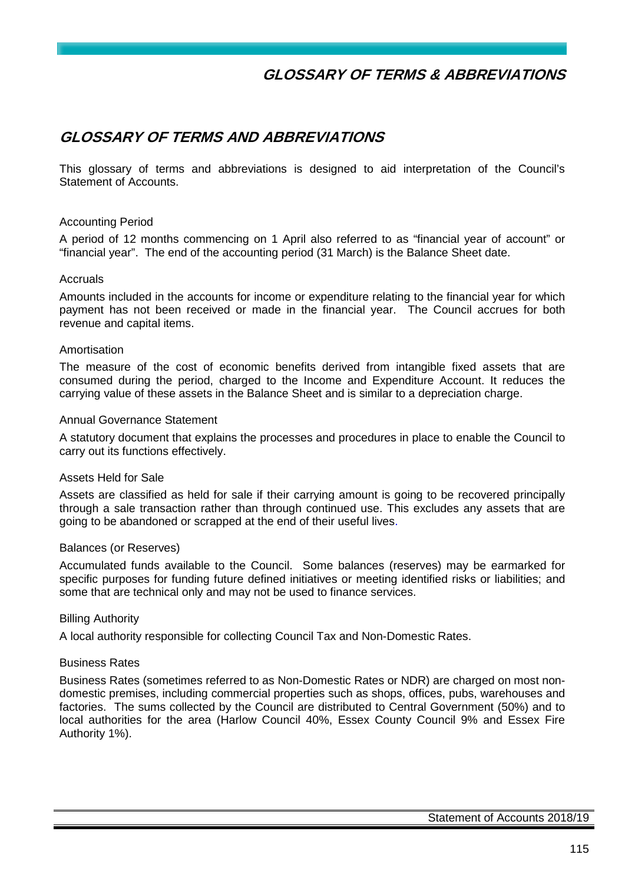# GLOSSARY OF TERMS AND ABBREVIATIONS

This glossary of terms and abbreviations is designed to aid interpretation of the Council's Statement of Accounts.

### Accounting Period

A period of 12 months commencing on 1 April also referred to as "financial year of account" or "financial year". The end of the accounting period (31 March) is the Balance Sheet date.

### Accruals

Amounts included in the accounts for income or expenditure relating to the financial year for which payment has not been received or made in the financial year. The Council accrues for both revenue and capital items.

### Amortisation

The measure of the cost of economic benefits derived from intangible fixed assets that are consumed during the period, charged to the Income and Expenditure Account. It reduces the carrying value of these assets in the Balance Sheet and is similar to a depreciation charge.

### Annual Governance Statement

A statutory document that explains the processes and procedures in place to enable the Council to carry out its functions effectively.

### Assets Held for Sale

Assets are classified as held for sale if their carrying amount is going to be recovered principally through a sale transaction rather than through continued use. This excludes any assets that are going to be abandoned or scrapped at the end of their useful lives.

### Balances (or Reserves)

Accumulated funds available to the Council. Some balances (reserves) may be earmarked for specific purposes for funding future defined initiatives or meeting identified risks or liabilities; and some that are technical only and may not be used to finance services.

### Billing Authority

A local authority responsible for collecting Council Tax and Non-Domestic Rates.

### Business Rates

Business Rates (sometimes referred to as Non-Domestic Rates or NDR) are charged on most non-domestic premises, including commercial properties such as shops, offices, pubs, warehouses and factories. The sums collected by the Council are distributed to Central Government (50%) and to local authorities for the area (Harlow Council 40%, Essex County Council 9% and Essex Fire Authority 1%).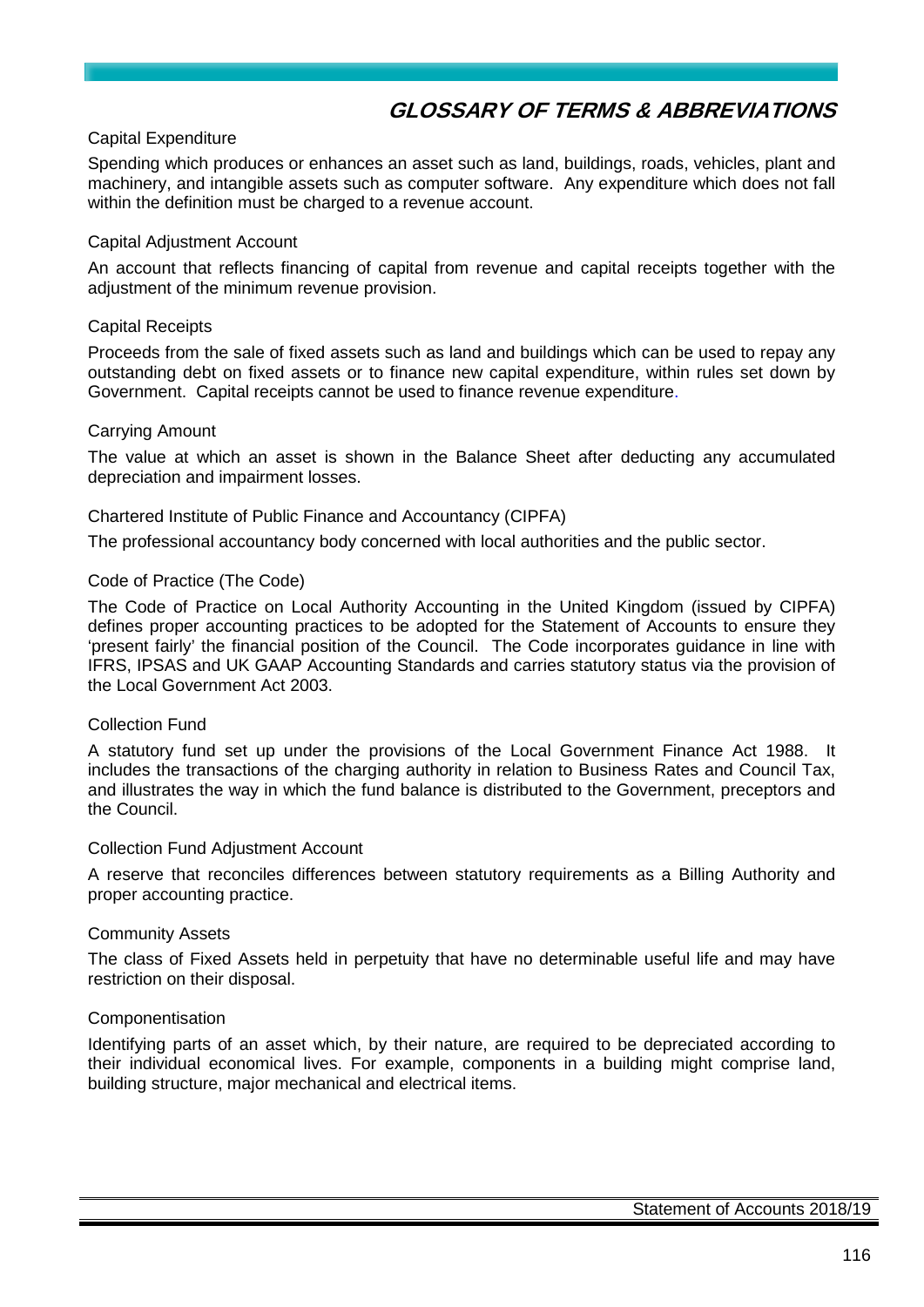# GLOSSARY OF TERMS & ABBREVIATIONS

### Capital Expenditure

Spending which produces or enhances an asset such as land, buildings, roads, vehicles, plant and machinery, and intangible assets such as computer software. Any expenditure which does not fall within the definition must be charged to a revenue account.

### Capital Adjustment Account

An account that reflects financing of capital from revenue and capital receipts together with the adjustment of the minimum revenue provision.

### Capital Receipts

Proceeds from the sale of fixed assets such as land and buildings which can be used to repay any outstanding debt on fixed assets or to finance new capital expenditure, within rules set down by Government. Capital receipts cannot be used to finance revenue expenditure.

### Carrying Amount

The value at which an asset is shown in the Balance Sheet after deducting any accumulated depreciation and impairment losses.

### Chartered Institute of Public Finance and Accountancy (CIPFA)

The professional accountancy body concerned with local authorities and the public sector.

### Code of Practice (The Code)

The Code of Practice on Local Authority Accounting in the United Kingdom (issued by CIPFA) defines proper accounting practices to be adopted for the Statement of Accounts to ensure they 'present fairly' the financial position of the Council. The Code incorporates guidance in line with IFRS, IPSAS and UK GAAP Accounting Standards and carries statutory status via the provision of the Local Government Act 2003.

### Collection Fund

A statutory fund set up under the provisions of the Local Government Finance Act 1988. It includes the transactions of the charging authority in relation to Business Rates and Council Tax, and illustrates the way in which the fund balance is distributed to the Government, preceptors and the Council.

### Collection Fund Adjustment Account

A reserve that reconciles differences between statutory requirements as a Billing Authority and proper accounting practice.

### Community Assets

The class of Fixed Assets held in perpetuity that have no determinable useful life and may have restriction on their disposal.

### Componentisation

Identifying parts of an asset which, by their nature, are required to be depreciated according to their individual economical lives. For example, components in a building might comprise land, building structure, major mechanical and electrical items.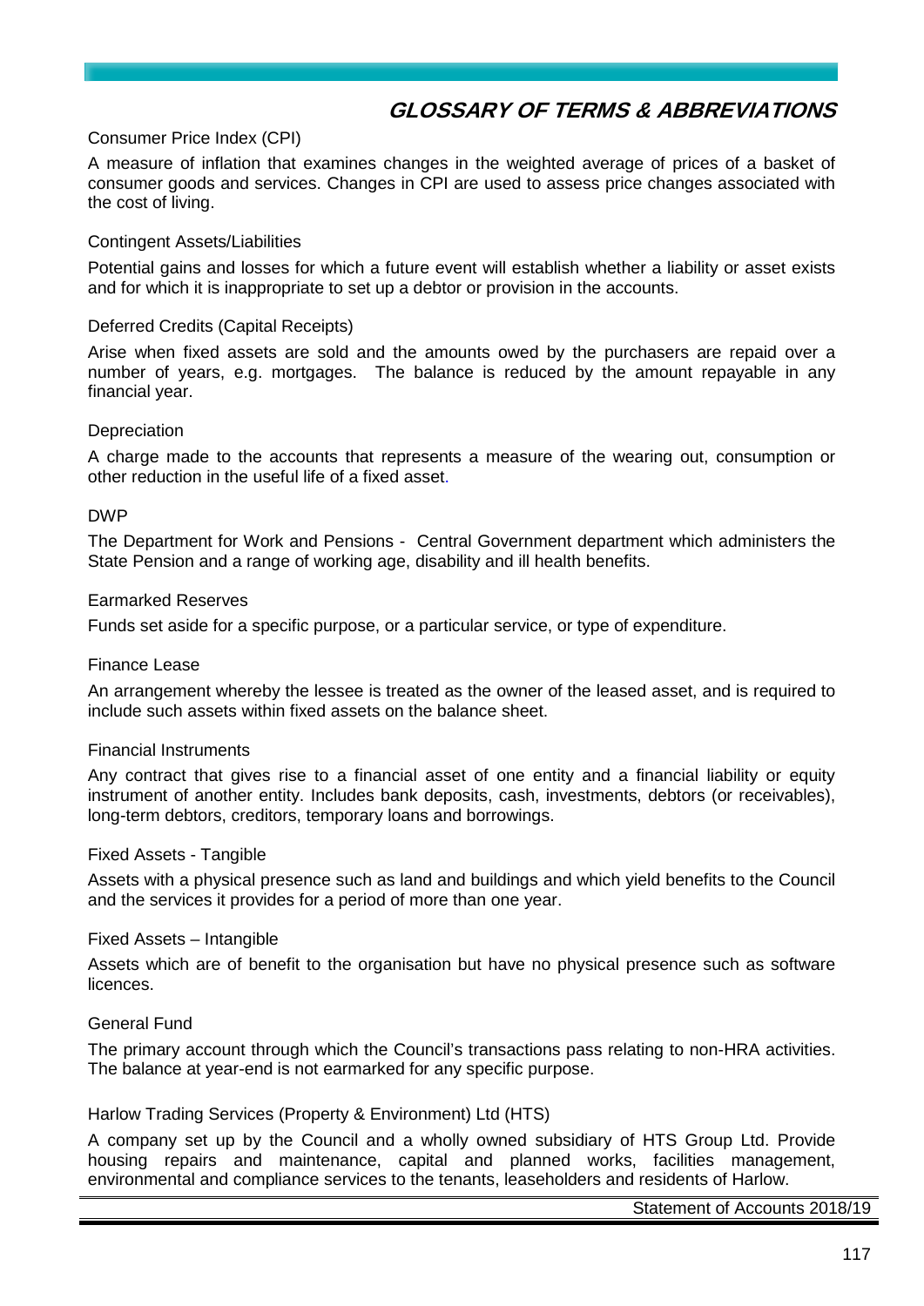## GLOSSARY OF TERMS & ABBREVIATIONS

Consumer Price Index (CPI)

A measure of inflation that examines changes in the weighted average of prices of a basket of consumer goods and services. Changes in CPI are used to assess price changes associated with the cost of living.

Contingent Assets/Liabilities

Potential gains and losses for which a future event will establish whether a liability or asset exists and for which it is inappropriate to set up a debtor or provision in the accounts.

Deferred Credits (Capital Receipts)

Arise when fixed assets are sold and the amounts owed by the purchasers are repaid over a number of years, e.g. mortgages. The balance is reduced by the amount repayable in any financial year.

Depreciation

A charge made to the accounts that represents a measure of the wearing out, consumption or other reduction in the useful life of a fixed asset.

DWP

The Department for Work and Pensions - Central Government department which administers the State Pension and a range of working age, disability and ill health benefits.

Earmarked Reserves

Funds set aside for a specific purpose, or a particular service, or type of expenditure.

Finance Lease

An arrangement whereby the lessee is treated as the owner of the leased asset, and is required to include such assets within fixed assets on the balance sheet.

Financial Instruments

Any contract that gives rise to a financial asset of one entity and a financial liability or equity instrument of another entity. Includes bank deposits, cash, investments, debtors (or receivables), long-term debtors, creditors, temporary loans and borrowings.

Fixed Assets - Tangible

Assets with a physical presence such as land and buildings and which yield benefits to the Council and the services it provides for a period of more than one year.

Fixed Assets – Intangible

Assets which are of benefit to the organisation but have no physical presence such as software licences.

General Fund

The primary account through which the Council's transactions pass relating to non-HRA activities. The balance at year-end is not earmarked for any specific purpose.

Harlow Trading Services (Property & Environment) Ltd (HTS)

A company set up by the Council and a wholly owned subsidiary of HTS Group Ltd. Provide housing repairs and maintenance, capital and planned works, facilities management, environmental and compliance services to the tenants, leaseholders and residents of Harlow.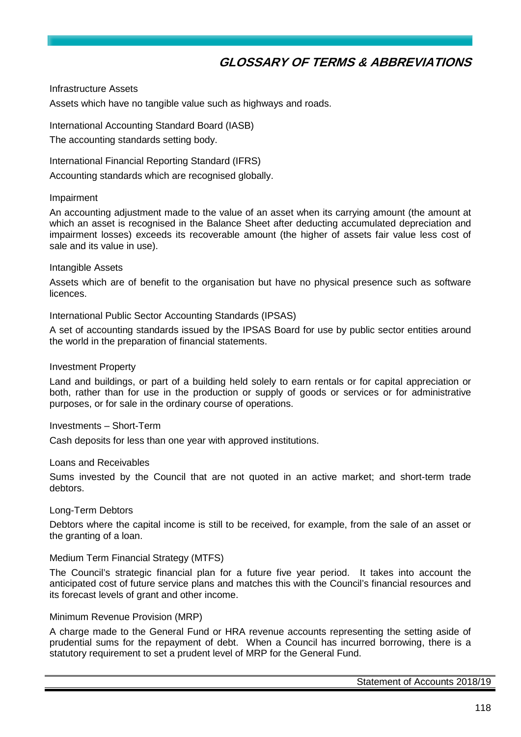# GLOSSARY OF TERMS & ABBREVIATIONS

Infrastructure Assets

Assets which have no tangible value such as highways and roads.

International Accounting Standard Board (IASB)

The accounting standards setting body.

International Financial Reporting Standard (IFRS)

Accounting standards which are recognised globally.

Impairment

An accounting adjustment made to the value of an asset when its carrying amount (the amount at which an asset is recognised in the Balance Sheet after deducting accumulated depreciation and impairment losses) exceeds its recoverable amount (the higher of assets fair value less cost of sale and its value in use).

Intangible Assets

Assets which are of benefit to the organisation but have no physical presence such as software licences.

International Public Sector Accounting Standards (IPSAS)

A set of accounting standards issued by the IPSAS Board for use by public sector entities around the world in the preparation of financial statements.

Investment Property

Land and buildings, or part of a building held solely to earn rentals or for capital appreciation or both, rather than for use in the production or supply of goods or services or for administrative purposes, or for sale in the ordinary course of operations.

Investments – Short-Term

Cash deposits for less than one year with approved institutions.

Loans and Receivables

Sums invested by the Council that are not quoted in an active market; and short-term trade debtors.

Long-Term Debtors

Debtors where the capital income is still to be received, for example, from the sale of an asset or the granting of a loan.

Medium Term Financial Strategy (MTFS)

The Council's strategic financial plan for a future five year period. It takes into account the anticipated cost of future service plans and matches this with the Council's financial resources and its forecast levels of grant and other income.

Minimum Revenue Provision (MRP)

A charge made to the General Fund or HRA revenue accounts representing the setting aside of prudential sums for the repayment of debt. When a Council has incurred borrowing, there is a statutory requirement to set a prudent level of MRP for the General Fund.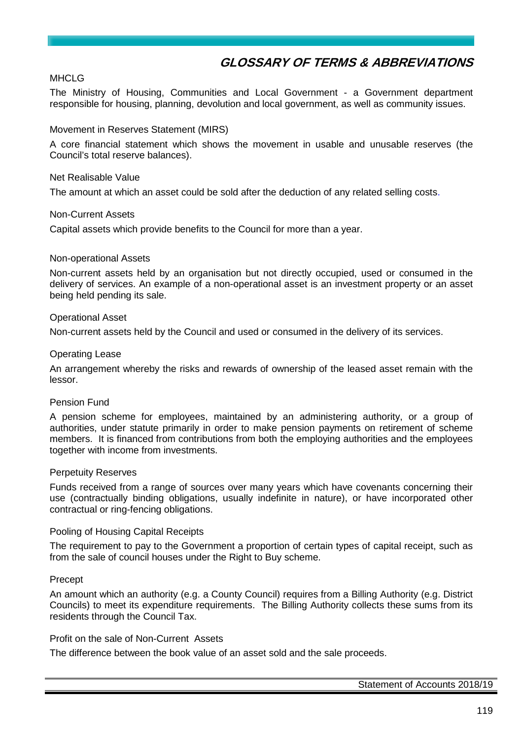# GLOSSARY OF TERMS & ABBREVIATIONS

MHCLG

The Ministry of Housing, Communities and Local Government - a Government department responsible for housing, planning, devolution and local government, as well as community issues.

Movement in Reserves Statement (MIRS)

A core financial statement which shows the movement in usable and unusable reserves (the Council's total reserve balances).

Net Realisable Value

The amount at which an asset could be sold after the deduction of any related selling costs.

Non-Current Assets

Capital assets which provide benefits to the Council for more than a year.

Non-operational Assets

Non-current assets held by an organisation but not directly occupied, used or consumed in the delivery of services. An example of a non-operational asset is an investment property or an asset being held pending its sale.

Operational Asset

Non-current assets held by the Council and used or consumed in the delivery of its services.

Operating Lease

An arrangement whereby the risks and rewards of ownership of the leased asset remain with the lessor.

Pension Fund

A pension scheme for employees, maintained by an administering authority, or a group of authorities, under statute primarily in order to make pension payments on retirement of scheme members. It is financed from contributions from both the employing authorities and the employees together with income from investments.

Perpetuity Reserves

Funds received from a range of sources over many years which have covenants concerning their use (contractually binding obligations, usually indefinite in nature), or have incorporated other contractual or ring-fencing obligations.

Pooling of Housing Capital Receipts

The requirement to pay to the Government a proportion of certain types of capital receipt, such as from the sale of council houses under the Right to Buy scheme.

Precept

An amount which an authority (e.g. a County Council) requires from a Billing Authority (e.g. District Councils) to meet its expenditure requirements. The Billing Authority collects these sums from its residents through the Council Tax.

Profit on the sale of Non-Current Assets

The difference between the book value of an asset sold and the sale proceeds.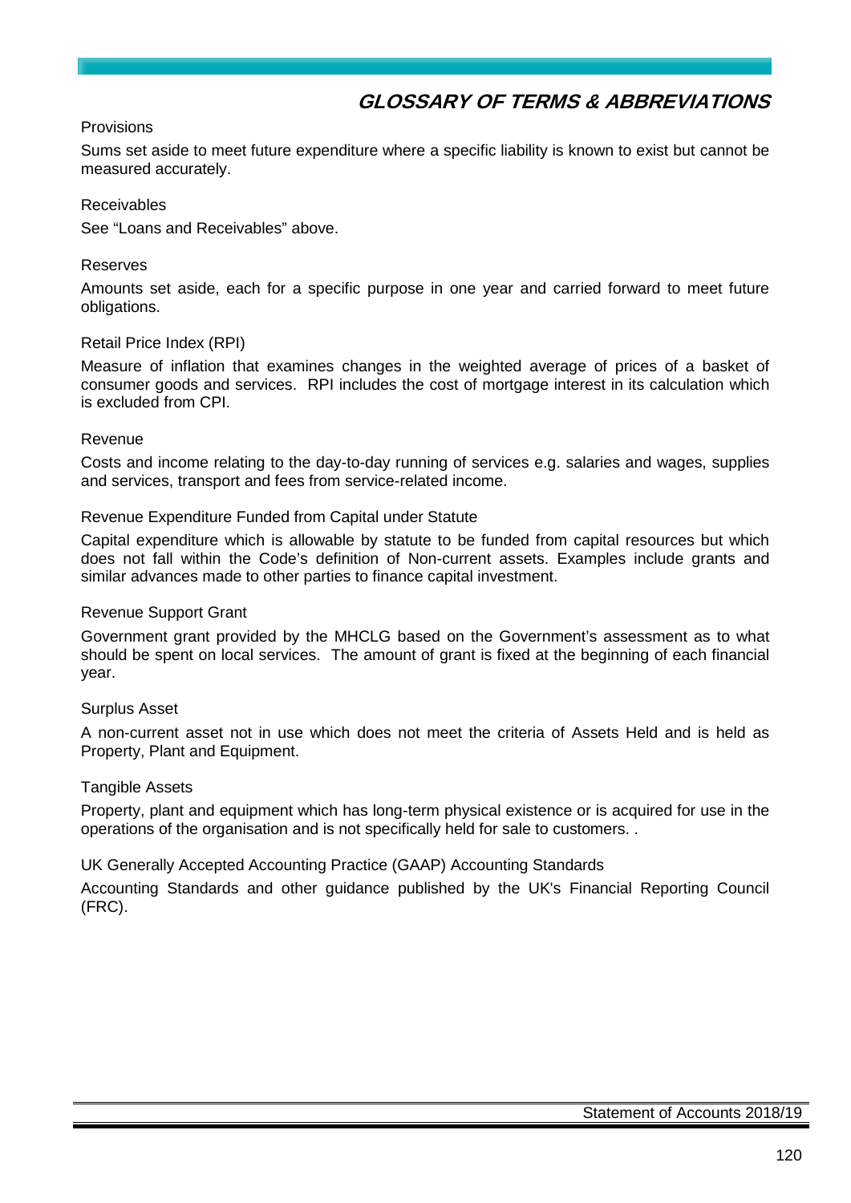# GLOSSARY OF TERMS & ABBREVIATIONS

Provisions

Sums set aside to meet future expenditure where a specific liability is known to exist but cannot be measured accurately.

Receivables

See "Loans and Receivables" above.

Reserves

Amounts set aside, each for a specific purpose in one year and carried forward to meet future obligations.

Retail Price Index (RPI)

Measure of inflation that examines changes in the weighted average of prices of a basket of consumer goods and services. RPI includes the cost of mortgage interest in its calculation which is excluded from CPI.

Revenue

Costs and income relating to the day-to-day running of services e.g. salaries and wages, supplies and services, transport and fees from service-related income.

Revenue Expenditure Funded from Capital under Statute

Capital expenditure which is allowable by statute to be funded from capital resources but which does not fall within the Code's definition of Non-current assets. Examples include grants and similar advances made to other parties to finance capital investment.

Revenue Support Grant

Government grant provided by the MHCLG based on the Government's assessment as to what should be spent on local services. The amount of grant is fixed at the beginning of each financial year.

Surplus Asset

A non-current asset not in use which does not meet the criteria of Assets Held and is held as Property, Plant and Equipment.

Tangible Assets

Property, plant and equipment which has long-term physical existence or is acquired for use in the operations of the organisation and is not specifically held for sale to customers. .

UK Generally Accepted Accounting Practice (GAAP) Accounting Standards

Accounting Standards and other guidance published by the UK's Financial Reporting Council (FRC).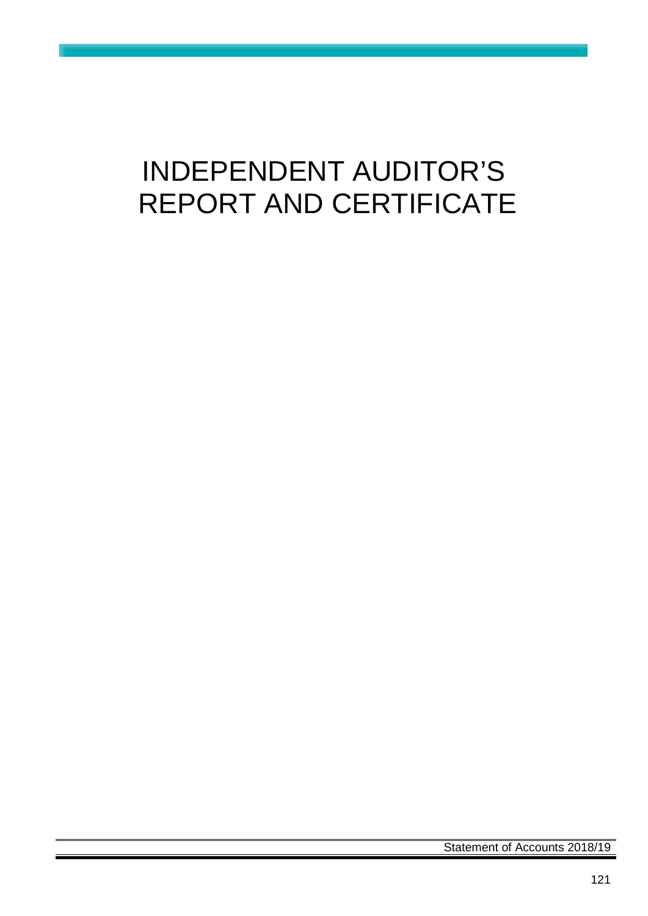# INDEPENDENT AUDITOR'S REPORT AND CERTIFICATE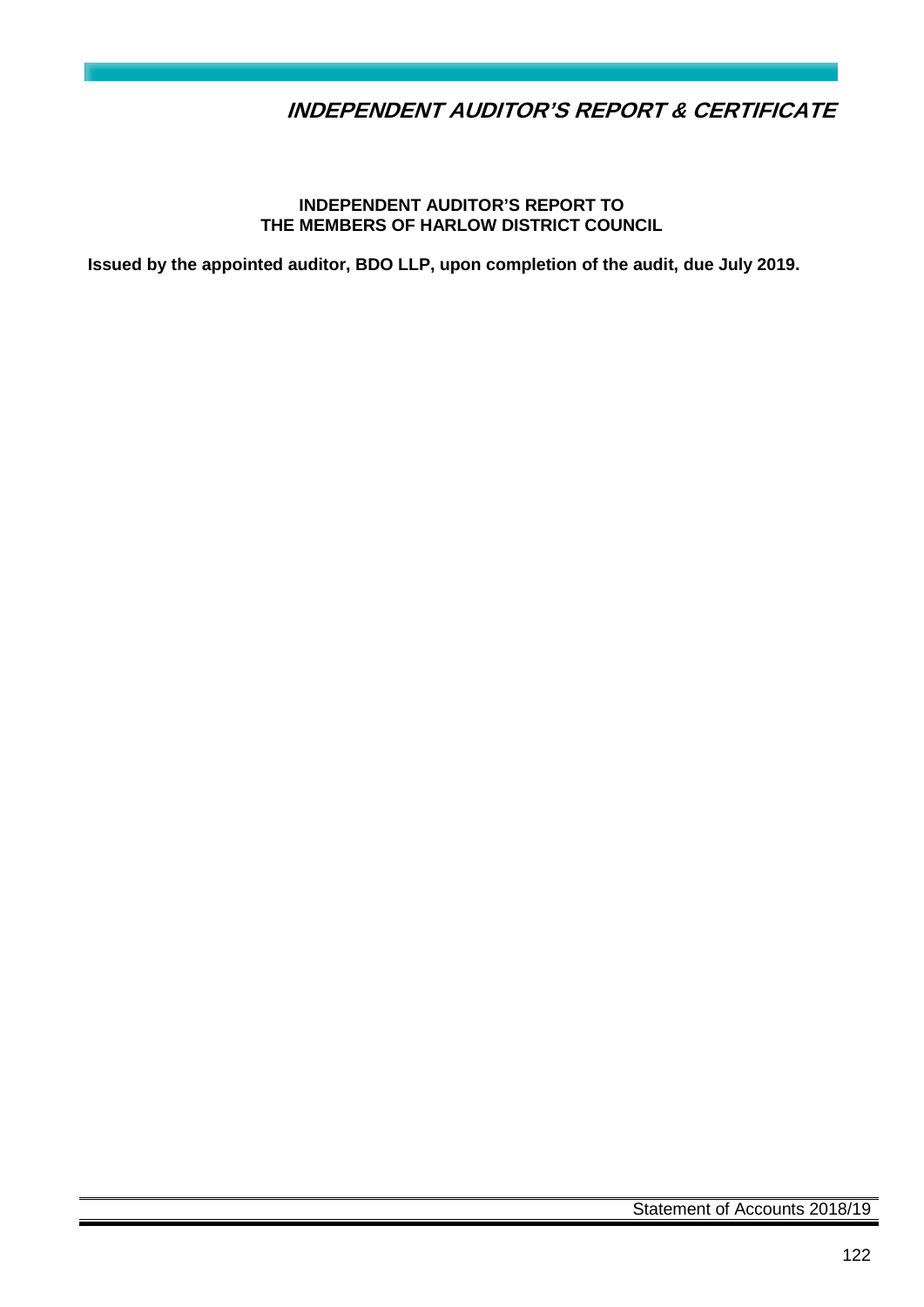# INDEPENDENT AUDITOR'S REPORT & CERTIFICATE

**INDEPENDENT AUDITOR'S REPORT TO THE MEMBERS OF HARLOW DISTRICT COUNCIL**

**Issued by the appointed auditor, BDO LLP, upon completion of the audit, due July 2019.**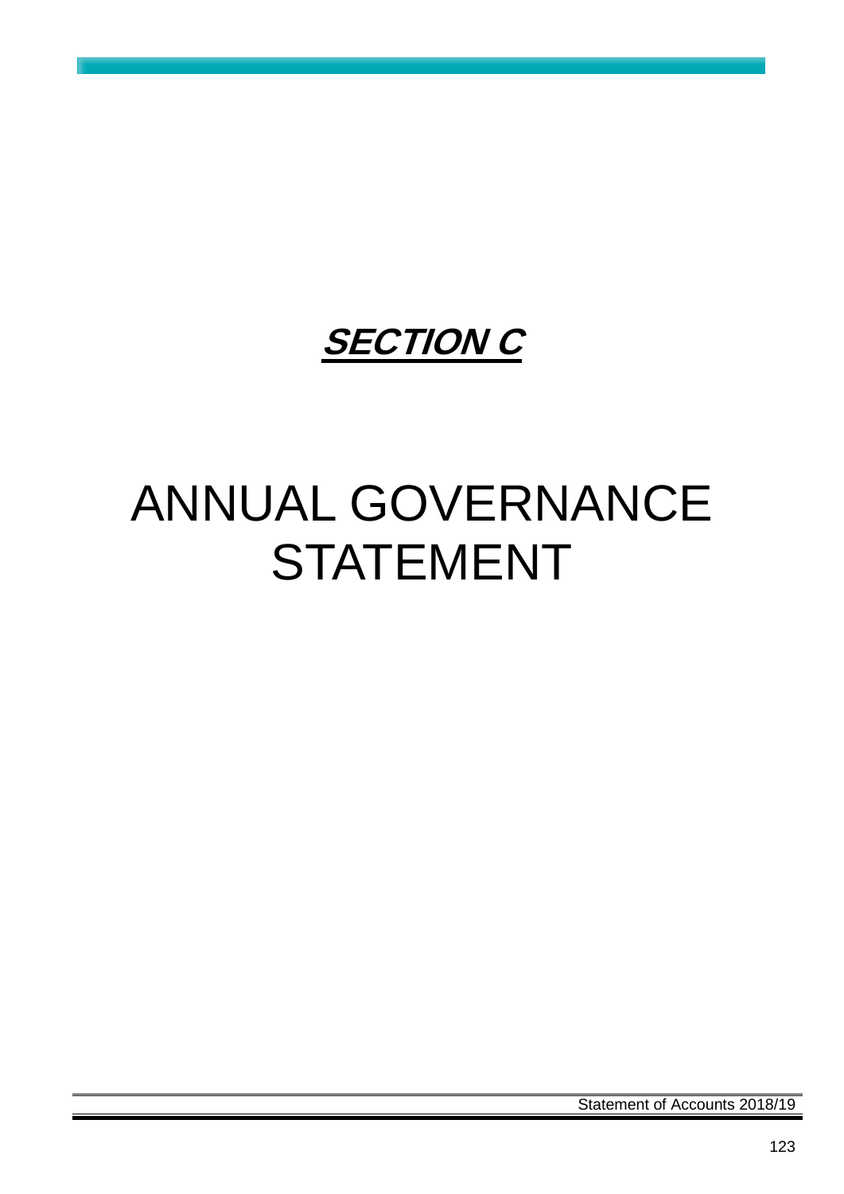# ***SECTION C***

# ANNUAL GOVERNANCE STATEMENT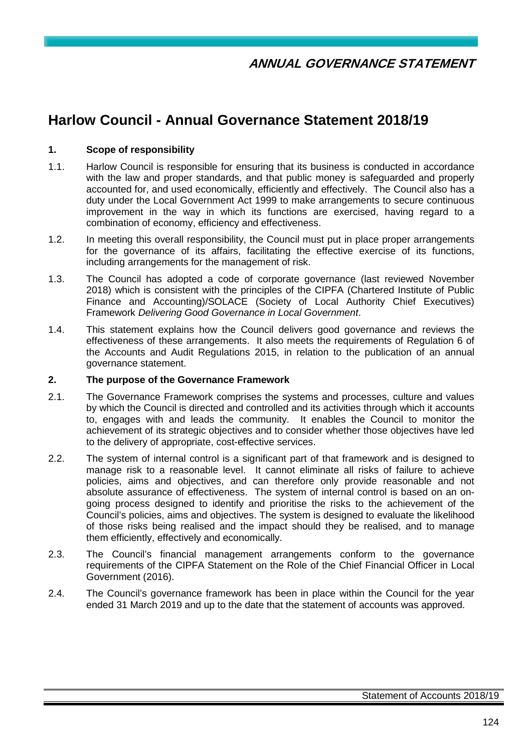# Harlow Council - Annual Governance Statement 2018/19

## 1. Scope of responsibility

1.1. Harlow Council is responsible for ensuring that its business is conducted in accordance with the law and proper standards, and that public money is safeguarded and properly accounted for, and used economically, efficiently and effectively. The Council also has a duty under the Local Government Act 1999 to make arrangements to secure continuous improvement in the way in which its functions are exercised, having regard to a combination of economy, efficiency and effectiveness.

1.2. In meeting this overall responsibility, the Council must put in place proper arrangements for the governance of its affairs, facilitating the effective exercise of its functions, including arrangements for the management of risk.

1.3. The Council has adopted a code of corporate governance (last reviewed November 2018) which is consistent with the principles of the CIPFA (Chartered Institute of Public Finance and Accounting)/SOLACE (Society of Local Authority Chief Executives) Framework *Delivering Good Governance in Local Government*.

1.4. This statement explains how the Council delivers good governance and reviews the effectiveness of these arrangements. It also meets the requirements of Regulation 6 of the Accounts and Audit Regulations 2015, in relation to the publication of an annual governance statement.

## 2. The purpose of the Governance Framework

2.1. The Governance Framework comprises the systems and processes, culture and values by which the Council is directed and controlled and its activities through which it accounts to, engages with and leads the community. It enables the Council to monitor the achievement of its strategic objectives and to consider whether those objectives have led to the delivery of appropriate, cost-effective services.

2.2. The system of internal control is a significant part of that framework and is designed to manage risk to a reasonable level. It cannot eliminate all risks of failure to achieve policies, aims and objectives, and can therefore only provide reasonable and not absolute assurance of effectiveness. The system of internal control is based on an on-going process designed to identify and prioritise the risks to the achievement of the Council's policies, aims and objectives. The system is designed to evaluate the likelihood of those risks being realised and the impact should they be realised, and to manage them efficiently, effectively and economically.

2.3. The Council's financial management arrangements conform to the governance requirements of the CIPFA Statement on the Role of the Chief Financial Officer in Local Government (2016).

2.4. The Council's governance framework has been in place within the Council for the year ended 31 March 2019 and up to the date that the statement of accounts was approved.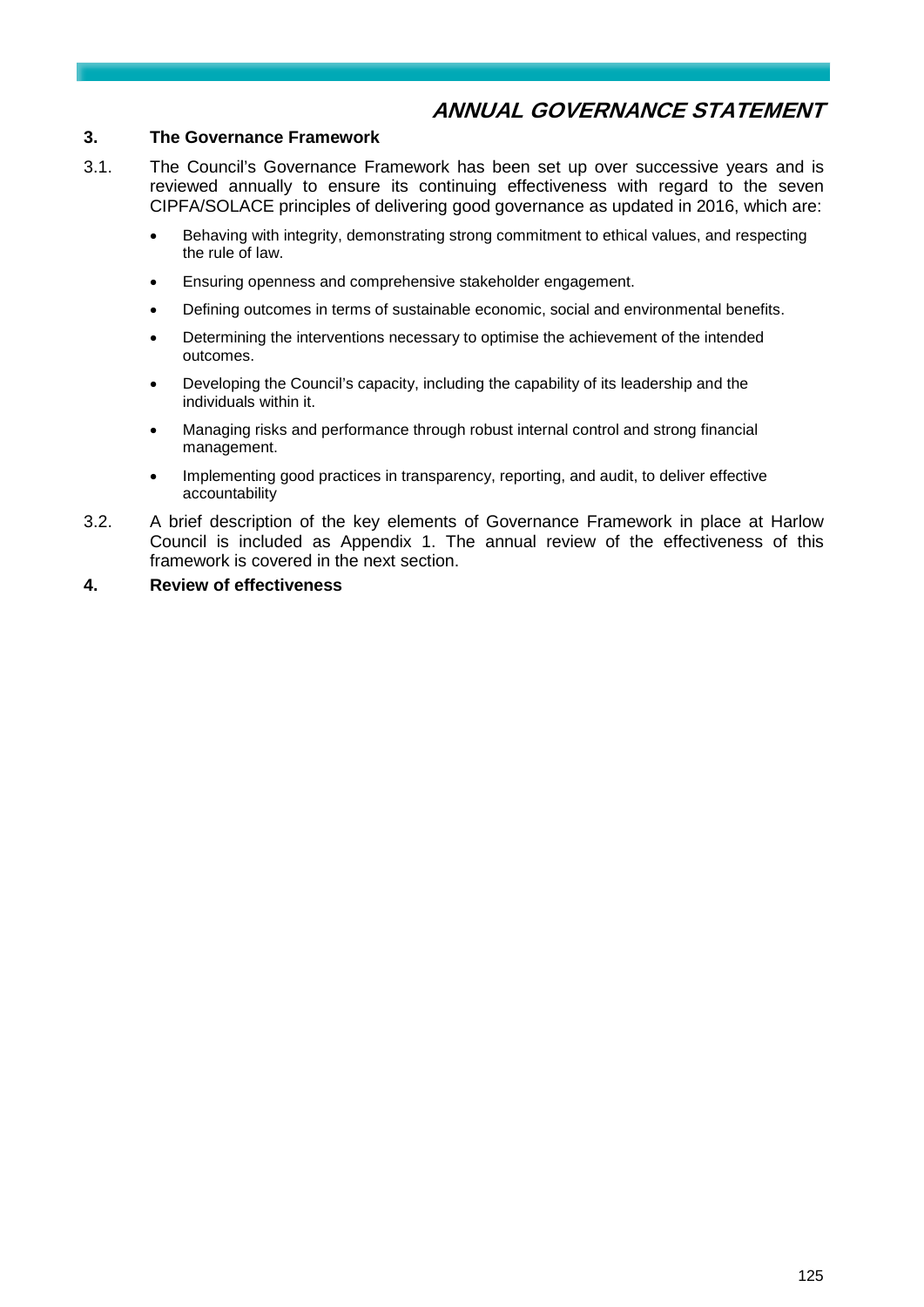# ANNUAL GOVERNANCE STATEMENT

## 3. The Governance Framework

3.1. The Council's Governance Framework has been set up over successive years and is reviewed annually to ensure its continuing effectiveness with regard to the seven CIPFA/SOLACE principles of delivering good governance as updated in 2016, which are:

- Behaving with integrity, demonstrating strong commitment to ethical values, and respecting the rule of law.
- Ensuring openness and comprehensive stakeholder engagement.
- Defining outcomes in terms of sustainable economic, social and environmental benefits.
- Determining the interventions necessary to optimise the achievement of the intended outcomes.
- Developing the Council's capacity, including the capability of its leadership and the individuals within it.
- Managing risks and performance through robust internal control and strong financial management.
- Implementing good practices in transparency, reporting, and audit, to deliver effective accountability

3.2. A brief description of the key elements of Governance Framework in place at Harlow Council is included as Appendix 1. The annual review of the effectiveness of this framework is covered in the next section.

## 4. Review of effectiveness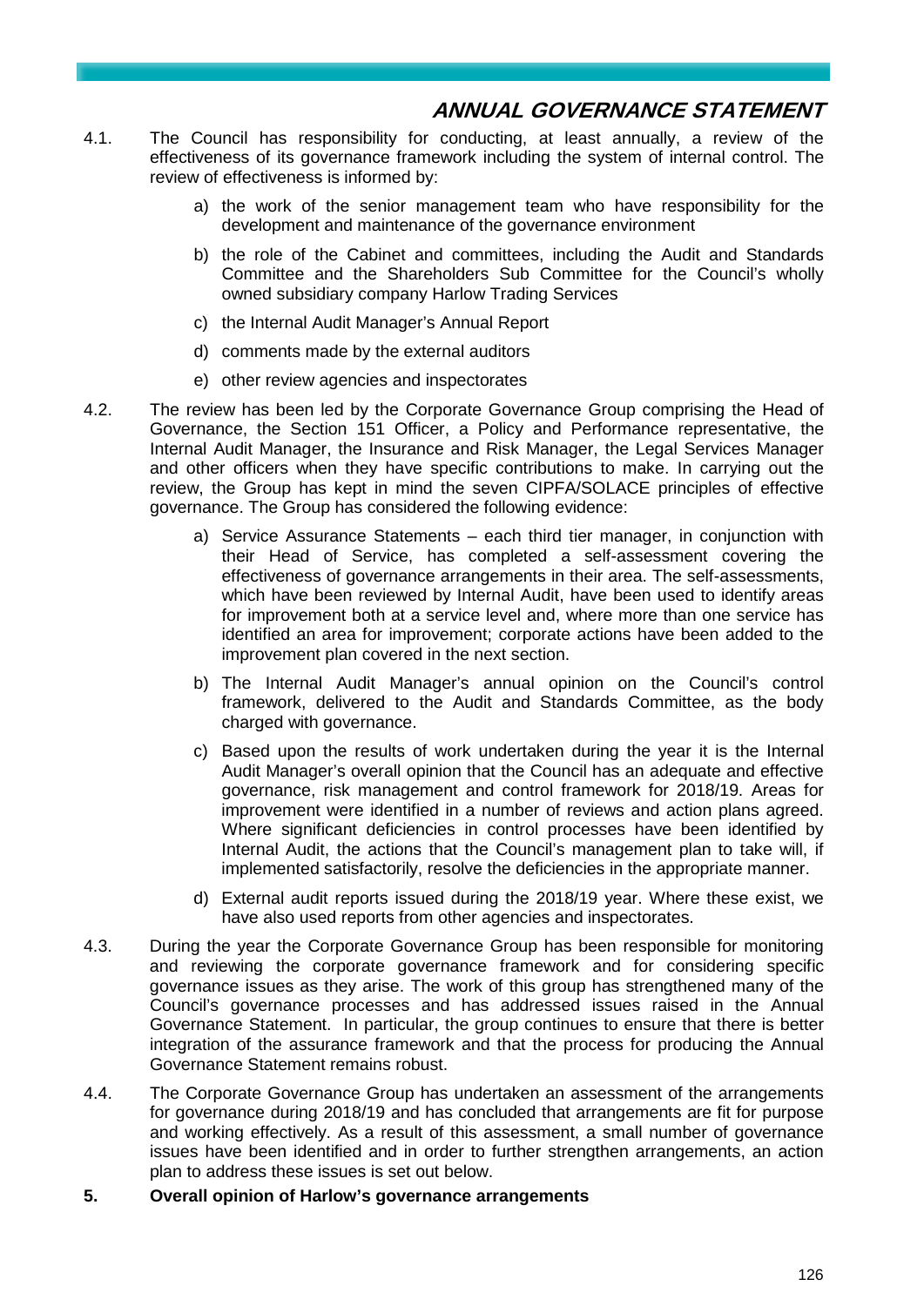4.1. The Council has responsibility for conducting, at least annually, a review of the effectiveness of its governance framework including the system of internal control. The review of effectiveness is informed by:

   a) the work of the senior management team who have responsibility for the development and maintenance of the governance environment

   b) the role of the Cabinet and committees, including the Audit and Standards Committee and the Shareholders Sub Committee for the Council's wholly owned subsidiary company Harlow Trading Services

   c) the Internal Audit Manager's Annual Report

   d) comments made by the external auditors

   e) other review agencies and inspectorates

4.2. The review has been led by the Corporate Governance Group comprising the Head of Governance, the Section 151 Officer, a Policy and Performance representative, the Internal Audit Manager, the Insurance and Risk Manager, the Legal Services Manager and other officers when they have specific contributions to make. In carrying out the review, the Group has kept in mind the seven CIPFA/SOLACE principles of effective governance. The Group has considered the following evidence:

   a) Service Assurance Statements – each third tier manager, in conjunction with their Head of Service, has completed a self-assessment covering the effectiveness of governance arrangements in their area. The self-assessments, which have been reviewed by Internal Audit, have been used to identify areas for improvement both at a service level and, where more than one service has identified an area for improvement; corporate actions have been added to the improvement plan covered in the next section.

   b) The Internal Audit Manager's annual opinion on the Council's control framework, delivered to the Audit and Standards Committee, as the body charged with governance.

   c) Based upon the results of work undertaken during the year it is the Internal Audit Manager's overall opinion that the Council has an adequate and effective governance, risk management and control framework for 2018/19. Areas for improvement were identified in a number of reviews and action plans agreed. Where significant deficiencies in control processes have been identified by Internal Audit, the actions that the Council's management plan to take will, if implemented satisfactorily, resolve the deficiencies in the appropriate manner.

   d) External audit reports issued during the 2018/19 year. Where these exist, we have also used reports from other agencies and inspectorates.

4.3. During the year the Corporate Governance Group has been responsible for monitoring and reviewing the corporate governance framework and for considering specific governance issues as they arise. The work of this group has strengthened many of the Council's governance processes and has addressed issues raised in the Annual Governance Statement. In particular, the group continues to ensure that there is better integration of the assurance framework and that the process for producing the Annual Governance Statement remains robust.

4.4. The Corporate Governance Group has undertaken an assessment of the arrangements for governance during 2018/19 and has concluded that arrangements are fit for purpose and working effectively. As a result of this assessment, a small number of governance issues have been identified and in order to further strengthen arrangements, an action plan to address these issues is set out below.

## 5. Overall opinion of Harlow's governance arrangements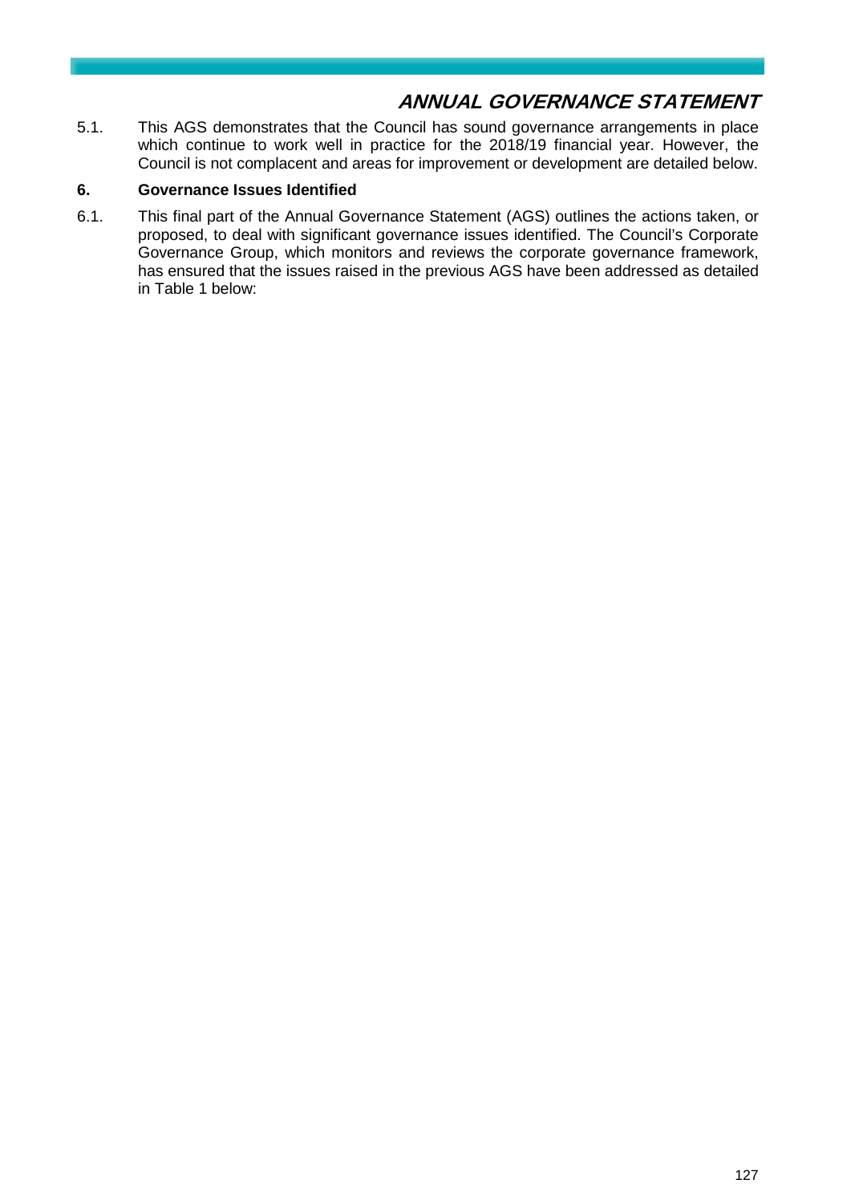# ANNUAL GOVERNANCE STATEMENT

5.1. This AGS demonstrates that the Council has sound governance arrangements in place which continue to work well in practice for the 2018/19 financial year. However, the Council is not complacent and areas for improvement or development are detailed below.

## 6. Governance Issues Identified

6.1. This final part of the Annual Governance Statement (AGS) outlines the actions taken, or proposed, to deal with significant governance issues identified. The Council's Corporate Governance Group, which monitors and reviews the corporate governance framework, has ensured that the issues raised in the previous AGS have been addressed as detailed in Table 1 below: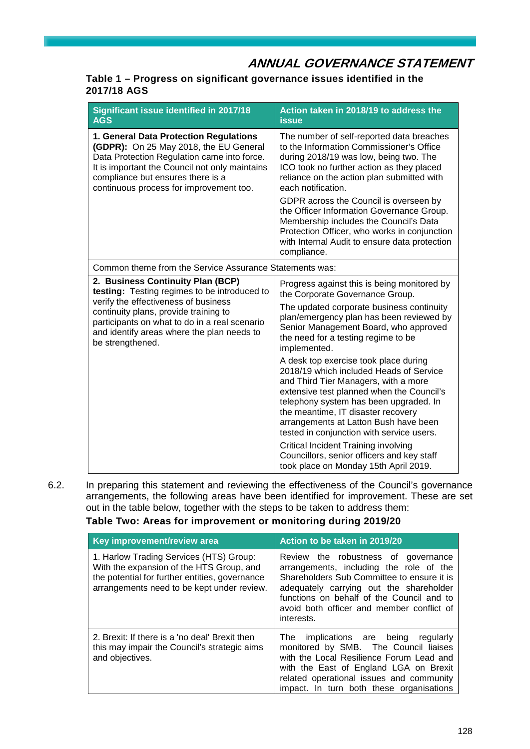## ANNUAL GOVERNANCE STATEMENT

**Table 1 – Progress on significant governance issues identified in the 2017/18 AGS**

| Significant issue identified in 2017/18 AGS | Action taken in 2018/19 to address the issue |
|---|---|
| **1. General Data Protection Regulations (GDPR):** On 25 May 2018, the EU General Data Protection Regulation came into force. It is important the Council not only maintains compliance but ensures there is a continuous process for improvement too. | The number of self-reported data breaches to the Information Commissioner's Office during 2018/19 was low, being two. The ICO took no further action as they placed reliance on the action plan submitted with each notification.<br><br>GDPR across the Council is overseen by the Officer Information Governance Group. Membership includes the Council's Data Protection Officer, who works in conjunction with Internal Audit to ensure data protection compliance. |
| Common theme from the Service Assurance Statements was: | |
| **2. Business Continuity Plan (BCP) testing:** Testing regimes to be introduced to verify the effectiveness of business continuity plans, provide training to participants on what to do in a real scenario and identify areas where the plan needs to be strengthened. | Progress against this is being monitored by the Corporate Governance Group.<br><br>The updated corporate business continuity plan/emergency plan has been reviewed by Senior Management Board, who approved the need for a testing regime to be implemented.<br><br>A desk top exercise took place during 2018/19 which included Heads of Service and Third Tier Managers, with a more extensive test planned when the Council's telephony system has been upgraded. In the meantime, IT disaster recovery arrangements at Latton Bush have been tested in conjunction with service users.<br><br>Critical Incident Training involving Councillors, senior officers and key staff took place on Monday 15th April 2019. |

6.2. In preparing this statement and reviewing the effectiveness of the Council's governance arrangements, the following areas have been identified for improvement. These are set out in the table below, together with the steps to be taken to address them:

**Table Two: Areas for improvement or monitoring during 2019/20**

| Key improvement/review area | Action to be taken in 2019/20 |
|---|---|
| 1. Harlow Trading Services (HTS) Group: With the expansion of the HTS Group, and the potential for further entities, governance arrangements need to be kept under review. | Review the robustness of governance arrangements, including the role of the Shareholders Sub Committee to ensure it is adequately carrying out the shareholder functions on behalf of the Council and to avoid both officer and member conflict of interests. |
| 2. Brexit: If there is a 'no deal' Brexit then this may impair the Council's strategic aims and objectives. | The implications are being regularly monitored by SMB. The Council liaises with the Local Resilience Forum Lead and with the East of England LGA on Brexit related operational issues and community impact. In turn both these organisations |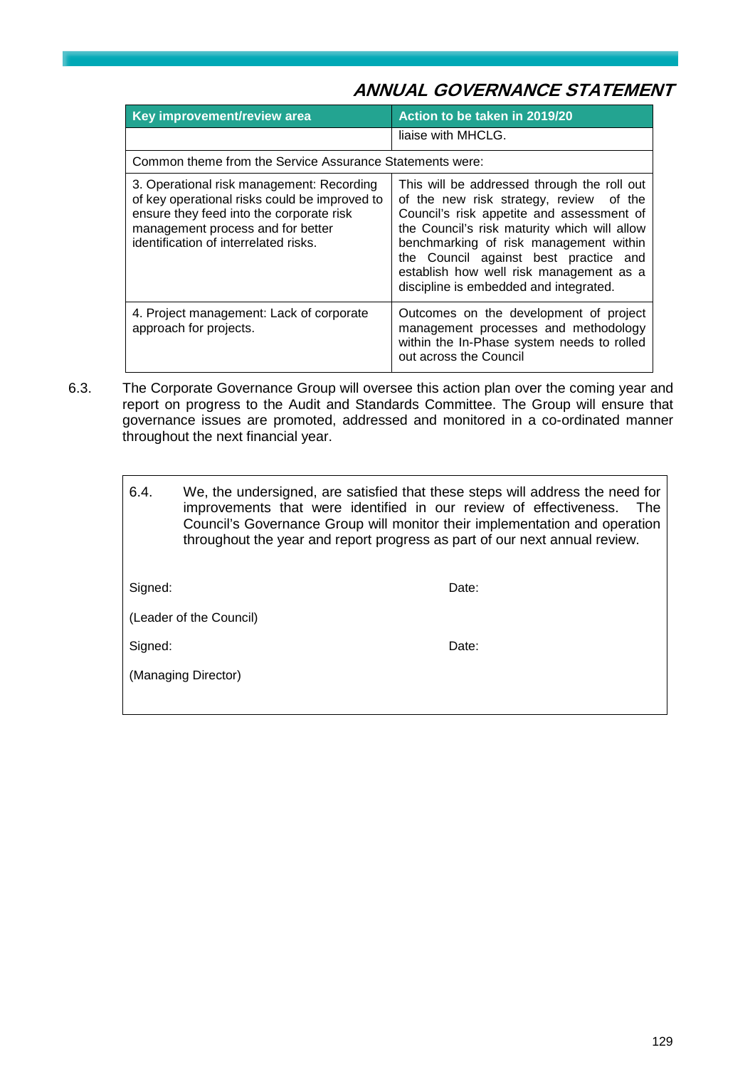## ANNUAL GOVERNANCE STATEMENT

| Key improvement/review area | Action to be taken in 2019/20 |
|---|---|
| | liaise with MHCLG. |
| Common theme from the Service Assurance Statements were: | |
| 3. Operational risk management: Recording of key operational risks could be improved to ensure they feed into the corporate risk management process and for better identification of interrelated risks. | This will be addressed through the roll out of the new risk strategy, review of the Council's risk appetite and assessment of the Council's risk maturity which will allow benchmarking of risk management within the Council against best practice and establish how well risk management as a discipline is embedded and integrated. |
| 4. Project management: Lack of corporate approach for projects. | Outcomes on the development of project management processes and methodology within the In-Phase system needs to rolled out across the Council |

6.3. The Corporate Governance Group will oversee this action plan over the coming year and report on progress to the Audit and Standards Committee. The Group will ensure that governance issues are promoted, addressed and monitored in a co-ordinated manner throughout the next financial year.

6.4. We, the undersigned, are satisfied that these steps will address the need for improvements that were identified in our review of effectiveness. The Council's Governance Group will monitor their implementation and operation throughout the year and report progress as part of our next annual review.

Signed: Date:

(Leader of the Council)

Signed: Date:

(Managing Director)